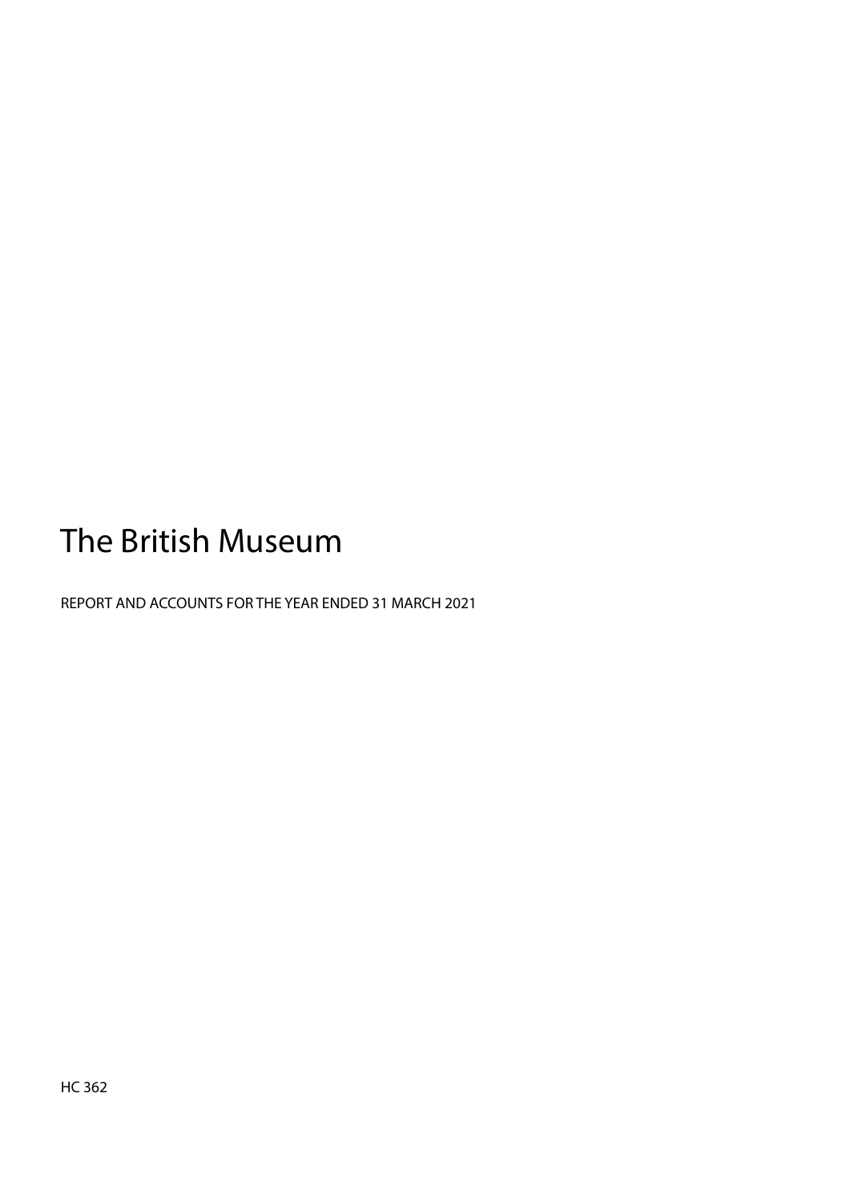# The British Museum

REPORT AND ACCOUNTS FOR THE YEAR ENDED 31 MARCH 2021

HC 362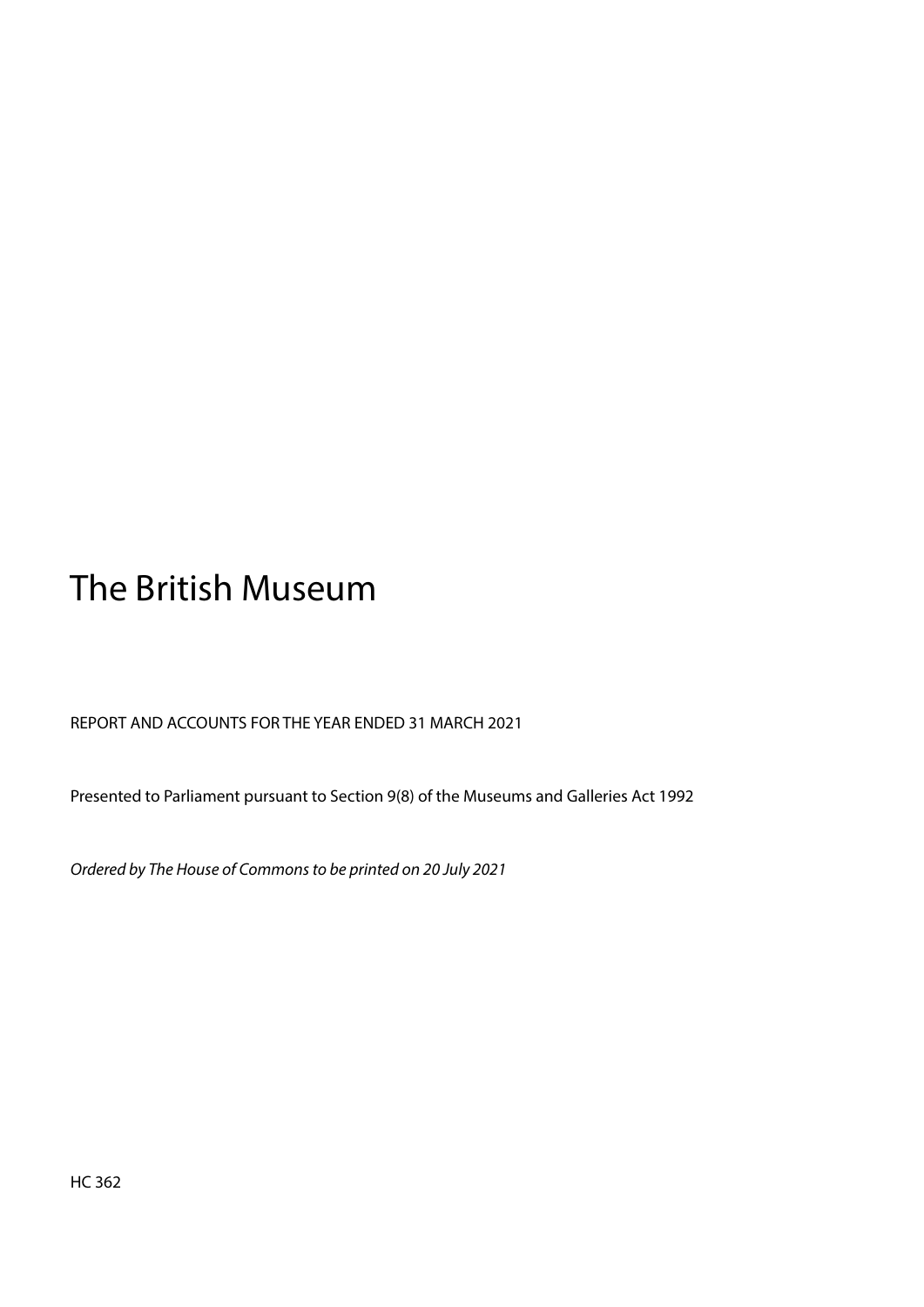# The British Museum

REPORT AND ACCOUNTS FOR THE YEAR ENDED 31 MARCH 2021

Presented to Parliament pursuant to Section 9(8) of the Museums and Galleries Act 1992

*Ordered by The House of Commons to be printed on 20 July 2021*

HC 362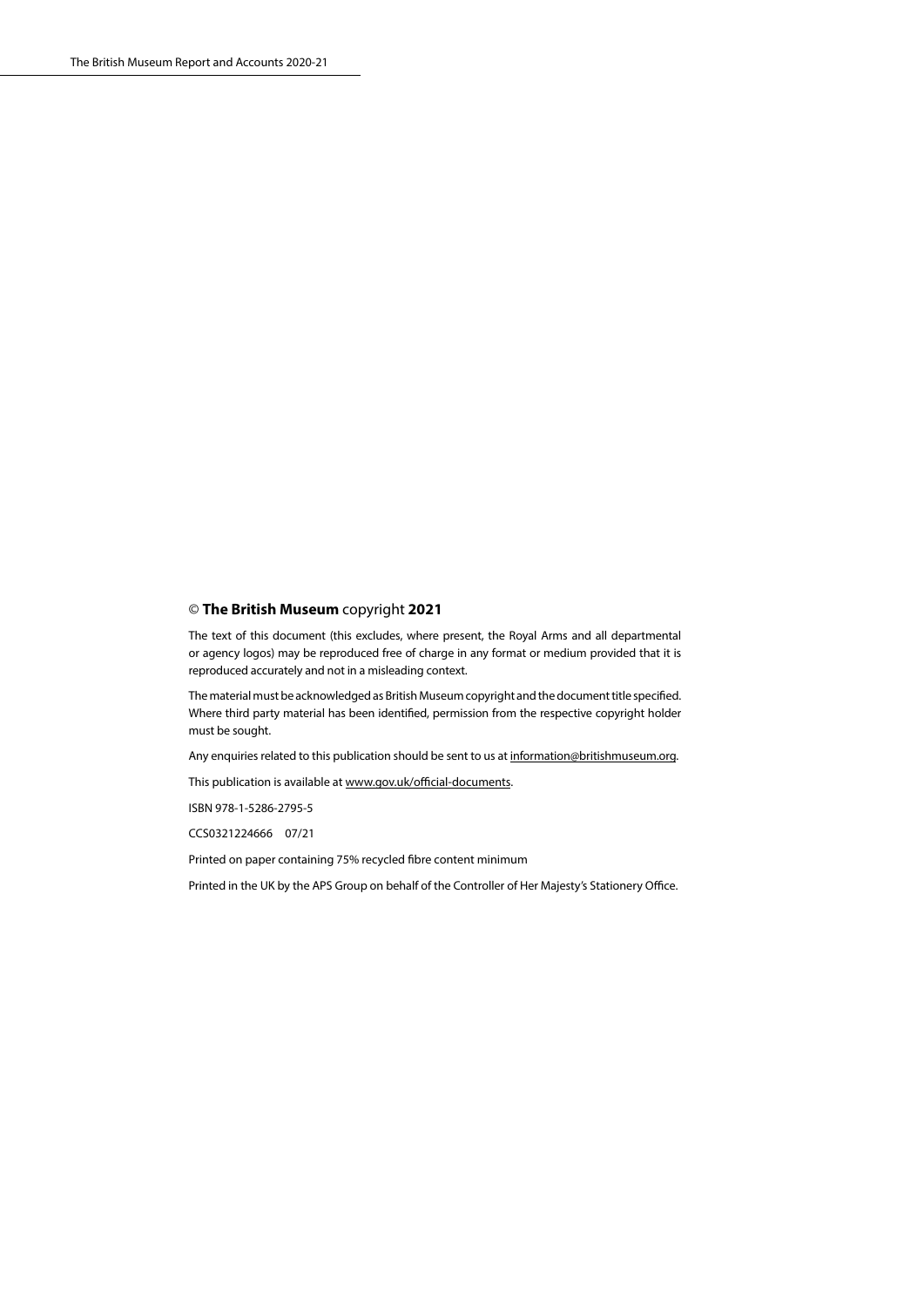© **The British Museum** copyright **2021**

The text of this document (this excludes, where present, the Royal Arms and all departmental or agency logos) may be reproduced free of charge in any format or medium provided that it is reproduced accurately and not in a misleading context.

The material must be acknowledged as British Museum copyright and the document title specified. Where third party material has been identified, permission from the respective copyright holder must be sought.

Any enquiries related to this publication should be sent to us at information@britishmuseum.org.

This publication is available at www.gov.uk/official-documents.

ISBN 978-1-5286-2795-5

CCS0321224666 07/21

Printed on paper containing 75% recycled fibre content minimum

Printed in the UK by the APS Group on behalf of the Controller of Her Majesty's Stationery Office.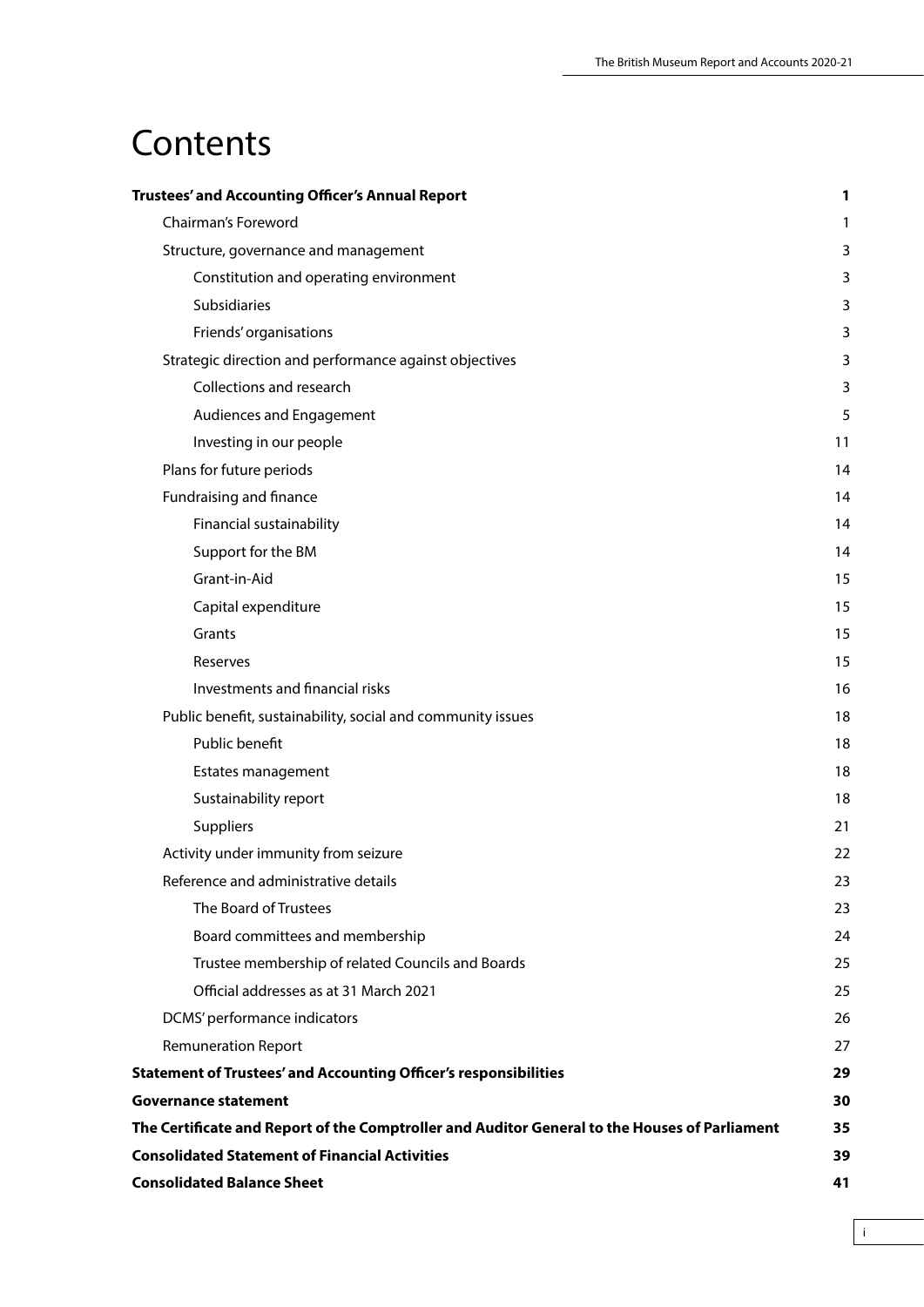# Contents

| | |
|---|---|
| **Trustees' and Accounting Officer's Annual Report** | **1** |
| Chairman's Foreword | 1 |
| Structure, governance and management | 3 |
| Constitution and operating environment | 3 |
| Subsidiaries | 3 |
| Friends' organisations | 3 |
| Strategic direction and performance against objectives | 3 |
| Collections and research | 3 |
| Audiences and Engagement | 5 |
| Investing in our people | 11 |
| Plans for future periods | 14 |
| Fundraising and finance | 14 |
| Financial sustainability | 14 |
| Support for the BM | 14 |
| Grant-in-Aid | 15 |
| Capital expenditure | 15 |
| Grants | 15 |
| Reserves | 15 |
| Investments and financial risks | 16 |
| Public benefit, sustainability, social and community issues | 18 |
| Public benefit | 18 |
| Estates management | 18 |
| Sustainability report | 18 |
| Suppliers | 21 |
| Activity under immunity from seizure | 22 |
| Reference and administrative details | 23 |
| The Board of Trustees | 23 |
| Board committees and membership | 24 |
| Trustee membership of related Councils and Boards | 25 |
| Official addresses as at 31 March 2021 | 25 |
| DCMS' performance indicators | 26 |
| Remuneration Report | 27 |
| **Statement of Trustees' and Accounting Officer's responsibilities** | **29** |
| **Governance statement** | **30** |
| **The Certificate and Report of the Comptroller and Auditor General to the Houses of Parliament** | **35** |
| **Consolidated Statement of Financial Activities** | **39** |
| **Consolidated Balance Sheet** | **41** |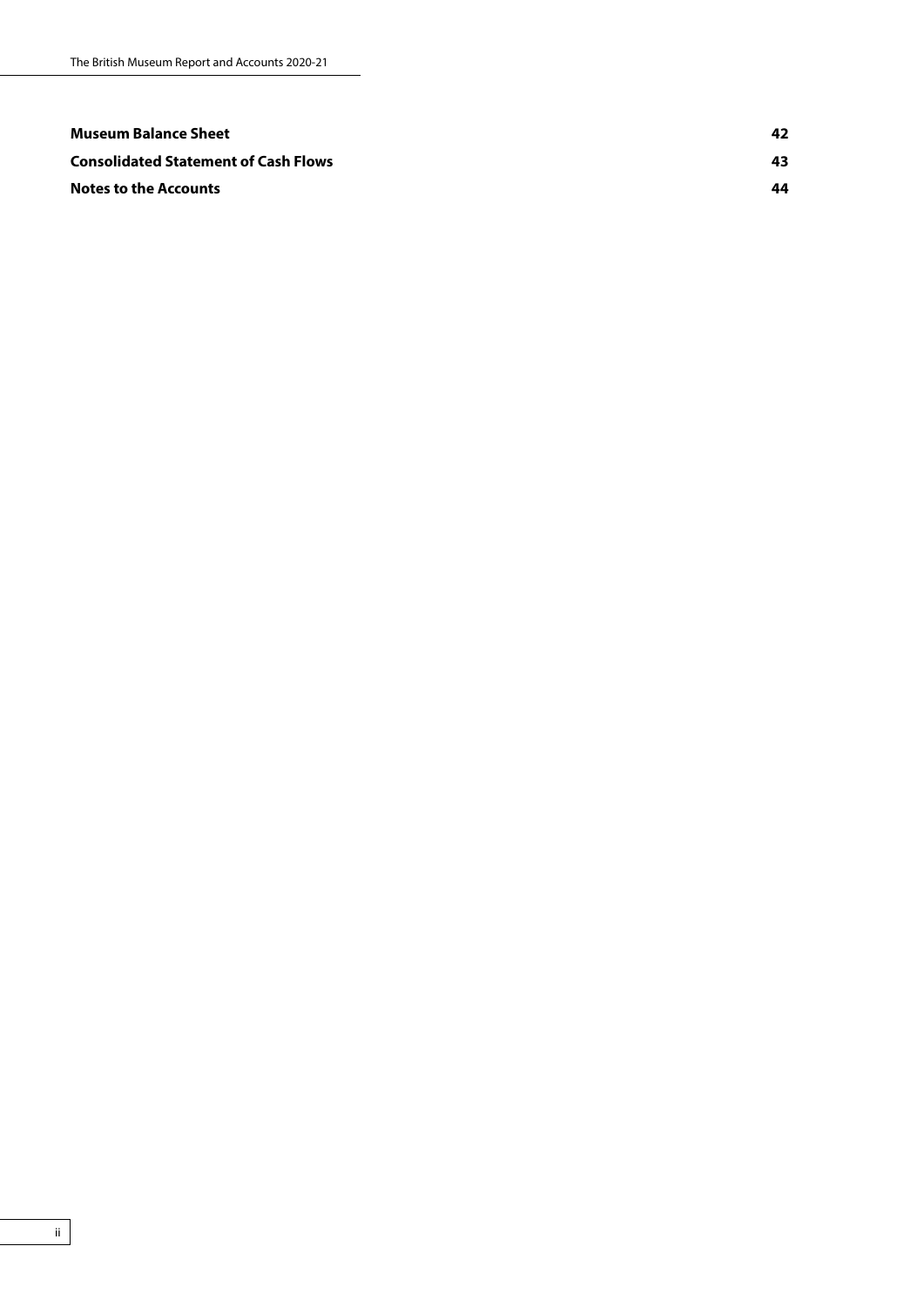| | |
|---|---|
| **Museum Balance Sheet** | **42** |
| **Consolidated Statement of Cash Flows** | **43** |
| **Notes to the Accounts** | **44** |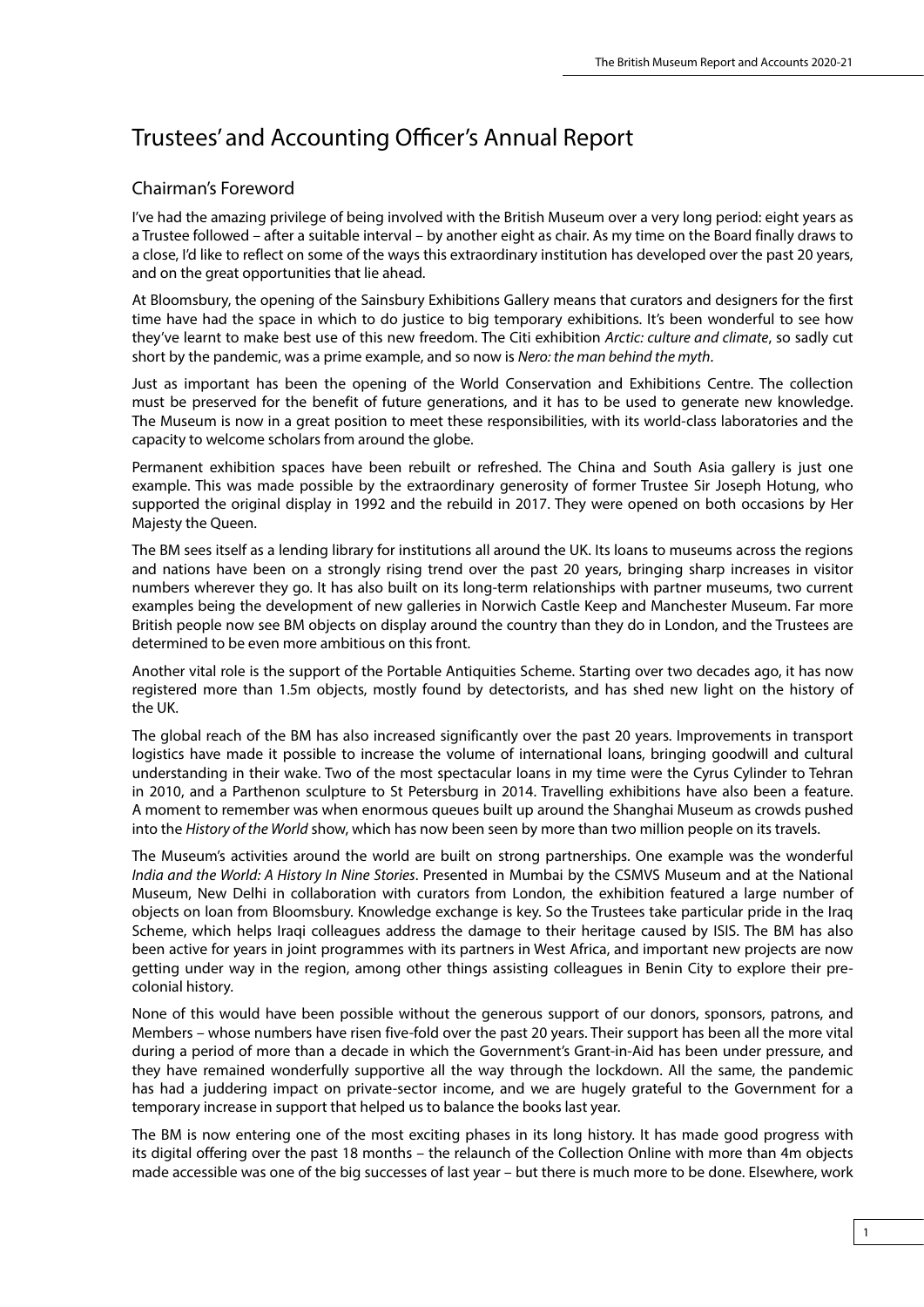# Trustees' and Accounting Officer's Annual Report

## Chairman's Foreword

I've had the amazing privilege of being involved with the British Museum over a very long period: eight years as a Trustee followed – after a suitable interval – by another eight as chair. As my time on the Board finally draws to a close, I'd like to reflect on some of the ways this extraordinary institution has developed over the past 20 years, and on the great opportunities that lie ahead.

At Bloomsbury, the opening of the Sainsbury Exhibitions Gallery means that curators and designers for the first time have had the space in which to do justice to big temporary exhibitions. It's been wonderful to see how they've learnt to make best use of this new freedom. The Citi exhibition *Arctic: culture and climate*, so sadly cut short by the pandemic, was a prime example, and so now is *Nero: the man behind the myth*.

Just as important has been the opening of the World Conservation and Exhibitions Centre. The collection must be preserved for the benefit of future generations, and it has to be used to generate new knowledge. The Museum is now in a great position to meet these responsibilities, with its world-class laboratories and the capacity to welcome scholars from around the globe.

Permanent exhibition spaces have been rebuilt or refreshed. The China and South Asia gallery is just one example. This was made possible by the extraordinary generosity of former Trustee Sir Joseph Hotung, who supported the original display in 1992 and the rebuild in 2017. They were opened on both occasions by Her Majesty the Queen.

The BM sees itself as a lending library for institutions all around the UK. Its loans to museums across the regions and nations have been on a strongly rising trend over the past 20 years, bringing sharp increases in visitor numbers wherever they go. It has also built on its long-term relationships with partner museums, two current examples being the development of new galleries in Norwich Castle Keep and Manchester Museum. Far more British people now see BM objects on display around the country than they do in London, and the Trustees are determined to be even more ambitious on this front.

Another vital role is the support of the Portable Antiquities Scheme. Starting over two decades ago, it has now registered more than 1.5m objects, mostly found by detectorists, and has shed new light on the history of the UK.

The global reach of the BM has also increased significantly over the past 20 years. Improvements in transport logistics have made it possible to increase the volume of international loans, bringing goodwill and cultural understanding in their wake. Two of the most spectacular loans in my time were the Cyrus Cylinder to Tehran in 2010, and a Parthenon sculpture to St Petersburg in 2014. Travelling exhibitions have also been a feature. A moment to remember was when enormous queues built up around the Shanghai Museum as crowds pushed into the *History of the World* show, which has now been seen by more than two million people on its travels.

The Museum's activities around the world are built on strong partnerships. One example was the wonderful *India and the World: A History In Nine Stories*. Presented in Mumbai by the CSMVS Museum and at the National Museum, New Delhi in collaboration with curators from London, the exhibition featured a large number of objects on loan from Bloomsbury. Knowledge exchange is key. So the Trustees take particular pride in the Iraq Scheme, which helps Iraqi colleagues address the damage to their heritage caused by ISIS. The BM has also been active for years in joint programmes with its partners in West Africa, and important new projects are now getting under way in the region, among other things assisting colleagues in Benin City to explore their pre-colonial history.

None of this would have been possible without the generous support of our donors, sponsors, patrons, and Members – whose numbers have risen five-fold over the past 20 years. Their support has been all the more vital during a period of more than a decade in which the Government's Grant-in-Aid has been under pressure, and they have remained wonderfully supportive all the way through the lockdown. All the same, the pandemic has had a juddering impact on private-sector income, and we are hugely grateful to the Government for a temporary increase in support that helped us to balance the books last year.

The BM is now entering one of the most exciting phases in its long history. It has made good progress with its digital offering over the past 18 months – the relaunch of the Collection Online with more than 4m objects made accessible was one of the big successes of last year – but there is much more to be done. Elsewhere, work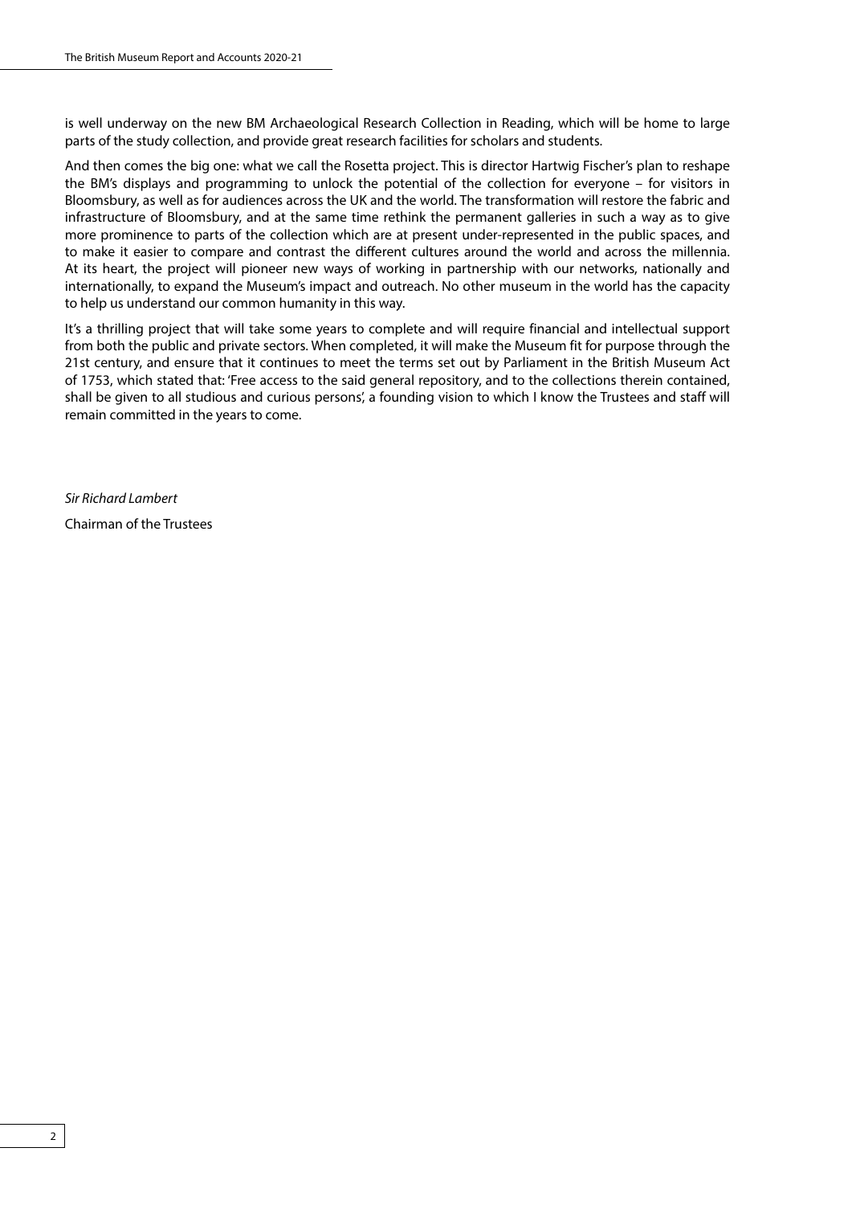is well underway on the new BM Archaeological Research Collection in Reading, which will be home to large parts of the study collection, and provide great research facilities for scholars and students.

And then comes the big one: what we call the Rosetta project. This is director Hartwig Fischer's plan to reshape the BM's displays and programming to unlock the potential of the collection for everyone – for visitors in Bloomsbury, as well as for audiences across the UK and the world. The transformation will restore the fabric and infrastructure of Bloomsbury, and at the same time rethink the permanent galleries in such a way as to give more prominence to parts of the collection which are at present under-represented in the public spaces, and to make it easier to compare and contrast the different cultures around the world and across the millennia. At its heart, the project will pioneer new ways of working in partnership with our networks, nationally and internationally, to expand the Museum's impact and outreach. No other museum in the world has the capacity to help us understand our common humanity in this way.

It's a thrilling project that will take some years to complete and will require financial and intellectual support from both the public and private sectors. When completed, it will make the Museum fit for purpose through the 21st century, and ensure that it continues to meet the terms set out by Parliament in the British Museum Act of 1753, which stated that: 'Free access to the said general repository, and to the collections therein contained, shall be given to all studious and curious persons', a founding vision to which I know the Trustees and staff will remain committed in the years to come.

*Sir Richard Lambert*

Chairman of the Trustees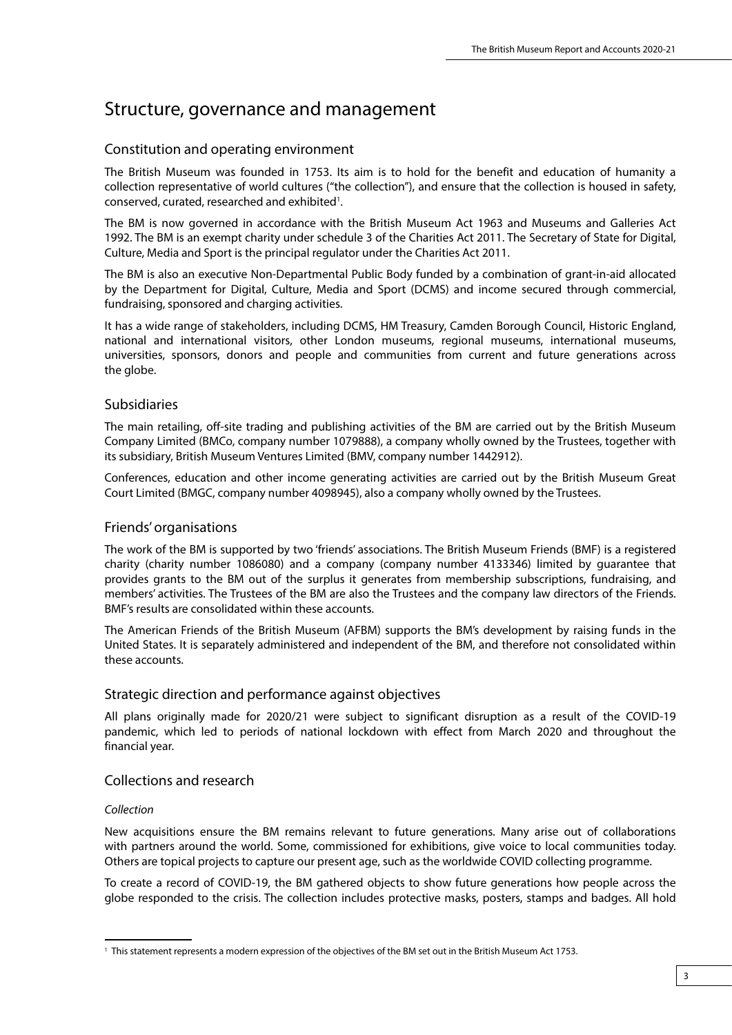# Structure, governance and management

## Constitution and operating environment

The British Museum was founded in 1753. Its aim is to hold for the benefit and education of humanity a collection representative of world cultures ("the collection"), and ensure that the collection is housed in safety, conserved, curated, researched and exhibited[1].

The BM is now governed in accordance with the British Museum Act 1963 and Museums and Galleries Act 1992. The BM is an exempt charity under schedule 3 of the Charities Act 2011. The Secretary of State for Digital, Culture, Media and Sport is the principal regulator under the Charities Act 2011.

The BM is also an executive Non-Departmental Public Body funded by a combination of grant-in-aid allocated by the Department for Digital, Culture, Media and Sport (DCMS) and income secured through commercial, fundraising, sponsored and charging activities.

It has a wide range of stakeholders, including DCMS, HM Treasury, Camden Borough Council, Historic England, national and international visitors, other London museums, regional museums, international museums, universities, sponsors, donors and people and communities from current and future generations across the globe.

## Subsidiaries

The main retailing, off-site trading and publishing activities of the BM are carried out by the British Museum Company Limited (BMCo, company number 1079888), a company wholly owned by the Trustees, together with its subsidiary, British Museum Ventures Limited (BMV, company number 1442912).

Conferences, education and other income generating activities are carried out by the British Museum Great Court Limited (BMGC, company number 4098945), also a company wholly owned by the Trustees.

## Friends' organisations

The work of the BM is supported by two 'friends' associations. The British Museum Friends (BMF) is a registered charity (charity number 1086080) and a company (company number 4133346) limited by guarantee that provides grants to the BM out of the surplus it generates from membership subscriptions, fundraising, and members' activities. The Trustees of the BM are also the Trustees and the company law directors of the Friends. BMF's results are consolidated within these accounts.

The American Friends of the British Museum (AFBM) supports the BM's development by raising funds in the United States. It is separately administered and independent of the BM, and therefore not consolidated within these accounts.

## Strategic direction and performance against objectives

All plans originally made for 2020/21 were subject to significant disruption as a result of the COVID-19 pandemic, which led to periods of national lockdown with effect from March 2020 and throughout the financial year.

## Collections and research

*Collection*

New acquisitions ensure the BM remains relevant to future generations. Many arise out of collaborations with partners around the world. Some, commissioned for exhibitions, give voice to local communities today. Others are topical projects to capture our present age, such as the worldwide COVID collecting programme.

To create a record of COVID-19, the BM gathered objects to show future generations how people across the globe responded to the crisis. The collection includes protective masks, posters, stamps and badges. All hold

[1] This statement represents a modern expression of the objectives of the BM set out in the British Museum Act 1753.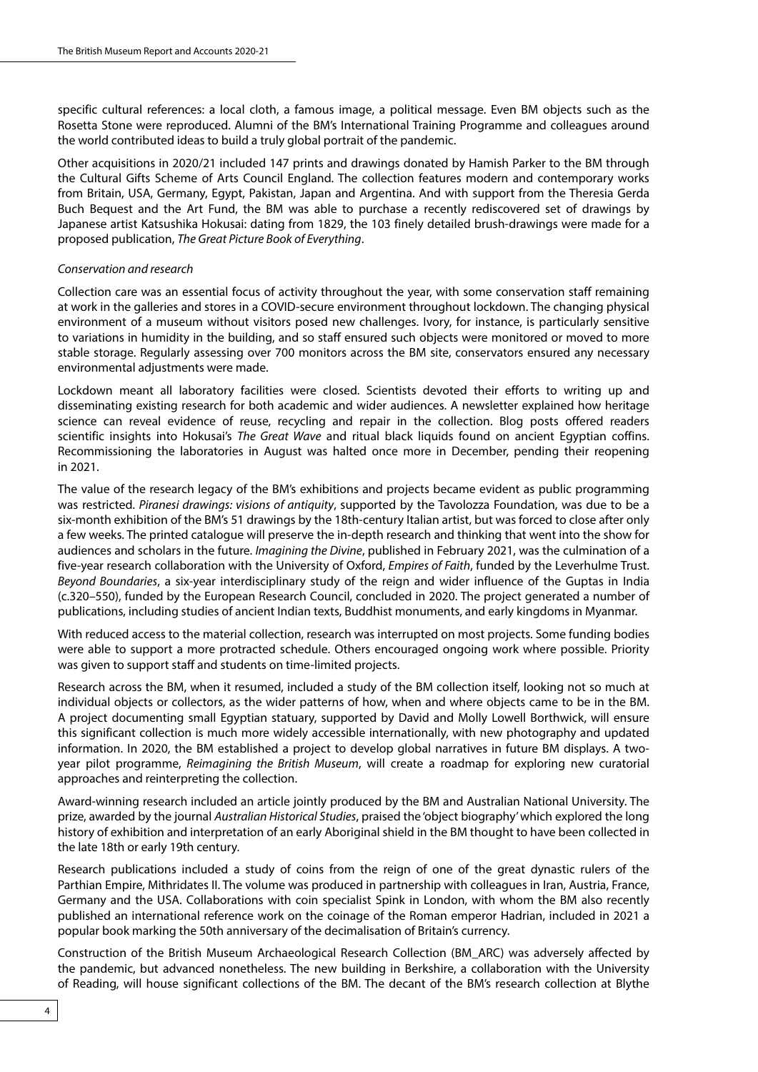specific cultural references: a local cloth, a famous image, a political message. Even BM objects such as the Rosetta Stone were reproduced. Alumni of the BM's International Training Programme and colleagues around the world contributed ideas to build a truly global portrait of the pandemic.

Other acquisitions in 2020/21 included 147 prints and drawings donated by Hamish Parker to the BM through the Cultural Gifts Scheme of Arts Council England. The collection features modern and contemporary works from Britain, USA, Germany, Egypt, Pakistan, Japan and Argentina. And with support from the Theresia Gerda Buch Bequest and the Art Fund, the BM was able to purchase a recently rediscovered set of drawings by Japanese artist Katsushika Hokusai: dating from 1829, the 103 finely detailed brush-drawings were made for a proposed publication, *The Great Picture Book of Everything*.

*Conservation and research*

Collection care was an essential focus of activity throughout the year, with some conservation staff remaining at work in the galleries and stores in a COVID-secure environment throughout lockdown. The changing physical environment of a museum without visitors posed new challenges. Ivory, for instance, is particularly sensitive to variations in humidity in the building, and so staff ensured such objects were monitored or moved to more stable storage. Regularly assessing over 700 monitors across the BM site, conservators ensured any necessary environmental adjustments were made.

Lockdown meant all laboratory facilities were closed. Scientists devoted their efforts to writing up and disseminating existing research for both academic and wider audiences. A newsletter explained how heritage science can reveal evidence of reuse, recycling and repair in the collection. Blog posts offered readers scientific insights into Hokusai's *The Great Wave* and ritual black liquids found on ancient Egyptian coffins. Recommissioning the laboratories in August was halted once more in December, pending their reopening in 2021.

The value of the research legacy of the BM's exhibitions and projects became evident as public programming was restricted. *Piranesi drawings: visions of antiquity*, supported by the Tavolozza Foundation, was due to be a six-month exhibition of the BM's 51 drawings by the 18th-century Italian artist, but was forced to close after only a few weeks. The printed catalogue will preserve the in-depth research and thinking that went into the show for audiences and scholars in the future. *Imagining the Divine*, published in February 2021, was the culmination of a five-year research collaboration with the University of Oxford, *Empires of Faith*, funded by the Leverhulme Trust. *Beyond Boundaries*, a six-year interdisciplinary study of the reign and wider influence of the Guptas in India (c.320–550), funded by the European Research Council, concluded in 2020. The project generated a number of publications, including studies of ancient Indian texts, Buddhist monuments, and early kingdoms in Myanmar.

With reduced access to the material collection, research was interrupted on most projects. Some funding bodies were able to support a more protracted schedule. Others encouraged ongoing work where possible. Priority was given to support staff and students on time-limited projects.

Research across the BM, when it resumed, included a study of the BM collection itself, looking not so much at individual objects or collectors, as the wider patterns of how, when and where objects came to be in the BM. A project documenting small Egyptian statuary, supported by David and Molly Lowell Borthwick, will ensure this significant collection is much more widely accessible internationally, with new photography and updated information. In 2020, the BM established a project to develop global narratives in future BM displays. A two-year pilot programme, *Reimagining the British Museum*, will create a roadmap for exploring new curatorial approaches and reinterpreting the collection.

Award-winning research included an article jointly produced by the BM and Australian National University. The prize, awarded by the journal *Australian Historical Studies*, praised the 'object biography' which explored the long history of exhibition and interpretation of an early Aboriginal shield in the BM thought to have been collected in the late 18th or early 19th century.

Research publications included a study of coins from the reign of one of the great dynastic rulers of the Parthian Empire, Mithridates II. The volume was produced in partnership with colleagues in Iran, Austria, France, Germany and the USA. Collaborations with coin specialist Spink in London, with whom the BM also recently published an international reference work on the coinage of the Roman emperor Hadrian, included in 2021 a popular book marking the 50th anniversary of the decimalisation of Britain's currency.

Construction of the British Museum Archaeological Research Collection (BM_ARC) was adversely affected by the pandemic, but advanced nonetheless. The new building in Berkshire, a collaboration with the University of Reading, will house significant collections of the BM. The decant of the BM's research collection at Blythe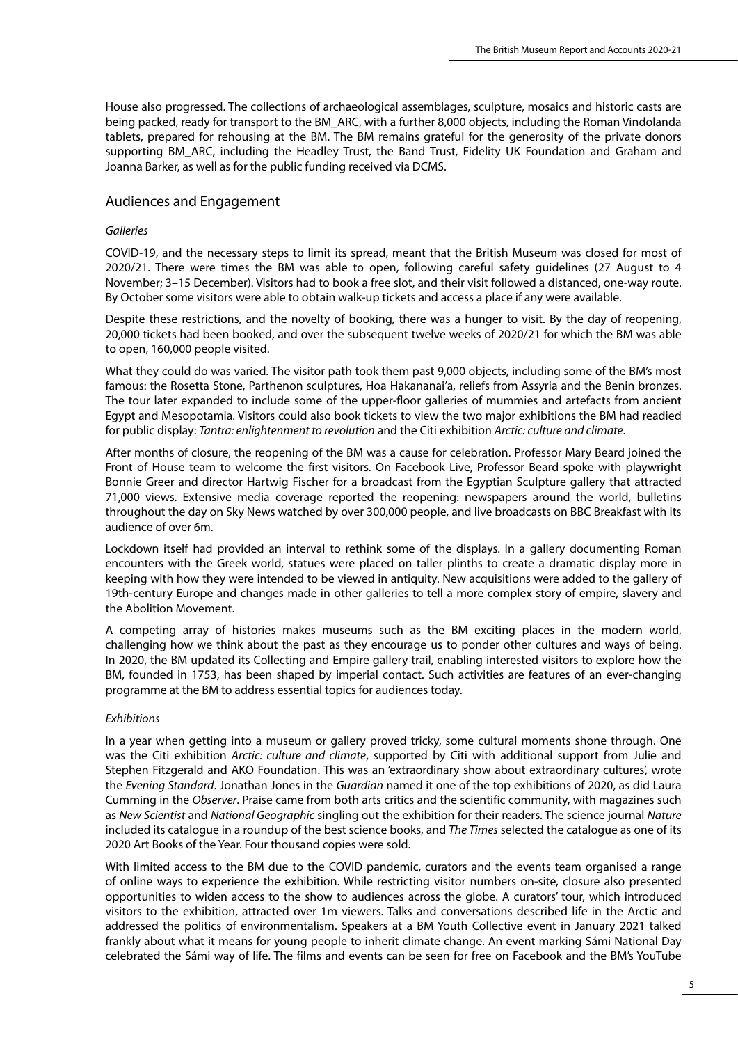House also progressed. The collections of archaeological assemblages, sculpture, mosaics and historic casts are being packed, ready for transport to the BM_ARC, with a further 8,000 objects, including the Roman Vindolanda tablets, prepared for rehousing at the BM. The BM remains grateful for the generosity of the private donors supporting BM_ARC, including the Headley Trust, the Band Trust, Fidelity UK Foundation and Graham and Joanna Barker, as well as for the public funding received via DCMS.

## Audiences and Engagement

*Galleries*

COVID-19, and the necessary steps to limit its spread, meant that the British Museum was closed for most of 2020/21. There were times the BM was able to open, following careful safety guidelines (27 August to 4 November; 3–15 December). Visitors had to book a free slot, and their visit followed a distanced, one-way route. By October some visitors were able to obtain walk-up tickets and access a place if any were available.

Despite these restrictions, and the novelty of booking, there was a hunger to visit. By the day of reopening, 20,000 tickets had been booked, and over the subsequent twelve weeks of 2020/21 for which the BM was able to open, 160,000 people visited.

What they could do was varied. The visitor path took them past 9,000 objects, including some of the BM's most famous: the Rosetta Stone, Parthenon sculptures, Hoa Hakananai'a, reliefs from Assyria and the Benin bronzes. The tour later expanded to include some of the upper-floor galleries of mummies and artefacts from ancient Egypt and Mesopotamia. Visitors could also book tickets to view the two major exhibitions the BM had readied for public display: *Tantra: enlightenment to revolution* and the Citi exhibition *Arctic: culture and climate*.

After months of closure, the reopening of the BM was a cause for celebration. Professor Mary Beard joined the Front of House team to welcome the first visitors. On Facebook Live, Professor Beard spoke with playwright Bonnie Greer and director Hartwig Fischer for a broadcast from the Egyptian Sculpture gallery that attracted 71,000 views. Extensive media coverage reported the reopening: newspapers around the world, bulletins throughout the day on Sky News watched by over 300,000 people, and live broadcasts on BBC Breakfast with its audience of over 6m.

Lockdown itself had provided an interval to rethink some of the displays. In a gallery documenting Roman encounters with the Greek world, statues were placed on taller plinths to create a dramatic display more in keeping with how they were intended to be viewed in antiquity. New acquisitions were added to the gallery of 19th-century Europe and changes made in other galleries to tell a more complex story of empire, slavery and the Abolition Movement.

A competing array of histories makes museums such as the BM exciting places in the modern world, challenging how we think about the past as they encourage us to ponder other cultures and ways of being. In 2020, the BM updated its Collecting and Empire gallery trail, enabling interested visitors to explore how the BM, founded in 1753, has been shaped by imperial contact. Such activities are features of an ever-changing programme at the BM to address essential topics for audiences today.

*Exhibitions*

In a year when getting into a museum or gallery proved tricky, some cultural moments shone through. One was the Citi exhibition *Arctic: culture and climate*, supported by Citi with additional support from Julie and Stephen Fitzgerald and AKO Foundation. This was an 'extraordinary show about extraordinary cultures', wrote the *Evening Standard*. Jonathan Jones in the *Guardian* named it one of the top exhibitions of 2020, as did Laura Cumming in the *Observer*. Praise came from both arts critics and the scientific community, with magazines such as *New Scientist* and *National Geographic* singling out the exhibition for their readers. The science journal *Nature* included its catalogue in a roundup of the best science books, and *The Times* selected the catalogue as one of its 2020 Art Books of the Year. Four thousand copies were sold.

With limited access to the BM due to the COVID pandemic, curators and the events team organised a range of online ways to experience the exhibition. While restricting visitor numbers on-site, closure also presented opportunities to widen access to the show to audiences across the globe. A curators' tour, which introduced visitors to the exhibition, attracted over 1m viewers. Talks and conversations described life in the Arctic and addressed the politics of environmentalism. Speakers at a BM Youth Collective event in January 2021 talked frankly about what it means for young people to inherit climate change. An event marking Sámi National Day celebrated the Sámi way of life. The films and events can be seen for free on Facebook and the BM's YouTube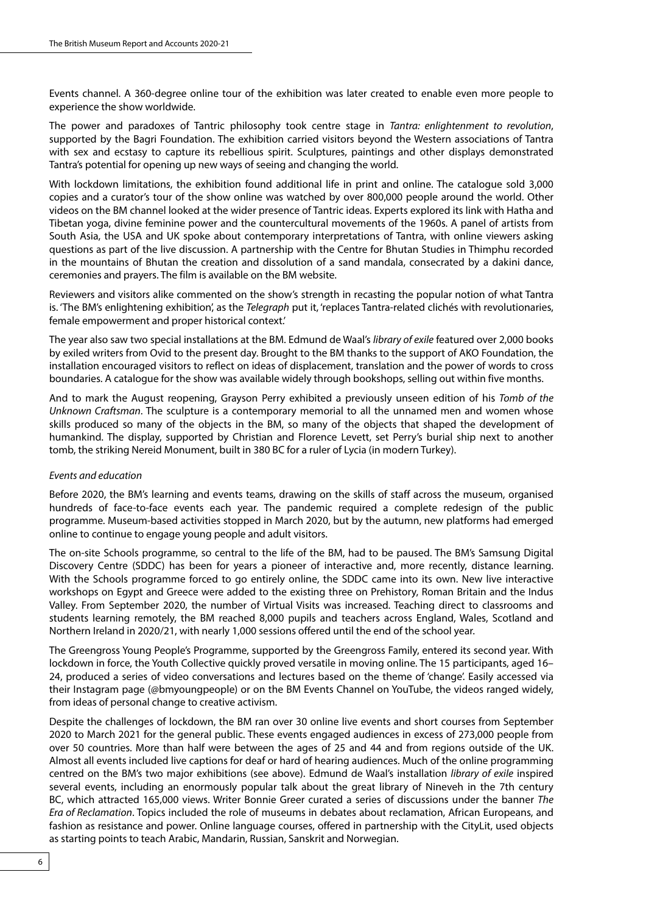Events channel. A 360-degree online tour of the exhibition was later created to enable even more people to experience the show worldwide.

The power and paradoxes of Tantric philosophy took centre stage in *Tantra: enlightenment to revolution*, supported by the Bagri Foundation. The exhibition carried visitors beyond the Western associations of Tantra with sex and ecstasy to capture its rebellious spirit. Sculptures, paintings and other displays demonstrated Tantra's potential for opening up new ways of seeing and changing the world.

With lockdown limitations, the exhibition found additional life in print and online. The catalogue sold 3,000 copies and a curator's tour of the show online was watched by over 800,000 people around the world. Other videos on the BM channel looked at the wider presence of Tantric ideas. Experts explored its link with Hatha and Tibetan yoga, divine feminine power and the countercultural movements of the 1960s. A panel of artists from South Asia, the USA and UK spoke about contemporary interpretations of Tantra, with online viewers asking questions as part of the live discussion. A partnership with the Centre for Bhutan Studies in Thimphu recorded in the mountains of Bhutan the creation and dissolution of a sand mandala, consecrated by a dakini dance, ceremonies and prayers. The film is available on the BM website.

Reviewers and visitors alike commented on the show's strength in recasting the popular notion of what Tantra is. 'The BM's enlightening exhibition', as the *Telegraph* put it, 'replaces Tantra-related clichés with revolutionaries, female empowerment and proper historical context.'

The year also saw two special installations at the BM. Edmund de Waal's *library of exile* featured over 2,000 books by exiled writers from Ovid to the present day. Brought to the BM thanks to the support of AKO Foundation, the installation encouraged visitors to reflect on ideas of displacement, translation and the power of words to cross boundaries. A catalogue for the show was available widely through bookshops, selling out within five months.

And to mark the August reopening, Grayson Perry exhibited a previously unseen edition of his *Tomb of the Unknown Craftsman*. The sculpture is a contemporary memorial to all the unnamed men and women whose skills produced so many of the objects in the BM, so many of the objects that shaped the development of humankind. The display, supported by Christian and Florence Levett, set Perry's burial ship next to another tomb, the striking Nereid Monument, built in 380 BC for a ruler of Lycia (in modern Turkey).

*Events and education*

Before 2020, the BM's learning and events teams, drawing on the skills of staff across the museum, organised hundreds of face-to-face events each year. The pandemic required a complete redesign of the public programme. Museum-based activities stopped in March 2020, but by the autumn, new platforms had emerged online to continue to engage young people and adult visitors.

The on-site Schools programme, so central to the life of the BM, had to be paused. The BM's Samsung Digital Discovery Centre (SDDC) has been for years a pioneer of interactive and, more recently, distance learning. With the Schools programme forced to go entirely online, the SDDC came into its own. New live interactive workshops on Egypt and Greece were added to the existing three on Prehistory, Roman Britain and the Indus Valley. From September 2020, the number of Virtual Visits was increased. Teaching direct to classrooms and students learning remotely, the BM reached 8,000 pupils and teachers across England, Wales, Scotland and Northern Ireland in 2020/21, with nearly 1,000 sessions offered until the end of the school year.

The Greengross Young People's Programme, supported by the Greengross Family, entered its second year. With lockdown in force, the Youth Collective quickly proved versatile in moving online. The 15 participants, aged 16–24, produced a series of video conversations and lectures based on the theme of 'change'. Easily accessed via their Instagram page (@bmyoungpeople) or on the BM Events Channel on YouTube, the videos ranged widely, from ideas of personal change to creative activism.

Despite the challenges of lockdown, the BM ran over 30 online live events and short courses from September 2020 to March 2021 for the general public. These events engaged audiences in excess of 273,000 people from over 50 countries. More than half were between the ages of 25 and 44 and from regions outside of the UK. Almost all events included live captions for deaf or hard of hearing audiences. Much of the online programming centred on the BM's two major exhibitions (see above). Edmund de Waal's installation *library of exile* inspired several events, including an enormously popular talk about the great library of Nineveh in the 7th century BC, which attracted 165,000 views. Writer Bonnie Greer curated a series of discussions under the banner *The Era of Reclamation*. Topics included the role of museums in debates about reclamation, African Europeans, and fashion as resistance and power. Online language courses, offered in partnership with the CityLit, used objects as starting points to teach Arabic, Mandarin, Russian, Sanskrit and Norwegian.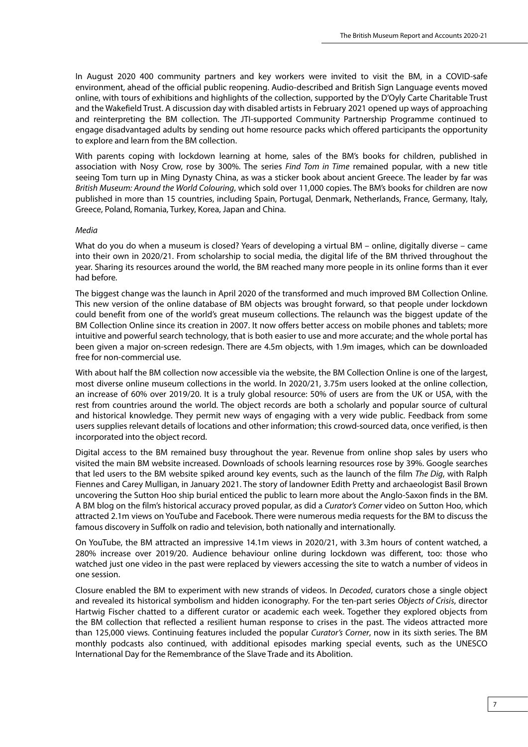In August 2020 400 community partners and key workers were invited to visit the BM, in a COVID-safe environment, ahead of the official public reopening. Audio-described and British Sign Language events moved online, with tours of exhibitions and highlights of the collection, supported by the D'Oyly Carte Charitable Trust and the Wakefield Trust. A discussion day with disabled artists in February 2021 opened up ways of approaching and reinterpreting the BM collection. The JTI-supported Community Partnership Programme continued to engage disadvantaged adults by sending out home resource packs which offered participants the opportunity to explore and learn from the BM collection.

With parents coping with lockdown learning at home, sales of the BM's books for children, published in association with Nosy Crow, rose by 300%. The series *Find Tom in Time* remained popular, with a new title seeing Tom turn up in Ming Dynasty China, as was a sticker book about ancient Greece. The leader by far was *British Museum: Around the World Colouring*, which sold over 11,000 copies. The BM's books for children are now published in more than 15 countries, including Spain, Portugal, Denmark, Netherlands, France, Germany, Italy, Greece, Poland, Romania, Turkey, Korea, Japan and China.

*Media*

What do you do when a museum is closed? Years of developing a virtual BM – online, digitally diverse – came into their own in 2020/21. From scholarship to social media, the digital life of the BM thrived throughout the year. Sharing its resources around the world, the BM reached many more people in its online forms than it ever had before.

The biggest change was the launch in April 2020 of the transformed and much improved BM Collection Online. This new version of the online database of BM objects was brought forward, so that people under lockdown could benefit from one of the world's great museum collections. The relaunch was the biggest update of the BM Collection Online since its creation in 2007. It now offers better access on mobile phones and tablets; more intuitive and powerful search technology, that is both easier to use and more accurate; and the whole portal has been given a major on-screen redesign. There are 4.5m objects, with 1.9m images, which can be downloaded free for non-commercial use.

With about half the BM collection now accessible via the website, the BM Collection Online is one of the largest, most diverse online museum collections in the world. In 2020/21, 3.75m users looked at the online collection, an increase of 60% over 2019/20. It is a truly global resource: 50% of users are from the UK or USA, with the rest from countries around the world. The object records are both a scholarly and popular source of cultural and historical knowledge. They permit new ways of engaging with a very wide public. Feedback from some users supplies relevant details of locations and other information; this crowd-sourced data, once verified, is then incorporated into the object record.

Digital access to the BM remained busy throughout the year. Revenue from online shop sales by users who visited the main BM website increased. Downloads of schools learning resources rose by 39%. Google searches that led users to the BM website spiked around key events, such as the launch of the film *The Dig*, with Ralph Fiennes and Carey Mulligan, in January 2021. The story of landowner Edith Pretty and archaeologist Basil Brown uncovering the Sutton Hoo ship burial enticed the public to learn more about the Anglo-Saxon finds in the BM. A BM blog on the film's historical accuracy proved popular, as did a *Curator's Corner* video on Sutton Hoo, which attracted 2.1m views on YouTube and Facebook. There were numerous media requests for the BM to discuss the famous discovery in Suffolk on radio and television, both nationally and internationally.

On YouTube, the BM attracted an impressive 14.1m views in 2020/21, with 3.3m hours of content watched, a 280% increase over 2019/20. Audience behaviour online during lockdown was different, too: those who watched just one video in the past were replaced by viewers accessing the site to watch a number of videos in one session.

Closure enabled the BM to experiment with new strands of videos. In *Decoded*, curators chose a single object and revealed its historical symbolism and hidden iconography. For the ten-part series *Objects of Crisis*, director Hartwig Fischer chatted to a different curator or academic each week. Together they explored objects from the BM collection that reflected a resilient human response to crises in the past. The videos attracted more than 125,000 views. Continuing features included the popular *Curator's Corner*, now in its sixth series. The BM monthly podcasts also continued, with additional episodes marking special events, such as the UNESCO International Day for the Remembrance of the Slave Trade and its Abolition.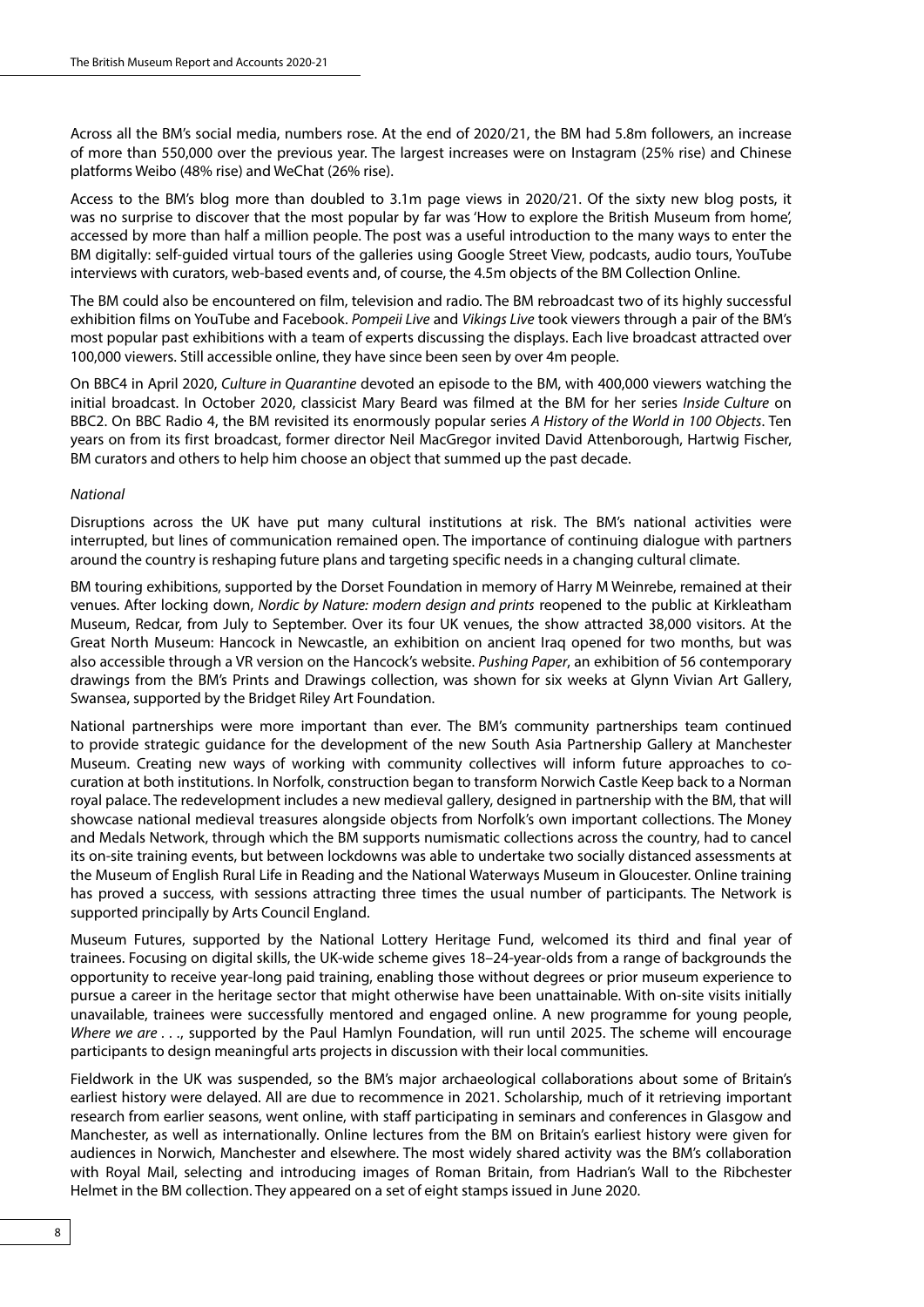Across all the BM's social media, numbers rose. At the end of 2020/21, the BM had 5.8m followers, an increase of more than 550,000 over the previous year. The largest increases were on Instagram (25% rise) and Chinese platforms Weibo (48% rise) and WeChat (26% rise).

Access to the BM's blog more than doubled to 3.1m page views in 2020/21. Of the sixty new blog posts, it was no surprise to discover that the most popular by far was 'How to explore the British Museum from home', accessed by more than half a million people. The post was a useful introduction to the many ways to enter the BM digitally: self-guided virtual tours of the galleries using Google Street View, podcasts, audio tours, YouTube interviews with curators, web-based events and, of course, the 4.5m objects of the BM Collection Online.

The BM could also be encountered on film, television and radio. The BM rebroadcast two of its highly successful exhibition films on YouTube and Facebook. *Pompeii Live* and *Vikings Live* took viewers through a pair of the BM's most popular past exhibitions with a team of experts discussing the displays. Each live broadcast attracted over 100,000 viewers. Still accessible online, they have since been seen by over 4m people.

On BBC4 in April 2020, *Culture in Quarantine* devoted an episode to the BM, with 400,000 viewers watching the initial broadcast. In October 2020, classicist Mary Beard was filmed at the BM for her series *Inside Culture* on BBC2. On BBC Radio 4, the BM revisited its enormously popular series *A History of the World in 100 Objects*. Ten years on from its first broadcast, former director Neil MacGregor invited David Attenborough, Hartwig Fischer, BM curators and others to help him choose an object that summed up the past decade.

*National*

Disruptions across the UK have put many cultural institutions at risk. The BM's national activities were interrupted, but lines of communication remained open. The importance of continuing dialogue with partners around the country is reshaping future plans and targeting specific needs in a changing cultural climate.

BM touring exhibitions, supported by the Dorset Foundation in memory of Harry M Weinrebe, remained at their venues. After locking down, *Nordic by Nature: modern design and prints* reopened to the public at Kirkleatham Museum, Redcar, from July to September. Over its four UK venues, the show attracted 38,000 visitors. At the Great North Museum: Hancock in Newcastle, an exhibition on ancient Iraq opened for two months, but was also accessible through a VR version on the Hancock's website. *Pushing Paper*, an exhibition of 56 contemporary drawings from the BM's Prints and Drawings collection, was shown for six weeks at Glynn Vivian Art Gallery, Swansea, supported by the Bridget Riley Art Foundation.

National partnerships were more important than ever. The BM's community partnerships team continued to provide strategic guidance for the development of the new South Asia Partnership Gallery at Manchester Museum. Creating new ways of working with community collectives will inform future approaches to co-curation at both institutions. In Norfolk, construction began to transform Norwich Castle Keep back to a Norman royal palace. The redevelopment includes a new medieval gallery, designed in partnership with the BM, that will showcase national medieval treasures alongside objects from Norfolk's own important collections. The Money and Medals Network, through which the BM supports numismatic collections across the country, had to cancel its on-site training events, but between lockdowns was able to undertake two socially distanced assessments at the Museum of English Rural Life in Reading and the National Waterways Museum in Gloucester. Online training has proved a success, with sessions attracting three times the usual number of participants. The Network is supported principally by Arts Council England.

Museum Futures, supported by the National Lottery Heritage Fund, welcomed its third and final year of trainees. Focusing on digital skills, the UK-wide scheme gives 18–24-year-olds from a range of backgrounds the opportunity to receive year-long paid training, enabling those without degrees or prior museum experience to pursue a career in the heritage sector that might otherwise have been unattainable. With on-site visits initially unavailable, trainees were successfully mentored and engaged online. A new programme for young people, *Where we are . . .*, supported by the Paul Hamlyn Foundation, will run until 2025. The scheme will encourage participants to design meaningful arts projects in discussion with their local communities.

Fieldwork in the UK was suspended, so the BM's major archaeological collaborations about some of Britain's earliest history were delayed. All are due to recommence in 2021. Scholarship, much of it retrieving important research from earlier seasons, went online, with staff participating in seminars and conferences in Glasgow and Manchester, as well as internationally. Online lectures from the BM on Britain's earliest history were given for audiences in Norwich, Manchester and elsewhere. The most widely shared activity was the BM's collaboration with Royal Mail, selecting and introducing images of Roman Britain, from Hadrian's Wall to the Ribchester Helmet in the BM collection. They appeared on a set of eight stamps issued in June 2020.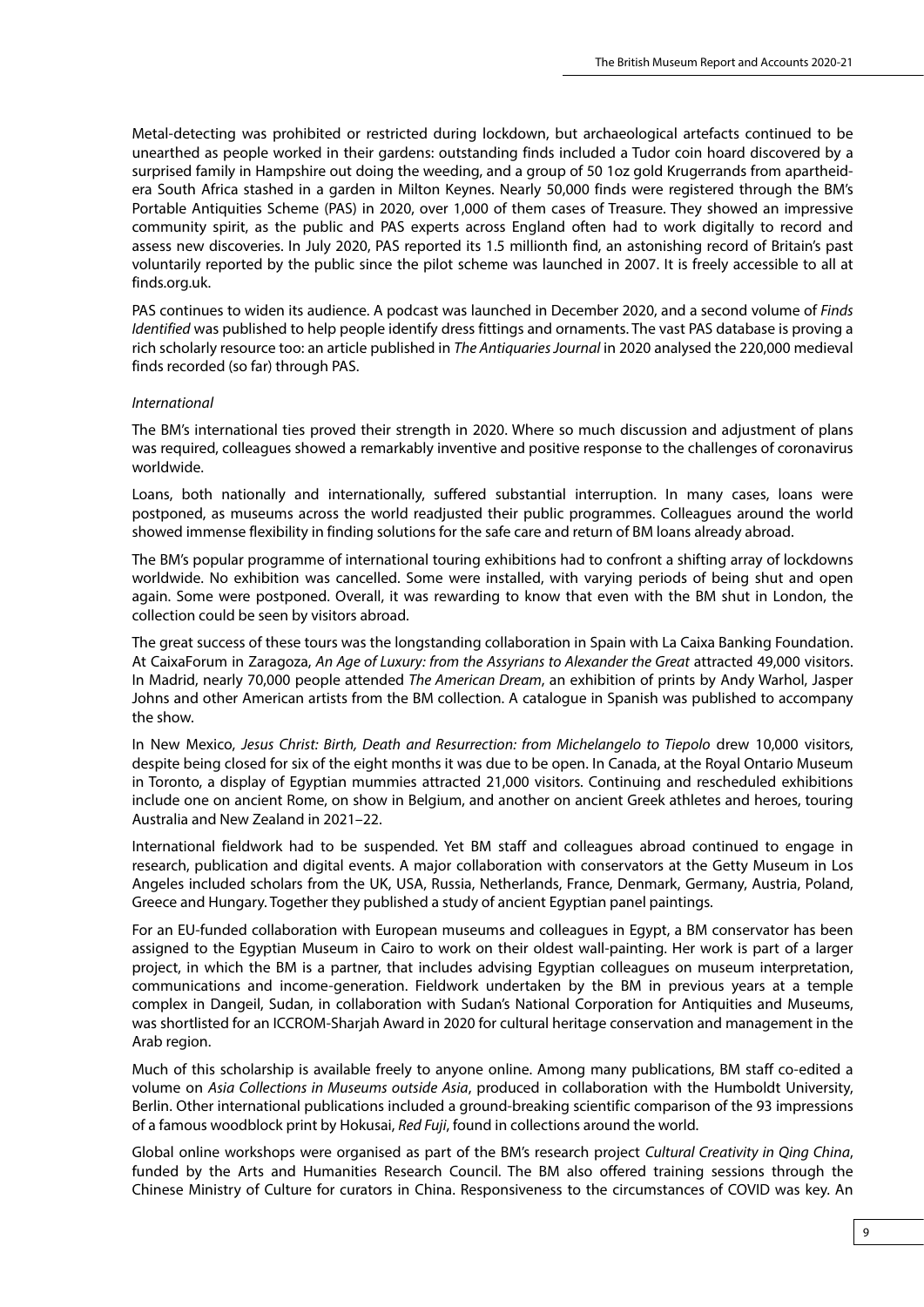Metal-detecting was prohibited or restricted during lockdown, but archaeological artefacts continued to be unearthed as people worked in their gardens: outstanding finds included a Tudor coin hoard discovered by a surprised family in Hampshire out doing the weeding, and a group of 50 1oz gold Krugerrands from apartheid-era South Africa stashed in a garden in Milton Keynes. Nearly 50,000 finds were registered through the BM's Portable Antiquities Scheme (PAS) in 2020, over 1,000 of them cases of Treasure. They showed an impressive community spirit, as the public and PAS experts across England often had to work digitally to record and assess new discoveries. In July 2020, PAS reported its 1.5 millionth find, an astonishing record of Britain's past voluntarily reported by the public since the pilot scheme was launched in 2007. It is freely accessible to all at finds.org.uk.

PAS continues to widen its audience. A podcast was launched in December 2020, and a second volume of *Finds Identified* was published to help people identify dress fittings and ornaments. The vast PAS database is proving a rich scholarly resource too: an article published in *The Antiquaries Journal* in 2020 analysed the 220,000 medieval finds recorded (so far) through PAS.

*International*

The BM's international ties proved their strength in 2020. Where so much discussion and adjustment of plans was required, colleagues showed a remarkably inventive and positive response to the challenges of coronavirus worldwide.

Loans, both nationally and internationally, suffered substantial interruption. In many cases, loans were postponed, as museums across the world readjusted their public programmes. Colleagues around the world showed immense flexibility in finding solutions for the safe care and return of BM loans already abroad.

The BM's popular programme of international touring exhibitions had to confront a shifting array of lockdowns worldwide. No exhibition was cancelled. Some were installed, with varying periods of being shut and open again. Some were postponed. Overall, it was rewarding to know that even with the BM shut in London, the collection could be seen by visitors abroad.

The great success of these tours was the longstanding collaboration in Spain with La Caixa Banking Foundation. At CaixaForum in Zaragoza, *An Age of Luxury: from the Assyrians to Alexander the Great* attracted 49,000 visitors. In Madrid, nearly 70,000 people attended *The American Dream*, an exhibition of prints by Andy Warhol, Jasper Johns and other American artists from the BM collection. A catalogue in Spanish was published to accompany the show.

In New Mexico, *Jesus Christ: Birth, Death and Resurrection: from Michelangelo to Tiepolo* drew 10,000 visitors, despite being closed for six of the eight months it was due to be open. In Canada, at the Royal Ontario Museum in Toronto, a display of Egyptian mummies attracted 21,000 visitors. Continuing and rescheduled exhibitions include one on ancient Rome, on show in Belgium, and another on ancient Greek athletes and heroes, touring Australia and New Zealand in 2021–22.

International fieldwork had to be suspended. Yet BM staff and colleagues abroad continued to engage in research, publication and digital events. A major collaboration with conservators at the Getty Museum in Los Angeles included scholars from the UK, USA, Russia, Netherlands, France, Denmark, Germany, Austria, Poland, Greece and Hungary. Together they published a study of ancient Egyptian panel paintings.

For an EU-funded collaboration with European museums and colleagues in Egypt, a BM conservator has been assigned to the Egyptian Museum in Cairo to work on their oldest wall-painting. Her work is part of a larger project, in which the BM is a partner, that includes advising Egyptian colleagues on museum interpretation, communications and income-generation. Fieldwork undertaken by the BM in previous years at a temple complex in Dangeil, Sudan, in collaboration with Sudan's National Corporation for Antiquities and Museums, was shortlisted for an ICCROM-Sharjah Award in 2020 for cultural heritage conservation and management in the Arab region.

Much of this scholarship is available freely to anyone online. Among many publications, BM staff co-edited a volume on *Asia Collections in Museums outside Asia*, produced in collaboration with the Humboldt University, Berlin. Other international publications included a ground-breaking scientific comparison of the 93 impressions of a famous woodblock print by Hokusai, *Red Fuji*, found in collections around the world.

Global online workshops were organised as part of the BM's research project *Cultural Creativity in Qing China*, funded by the Arts and Humanities Research Council. The BM also offered training sessions through the Chinese Ministry of Culture for curators in China. Responsiveness to the circumstances of COVID was key. An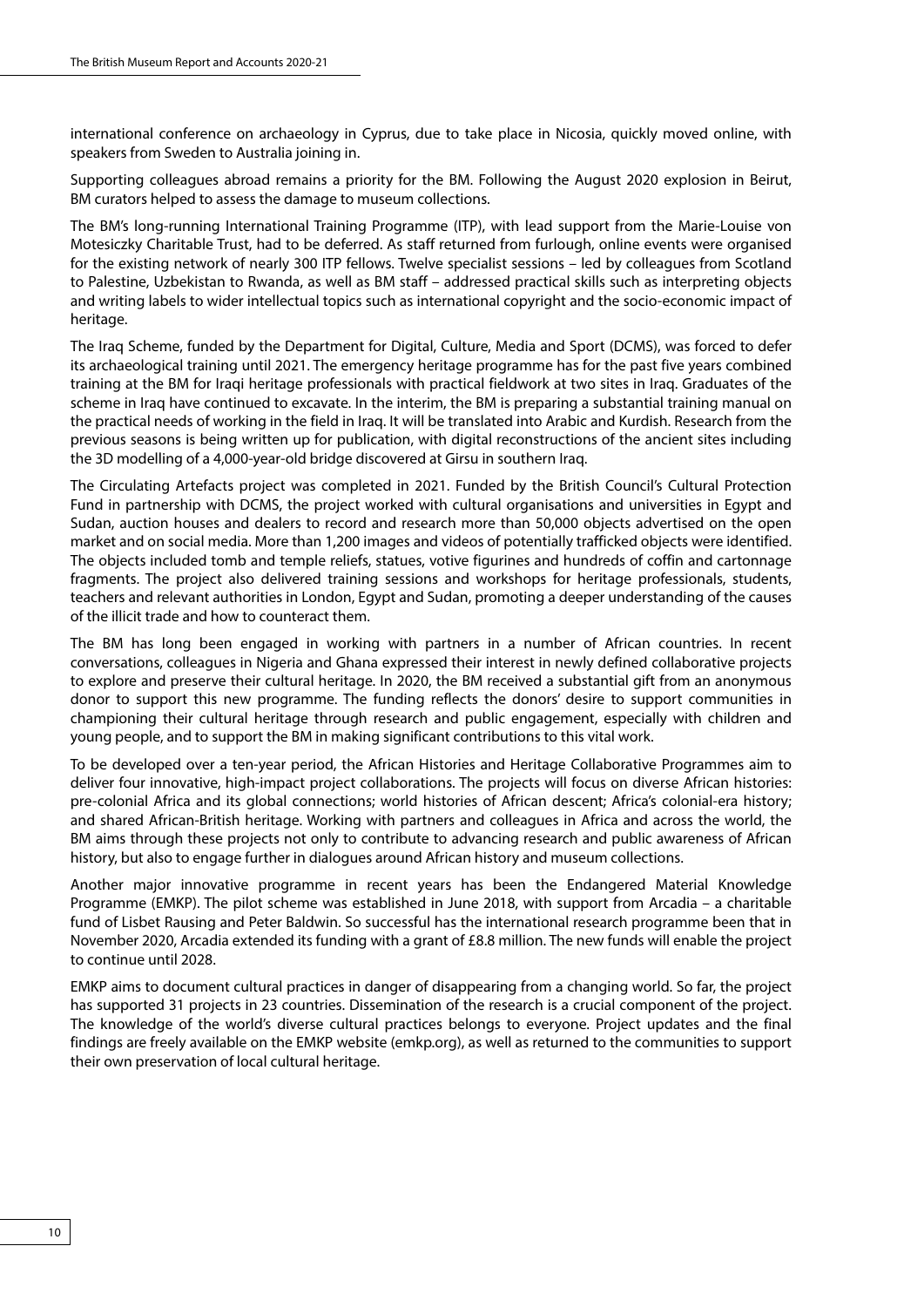international conference on archaeology in Cyprus, due to take place in Nicosia, quickly moved online, with speakers from Sweden to Australia joining in.

Supporting colleagues abroad remains a priority for the BM. Following the August 2020 explosion in Beirut, BM curators helped to assess the damage to museum collections.

The BM's long-running International Training Programme (ITP), with lead support from the Marie-Louise von Motesiczky Charitable Trust, had to be deferred. As staff returned from furlough, online events were organised for the existing network of nearly 300 ITP fellows. Twelve specialist sessions – led by colleagues from Scotland to Palestine, Uzbekistan to Rwanda, as well as BM staff – addressed practical skills such as interpreting objects and writing labels to wider intellectual topics such as international copyright and the socio-economic impact of heritage.

The Iraq Scheme, funded by the Department for Digital, Culture, Media and Sport (DCMS), was forced to defer its archaeological training until 2021. The emergency heritage programme has for the past five years combined training at the BM for Iraqi heritage professionals with practical fieldwork at two sites in Iraq. Graduates of the scheme in Iraq have continued to excavate. In the interim, the BM is preparing a substantial training manual on the practical needs of working in the field in Iraq. It will be translated into Arabic and Kurdish. Research from the previous seasons is being written up for publication, with digital reconstructions of the ancient sites including the 3D modelling of a 4,000-year-old bridge discovered at Girsu in southern Iraq.

The Circulating Artefacts project was completed in 2021. Funded by the British Council's Cultural Protection Fund in partnership with DCMS, the project worked with cultural organisations and universities in Egypt and Sudan, auction houses and dealers to record and research more than 50,000 objects advertised on the open market and on social media. More than 1,200 images and videos of potentially trafficked objects were identified. The objects included tomb and temple reliefs, statues, votive figurines and hundreds of coffin and cartonnage fragments. The project also delivered training sessions and workshops for heritage professionals, students, teachers and relevant authorities in London, Egypt and Sudan, promoting a deeper understanding of the causes of the illicit trade and how to counteract them.

The BM has long been engaged in working with partners in a number of African countries. In recent conversations, colleagues in Nigeria and Ghana expressed their interest in newly defined collaborative projects to explore and preserve their cultural heritage. In 2020, the BM received a substantial gift from an anonymous donor to support this new programme. The funding reflects the donors' desire to support communities in championing their cultural heritage through research and public engagement, especially with children and young people, and to support the BM in making significant contributions to this vital work.

To be developed over a ten-year period, the African Histories and Heritage Collaborative Programmes aim to deliver four innovative, high-impact project collaborations. The projects will focus on diverse African histories: pre-colonial Africa and its global connections; world histories of African descent; Africa's colonial-era history; and shared African-British heritage. Working with partners and colleagues in Africa and across the world, the BM aims through these projects not only to contribute to advancing research and public awareness of African history, but also to engage further in dialogues around African history and museum collections.

Another major innovative programme in recent years has been the Endangered Material Knowledge Programme (EMKP). The pilot scheme was established in June 2018, with support from Arcadia – a charitable fund of Lisbet Rausing and Peter Baldwin. So successful has the international research programme been that in November 2020, Arcadia extended its funding with a grant of £8.8 million. The new funds will enable the project to continue until 2028.

EMKP aims to document cultural practices in danger of disappearing from a changing world. So far, the project has supported 31 projects in 23 countries. Dissemination of the research is a crucial component of the project. The knowledge of the world's diverse cultural practices belongs to everyone. Project updates and the final findings are freely available on the EMKP website (emkp.org), as well as returned to the communities to support their own preservation of local cultural heritage.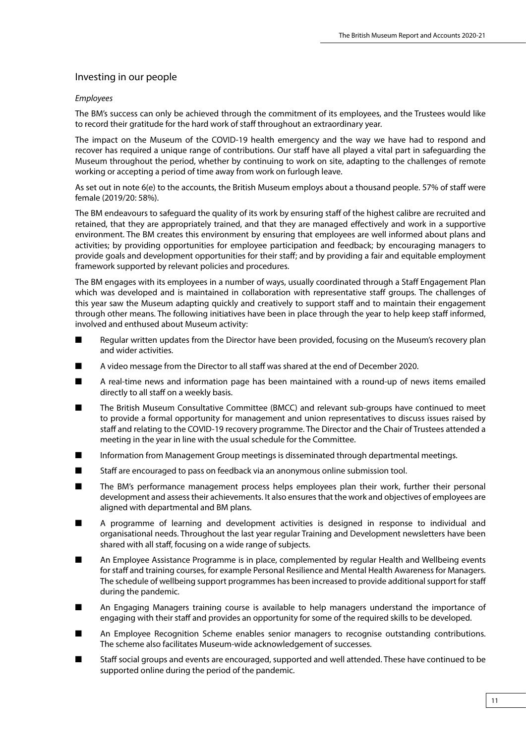## Investing in our people

*Employees*

The BM's success can only be achieved through the commitment of its employees, and the Trustees would like to record their gratitude for the hard work of staff throughout an extraordinary year.

The impact on the Museum of the COVID-19 health emergency and the way we have had to respond and recover has required a unique range of contributions. Our staff have all played a vital part in safeguarding the Museum throughout the period, whether by continuing to work on site, adapting to the challenges of remote working or accepting a period of time away from work on furlough leave.

As set out in note 6(e) to the accounts, the British Museum employs about a thousand people. 57% of staff were female (2019/20: 58%).

The BM endeavours to safeguard the quality of its work by ensuring staff of the highest calibre are recruited and retained, that they are appropriately trained, and that they are managed effectively and work in a supportive environment. The BM creates this environment by ensuring that employees are well informed about plans and activities; by providing opportunities for employee participation and feedback; by encouraging managers to provide goals and development opportunities for their staff; and by providing a fair and equitable employment framework supported by relevant policies and procedures.

The BM engages with its employees in a number of ways, usually coordinated through a Staff Engagement Plan which was developed and is maintained in collaboration with representative staff groups. The challenges of this year saw the Museum adapting quickly and creatively to support staff and to maintain their engagement through other means. The following initiatives have been in place through the year to help keep staff informed, involved and enthused about Museum activity:

- Regular written updates from the Director have been provided, focusing on the Museum's recovery plan and wider activities.
- A video message from the Director to all staff was shared at the end of December 2020.
- A real-time news and information page has been maintained with a round-up of news items emailed directly to all staff on a weekly basis.
- The British Museum Consultative Committee (BMCC) and relevant sub-groups have continued to meet to provide a formal opportunity for management and union representatives to discuss issues raised by staff and relating to the COVID-19 recovery programme. The Director and the Chair of Trustees attended a meeting in the year in line with the usual schedule for the Committee.
- Information from Management Group meetings is disseminated through departmental meetings.
- Staff are encouraged to pass on feedback via an anonymous online submission tool.
- The BM's performance management process helps employees plan their work, further their personal development and assess their achievements. It also ensures that the work and objectives of employees are aligned with departmental and BM plans.
- A programme of learning and development activities is designed in response to individual and organisational needs. Throughout the last year regular Training and Development newsletters have been shared with all staff, focusing on a wide range of subjects.
- An Employee Assistance Programme is in place, complemented by regular Health and Wellbeing events for staff and training courses, for example Personal Resilience and Mental Health Awareness for Managers. The schedule of wellbeing support programmes has been increased to provide additional support for staff during the pandemic.
- An Engaging Managers training course is available to help managers understand the importance of engaging with their staff and provides an opportunity for some of the required skills to be developed.
- An Employee Recognition Scheme enables senior managers to recognise outstanding contributions. The scheme also facilitates Museum-wide acknowledgement of successes.
- Staff social groups and events are encouraged, supported and well attended. These have continued to be supported online during the period of the pandemic.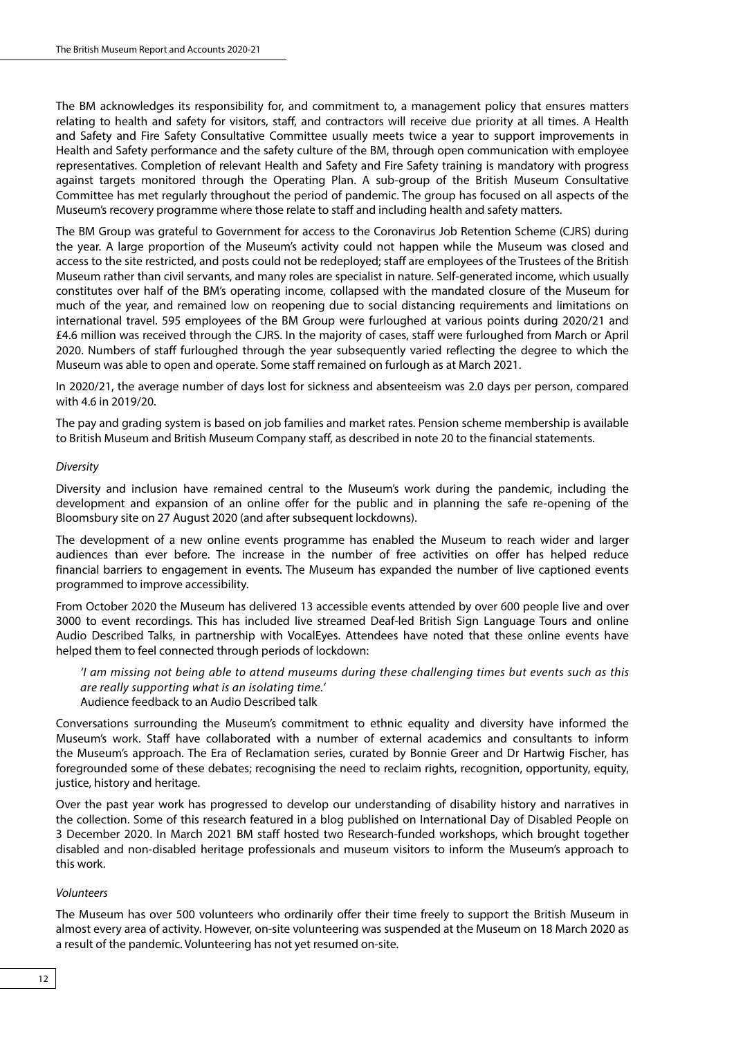The BM acknowledges its responsibility for, and commitment to, a management policy that ensures matters relating to health and safety for visitors, staff, and contractors will receive due priority at all times. A Health and Safety and Fire Safety Consultative Committee usually meets twice a year to support improvements in Health and Safety performance and the safety culture of the BM, through open communication with employee representatives. Completion of relevant Health and Safety and Fire Safety training is mandatory with progress against targets monitored through the Operating Plan. A sub-group of the British Museum Consultative Committee has met regularly throughout the period of pandemic. The group has focused on all aspects of the Museum's recovery programme where those relate to staff and including health and safety matters.

The BM Group was grateful to Government for access to the Coronavirus Job Retention Scheme (CJRS) during the year. A large proportion of the Museum's activity could not happen while the Museum was closed and access to the site restricted, and posts could not be redeployed; staff are employees of the Trustees of the British Museum rather than civil servants, and many roles are specialist in nature. Self-generated income, which usually constitutes over half of the BM's operating income, collapsed with the mandated closure of the Museum for much of the year, and remained low on reopening due to social distancing requirements and limitations on international travel. 595 employees of the BM Group were furloughed at various points during 2020/21 and £4.6 million was received through the CJRS. In the majority of cases, staff were furloughed from March or April 2020. Numbers of staff furloughed through the year subsequently varied reflecting the degree to which the Museum was able to open and operate. Some staff remained on furlough as at March 2021.

In 2020/21, the average number of days lost for sickness and absenteeism was 2.0 days per person, compared with 4.6 in 2019/20.

The pay and grading system is based on job families and market rates. Pension scheme membership is available to British Museum and British Museum Company staff, as described in note 20 to the financial statements.

*Diversity*

Diversity and inclusion have remained central to the Museum's work during the pandemic, including the development and expansion of an online offer for the public and in planning the safe re-opening of the Bloomsbury site on 27 August 2020 (and after subsequent lockdowns).

The development of a new online events programme has enabled the Museum to reach wider and larger audiences than ever before. The increase in the number of free activities on offer has helped reduce financial barriers to engagement in events. The Museum has expanded the number of live captioned events programmed to improve accessibility.

From October 2020 the Museum has delivered 13 accessible events attended by over 600 people live and over 3000 to event recordings. This has included live streamed Deaf-led British Sign Language Tours and online Audio Described Talks, in partnership with VocalEyes. Attendees have noted that these online events have helped them to feel connected through periods of lockdown:

> *'I am missing not being able to attend museums during these challenging times but events such as this are really supporting what is an isolating time.'*
> Audience feedback to an Audio Described talk

Conversations surrounding the Museum's commitment to ethnic equality and diversity have informed the Museum's work. Staff have collaborated with a number of external academics and consultants to inform the Museum's approach. The Era of Reclamation series, curated by Bonnie Greer and Dr Hartwig Fischer, has foregrounded some of these debates; recognising the need to reclaim rights, recognition, opportunity, equity, justice, history and heritage.

Over the past year work has progressed to develop our understanding of disability history and narratives in the collection. Some of this research featured in a blog published on International Day of Disabled People on 3 December 2020. In March 2021 BM staff hosted two Research-funded workshops, which brought together disabled and non-disabled heritage professionals and museum visitors to inform the Museum's approach to this work.

*Volunteers*

The Museum has over 500 volunteers who ordinarily offer their time freely to support the British Museum in almost every area of activity. However, on-site volunteering was suspended at the Museum on 18 March 2020 as a result of the pandemic. Volunteering has not yet resumed on-site.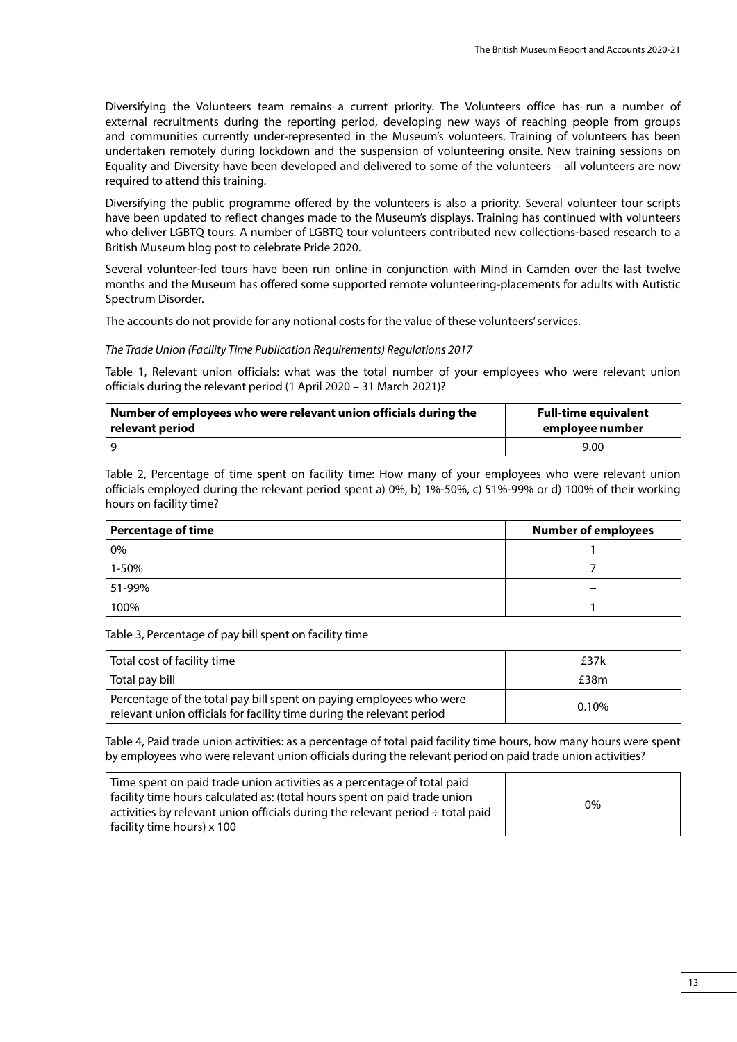Diversifying the Volunteers team remains a current priority. The Volunteers office has run a number of external recruitments during the reporting period, developing new ways of reaching people from groups and communities currently under-represented in the Museum's volunteers. Training of volunteers has been undertaken remotely during lockdown and the suspension of volunteering onsite. New training sessions on Equality and Diversity have been developed and delivered to some of the volunteers – all volunteers are now required to attend this training.

Diversifying the public programme offered by the volunteers is also a priority. Several volunteer tour scripts have been updated to reflect changes made to the Museum's displays. Training has continued with volunteers who deliver LGBTQ tours. A number of LGBTQ tour volunteers contributed new collections-based research to a British Museum blog post to celebrate Pride 2020.

Several volunteer-led tours have been run online in conjunction with Mind in Camden over the last twelve months and the Museum has offered some supported remote volunteering-placements for adults with Autistic Spectrum Disorder.

The accounts do not provide for any notional costs for the value of these volunteers' services.

*The Trade Union (Facility Time Publication Requirements) Regulations 2017*

Table 1, Relevant union officials: what was the total number of your employees who were relevant union officials during the relevant period (1 April 2020 – 31 March 2021)?

| Number of employees who were relevant union officials during the relevant period | Full-time equivalent employee number |
|---|---|
| 9 | 9.00 |

Table 2, Percentage of time spent on facility time: How many of your employees who were relevant union officials employed during the relevant period spent a) 0%, b) 1%-50%, c) 51%-99% or d) 100% of their working hours on facility time?

| Percentage of time | Number of employees |
|---|---|
| 0% | 1 |
| 1-50% | 7 |
| 51-99% | – |
| 100% | 1 |

Table 3, Percentage of pay bill spent on facility time

| | |
|---|---|
| Total cost of facility time | £37k |
| Total pay bill | £38m |
| Percentage of the total pay bill spent on paying employees who were relevant union officials for facility time during the relevant period | 0.10% |

Table 4, Paid trade union activities: as a percentage of total paid facility time hours, how many hours were spent by employees who were relevant union officials during the relevant period on paid trade union activities?

| | |
|---|---|
| Time spent on paid trade union activities as a percentage of total paid facility time hours calculated as: (total hours spent on paid trade union activities by relevant union officials during the relevant period ÷ total paid facility time hours) x 100 | 0% |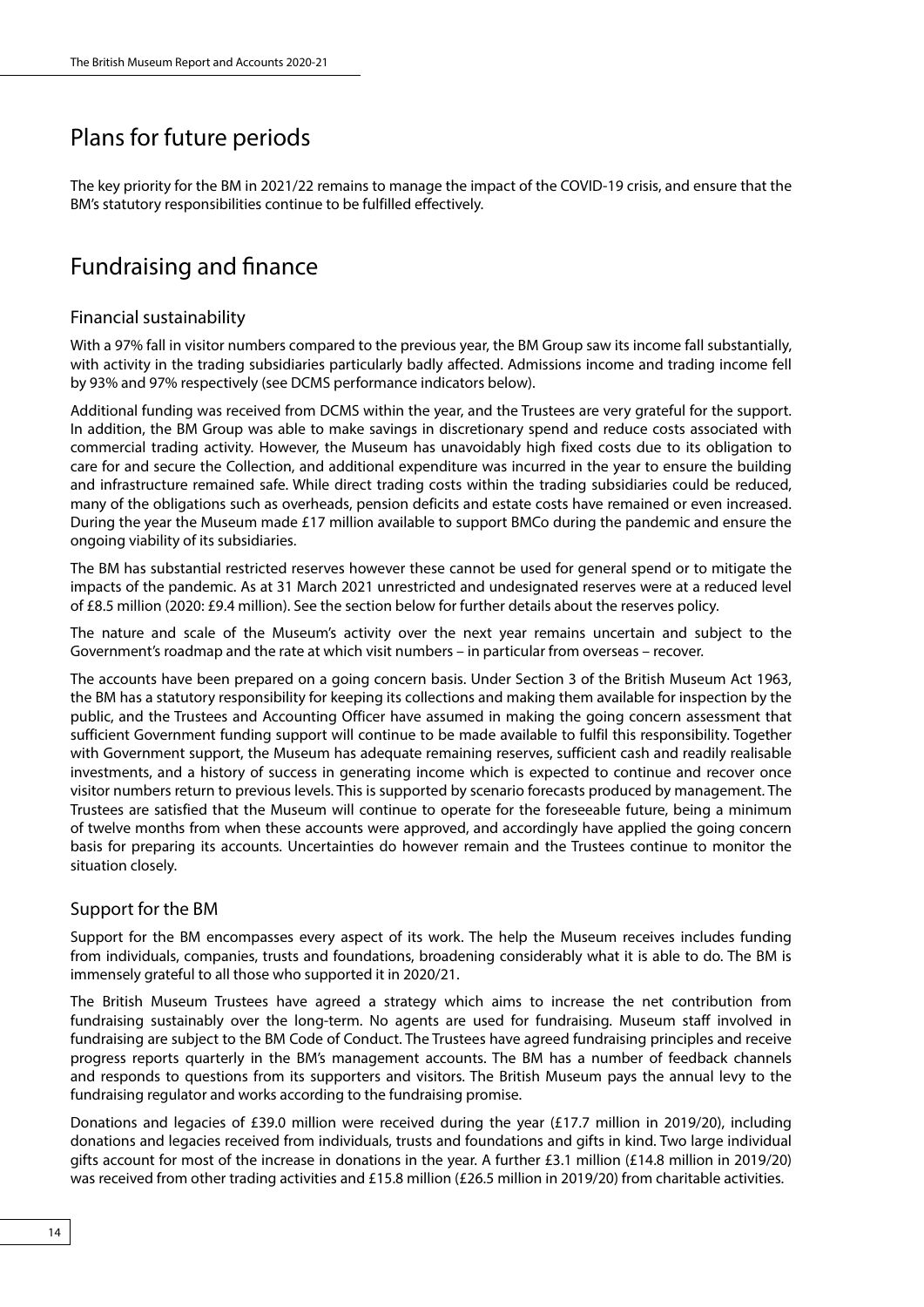## Plans for future periods

The key priority for the BM in 2021/22 remains to manage the impact of the COVID-19 crisis, and ensure that the BM's statutory responsibilities continue to be fulfilled effectively.

## Fundraising and finance

### Financial sustainability

With a 97% fall in visitor numbers compared to the previous year, the BM Group saw its income fall substantially, with activity in the trading subsidiaries particularly badly affected. Admissions income and trading income fell by 93% and 97% respectively (see DCMS performance indicators below).

Additional funding was received from DCMS within the year, and the Trustees are very grateful for the support. In addition, the BM Group was able to make savings in discretionary spend and reduce costs associated with commercial trading activity. However, the Museum has unavoidably high fixed costs due to its obligation to care for and secure the Collection, and additional expenditure was incurred in the year to ensure the building and infrastructure remained safe. While direct trading costs within the trading subsidiaries could be reduced, many of the obligations such as overheads, pension deficits and estate costs have remained or even increased. During the year the Museum made £17 million available to support BMCo during the pandemic and ensure the ongoing viability of its subsidiaries.

The BM has substantial restricted reserves however these cannot be used for general spend or to mitigate the impacts of the pandemic. As at 31 March 2021 unrestricted and undesignated reserves were at a reduced level of £8.5 million (2020: £9.4 million). See the section below for further details about the reserves policy.

The nature and scale of the Museum's activity over the next year remains uncertain and subject to the Government's roadmap and the rate at which visit numbers – in particular from overseas – recover.

The accounts have been prepared on a going concern basis. Under Section 3 of the British Museum Act 1963, the BM has a statutory responsibility for keeping its collections and making them available for inspection by the public, and the Trustees and Accounting Officer have assumed in making the going concern assessment that sufficient Government funding support will continue to be made available to fulfil this responsibility. Together with Government support, the Museum has adequate remaining reserves, sufficient cash and readily realisable investments, and a history of success in generating income which is expected to continue and recover once visitor numbers return to previous levels. This is supported by scenario forecasts produced by management. The Trustees are satisfied that the Museum will continue to operate for the foreseeable future, being a minimum of twelve months from when these accounts were approved, and accordingly have applied the going concern basis for preparing its accounts. Uncertainties do however remain and the Trustees continue to monitor the situation closely.

### Support for the BM

Support for the BM encompasses every aspect of its work. The help the Museum receives includes funding from individuals, companies, trusts and foundations, broadening considerably what it is able to do. The BM is immensely grateful to all those who supported it in 2020/21.

The British Museum Trustees have agreed a strategy which aims to increase the net contribution from fundraising sustainably over the long-term. No agents are used for fundraising. Museum staff involved in fundraising are subject to the BM Code of Conduct. The Trustees have agreed fundraising principles and receive progress reports quarterly in the BM's management accounts. The BM has a number of feedback channels and responds to questions from its supporters and visitors. The British Museum pays the annual levy to the fundraising regulator and works according to the fundraising promise.

Donations and legacies of £39.0 million were received during the year (£17.7 million in 2019/20), including donations and legacies received from individuals, trusts and foundations and gifts in kind. Two large individual gifts account for most of the increase in donations in the year. A further £3.1 million (£14.8 million in 2019/20) was received from other trading activities and £15.8 million (£26.5 million in 2019/20) from charitable activities.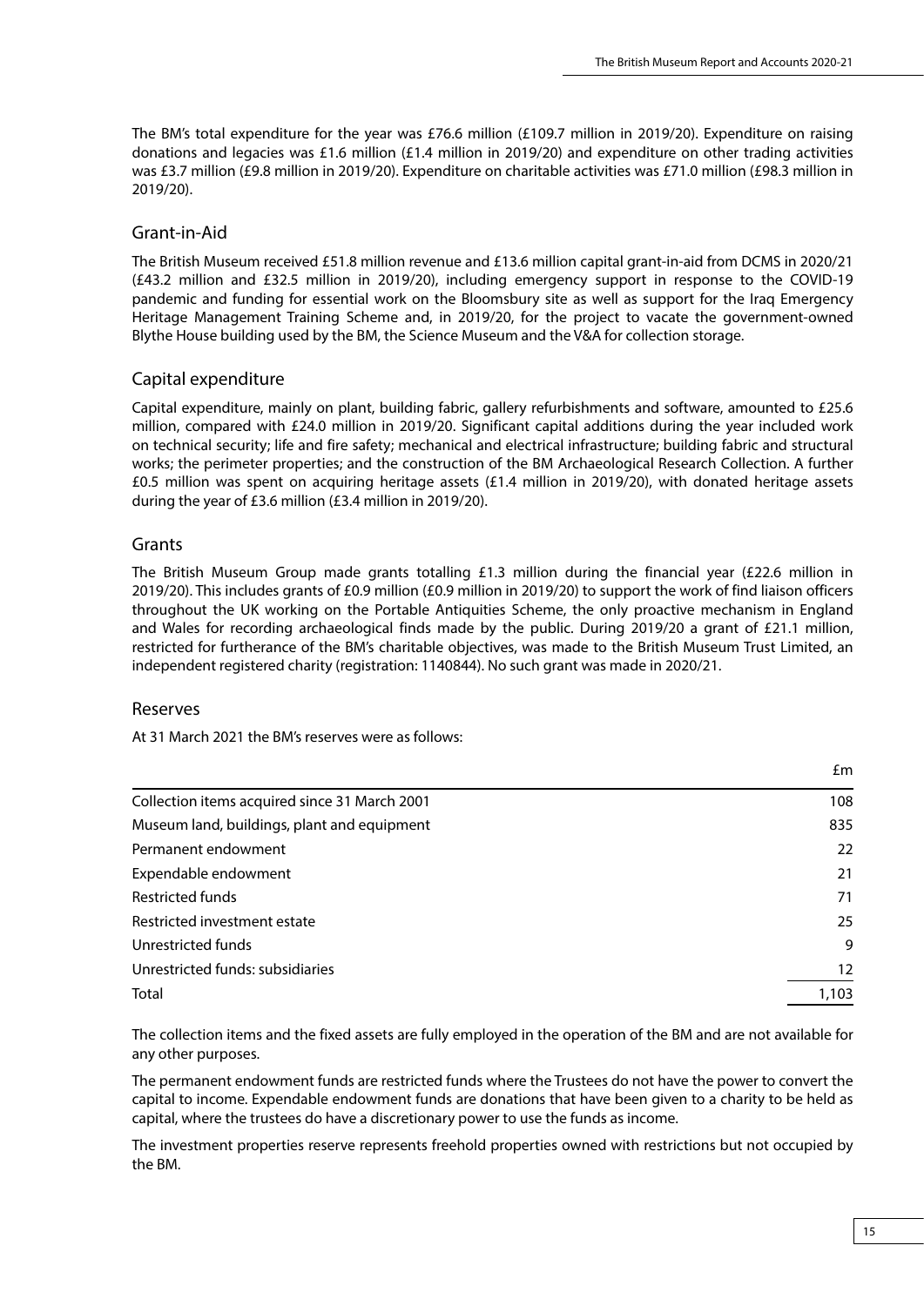The BM's total expenditure for the year was £76.6 million (£109.7 million in 2019/20). Expenditure on raising donations and legacies was £1.6 million (£1.4 million in 2019/20) and expenditure on other trading activities was £3.7 million (£9.8 million in 2019/20). Expenditure on charitable activities was £71.0 million (£98.3 million in 2019/20).

## Grant-in-Aid

The British Museum received £51.8 million revenue and £13.6 million capital grant-in-aid from DCMS in 2020/21 (£43.2 million and £32.5 million in 2019/20), including emergency support in response to the COVID-19 pandemic and funding for essential work on the Bloomsbury site as well as support for the Iraq Emergency Heritage Management Training Scheme and, in 2019/20, for the project to vacate the government-owned Blythe House building used by the BM, the Science Museum and the V&A for collection storage.

## Capital expenditure

Capital expenditure, mainly on plant, building fabric, gallery refurbishments and software, amounted to £25.6 million, compared with £24.0 million in 2019/20. Significant capital additions during the year included work on technical security; life and fire safety; mechanical and electrical infrastructure; building fabric and structural works; the perimeter properties; and the construction of the BM Archaeological Research Collection. A further £0.5 million was spent on acquiring heritage assets (£1.4 million in 2019/20), with donated heritage assets during the year of £3.6 million (£3.4 million in 2019/20).

## Grants

The British Museum Group made grants totalling £1.3 million during the financial year (£22.6 million in 2019/20). This includes grants of £0.9 million (£0.9 million in 2019/20) to support the work of find liaison officers throughout the UK working on the Portable Antiquities Scheme, the only proactive mechanism in England and Wales for recording archaeological finds made by the public. During 2019/20 a grant of £21.1 million, restricted for furtherance of the BM's charitable objectives, was made to the British Museum Trust Limited, an independent registered charity (registration: 1140844). No such grant was made in 2020/21.

## Reserves

At 31 March 2021 the BM's reserves were as follows:

| | £m |
|---|---|
| Collection items acquired since 31 March 2001 | 108 |
| Museum land, buildings, plant and equipment | 835 |
| Permanent endowment | 22 |
| Expendable endowment | 21 |
| Restricted funds | 71 |
| Restricted investment estate | 25 |
| Unrestricted funds | 9 |
| Unrestricted funds: subsidiaries | 12 |
| Total | 1,103 |

The collection items and the fixed assets are fully employed in the operation of the BM and are not available for any other purposes.

The permanent endowment funds are restricted funds where the Trustees do not have the power to convert the capital to income. Expendable endowment funds are donations that have been given to a charity to be held as capital, where the trustees do have a discretionary power to use the funds as income.

The investment properties reserve represents freehold properties owned with restrictions but not occupied by the BM.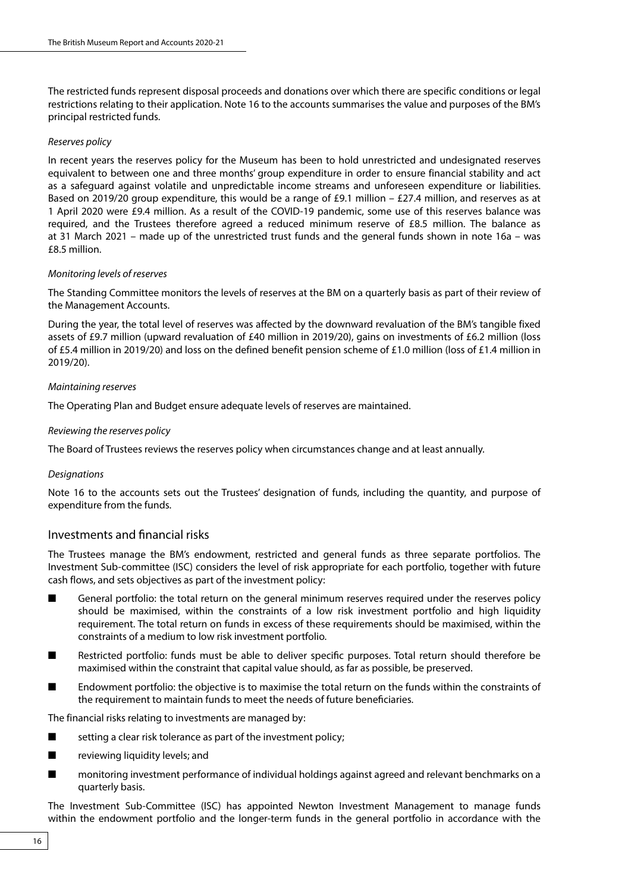The restricted funds represent disposal proceeds and donations over which there are specific conditions or legal restrictions relating to their application. Note 16 to the accounts summarises the value and purposes of the BM's principal restricted funds.

*Reserves policy*

In recent years the reserves policy for the Museum has been to hold unrestricted and undesignated reserves equivalent to between one and three months' group expenditure in order to ensure financial stability and act as a safeguard against volatile and unpredictable income streams and unforeseen expenditure or liabilities. Based on 2019/20 group expenditure, this would be a range of £9.1 million – £27.4 million, and reserves as at 1 April 2020 were £9.4 million. As a result of the COVID-19 pandemic, some use of this reserves balance was required, and the Trustees therefore agreed a reduced minimum reserve of £8.5 million. The balance as at 31 March 2021 – made up of the unrestricted trust funds and the general funds shown in note 16a – was £8.5 million.

*Monitoring levels of reserves*

The Standing Committee monitors the levels of reserves at the BM on a quarterly basis as part of their review of the Management Accounts.

During the year, the total level of reserves was affected by the downward revaluation of the BM's tangible fixed assets of £9.7 million (upward revaluation of £40 million in 2019/20), gains on investments of £6.2 million (loss of £5.4 million in 2019/20) and loss on the defined benefit pension scheme of £1.0 million (loss of £1.4 million in 2019/20).

*Maintaining reserves*

The Operating Plan and Budget ensure adequate levels of reserves are maintained.

*Reviewing the reserves policy*

The Board of Trustees reviews the reserves policy when circumstances change and at least annually.

*Designations*

Note 16 to the accounts sets out the Trustees' designation of funds, including the quantity, and purpose of expenditure from the funds.

## Investments and financial risks

The Trustees manage the BM's endowment, restricted and general funds as three separate portfolios. The Investment Sub-committee (ISC) considers the level of risk appropriate for each portfolio, together with future cash flows, and sets objectives as part of the investment policy:

- General portfolio: the total return on the general minimum reserves required under the reserves policy should be maximised, within the constraints of a low risk investment portfolio and high liquidity requirement. The total return on funds in excess of these requirements should be maximised, within the constraints of a medium to low risk investment portfolio.
- Restricted portfolio: funds must be able to deliver specific purposes. Total return should therefore be maximised within the constraint that capital value should, as far as possible, be preserved.
- Endowment portfolio: the objective is to maximise the total return on the funds within the constraints of the requirement to maintain funds to meet the needs of future beneficiaries.

The financial risks relating to investments are managed by:

- setting a clear risk tolerance as part of the investment policy;
- reviewing liquidity levels; and
- monitoring investment performance of individual holdings against agreed and relevant benchmarks on a quarterly basis.

The Investment Sub-Committee (ISC) has appointed Newton Investment Management to manage funds within the endowment portfolio and the longer-term funds in the general portfolio in accordance with the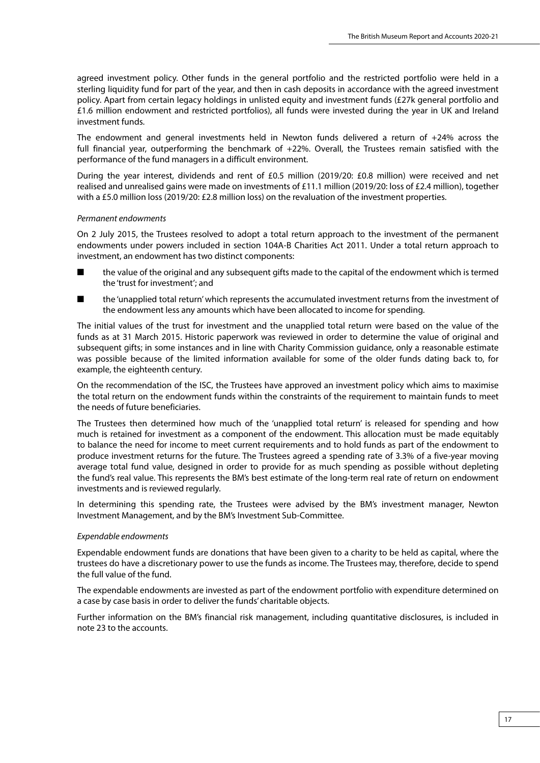agreed investment policy. Other funds in the general portfolio and the restricted portfolio were held in a sterling liquidity fund for part of the year, and then in cash deposits in accordance with the agreed investment policy. Apart from certain legacy holdings in unlisted equity and investment funds (£27k general portfolio and £1.6 million endowment and restricted portfolios), all funds were invested during the year in UK and Ireland investment funds.

The endowment and general investments held in Newton funds delivered a return of +24% across the full financial year, outperforming the benchmark of +22%. Overall, the Trustees remain satisfied with the performance of the fund managers in a difficult environment.

During the year interest, dividends and rent of £0.5 million (2019/20: £0.8 million) were received and net realised and unrealised gains were made on investments of £11.1 million (2019/20: loss of £2.4 million), together with a £5.0 million loss (2019/20: £2.8 million loss) on the revaluation of the investment properties.

*Permanent endowments*

On 2 July 2015, the Trustees resolved to adopt a total return approach to the investment of the permanent endowments under powers included in section 104A-B Charities Act 2011. Under a total return approach to investment, an endowment has two distinct components:

- the value of the original and any subsequent gifts made to the capital of the endowment which is termed the 'trust for investment'; and
- the 'unapplied total return' which represents the accumulated investment returns from the investment of the endowment less any amounts which have been allocated to income for spending.

The initial values of the trust for investment and the unapplied total return were based on the value of the funds as at 31 March 2015. Historic paperwork was reviewed in order to determine the value of original and subsequent gifts; in some instances and in line with Charity Commission guidance, only a reasonable estimate was possible because of the limited information available for some of the older funds dating back to, for example, the eighteenth century.

On the recommendation of the ISC, the Trustees have approved an investment policy which aims to maximise the total return on the endowment funds within the constraints of the requirement to maintain funds to meet the needs of future beneficiaries.

The Trustees then determined how much of the 'unapplied total return' is released for spending and how much is retained for investment as a component of the endowment. This allocation must be made equitably to balance the need for income to meet current requirements and to hold funds as part of the endowment to produce investment returns for the future. The Trustees agreed a spending rate of 3.3% of a five-year moving average total fund value, designed in order to provide for as much spending as possible without depleting the fund's real value. This represents the BM's best estimate of the long-term real rate of return on endowment investments and is reviewed regularly.

In determining this spending rate, the Trustees were advised by the BM's investment manager, Newton Investment Management, and by the BM's Investment Sub-Committee.

*Expendable endowments*

Expendable endowment funds are donations that have been given to a charity to be held as capital, where the trustees do have a discretionary power to use the funds as income. The Trustees may, therefore, decide to spend the full value of the fund.

The expendable endowments are invested as part of the endowment portfolio with expenditure determined on a case by case basis in order to deliver the funds' charitable objects.

Further information on the BM's financial risk management, including quantitative disclosures, is included in note 23 to the accounts.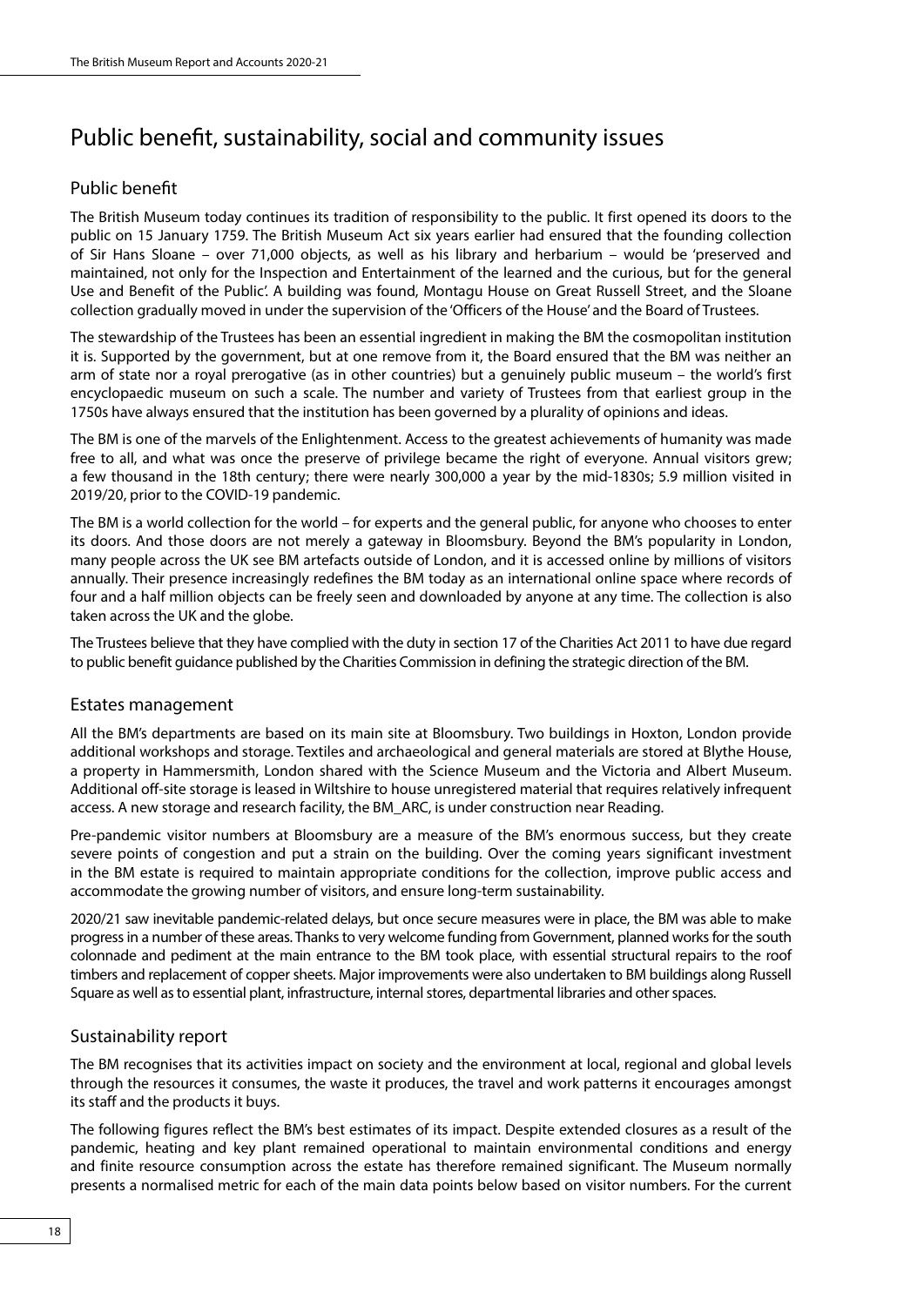# Public benefit, sustainability, social and community issues

## Public benefit

The British Museum today continues its tradition of responsibility to the public. It first opened its doors to the public on 15 January 1759. The British Museum Act six years earlier had ensured that the founding collection of Sir Hans Sloane – over 71,000 objects, as well as his library and herbarium – would be 'preserved and maintained, not only for the Inspection and Entertainment of the learned and the curious, but for the general Use and Benefit of the Public'. A building was found, Montagu House on Great Russell Street, and the Sloane collection gradually moved in under the supervision of the 'Officers of the House' and the Board of Trustees.

The stewardship of the Trustees has been an essential ingredient in making the BM the cosmopolitan institution it is. Supported by the government, but at one remove from it, the Board ensured that the BM was neither an arm of state nor a royal prerogative (as in other countries) but a genuinely public museum – the world's first encyclopaedic museum on such a scale. The number and variety of Trustees from that earliest group in the 1750s have always ensured that the institution has been governed by a plurality of opinions and ideas.

The BM is one of the marvels of the Enlightenment. Access to the greatest achievements of humanity was made free to all, and what was once the preserve of privilege became the right of everyone. Annual visitors grew; a few thousand in the 18th century; there were nearly 300,000 a year by the mid-1830s; 5.9 million visited in 2019/20, prior to the COVID-19 pandemic.

The BM is a world collection for the world – for experts and the general public, for anyone who chooses to enter its doors. And those doors are not merely a gateway in Bloomsbury. Beyond the BM's popularity in London, many people across the UK see BM artefacts outside of London, and it is accessed online by millions of visitors annually. Their presence increasingly redefines the BM today as an international online space where records of four and a half million objects can be freely seen and downloaded by anyone at any time. The collection is also taken across the UK and the globe.

The Trustees believe that they have complied with the duty in section 17 of the Charities Act 2011 to have due regard to public benefit guidance published by the Charities Commission in defining the strategic direction of the BM.

## Estates management

All the BM's departments are based on its main site at Bloomsbury. Two buildings in Hoxton, London provide additional workshops and storage. Textiles and archaeological and general materials are stored at Blythe House, a property in Hammersmith, London shared with the Science Museum and the Victoria and Albert Museum. Additional off-site storage is leased in Wiltshire to house unregistered material that requires relatively infrequent access. A new storage and research facility, the BM_ARC, is under construction near Reading.

Pre-pandemic visitor numbers at Bloomsbury are a measure of the BM's enormous success, but they create severe points of congestion and put a strain on the building. Over the coming years significant investment in the BM estate is required to maintain appropriate conditions for the collection, improve public access and accommodate the growing number of visitors, and ensure long-term sustainability.

2020/21 saw inevitable pandemic-related delays, but once secure measures were in place, the BM was able to make progress in a number of these areas. Thanks to very welcome funding from Government, planned works for the south colonnade and pediment at the main entrance to the BM took place, with essential structural repairs to the roof timbers and replacement of copper sheets. Major improvements were also undertaken to BM buildings along Russell Square as well as to essential plant, infrastructure, internal stores, departmental libraries and other spaces.

## Sustainability report

The BM recognises that its activities impact on society and the environment at local, regional and global levels through the resources it consumes, the waste it produces, the travel and work patterns it encourages amongst its staff and the products it buys.

The following figures reflect the BM's best estimates of its impact. Despite extended closures as a result of the pandemic, heating and key plant remained operational to maintain environmental conditions and energy and finite resource consumption across the estate has therefore remained significant. The Museum normally presents a normalised metric for each of the main data points below based on visitor numbers. For the current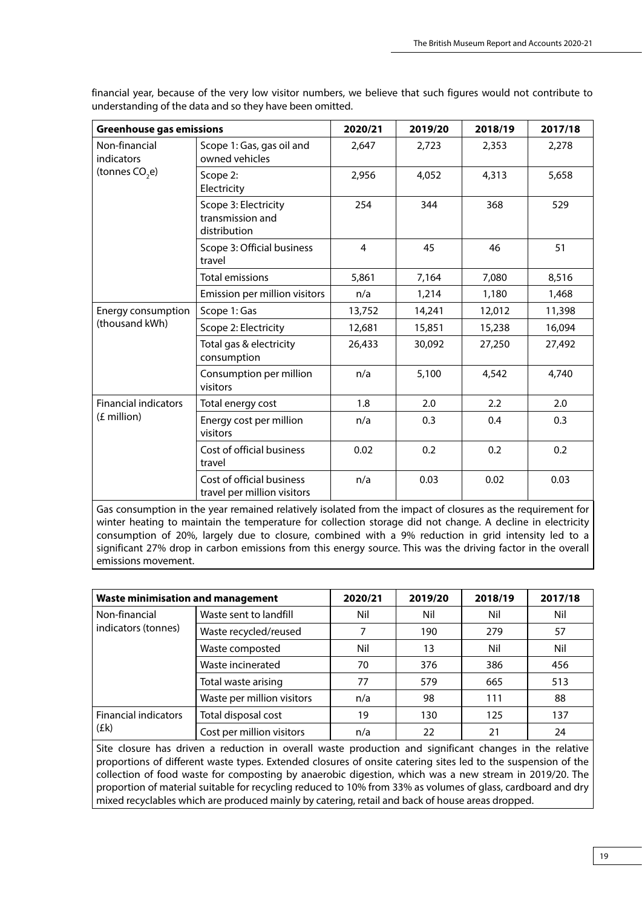financial year, because of the very low visitor numbers, we believe that such figures would not contribute to understanding of the data and so they have been omitted.

| Greenhouse gas emissions | | 2020/21 | 2019/20 | 2018/19 | 2017/18 |
|---|---|---|---|---|---|
| Non-financial indicators (tonnes $CO_2e$) | Scope 1: Gas, gas oil and owned vehicles | 2,647 | 2,723 | 2,353 | 2,278 |
| | Scope 2: Electricity | 2,956 | 4,052 | 4,313 | 5,658 |
| | Scope 3: Electricity transmission and distribution | 254 | 344 | 368 | 529 |
| | Scope 3: Official business travel | 4 | 45 | 46 | 51 |
| | Total emissions | 5,861 | 7,164 | 7,080 | 8,516 |
| | Emission per million visitors | n/a | 1,214 | 1,180 | 1,468 |
| Energy consumption (thousand kWh) | Scope 1: Gas | 13,752 | 14,241 | 12,012 | 11,398 |
| | Scope 2: Electricity | 12,681 | 15,851 | 15,238 | 16,094 |
| | Total gas & electricity consumption | 26,433 | 30,092 | 27,250 | 27,492 |
| | Consumption per million visitors | n/a | 5,100 | 4,542 | 4,740 |
| Financial indicators (£ million) | Total energy cost | 1.8 | 2.0 | 2.2 | 2.0 |
| | Energy cost per million visitors | n/a | 0.3 | 0.4 | 0.3 |
| | Cost of official business travel | 0.02 | 0.2 | 0.2 | 0.2 |
| | Cost of official business travel per million visitors | n/a | 0.03 | 0.02 | 0.03 |

Gas consumption in the year remained relatively isolated from the impact of closures as the requirement for winter heating to maintain the temperature for collection storage did not change. A decline in electricity consumption of 20%, largely due to closure, combined with a 9% reduction in grid intensity led to a significant 27% drop in carbon emissions from this energy source. This was the driving factor in the overall emissions movement.

| Waste minimisation and management | | 2020/21 | 2019/20 | 2018/19 | 2017/18 |
|---|---|---|---|---|---|
| Non-financial indicators (tonnes) | Waste sent to landfill | Nil | Nil | Nil | Nil |
| | Waste recycled/reused | 7 | 190 | 279 | 57 |
| | Waste composted | Nil | 13 | Nil | Nil |
| | Waste incinerated | 70 | 376 | 386 | 456 |
| | Total waste arising | 77 | 579 | 665 | 513 |
| | Waste per million visitors | n/a | 98 | 111 | 88 |
| Financial indicators (£k) | Total disposal cost | 19 | 130 | 125 | 137 |
| | Cost per million visitors | n/a | 22 | 21 | 24 |

Site closure has driven a reduction in overall waste production and significant changes in the relative proportions of different waste types. Extended closures of onsite catering sites led to the suspension of the collection of food waste for composting by anaerobic digestion, which was a new stream in 2019/20. The proportion of material suitable for recycling reduced to 10% from 33% as volumes of glass, cardboard and dry mixed recyclables which are produced mainly by catering, retail and back of house areas dropped.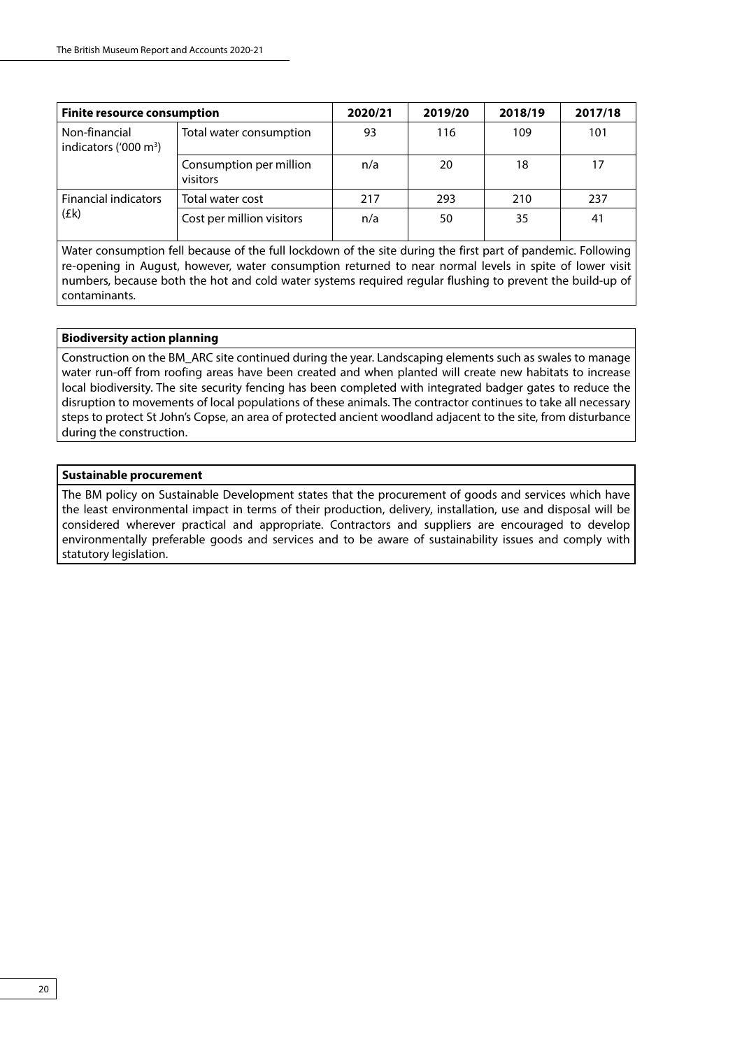| Finite resource consumption | | 2020/21 | 2019/20 | 2018/19 | 2017/18 |
|---|---|---|---|---|---|
| Non-financial indicators ('000 $m^3$) | Total water consumption | 93 | 116 | 109 | 101 |
| | Consumption per million visitors | n/a | 20 | 18 | 17 |
| Financial indicators (£k) | Total water cost | 217 | 293 | 210 | 237 |
| | Cost per million visitors | n/a | 50 | 35 | 41 |

Water consumption fell because of the full lockdown of the site during the first part of pandemic. Following re-opening in August, however, water consumption returned to near normal levels in spite of lower visit numbers, because both the hot and cold water systems required regular flushing to prevent the build-up of contaminants.

**Biodiversity action planning**

Construction on the BM_ARC site continued during the year. Landscaping elements such as swales to manage water run-off from roofing areas have been created and when planted will create new habitats to increase local biodiversity. The site security fencing has been completed with integrated badger gates to reduce the disruption to movements of local populations of these animals. The contractor continues to take all necessary steps to protect St John's Copse, an area of protected ancient woodland adjacent to the site, from disturbance during the construction.

**Sustainable procurement**

The BM policy on Sustainable Development states that the procurement of goods and services which have the least environmental impact in terms of their production, delivery, installation, use and disposal will be considered wherever practical and appropriate. Contractors and suppliers are encouraged to develop environmentally preferable goods and services and to be aware of sustainability issues and comply with statutory legislation.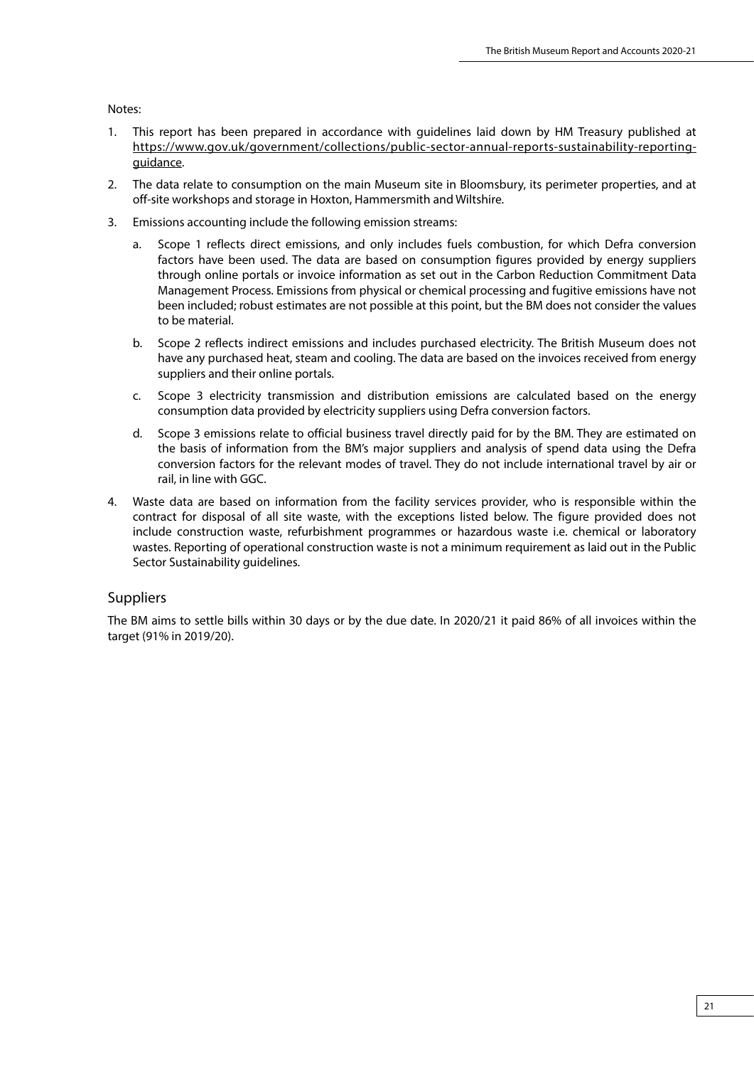Notes:

1. This report has been prepared in accordance with guidelines laid down by HM Treasury published at https://www.gov.uk/government/collections/public-sector-annual-reports-sustainability-reporting-guidance.
2. The data relate to consumption on the main Museum site in Bloomsbury, its perimeter properties, and at off-site workshops and storage in Hoxton, Hammersmith and Wiltshire.
3. Emissions accounting include the following emission streams:
   a. Scope 1 reflects direct emissions, and only includes fuels combustion, for which Defra conversion factors have been used. The data are based on consumption figures provided by energy suppliers through online portals or invoice information as set out in the Carbon Reduction Commitment Data Management Process. Emissions from physical or chemical processing and fugitive emissions have not been included; robust estimates are not possible at this point, but the BM does not consider the values to be material.
   b. Scope 2 reflects indirect emissions and includes purchased electricity. The British Museum does not have any purchased heat, steam and cooling. The data are based on the invoices received from energy suppliers and their online portals.
   c. Scope 3 electricity transmission and distribution emissions are calculated based on the energy consumption data provided by electricity suppliers using Defra conversion factors.
   d. Scope 3 emissions relate to official business travel directly paid for by the BM. They are estimated on the basis of information from the BM's major suppliers and analysis of spend data using the Defra conversion factors for the relevant modes of travel. They do not include international travel by air or rail, in line with GGC.
4. Waste data are based on information from the facility services provider, who is responsible within the contract for disposal of all site waste, with the exceptions listed below. The figure provided does not include construction waste, refurbishment programmes or hazardous waste i.e. chemical or laboratory wastes. Reporting of operational construction waste is not a minimum requirement as laid out in the Public Sector Sustainability guidelines.

## Suppliers

The BM aims to settle bills within 30 days or by the due date. In 2020/21 it paid 86% of all invoices within the target (91% in 2019/20).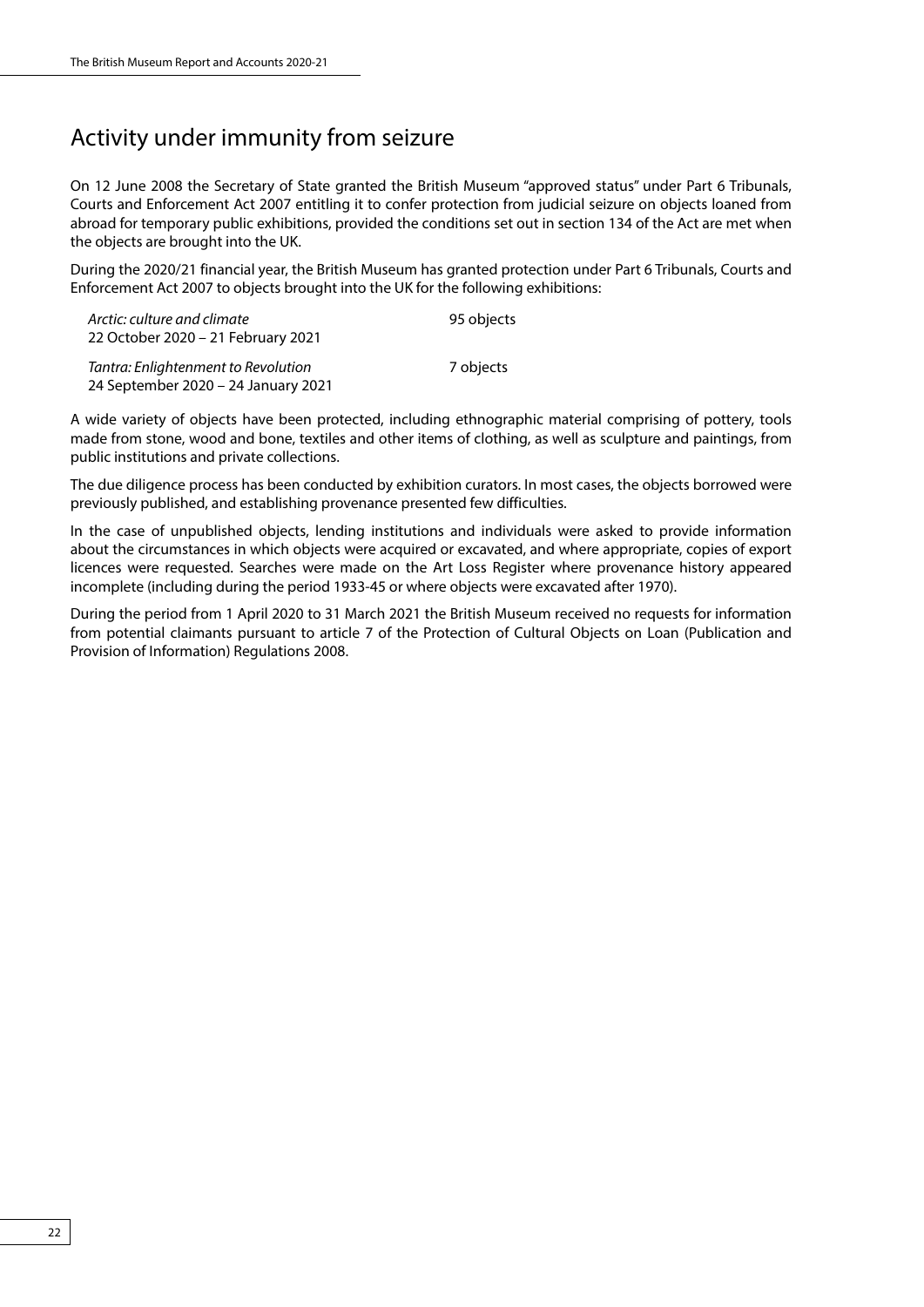# Activity under immunity from seizure

On 12 June 2008 the Secretary of State granted the British Museum "approved status" under Part 6 Tribunals, Courts and Enforcement Act 2007 entitling it to confer protection from judicial seizure on objects loaned from abroad for temporary public exhibitions, provided the conditions set out in section 134 of the Act are met when the objects are brought into the UK.

During the 2020/21 financial year, the British Museum has granted protection under Part 6 Tribunals, Courts and Enforcement Act 2007 to objects brought into the UK for the following exhibitions:

| Exhibition | Objects |
| --- | --- |
| *Arctic: culture and climate*<br>22 October 2020 – 21 February 2021 | 95 objects |
| *Tantra: Enlightenment to Revolution*<br>24 September 2020 – 24 January 2021 | 7 objects |

A wide variety of objects have been protected, including ethnographic material comprising of pottery, tools made from stone, wood and bone, textiles and other items of clothing, as well as sculpture and paintings, from public institutions and private collections.

The due diligence process has been conducted by exhibition curators. In most cases, the objects borrowed were previously published, and establishing provenance presented few difficulties.

In the case of unpublished objects, lending institutions and individuals were asked to provide information about the circumstances in which objects were acquired or excavated, and where appropriate, copies of export licences were requested. Searches were made on the Art Loss Register where provenance history appeared incomplete (including during the period 1933-45 or where objects were excavated after 1970).

During the period from 1 April 2020 to 31 March 2021 the British Museum received no requests for information from potential claimants pursuant to article 7 of the Protection of Cultural Objects on Loan (Publication and Provision of Information) Regulations 2008.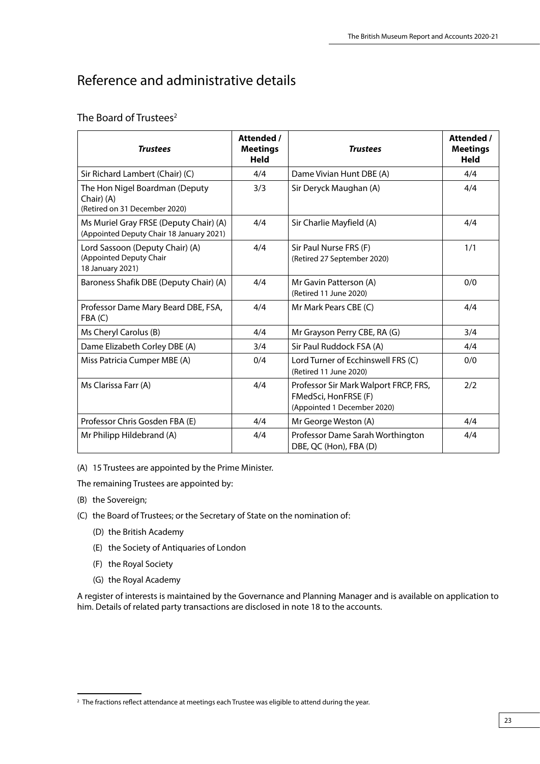# Reference and administrative details

## The Board of Trustees[2]

| ***Trustees*** | **Attended / Meetings Held** | ***Trustees*** | **Attended / Meetings Held** |
|---|---|---|---|
| Sir Richard Lambert (Chair) (C) | 4/4 | Dame Vivian Hunt DBE (A) | 4/4 |
| The Hon Nigel Boardman (Deputy Chair) (A) (Retired on 31 December 2020) | 3/3 | Sir Deryck Maughan (A) | 4/4 |
| Ms Muriel Gray FRSE (Deputy Chair) (A) (Appointed Deputy Chair 18 January 2021) | 4/4 | Sir Charlie Mayfield (A) | 4/4 |
| Lord Sassoon (Deputy Chair) (A) (Appointed Deputy Chair 18 January 2021) | 4/4 | Sir Paul Nurse FRS (F) (Retired 27 September 2020) | 1/1 |
| Baroness Shafik DBE (Deputy Chair) (A) | 4/4 | Mr Gavin Patterson (A) (Retired 11 June 2020) | 0/0 |
| Professor Dame Mary Beard DBE, FSA, FBA (C) | 4/4 | Mr Mark Pears CBE (C) | 4/4 |
| Ms Cheryl Carolus (B) | 4/4 | Mr Grayson Perry CBE, RA (G) | 3/4 |
| Dame Elizabeth Corley DBE (A) | 3/4 | Sir Paul Ruddock FSA (A) | 4/4 |
| Miss Patricia Cumper MBE (A) | 0/4 | Lord Turner of Ecchinswell FRS (C) (Retired 11 June 2020) | 0/0 |
| Ms Clarissa Farr (A) | 4/4 | Professor Sir Mark Walport FRCP, FRS, FMedSci, HonFRSE (F) (Appointed 1 December 2020) | 2/2 |
| Professor Chris Gosden FBA (E) | 4/4 | Mr George Weston (A) | 4/4 |
| Mr Philipp Hildebrand (A) | 4/4 | Professor Dame Sarah Worthington DBE, QC (Hon), FBA (D) | 4/4 |

(A) 15 Trustees are appointed by the Prime Minister.

The remaining Trustees are appointed by:

(B) the Sovereign;

(C) the Board of Trustees; or the Secretary of State on the nomination of:

- (D) the British Academy
- (E) the Society of Antiquaries of London
- (F) the Royal Society
- (G) the Royal Academy

A register of interests is maintained by the Governance and Planning Manager and is available on application to him. Details of related party transactions are disclosed in note 18 to the accounts.

[2] The fractions reflect attendance at meetings each Trustee was eligible to attend during the year.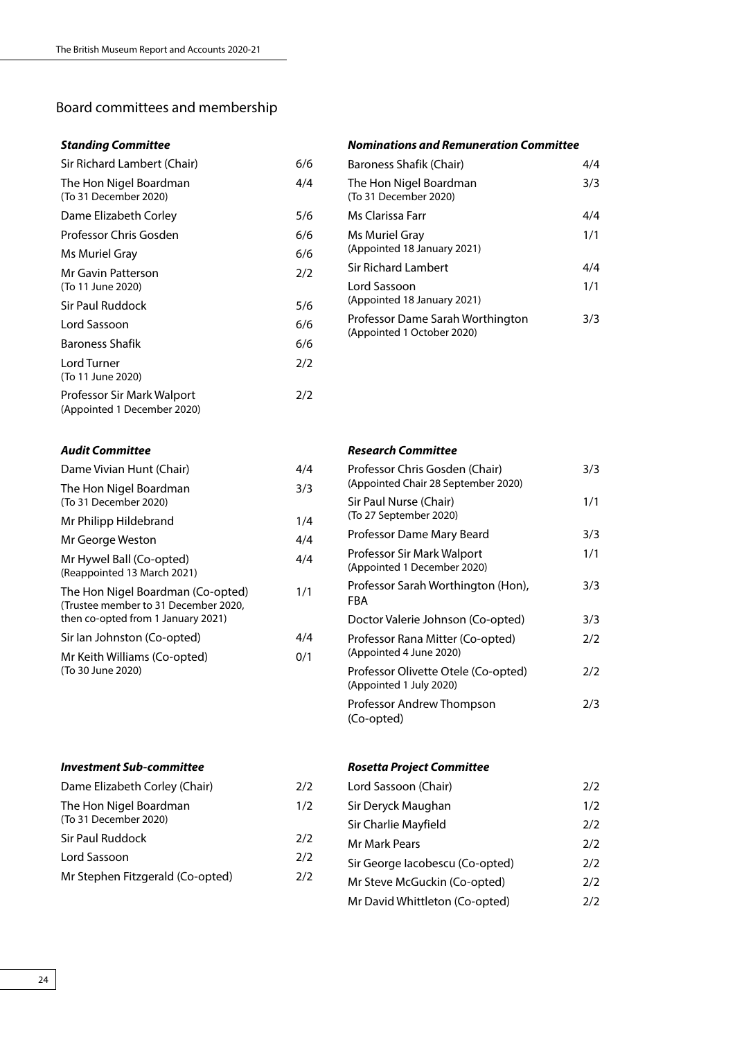## Board committees and membership

***Standing Committee***

| | |
|---|---|
| Sir Richard Lambert (Chair) | 6/6 |
| The Hon Nigel Boardman (To 31 December 2020) | 4/4 |
| Dame Elizabeth Corley | 5/6 |
| Professor Chris Gosden | 6/6 |
| Ms Muriel Gray | 6/6 |
| Mr Gavin Patterson (To 11 June 2020) | 2/2 |
| Sir Paul Ruddock | 5/6 |
| Lord Sassoon | 6/6 |
| Baroness Shafik | 6/6 |
| Lord Turner (To 11 June 2020) | 2/2 |
| Professor Sir Mark Walport (Appointed 1 December 2020) | 2/2 |

***Audit Committee***

| | |
|---|---|
| Dame Vivian Hunt (Chair) | 4/4 |
| The Hon Nigel Boardman (To 31 December 2020) | 3/3 |
| Mr Philipp Hildebrand | 1/4 |
| Mr George Weston | 4/4 |
| Mr Hywel Ball (Co-opted) (Reappointed 13 March 2021) | 4/4 |
| The Hon Nigel Boardman (Co-opted) (Trustee member to 31 December 2020, then co-opted from 1 January 2021) | 1/1 |
| Sir Ian Johnston (Co-opted) | 4/4 |
| Mr Keith Williams (Co-opted) (To 30 June 2020) | 0/1 |

***Investment Sub-committee***

| | |
|---|---|
| Dame Elizabeth Corley (Chair) | 2/2 |
| The Hon Nigel Boardman (To 31 December 2020) | 1/2 |
| Sir Paul Ruddock | 2/2 |
| Lord Sassoon | 2/2 |
| Mr Stephen Fitzgerald (Co-opted) | 2/2 |

***Nominations and Remuneration Committee***

| | |
|---|---|
| Baroness Shafik (Chair) | 4/4 |
| The Hon Nigel Boardman (To 31 December 2020) | 3/3 |
| Ms Clarissa Farr | 4/4 |
| Ms Muriel Gray (Appointed 18 January 2021) | 1/1 |
| Sir Richard Lambert | 4/4 |
| Lord Sassoon (Appointed 18 January 2021) | 1/1 |
| Professor Dame Sarah Worthington (Appointed 1 October 2020) | 3/3 |

***Research Committee***

| | |
|---|---|
| Professor Chris Gosden (Chair) (Appointed Chair 28 September 2020) | 3/3 |
| Sir Paul Nurse (Chair) (To 27 September 2020) | 1/1 |
| Professor Dame Mary Beard | 3/3 |
| Professor Sir Mark Walport (Appointed 1 December 2020) | 1/1 |
| Professor Sarah Worthington (Hon), FBA | 3/3 |
| Doctor Valerie Johnson (Co-opted) | 3/3 |
| Professor Rana Mitter (Co-opted) (Appointed 4 June 2020) | 2/2 |
| Professor Olivette Otele (Co-opted) (Appointed 1 July 2020) | 2/2 |
| Professor Andrew Thompson (Co-opted) | 2/3 |

***Rosetta Project Committee***

| | |
|---|---|
| Lord Sassoon (Chair) | 2/2 |
| Sir Deryck Maughan | 1/2 |
| Sir Charlie Mayfield | 2/2 |
| Mr Mark Pears | 2/2 |
| Sir George Iacobescu (Co-opted) | 2/2 |
| Mr Steve McGuckin (Co-opted) | 2/2 |
| Mr David Whittleton (Co-opted) | 2/2 |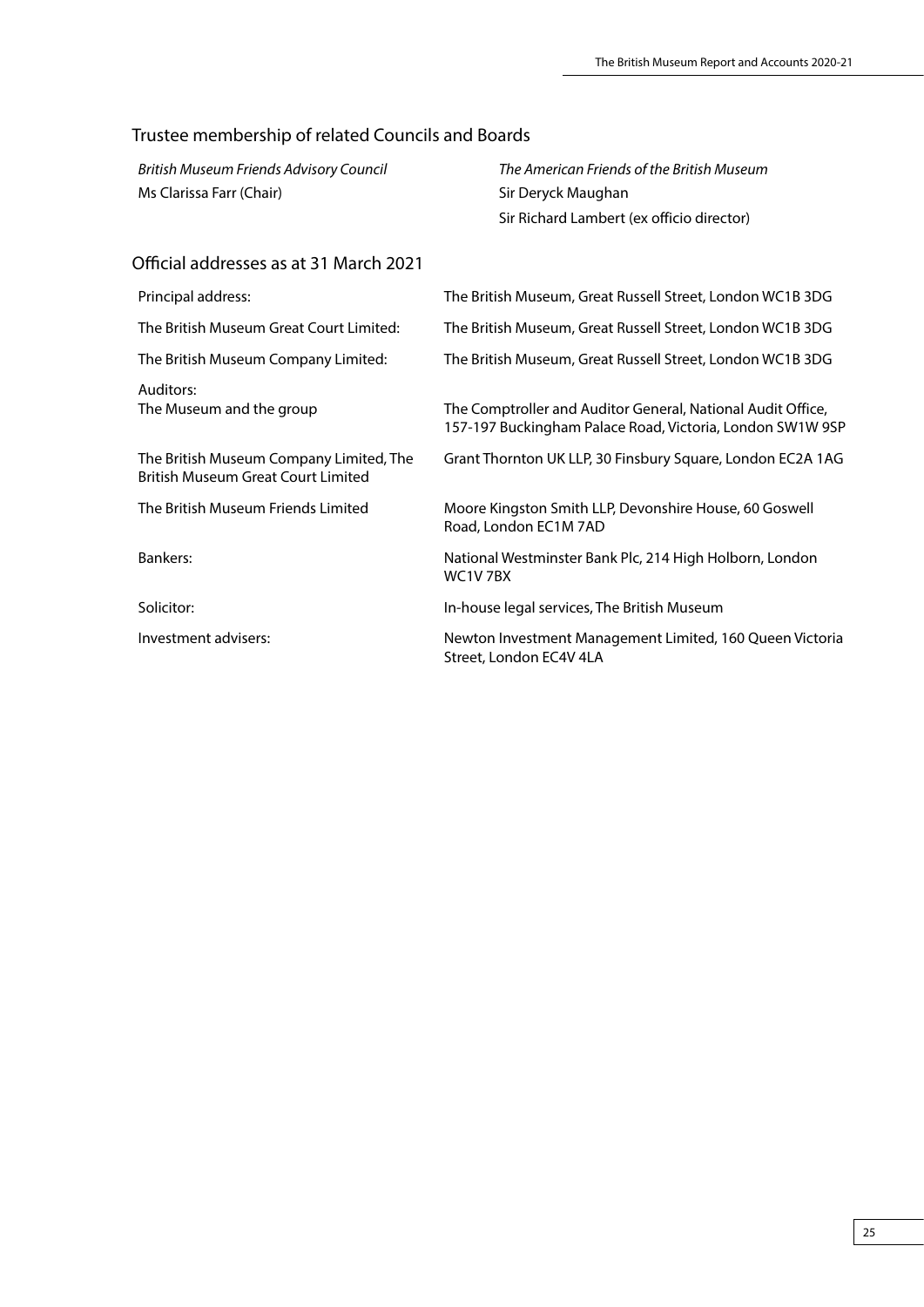## Trustee membership of related Councils and Boards

*British Museum Friends Advisory Council*
Ms Clarissa Farr (Chair)

*The American Friends of the British Museum*
Sir Deryck Maughan
Sir Richard Lambert (ex officio director)

## Official addresses as at 31 March 2021

| | |
|---|---|
| Principal address: | The British Museum, Great Russell Street, London WC1B 3DG |
| The British Museum Great Court Limited: | The British Museum, Great Russell Street, London WC1B 3DG |
| The British Museum Company Limited: | The British Museum, Great Russell Street, London WC1B 3DG |
| Auditors: | |
| The Museum and the group | The Comptroller and Auditor General, National Audit Office, 157-197 Buckingham Palace Road, Victoria, London SW1W 9SP |
| The British Museum Company Limited, The British Museum Great Court Limited | Grant Thornton UK LLP, 30 Finsbury Square, London EC2A 1AG |
| The British Museum Friends Limited | Moore Kingston Smith LLP, Devonshire House, 60 Goswell Road, London EC1M 7AD |
| Bankers: | National Westminster Bank Plc, 214 High Holborn, London WC1V 7BX |
| Solicitor: | In-house legal services, The British Museum |
| Investment advisers: | Newton Investment Management Limited, 160 Queen Victoria Street, London EC4V 4LA |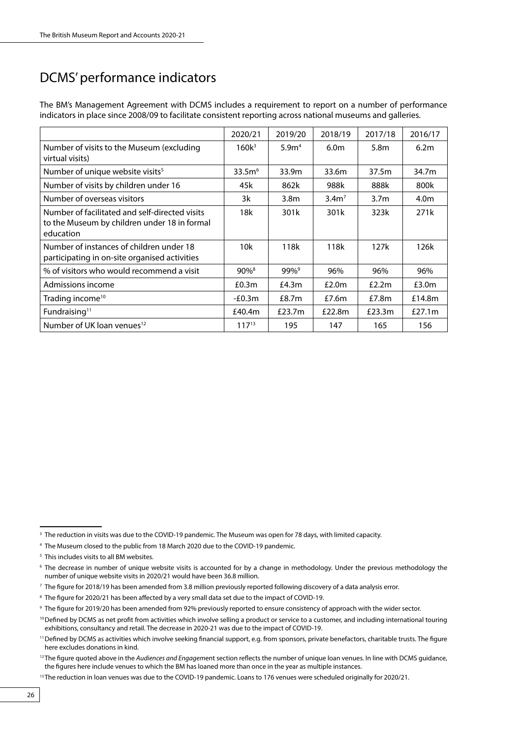## DCMS' performance indicators

The BM's Management Agreement with DCMS includes a requirement to report on a number of performance indicators in place since 2008/09 to facilitate consistent reporting across national museums and galleries.

| | 2020/21 | 2019/20 | 2018/19 | 2017/18 | 2016/17 |
|---|---|---|---|---|---|
| Number of visits to the Museum (excluding virtual visits) | 160k[3] | 5.9m[4] | 6.0m | 5.8m | 6.2m |
| Number of unique website visits[5] | 33.5m[6] | 33.9m | 33.6m | 37.5m | 34.7m |
| Number of visits by children under 16 | 45k | 862k | 988k | 888k | 800k |
| Number of overseas visitors | 3k | 3.8m | 3.4m[7] | 3.7m | 4.0m |
| Number of facilitated and self-directed visits to the Museum by children under 18 in formal education | 18k | 301k | 301k | 323k | 271k |
| Number of instances of children under 18 participating in on-site organised activities | 10k | 118k | 118k | 127k | 126k |
| % of visitors who would recommend a visit | 90%[8] | 99%[9] | 96% | 96% | 96% |
| Admissions income | £0.3m | £4.3m | £2.0m | £2.2m | £3.0m |
| Trading income[10] | -£0.3m | £8.7m | £7.6m | £7.8m | £14.8m |
| Fundraising[11] | £40.4m | £23.7m | £22.8m | £23.3m | £27.1m |
| Number of UK loan venues[12] | 117[13] | 195 | 147 | 165 | 156 |

[3] The reduction in visits was due to the COVID-19 pandemic. The Museum was open for 78 days, with limited capacity.

[4] The Museum closed to the public from 18 March 2020 due to the COVID-19 pandemic.

[5] This includes visits to all BM websites.

[6] The decrease in number of unique website visits is accounted for by a change in methodology. Under the previous methodology the number of unique website visits in 2020/21 would have been 36.8 million.

[7] The figure for 2018/19 has been amended from 3.8 million previously reported following discovery of a data analysis error.

[8] The figure for 2020/21 has been affected by a very small data set due to the impact of COVID-19.

[9] The figure for 2019/20 has been amended from 92% previously reported to ensure consistency of approach with the wider sector.

[10] Defined by DCMS as net profit from activities which involve selling a product or service to a customer, and including international touring exhibitions, consultancy and retail. The decrease in 2020-21 was due to the impact of COVID-19.

[11] Defined by DCMS as activities which involve seeking financial support, e.g. from sponsors, private benefactors, charitable trusts. The figure here excludes donations in kind.

[12] The figure quoted above in the *Audiences and Engagement* section reflects the number of unique loan venues. In line with DCMS guidance, the figures here include venues to which the BM has loaned more than once in the year as multiple instances.

[13] The reduction in loan venues was due to the COVID-19 pandemic. Loans to 176 venues were scheduled originally for 2020/21.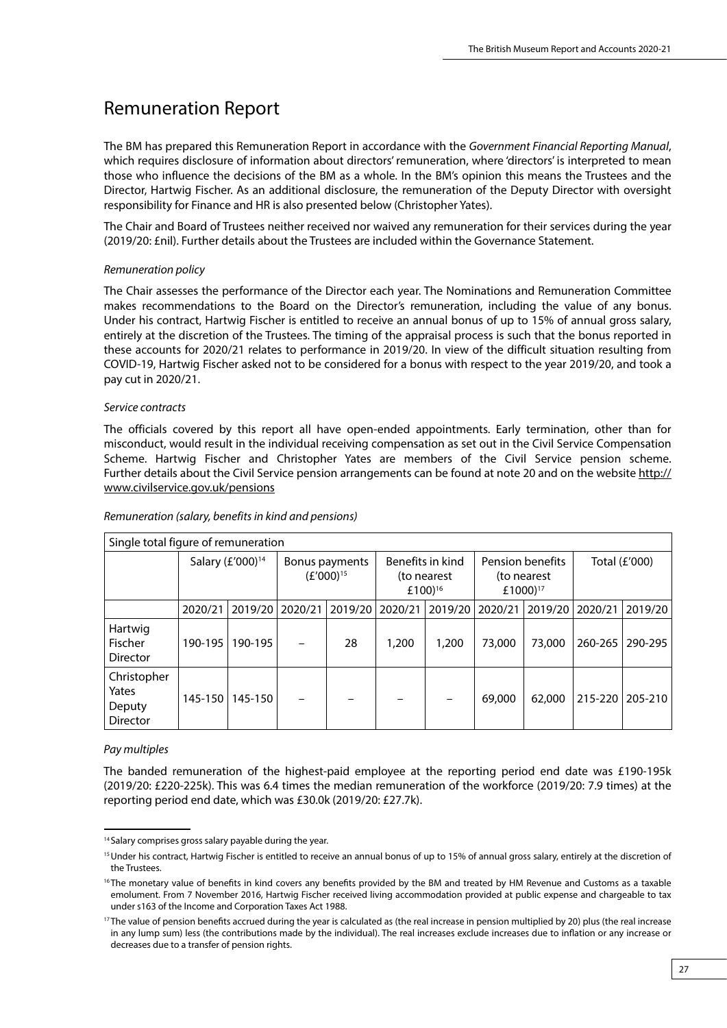# Remuneration Report

The BM has prepared this Remuneration Report in accordance with the *Government Financial Reporting Manual*, which requires disclosure of information about directors' remuneration, where 'directors' is interpreted to mean those who influence the decisions of the BM as a whole. In the BM's opinion this means the Trustees and the Director, Hartwig Fischer. As an additional disclosure, the remuneration of the Deputy Director with oversight responsibility for Finance and HR is also presented below (Christopher Yates).

The Chair and Board of Trustees neither received nor waived any remuneration for their services during the year (2019/20: £nil). Further details about the Trustees are included within the Governance Statement.

*Remuneration policy*

The Chair assesses the performance of the Director each year. The Nominations and Remuneration Committee makes recommendations to the Board on the Director's remuneration, including the value of any bonus. Under his contract, Hartwig Fischer is entitled to receive an annual bonus of up to 15% of annual gross salary, entirely at the discretion of the Trustees. The timing of the appraisal process is such that the bonus reported in these accounts for 2020/21 relates to performance in 2019/20. In view of the difficult situation resulting from COVID-19, Hartwig Fischer asked not to be considered for a bonus with respect to the year 2019/20, and took a pay cut in 2020/21.

*Service contracts*

The officials covered by this report all have open-ended appointments. Early termination, other than for misconduct, would result in the individual receiving compensation as set out in the Civil Service Compensation Scheme. Hartwig Fischer and Christopher Yates are members of the Civil Service pension scheme. Further details about the Civil Service pension arrangements can be found at note 20 and on the website http://www.civilservice.gov.uk/pensions

*Remuneration (salary, benefits in kind and pensions)*

| Single total figure of remuneration | | | | | | | | | | |
|---|---|---|---|---|---|---|---|---|---|---|
| | Salary (£'000)[14] | | Bonus payments (£'000)[15] | | Benefits in kind (to nearest £100)[16] | | Pension benefits (to nearest £1000)[17] | | Total (£'000) | |
| | 2020/21 | 2019/20 | 2020/21 | 2019/20 | 2020/21 | 2019/20 | 2020/21 | 2019/20 | 2020/21 | 2019/20 |
| Hartwig Fischer Director | 190-195 | 190-195 | – | 28 | 1,200 | 1,200 | 73,000 | 73,000 | 260-265 | 290-295 |
| Christopher Yates Deputy Director | 145-150 | 145-150 | – | – | – | – | 69,000 | 62,000 | 215-220 | 205-210 |

*Pay multiples*

The banded remuneration of the highest-paid employee at the reporting period end date was £190-195k (2019/20: £220-225k). This was 6.4 times the median remuneration of the workforce (2019/20: 7.9 times) at the reporting period end date, which was £30.0k (2019/20: £27.7k).

---

[14] Salary comprises gross salary payable during the year.

[15] Under his contract, Hartwig Fischer is entitled to receive an annual bonus of up to 15% of annual gross salary, entirely at the discretion of the Trustees.

[16] The monetary value of benefits in kind covers any benefits provided by the BM and treated by HM Revenue and Customs as a taxable emolument. From 7 November 2016, Hartwig Fischer received living accommodation provided at public expense and chargeable to tax under s163 of the Income and Corporation Taxes Act 1988.

[17] The value of pension benefits accrued during the year is calculated as (the real increase in pension multiplied by 20) plus (the real increase in any lump sum) less (the contributions made by the individual). The real increases exclude increases due to inflation or any increase or decreases due to a transfer of pension rights.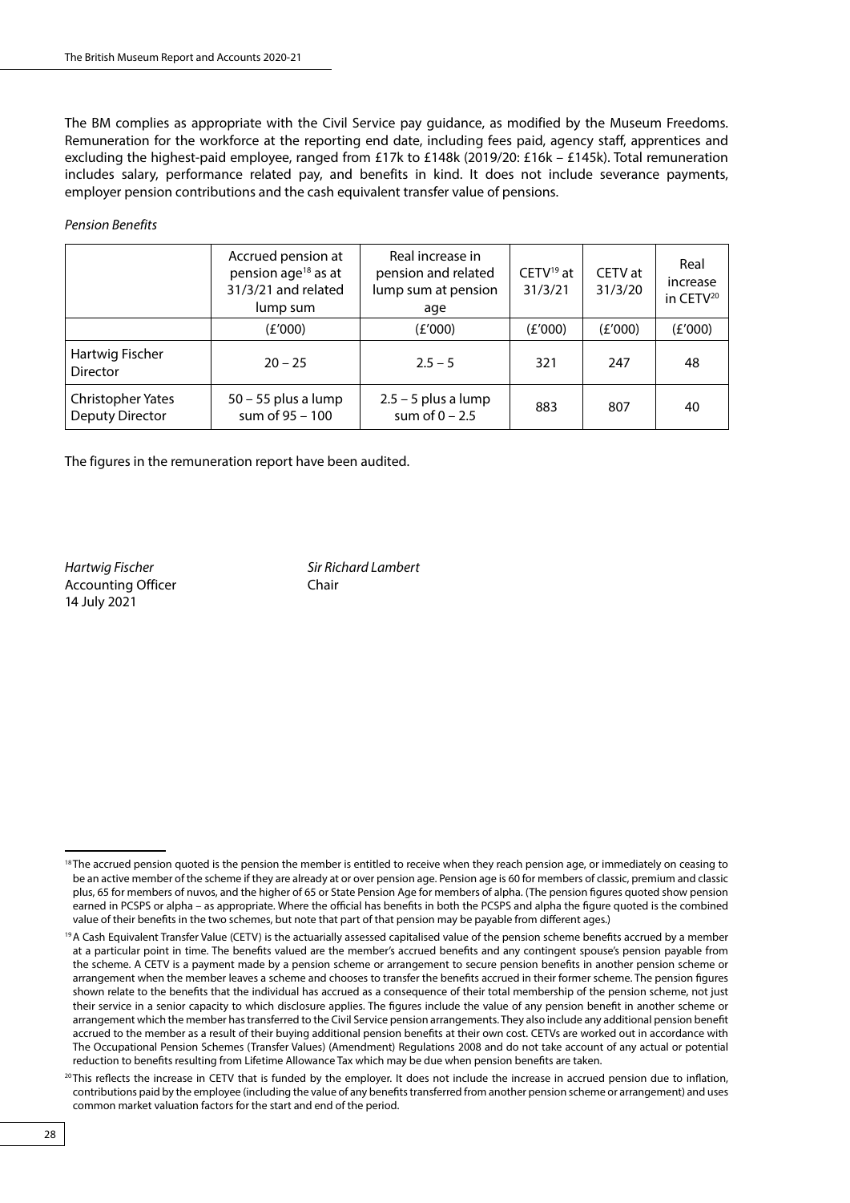The BM complies as appropriate with the Civil Service pay guidance, as modified by the Museum Freedoms. Remuneration for the workforce at the reporting end date, including fees paid, agency staff, apprentices and excluding the highest-paid employee, ranged from £17k to £148k (2019/20: £16k – £145k). Total remuneration includes salary, performance related pay, and benefits in kind. It does not include severance payments, employer pension contributions and the cash equivalent transfer value of pensions.

*Pension Benefits*

| | Accrued pension at pension age[18] as at 31/3/21 and related lump sum | Real increase in pension and related lump sum at pension age | CETV[19] at 31/3/21 | CETV at 31/3/20 | Real increase in CETV[20] |
|---|---|---|---|---|---|
| | (£'000) | (£'000) | (£'000) | (£'000) | (£'000) |
| Hartwig Fischer Director | 20 – 25 | 2.5 – 5 | 321 | 247 | 48 |
| Christopher Yates Deputy Director | 50 – 55 plus a lump sum of 95 – 100 | 2.5 – 5 plus a lump sum of 0 – 2.5 | 883 | 807 | 40 |

The figures in the remuneration report have been audited.

*Hartwig Fischer*
Accounting Officer
14 July 2021

*Sir Richard Lambert*
Chair

[18] The accrued pension quoted is the pension the member is entitled to receive when they reach pension age, or immediately on ceasing to be an active member of the scheme if they are already at or over pension age. Pension age is 60 for members of classic, premium and classic plus, 65 for members of nuvos, and the higher of 65 or State Pension Age for members of alpha. (The pension figures quoted show pension earned in PCSPS or alpha – as appropriate. Where the official has benefits in both the PCSPS and alpha the figure quoted is the combined value of their benefits in the two schemes, but note that part of that pension may be payable from different ages.)

[19] A Cash Equivalent Transfer Value (CETV) is the actuarially assessed capitalised value of the pension scheme benefits accrued by a member at a particular point in time. The benefits valued are the member's accrued benefits and any contingent spouse's pension payable from the scheme. A CETV is a payment made by a pension scheme or arrangement to secure pension benefits in another pension scheme or arrangement when the member leaves a scheme and chooses to transfer the benefits accrued in their former scheme. The pension figures shown relate to the benefits that the individual has accrued as a consequence of their total membership of the pension scheme, not just their service in a senior capacity to which disclosure applies. The figures include the value of any pension benefit in another scheme or arrangement which the member has transferred to the Civil Service pension arrangements. They also include any additional pension benefit accrued to the member as a result of their buying additional pension benefits at their own cost. CETVs are worked out in accordance with The Occupational Pension Schemes (Transfer Values) (Amendment) Regulations 2008 and do not take account of any actual or potential reduction to benefits resulting from Lifetime Allowance Tax which may be due when pension benefits are taken.

[20] This reflects the increase in CETV that is funded by the employer. It does not include the increase in accrued pension due to inflation, contributions paid by the employee (including the value of any benefits transferred from another pension scheme or arrangement) and uses common market valuation factors for the start and end of the period.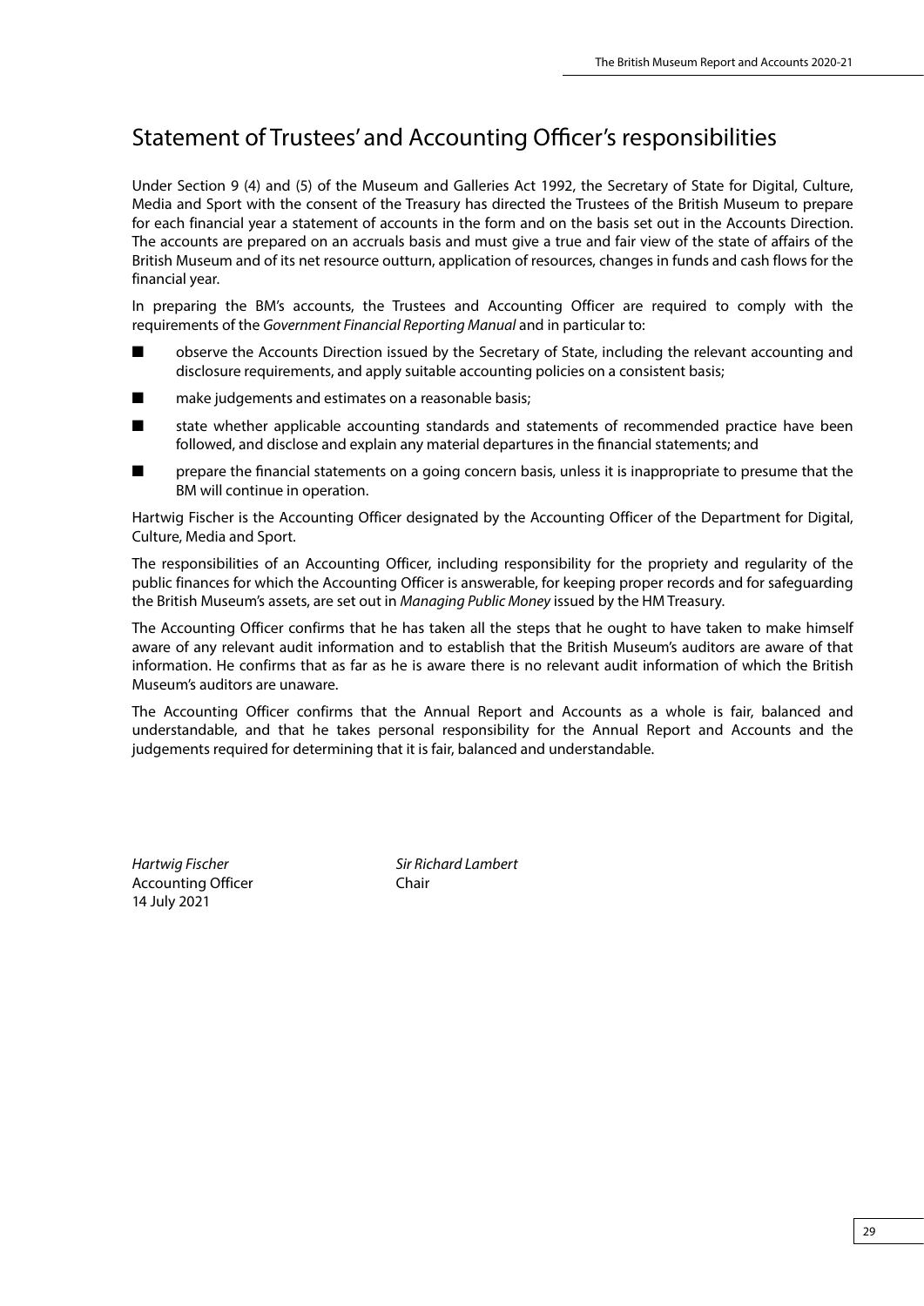# Statement of Trustees' and Accounting Officer's responsibilities

Under Section 9 (4) and (5) of the Museum and Galleries Act 1992, the Secretary of State for Digital, Culture, Media and Sport with the consent of the Treasury has directed the Trustees of the British Museum to prepare for each financial year a statement of accounts in the form and on the basis set out in the Accounts Direction. The accounts are prepared on an accruals basis and must give a true and fair view of the state of affairs of the British Museum and of its net resource outturn, application of resources, changes in funds and cash flows for the financial year.

In preparing the BM's accounts, the Trustees and Accounting Officer are required to comply with the requirements of the *Government Financial Reporting Manual* and in particular to:

- observe the Accounts Direction issued by the Secretary of State, including the relevant accounting and disclosure requirements, and apply suitable accounting policies on a consistent basis;
- make judgements and estimates on a reasonable basis;
- state whether applicable accounting standards and statements of recommended practice have been followed, and disclose and explain any material departures in the financial statements; and
- prepare the financial statements on a going concern basis, unless it is inappropriate to presume that the BM will continue in operation.

Hartwig Fischer is the Accounting Officer designated by the Accounting Officer of the Department for Digital, Culture, Media and Sport.

The responsibilities of an Accounting Officer, including responsibility for the propriety and regularity of the public finances for which the Accounting Officer is answerable, for keeping proper records and for safeguarding the British Museum's assets, are set out in *Managing Public Money* issued by the HM Treasury.

The Accounting Officer confirms that he has taken all the steps that he ought to have taken to make himself aware of any relevant audit information and to establish that the British Museum's auditors are aware of that information. He confirms that as far as he is aware there is no relevant audit information of which the British Museum's auditors are unaware.

The Accounting Officer confirms that the Annual Report and Accounts as a whole is fair, balanced and understandable, and that he takes personal responsibility for the Annual Report and Accounts and the judgements required for determining that it is fair, balanced and understandable.

*Hartwig Fischer*
Accounting Officer
14 July 2021

*Sir Richard Lambert*
Chair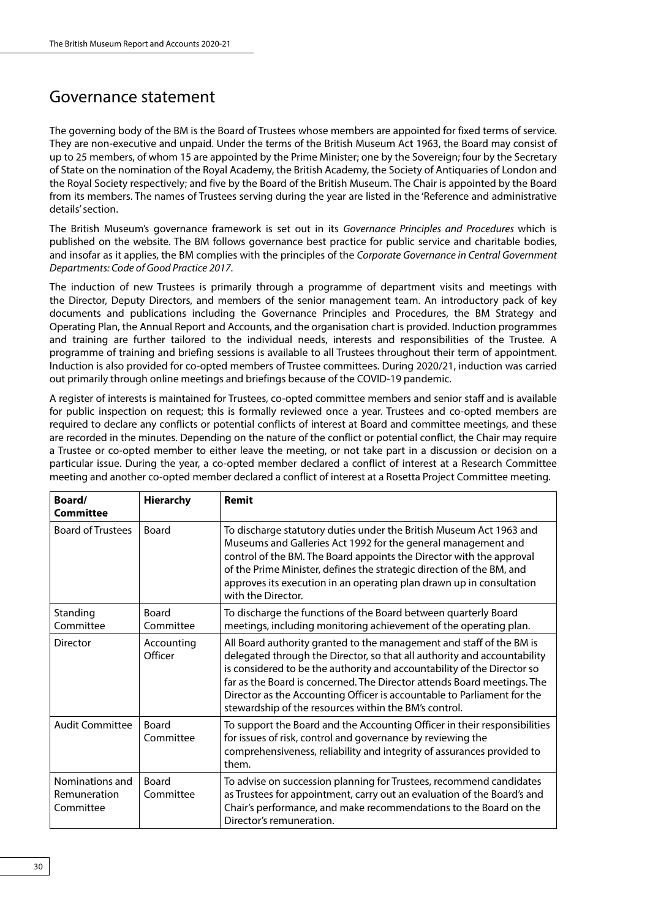# Governance statement

The governing body of the BM is the Board of Trustees whose members are appointed for fixed terms of service. They are non-executive and unpaid. Under the terms of the British Museum Act 1963, the Board may consist of up to 25 members, of whom 15 are appointed by the Prime Minister; one by the Sovereign; four by the Secretary of State on the nomination of the Royal Academy, the British Academy, the Society of Antiquaries of London and the Royal Society respectively; and five by the Board of the British Museum. The Chair is appointed by the Board from its members. The names of Trustees serving during the year are listed in the 'Reference and administrative details' section.

The British Museum's governance framework is set out in its *Governance Principles and Procedures* which is published on the website. The BM follows governance best practice for public service and charitable bodies, and insofar as it applies, the BM complies with the principles of the *Corporate Governance in Central Government Departments: Code of Good Practice 2017*.

The induction of new Trustees is primarily through a programme of department visits and meetings with the Director, Deputy Directors, and members of the senior management team. An introductory pack of key documents and publications including the Governance Principles and Procedures, the BM Strategy and Operating Plan, the Annual Report and Accounts, and the organisation chart is provided. Induction programmes and training are further tailored to the individual needs, interests and responsibilities of the Trustee. A programme of training and briefing sessions is available to all Trustees throughout their term of appointment. Induction is also provided for co-opted members of Trustee committees. During 2020/21, induction was carried out primarily through online meetings and briefings because of the COVID-19 pandemic.

A register of interests is maintained for Trustees, co-opted committee members and senior staff and is available for public inspection on request; this is formally reviewed once a year. Trustees and co-opted members are required to declare any conflicts or potential conflicts of interest at Board and committee meetings, and these are recorded in the minutes. Depending on the nature of the conflict or potential conflict, the Chair may require a Trustee or co-opted member to either leave the meeting, or not take part in a discussion or decision on a particular issue. During the year, a co-opted member declared a conflict of interest at a Research Committee meeting and another co-opted member declared a conflict of interest at a Rosetta Project Committee meeting.

| Board/ Committee | Hierarchy | Remit |
|---|---|---|
| Board of Trustees | Board | To discharge statutory duties under the British Museum Act 1963 and Museums and Galleries Act 1992 for the general management and control of the BM. The Board appoints the Director with the approval of the Prime Minister, defines the strategic direction of the BM, and approves its execution in an operating plan drawn up in consultation with the Director. |
| Standing Committee | Board Committee | To discharge the functions of the Board between quarterly Board meetings, including monitoring achievement of the operating plan. |
| Director | Accounting Officer | All Board authority granted to the management and staff of the BM is delegated through the Director, so that all authority and accountability is considered to be the authority and accountability of the Director so far as the Board is concerned. The Director attends Board meetings. The Director as the Accounting Officer is accountable to Parliament for the stewardship of the resources within the BM's control. |
| Audit Committee | Board Committee | To support the Board and the Accounting Officer in their responsibilities for issues of risk, control and governance by reviewing the comprehensiveness, reliability and integrity of assurances provided to them. |
| Nominations and Remuneration Committee | Board Committee | To advise on succession planning for Trustees, recommend candidates as Trustees for appointment, carry out an evaluation of the Board's and Chair's performance, and make recommendations to the Board on the Director's remuneration. |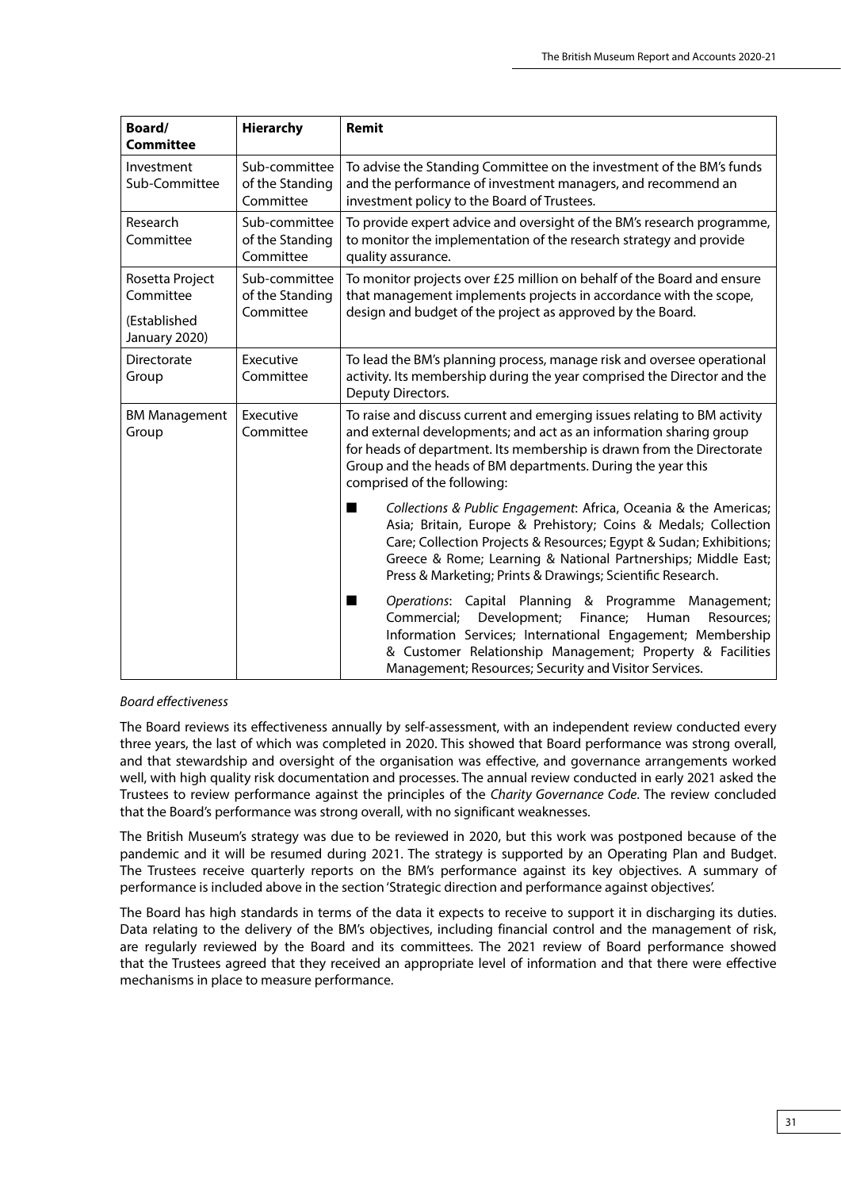| Board/ Committee | Hierarchy | Remit |
|---|---|---|
| Investment Sub-Committee | Sub-committee of the Standing Committee | To advise the Standing Committee on the investment of the BM's funds and the performance of investment managers, and recommend an investment policy to the Board of Trustees. |
| Research Committee | Sub-committee of the Standing Committee | To provide expert advice and oversight of the BM's research programme, to monitor the implementation of the research strategy and provide quality assurance. |
| Rosetta Project Committee (Established January 2020) | Sub-committee of the Standing Committee | To monitor projects over £25 million on behalf of the Board and ensure that management implements projects in accordance with the scope, design and budget of the project as approved by the Board. |
| Directorate Group | Executive Committee | To lead the BM's planning process, manage risk and oversee operational activity. Its membership during the year comprised the Director and the Deputy Directors. |
| BM Management Group | Executive Committee | To raise and discuss current and emerging issues relating to BM activity and external developments; and act as an information sharing group for heads of department. Its membership is drawn from the Directorate Group and the heads of BM departments. During the year this comprised of the following: ■ *Collections & Public Engagement*: Africa, Oceania & the Americas; Asia; Britain, Europe & Prehistory; Coins & Medals; Collection Care; Collection Projects & Resources; Egypt & Sudan; Exhibitions; Greece & Rome; Learning & National Partnerships; Middle East; Press & Marketing; Prints & Drawings; Scientific Research. ■ *Operations*: Capital Planning & Programme Management; Commercial; Development; Finance; Human Resources; Information Services; International Engagement; Membership & Customer Relationship Management; Property & Facilities Management; Resources; Security and Visitor Services. |

*Board effectiveness*

The Board reviews its effectiveness annually by self-assessment, with an independent review conducted every three years, the last of which was completed in 2020. This showed that Board performance was strong overall, and that stewardship and oversight of the organisation was effective, and governance arrangements worked well, with high quality risk documentation and processes. The annual review conducted in early 2021 asked the Trustees to review performance against the principles of the *Charity Governance Code*. The review concluded that the Board's performance was strong overall, with no significant weaknesses.

The British Museum's strategy was due to be reviewed in 2020, but this work was postponed because of the pandemic and it will be resumed during 2021. The strategy is supported by an Operating Plan and Budget. The Trustees receive quarterly reports on the BM's performance against its key objectives. A summary of performance is included above in the section 'Strategic direction and performance against objectives'.

The Board has high standards in terms of the data it expects to receive to support it in discharging its duties. Data relating to the delivery of the BM's objectives, including financial control and the management of risk, are regularly reviewed by the Board and its committees. The 2021 review of Board performance showed that the Trustees agreed that they received an appropriate level of information and that there were effective mechanisms in place to measure performance.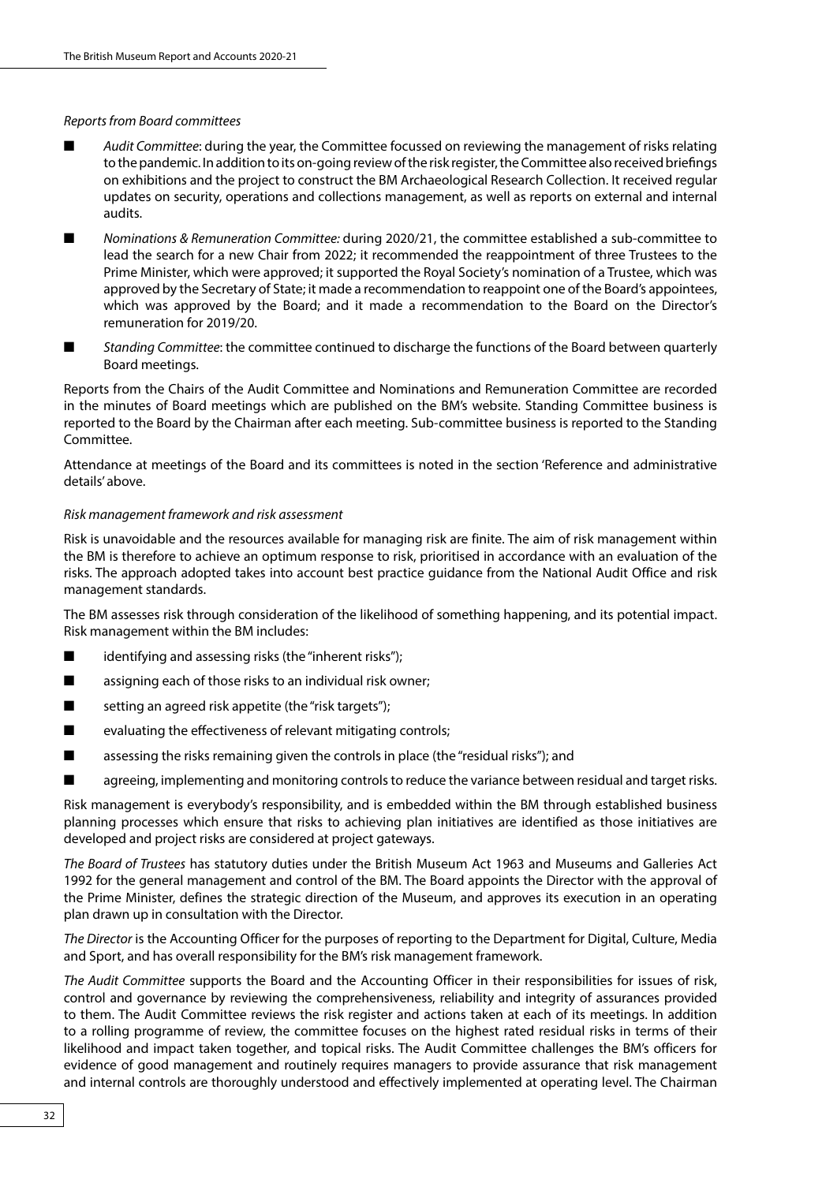*Reports from Board committees*

- *Audit Committee*: during the year, the Committee focussed on reviewing the management of risks relating to the pandemic. In addition to its on-going review of the risk register, the Committee also received briefings on exhibitions and the project to construct the BM Archaeological Research Collection. It received regular updates on security, operations and collections management, as well as reports on external and internal audits.
- *Nominations & Remuneration Committee:* during 2020/21, the committee established a sub-committee to lead the search for a new Chair from 2022; it recommended the reappointment of three Trustees to the Prime Minister, which were approved; it supported the Royal Society's nomination of a Trustee, which was approved by the Secretary of State; it made a recommendation to reappoint one of the Board's appointees, which was approved by the Board; and it made a recommendation to the Board on the Director's remuneration for 2019/20.
- *Standing Committee*: the committee continued to discharge the functions of the Board between quarterly Board meetings.

Reports from the Chairs of the Audit Committee and Nominations and Remuneration Committee are recorded in the minutes of Board meetings which are published on the BM's website. Standing Committee business is reported to the Board by the Chairman after each meeting. Sub-committee business is reported to the Standing Committee.

Attendance at meetings of the Board and its committees is noted in the section 'Reference and administrative details' above.

*Risk management framework and risk assessment*

Risk is unavoidable and the resources available for managing risk are finite. The aim of risk management within the BM is therefore to achieve an optimum response to risk, prioritised in accordance with an evaluation of the risks. The approach adopted takes into account best practice guidance from the National Audit Office and risk management standards.

The BM assesses risk through consideration of the likelihood of something happening, and its potential impact. Risk management within the BM includes:

- identifying and assessing risks (the "inherent risks");
- assigning each of those risks to an individual risk owner;
- setting an agreed risk appetite (the "risk targets");
- evaluating the effectiveness of relevant mitigating controls;
- assessing the risks remaining given the controls in place (the "residual risks"); and
- agreeing, implementing and monitoring controls to reduce the variance between residual and target risks.

Risk management is everybody's responsibility, and is embedded within the BM through established business planning processes which ensure that risks to achieving plan initiatives are identified as those initiatives are developed and project risks are considered at project gateways.

*The Board of Trustees* has statutory duties under the British Museum Act 1963 and Museums and Galleries Act 1992 for the general management and control of the BM. The Board appoints the Director with the approval of the Prime Minister, defines the strategic direction of the Museum, and approves its execution in an operating plan drawn up in consultation with the Director.

*The Director* is the Accounting Officer for the purposes of reporting to the Department for Digital, Culture, Media and Sport, and has overall responsibility for the BM's risk management framework.

*The Audit Committee* supports the Board and the Accounting Officer in their responsibilities for issues of risk, control and governance by reviewing the comprehensiveness, reliability and integrity of assurances provided to them. The Audit Committee reviews the risk register and actions taken at each of its meetings. In addition to a rolling programme of review, the committee focuses on the highest rated residual risks in terms of their likelihood and impact taken together, and topical risks. The Audit Committee challenges the BM's officers for evidence of good management and routinely requires managers to provide assurance that risk management and internal controls are thoroughly understood and effectively implemented at operating level. The Chairman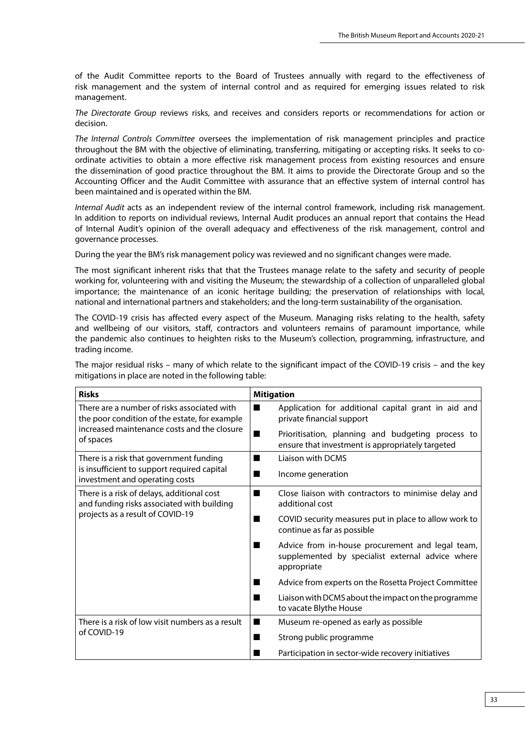of the Audit Committee reports to the Board of Trustees annually with regard to the effectiveness of risk management and the system of internal control and as required for emerging issues related to risk management.

*The Directorate Group* reviews risks, and receives and considers reports or recommendations for action or decision.

*The Internal Controls Committee* oversees the implementation of risk management principles and practice throughout the BM with the objective of eliminating, transferring, mitigating or accepting risks. It seeks to co-ordinate activities to obtain a more effective risk management process from existing resources and ensure the dissemination of good practice throughout the BM. It aims to provide the Directorate Group and so the Accounting Officer and the Audit Committee with assurance that an effective system of internal control has been maintained and is operated within the BM.

*Internal Audit* acts as an independent review of the internal control framework, including risk management. In addition to reports on individual reviews, Internal Audit produces an annual report that contains the Head of Internal Audit's opinion of the overall adequacy and effectiveness of the risk management, control and governance processes.

During the year the BM's risk management policy was reviewed and no significant changes were made.

The most significant inherent risks that that the Trustees manage relate to the safety and security of people working for, volunteering with and visiting the Museum; the stewardship of a collection of unparalleled global importance; the maintenance of an iconic heritage building; the preservation of relationships with local, national and international partners and stakeholders; and the long-term sustainability of the organisation.

The COVID-19 crisis has affected every aspect of the Museum. Managing risks relating to the health, safety and wellbeing of our visitors, staff, contractors and volunteers remains of paramount importance, while the pandemic also continues to heighten risks to the Museum's collection, programming, infrastructure, and trading income.

The major residual risks – many of which relate to the significant impact of the COVID-19 crisis – and the key mitigations in place are noted in the following table:

| Risks | Mitigation |
|---|---|
| There are a number of risks associated with the poor condition of the estate, for example increased maintenance costs and the closure of spaces | ■ Application for additional capital grant in aid and private financial support<br>■ Prioritisation, planning and budgeting process to ensure that investment is appropriately targeted |
| There is a risk that government funding is insufficient to support required capital investment and operating costs | ■ Liaison with DCMS<br>■ Income generation |
| There is a risk of delays, additional cost and funding risks associated with building projects as a result of COVID-19 | ■ Close liaison with contractors to minimise delay and additional cost<br>■ COVID security measures put in place to allow work to continue as far as possible<br>■ Advice from in-house procurement and legal team, supplemented by specialist external advice where appropriate<br>■ Advice from experts on the Rosetta Project Committee<br>■ Liaison with DCMS about the impact on the programme to vacate Blythe House |
| There is a risk of low visit numbers as a result of COVID-19 | ■ Museum re-opened as early as possible<br>■ Strong public programme<br>■ Participation in sector-wide recovery initiatives |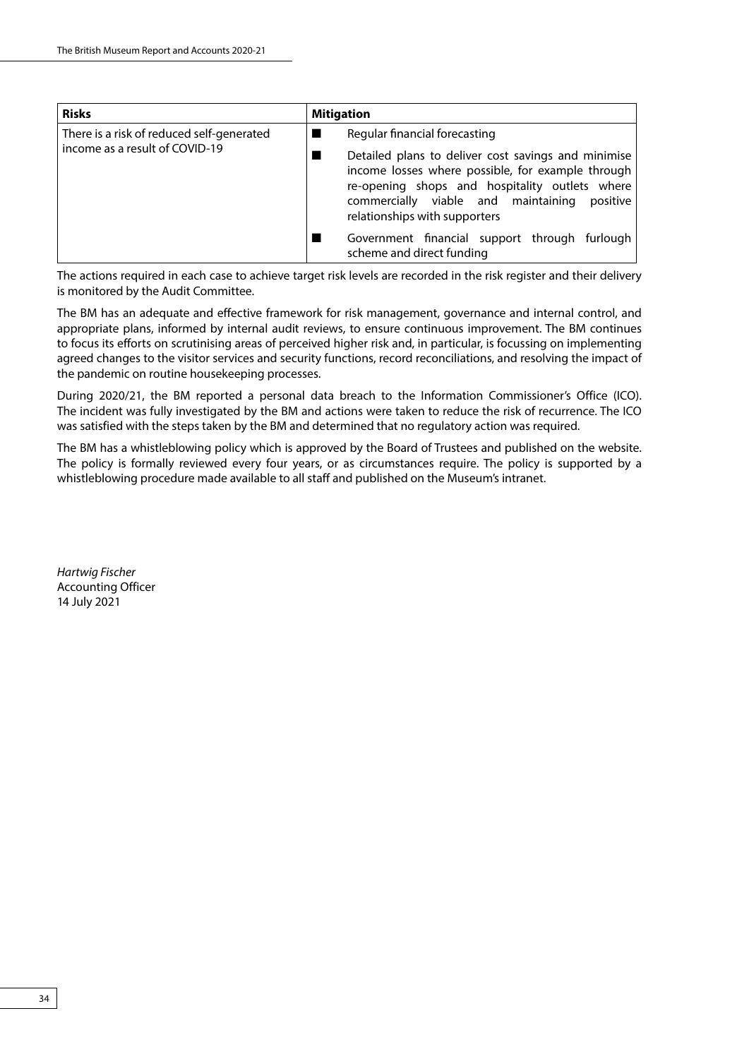| Risks | Mitigation |
| --- | --- |
| There is a risk of reduced self-generated income as a result of COVID-19 | ■ Regular financial forecasting<br>■ Detailed plans to deliver cost savings and minimise income losses where possible, for example through re-opening shops and hospitality outlets where commercially viable and maintaining positive relationships with supporters<br>■ Government financial support through furlough scheme and direct funding |

The actions required in each case to achieve target risk levels are recorded in the risk register and their delivery is monitored by the Audit Committee.

The BM has an adequate and effective framework for risk management, governance and internal control, and appropriate plans, informed by internal audit reviews, to ensure continuous improvement. The BM continues to focus its efforts on scrutinising areas of perceived higher risk and, in particular, is focussing on implementing agreed changes to the visitor services and security functions, record reconciliations, and resolving the impact of the pandemic on routine housekeeping processes.

During 2020/21, the BM reported a personal data breach to the Information Commissioner's Office (ICO). The incident was fully investigated by the BM and actions were taken to reduce the risk of recurrence. The ICO was satisfied with the steps taken by the BM and determined that no regulatory action was required.

The BM has a whistleblowing policy which is approved by the Board of Trustees and published on the website. The policy is formally reviewed every four years, or as circumstances require. The policy is supported by a whistleblowing procedure made available to all staff and published on the Museum's intranet.

*Hartwig Fischer*
Accounting Officer
14 July 2021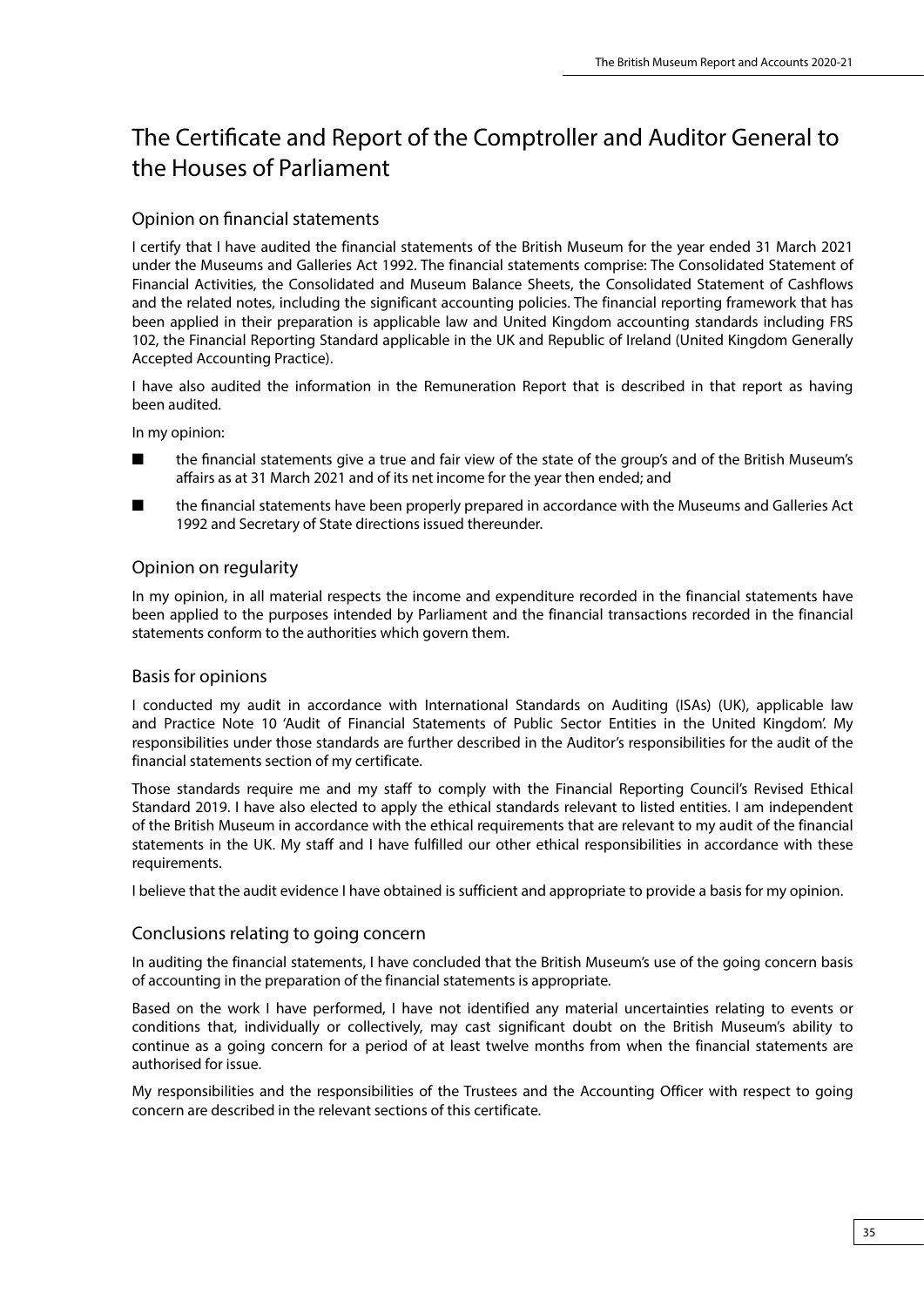# The Certificate and Report of the Comptroller and Auditor General to the Houses of Parliament

## Opinion on financial statements

I certify that I have audited the financial statements of the British Museum for the year ended 31 March 2021 under the Museums and Galleries Act 1992. The financial statements comprise: The Consolidated Statement of Financial Activities, the Consolidated and Museum Balance Sheets, the Consolidated Statement of Cashflows and the related notes, including the significant accounting policies. The financial reporting framework that has been applied in their preparation is applicable law and United Kingdom accounting standards including FRS 102, the Financial Reporting Standard applicable in the UK and Republic of Ireland (United Kingdom Generally Accepted Accounting Practice).

I have also audited the information in the Remuneration Report that is described in that report as having been audited.

In my opinion:

- the financial statements give a true and fair view of the state of the group's and of the British Museum's affairs as at 31 March 2021 and of its net income for the year then ended; and
- the financial statements have been properly prepared in accordance with the Museums and Galleries Act 1992 and Secretary of State directions issued thereunder.

## Opinion on regularity

In my opinion, in all material respects the income and expenditure recorded in the financial statements have been applied to the purposes intended by Parliament and the financial transactions recorded in the financial statements conform to the authorities which govern them.

## Basis for opinions

I conducted my audit in accordance with International Standards on Auditing (ISAs) (UK), applicable law and Practice Note 10 'Audit of Financial Statements of Public Sector Entities in the United Kingdom'. My responsibilities under those standards are further described in the Auditor's responsibilities for the audit of the financial statements section of my certificate.

Those standards require me and my staff to comply with the Financial Reporting Council's Revised Ethical Standard 2019. I have also elected to apply the ethical standards relevant to listed entities. I am independent of the British Museum in accordance with the ethical requirements that are relevant to my audit of the financial statements in the UK. My staff and I have fulfilled our other ethical responsibilities in accordance with these requirements.

I believe that the audit evidence I have obtained is sufficient and appropriate to provide a basis for my opinion.

## Conclusions relating to going concern

In auditing the financial statements, I have concluded that the British Museum's use of the going concern basis of accounting in the preparation of the financial statements is appropriate.

Based on the work I have performed, I have not identified any material uncertainties relating to events or conditions that, individually or collectively, may cast significant doubt on the British Museum's ability to continue as a going concern for a period of at least twelve months from when the financial statements are authorised for issue.

My responsibilities and the responsibilities of the Trustees and the Accounting Officer with respect to going concern are described in the relevant sections of this certificate.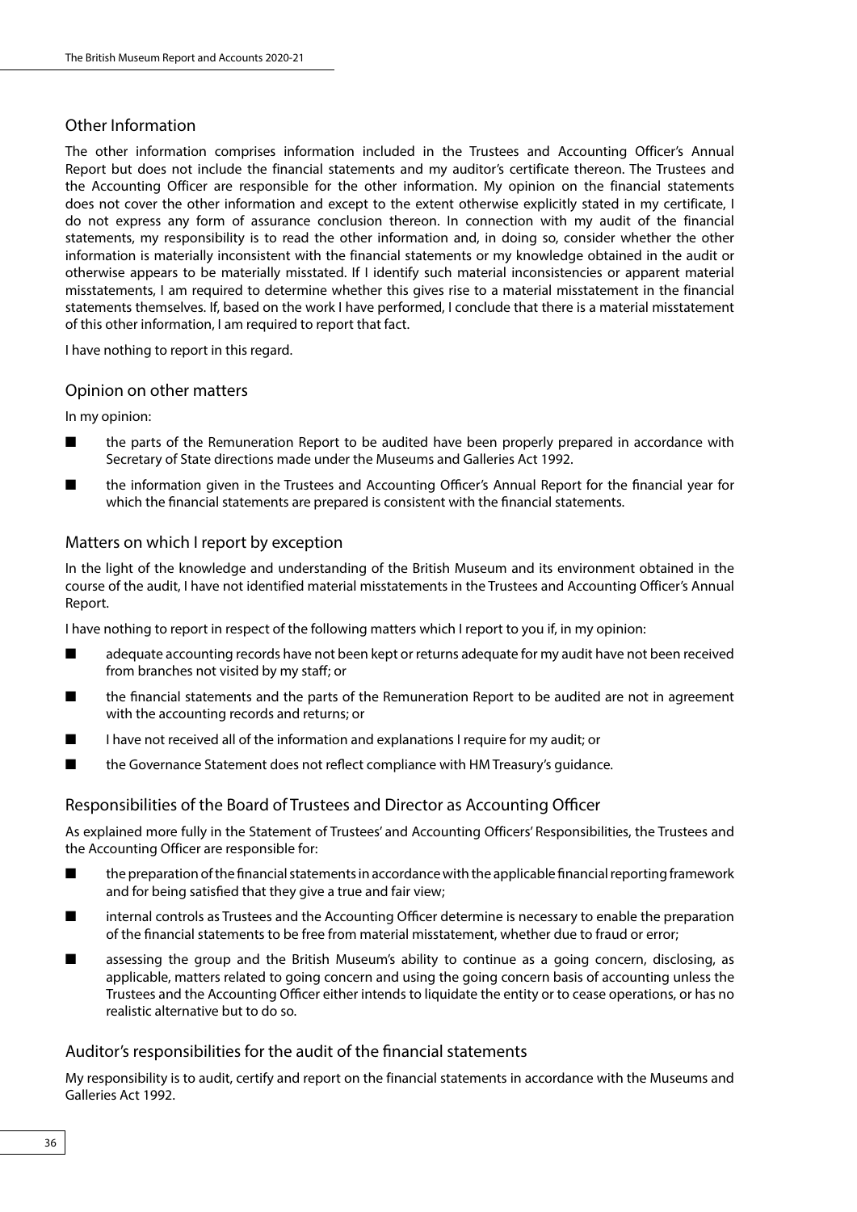## Other Information

The other information comprises information included in the Trustees and Accounting Officer's Annual Report but does not include the financial statements and my auditor's certificate thereon. The Trustees and the Accounting Officer are responsible for the other information. My opinion on the financial statements does not cover the other information and except to the extent otherwise explicitly stated in my certificate, I do not express any form of assurance conclusion thereon. In connection with my audit of the financial statements, my responsibility is to read the other information and, in doing so, consider whether the other information is materially inconsistent with the financial statements or my knowledge obtained in the audit or otherwise appears to be materially misstated. If I identify such material inconsistencies or apparent material misstatements, I am required to determine whether this gives rise to a material misstatement in the financial statements themselves. If, based on the work I have performed, I conclude that there is a material misstatement of this other information, I am required to report that fact.

I have nothing to report in this regard.

## Opinion on other matters

In my opinion:

- the parts of the Remuneration Report to be audited have been properly prepared in accordance with Secretary of State directions made under the Museums and Galleries Act 1992.
- the information given in the Trustees and Accounting Officer's Annual Report for the financial year for which the financial statements are prepared is consistent with the financial statements.

## Matters on which I report by exception

In the light of the knowledge and understanding of the British Museum and its environment obtained in the course of the audit, I have not identified material misstatements in the Trustees and Accounting Officer's Annual Report.

I have nothing to report in respect of the following matters which I report to you if, in my opinion:

- adequate accounting records have not been kept or returns adequate for my audit have not been received from branches not visited by my staff; or
- the financial statements and the parts of the Remuneration Report to be audited are not in agreement with the accounting records and returns; or
- I have not received all of the information and explanations I require for my audit; or
- the Governance Statement does not reflect compliance with HM Treasury's guidance.

## Responsibilities of the Board of Trustees and Director as Accounting Officer

As explained more fully in the Statement of Trustees' and Accounting Officers' Responsibilities, the Trustees and the Accounting Officer are responsible for:

- the preparation of the financial statements in accordance with the applicable financial reporting framework and for being satisfied that they give a true and fair view;
- internal controls as Trustees and the Accounting Officer determine is necessary to enable the preparation of the financial statements to be free from material misstatement, whether due to fraud or error;
- assessing the group and the British Museum's ability to continue as a going concern, disclosing, as applicable, matters related to going concern and using the going concern basis of accounting unless the Trustees and the Accounting Officer either intends to liquidate the entity or to cease operations, or has no realistic alternative but to do so.

## Auditor's responsibilities for the audit of the financial statements

My responsibility is to audit, certify and report on the financial statements in accordance with the Museums and Galleries Act 1992.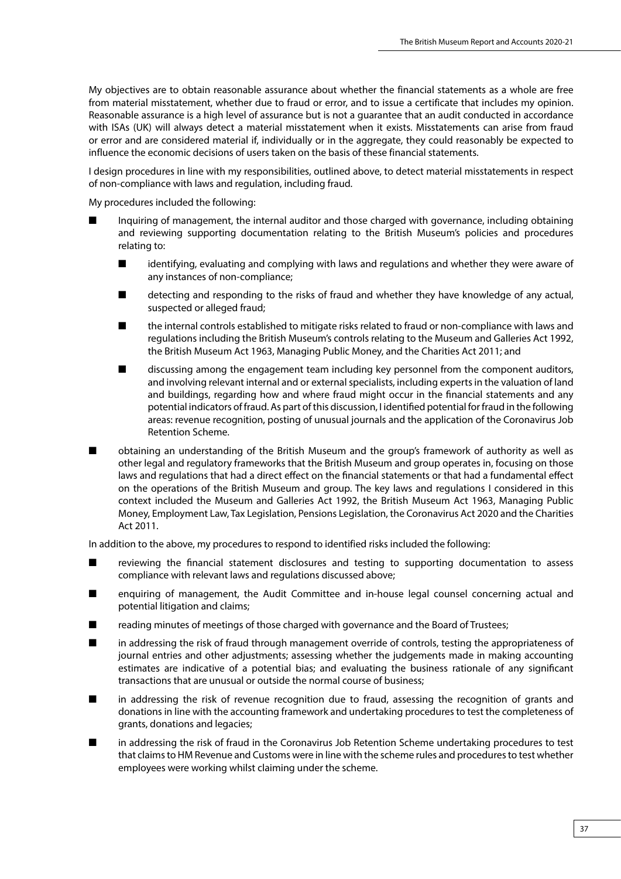My objectives are to obtain reasonable assurance about whether the financial statements as a whole are free from material misstatement, whether due to fraud or error, and to issue a certificate that includes my opinion. Reasonable assurance is a high level of assurance but is not a guarantee that an audit conducted in accordance with ISAs (UK) will always detect a material misstatement when it exists. Misstatements can arise from fraud or error and are considered material if, individually or in the aggregate, they could reasonably be expected to influence the economic decisions of users taken on the basis of these financial statements.

I design procedures in line with my responsibilities, outlined above, to detect material misstatements in respect of non-compliance with laws and regulation, including fraud.

My procedures included the following:

- Inquiring of management, the internal auditor and those charged with governance, including obtaining and reviewing supporting documentation relating to the British Museum's policies and procedures relating to:
  - identifying, evaluating and complying with laws and regulations and whether they were aware of any instances of non-compliance;
  - detecting and responding to the risks of fraud and whether they have knowledge of any actual, suspected or alleged fraud;
  - the internal controls established to mitigate risks related to fraud or non-compliance with laws and regulations including the British Museum's controls relating to the Museum and Galleries Act 1992, the British Museum Act 1963, Managing Public Money, and the Charities Act 2011; and
  - discussing among the engagement team including key personnel from the component auditors, and involving relevant internal and or external specialists, including experts in the valuation of land and buildings, regarding how and where fraud might occur in the financial statements and any potential indicators of fraud. As part of this discussion, I identified potential for fraud in the following areas: revenue recognition, posting of unusual journals and the application of the Coronavirus Job Retention Scheme.
- obtaining an understanding of the British Museum and the group's framework of authority as well as other legal and regulatory frameworks that the British Museum and group operates in, focusing on those laws and regulations that had a direct effect on the financial statements or that had a fundamental effect on the operations of the British Museum and group. The key laws and regulations I considered in this context included the Museum and Galleries Act 1992, the British Museum Act 1963, Managing Public Money, Employment Law, Tax Legislation, Pensions Legislation, the Coronavirus Act 2020 and the Charities Act 2011.

In addition to the above, my procedures to respond to identified risks included the following:

- reviewing the financial statement disclosures and testing to supporting documentation to assess compliance with relevant laws and regulations discussed above;
- enquiring of management, the Audit Committee and in-house legal counsel concerning actual and potential litigation and claims;
- reading minutes of meetings of those charged with governance and the Board of Trustees;
- in addressing the risk of fraud through management override of controls, testing the appropriateness of journal entries and other adjustments; assessing whether the judgements made in making accounting estimates are indicative of a potential bias; and evaluating the business rationale of any significant transactions that are unusual or outside the normal course of business;
- in addressing the risk of revenue recognition due to fraud, assessing the recognition of grants and donations in line with the accounting framework and undertaking procedures to test the completeness of grants, donations and legacies;
- in addressing the risk of fraud in the Coronavirus Job Retention Scheme undertaking procedures to test that claims to HM Revenue and Customs were in line with the scheme rules and procedures to test whether employees were working whilst claiming under the scheme.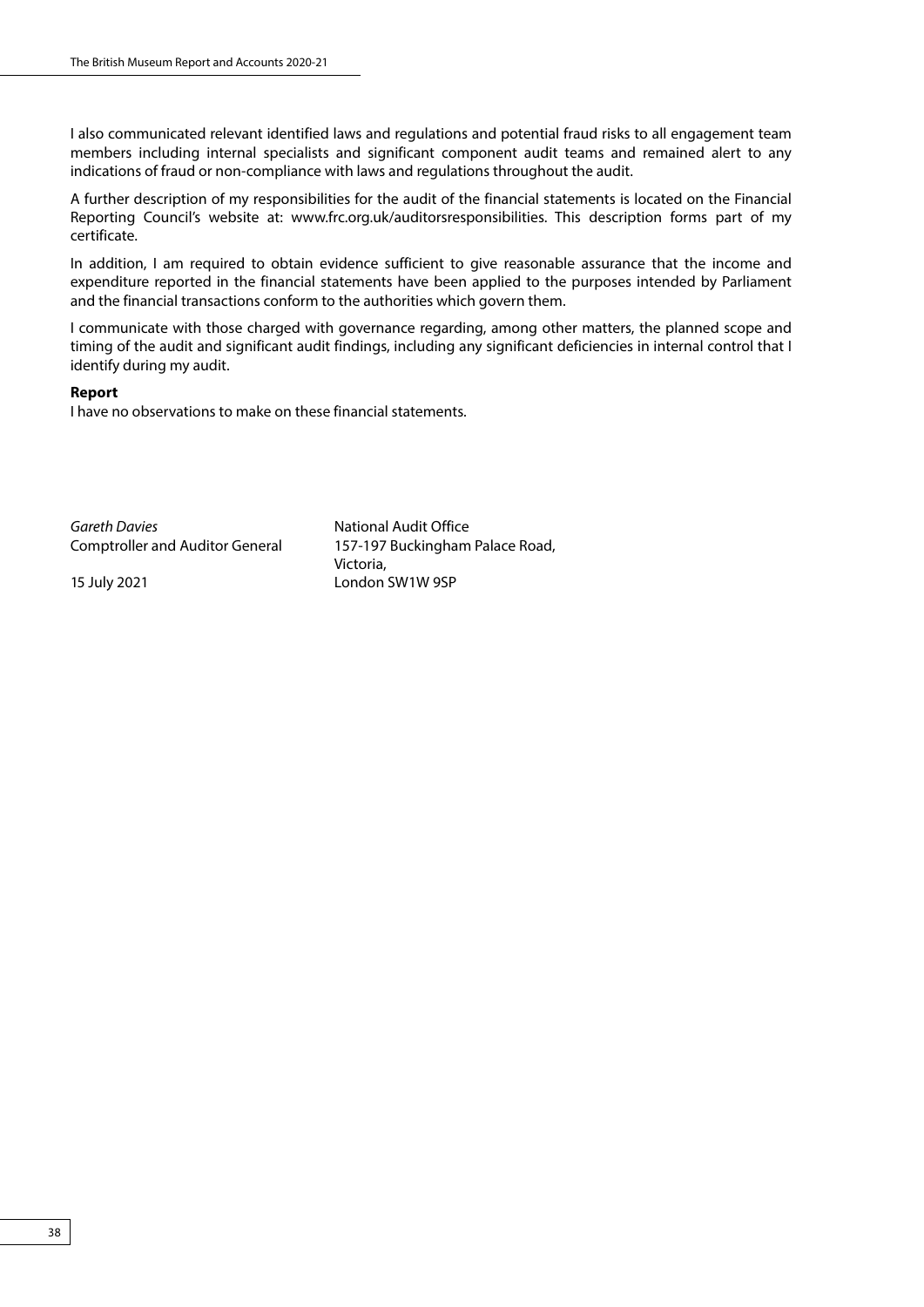I also communicated relevant identified laws and regulations and potential fraud risks to all engagement team members including internal specialists and significant component audit teams and remained alert to any indications of fraud or non-compliance with laws and regulations throughout the audit.

A further description of my responsibilities for the audit of the financial statements is located on the Financial Reporting Council's website at: www.frc.org.uk/auditorsresponsibilities. This description forms part of my certificate.

In addition, I am required to obtain evidence sufficient to give reasonable assurance that the income and expenditure reported in the financial statements have been applied to the purposes intended by Parliament and the financial transactions conform to the authorities which govern them.

I communicate with those charged with governance regarding, among other matters, the planned scope and timing of the audit and significant audit findings, including any significant deficiencies in internal control that I identify during my audit.

**Report**

I have no observations to make on these financial statements.

*Gareth Davies*
Comptroller and Auditor General

15 July 2021

National Audit Office
157-197 Buckingham Palace Road,
Victoria,
London SW1W 9SP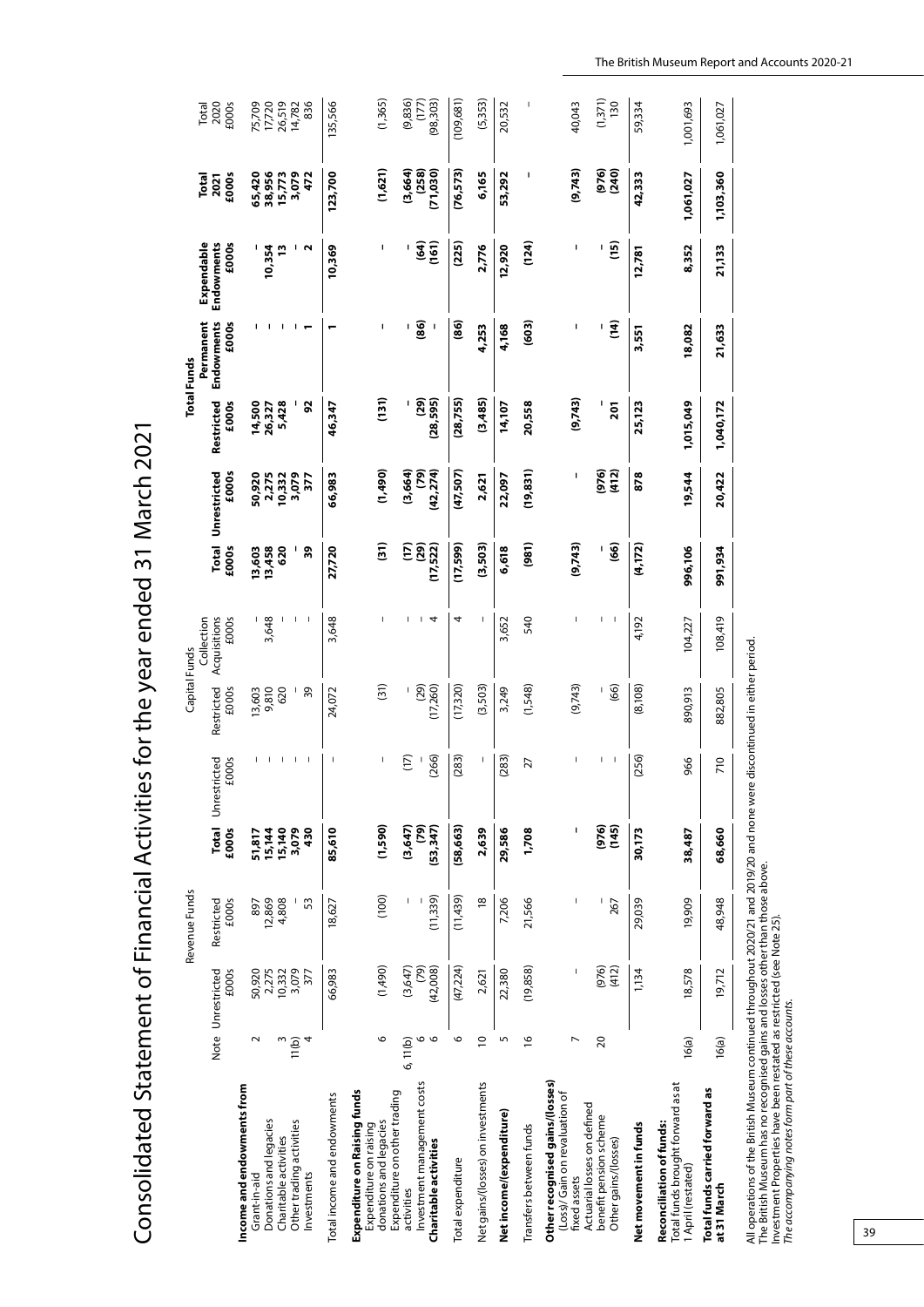# Consolidated Statement of Financial Activities for the year ended 31 March 2021

| | Note | Revenue Funds | | | Capital Funds | | | | Total Funds | | | | | Total |
|---|---|---|---|---|---|---|---|---|---|---|---|---|---|---|
| | | Unrestricted £000s | Restricted £000s | **Total £000s** | Unrestricted £000s | Restricted £000s | Collection Acquisitions £000s | **Total £000s** | **Unrestricted £000s** | **Restricted £000s** | **Permanent Endowments £000s** | **Expendable Endowments £000s** | **Total 2021 £000s** | Total 2020 £000s |
| **Income and endowments from** | | | | | | | | | | | | | | |
| Grant-in-aid | 2 | 50,920 | 897 | **51,817** | - | 13,603 | - | **13,603** | **50,920** | **14,500** | **-** | **-** | **65,420** | 75,709 |
| Donations and legacies | | 2,275 | 12,869 | **15,144** | - | 9,810 | 3,648 | **13,458** | **2,275** | **26,327** | **-** | **10,354** | **38,956** | 17,720 |
| Charitable activities | 3 | 10,332 | 4,808 | **15,140** | - | 620 | - | **620** | **10,332** | **5,428** | **-** | **13** | **15,773** | 26,519 |
| Other trading activities | 11(b) | 3,079 | - | **3,079** | - | - | - | **-** | **3,079** | **-** | **-** | **-** | **3,079** | 14,782 |
| Investments | 4 | 377 | 53 | **430** | - | 39 | - | **39** | **377** | **92** | **1** | **2** | **472** | 836 |
| Total income and endowments | | 66,983 | 18,627 | **85,610** | - | 24,072 | 3,648 | **27,720** | **66,983** | **46,347** | **1** | **10,369** | **123,700** | 135,566 |
| **Expenditure on Raising funds** | | | | | | | | | | | | | | |
| Expenditure on raising donations and legacies | 6 | (1,490) | (100) | **(1,590)** | - | (31) | - | **(31)** | **(1,490)** | **(131)** | **-** | **-** | **(1,621)** | (1,365) |
| Expenditure on other trading activities | 6, 11(b) | (3,647) | - | **(3,647)** | (17) | - | - | **(17)** | **(3,664)** | **-** | **-** | **-** | **(3,664)** | (9,836) |
| Investment management costs | 6 | (79) | - | **(79)** | - | (29) | - | **(29)** | **(79)** | **(29)** | **(86)** | **(64)** | **(258)** | (177) |
| **Charitable activities** | 6 | (42,008) | (11,339) | **(53,347)** | (266) | (17,260) | 4 | **(17,522)** | **(42,274)** | **(28,595)** | **-** | **(161)** | **(71,030)** | (98,303) |
| Total expenditure | 6 | (47,224) | (11,439) | **(58,663)** | (283) | (17,320) | 4 | **(17,599)** | **(47,507)** | **(28,755)** | **(86)** | **(225)** | **(76,573)** | (109,681) |
| Net gains/(losses) on investments | 10 | 2,621 | 18 | **2,639** | - | (3,503) | - | **(3,503)** | **2,621** | **(3,485)** | **4,253** | **2,776** | **6,165** | (5,353) |
| **Net income/(expenditure)** | 5 | 22,380 | 7,206 | **29,586** | (283) | 3,249 | 3,652 | **6,618** | **22,097** | **14,107** | **4,168** | **12,920** | **53,292** | 20,532 |
| Transfers between funds | 16 | (19,858) | 21,566 | **1,708** | 27 | (1,548) | 540 | **(981)** | **(19,831)** | **20,558** | **(603)** | **(124)** | **-** | - |
| **Other recognised gains/(losses)** | | | | | | | | | | | | | | |
| (Loss)/ Gain on revaluation of fixed assets | 7 | - | - | **-** | - | (9,743) | - | **(9,743)** | **-** | **(9,743)** | **-** | **-** | **(9,743)** | 40,043 |
| Actuarial losses on defined benefit pension scheme | 20 | (976) | - | **(976)** | - | - | - | **-** | **(976)** | **-** | **-** | **-** | **(976)** | (1,371) |
| Other gains/(losses) | | (412) | 267 | **(145)** | - | (66) | - | **(66)** | **(412)** | **201** | **(14)** | **(15)** | **(240)** | 130 |
| **Net movement in funds** | | 1,134 | 29,039 | **30,173** | (256) | (8,108) | 4,192 | **(4,172)** | **878** | **25,123** | **3,551** | **12,781** | **42,333** | 59,334 |
| **Reconciliation of funds:** Total funds brought forward as at 1 April (restated) | 16(a) | 18,578 | 19,909 | **38,487** | 966 | 890,913 | 104,227 | **996,106** | **19,544** | **1,015,049** | **18,082** | **8,352** | **1,061,027** | 1,001,693 |
| **Total funds carried forward as at 31 March** | 16(a) | 19,712 | 48,948 | **68,660** | 710 | 882,805 | 108,419 | **991,934** | **20,422** | **1,040,172** | **21,633** | **21,133** | **1,103,360** | 1,061,027 |

All operations of the British Museum continued throughout 2020/21 and 2019/20 and none were discontinued in either period.
The British Museum has no recognised gains and losses other than those above.
Investment Properties have been restated as restricted (see Note 25).
*The accompanying notes form part of these accounts.*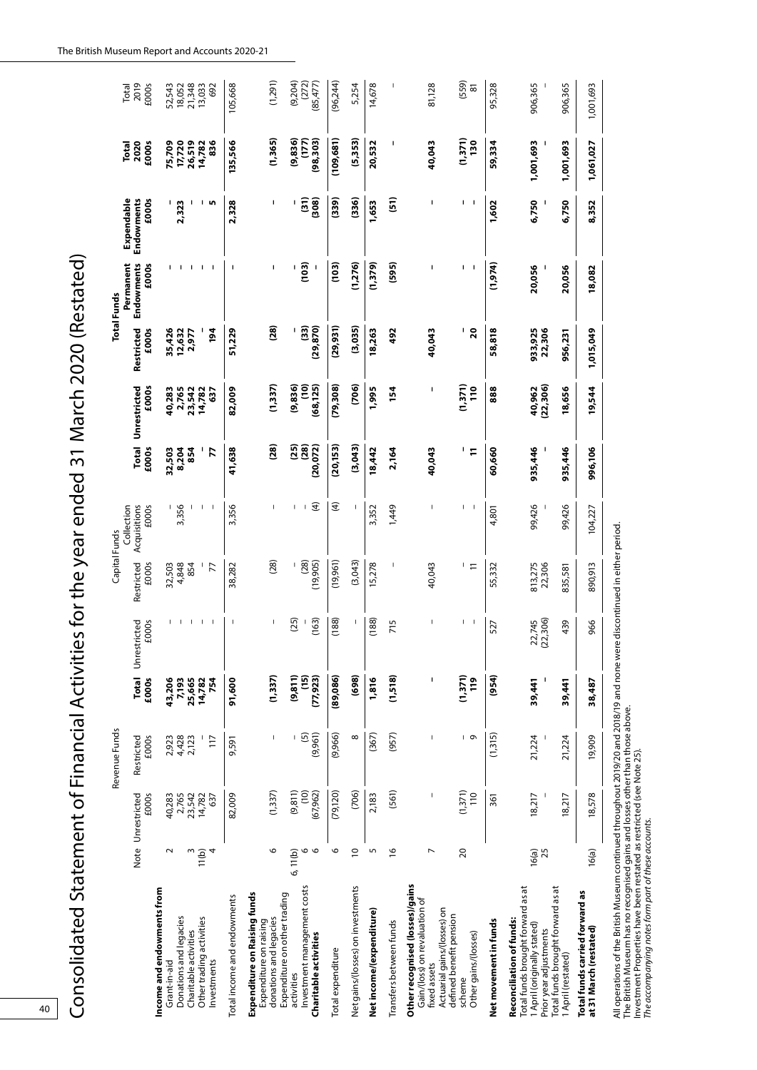# Consolidated Statement of Financial Activities for the year ended 31 March 2020 (Restated)

| | Note | Revenue Funds | | | Capital Funds | | | | Total Funds | | | | | |
|---|---|---|---|---|---|---|---|---|---|---|---|---|---|---|
| | | Unrestricted £000s | Restricted £000s | Total £000s | Unrestricted £000s | Restricted £000s | Collection Acquisitions £000s | Total £000s | Unrestricted £000s | Restricted £000s | Permanent Endowments £000s | Expendable Endowments £000s | Total 2020 £000s | Total 2019 £000s |
| **Income and endowments from** | | | | | | | | | | | | | | |
| Grant-in-aid | 2 | 40,283 | 2,923 | **43,206** | - | 32,503 | - | **32,503** | **40,283** | **35,426** | **-** | **-** | **75,709** | 52,543 |
| Donations and legacies | | 2,765 | 4,428 | **7,193** | - | 4,848 | 3,356 | **8,204** | **2,765** | **12,632** | **-** | **2,323** | **17,720** | 18,052 |
| Charitable activities | 3 | 23,542 | 2,123 | **25,665** | - | 854 | - | **854** | **23,542** | **2,977** | **-** | **-** | **26,519** | 21,348 |
| Other trading activities | 11(b) | 14,782 | - | **14,782** | - | - | - | **-** | **14,782** | **-** | **-** | **-** | **14,782** | 13,033 |
| Investments | 4 | 637 | 117 | **754** | - | 77 | - | **77** | **637** | **194** | **-** | **5** | **836** | 692 |
| Total income and endowments | | 82,009 | 9,591 | **91,600** | - | 38,282 | 3,356 | **41,638** | **82,009** | **51,229** | **-** | **2,328** | **135,566** | 105,668 |
| **Expenditure on Raising funds** | | | | | | | | | | | | | | |
| Expenditure on raising donations and legacies | 6 | (1,337) | - | **(1,337)** | - | (28) | - | **(28)** | **(1,337)** | **(28)** | **-** | **-** | **(1,365)** | (1,291) |
| Expenditure on other trading activities | 6, 11(b) | (9,811) | - | **(9,811)** | (25) | - | - | **(25)** | **(9,836)** | **-** | **-** | **-** | **(9,836)** | (9,204) |
| Investment management costs | 6 | (10) | (5) | **(15)** | - | (28) | - | **(28)** | **(10)** | **(33)** | **(103)** | **(31)** | **(177)** | (272) |
| **Charitable activities** | 6 | (67,962) | (9,961) | **(77,923)** | (163) | (19,905) | (4) | **(20,072)** | **(68,125)** | **(29,870)** | **-** | **(308)** | **(98,303)** | (85,477) |
| Total expenditure | 6 | (79,120) | (9,966) | **(89,086)** | (188) | (19,961) | (4) | **(20,153)** | **(79,308)** | **(29,931)** | **(103)** | **(339)** | **(109,681)** | (96,244) |
| Net gains/(losses) on investments | 10 | (706) | 8 | **(698)** | - | (3,043) | - | **(3,043)** | **(706)** | **(3,035)** | **(1,276)** | **(336)** | **(5,353)** | 5,254 |
| **Net income/(expenditure)** | 5 | 2,183 | (367) | **1,816** | (188) | 15,278 | 3,352 | **18,442** | **1,995** | **18,263** | **(1,379)** | **1,653** | **20,532** | 14,678 |
| Transfers between funds | 16 | (561) | (957) | **(1,518)** | 715 | - | 1,449 | **2,164** | **154** | **492** | **(595)** | **(51)** | **-** | - |
| **Other recognised (losses)/gains** | | | | | | | | | | | | | | |
| Gain/(loss) on revaluation of fixed assets | 7 | - | - | **-** | - | 40,043 | - | **40,043** | **-** | **40,043** | **-** | **-** | **40,043** | 81,128 |
| Actuarial gains/(losses) on defined benefit pension scheme | 20 | (1,371) | - | **(1,371)** | - | - | - | **-** | **(1,371)** | **-** | **-** | **-** | **(1,371)** | (559) |
| Other gains/(losses) | | 110 | 9 | **119** | - | 11 | - | **11** | **110** | **20** | **-** | **-** | **130** | 81 |
| **Net movement in funds** | | 361 | (1,315) | **(954)** | 527 | 55,332 | 4,801 | **60,660** | **888** | **58,818** | **(1,974)** | **1,602** | **59,334** | 95,328 |
| **Reconciliation of funds:** | | | | | | | | | | | | | | |
| Total funds brought forward as at 1 April (originally stated) | 16(a) | 18,217 | 21,224 | **39,441** | 22,745 | 813,275 | 99,426 | **935,446** | **40,962** | **933,925** | **20,056** | **6,750** | **1,001,693** | 906,365 |
| Prior year adjustments | 25 | - | - | **-** | (22,306) | 22,306 | - | **-** | **(22,306)** | **22,306** | **-** | **-** | **-** | - |
| Total funds brought forward as at 1 April (restated) | | 18,217 | 21,224 | **39,441** | 439 | 835,581 | 99,426 | **935,446** | **18,656** | **956,231** | **20,056** | **6,750** | **1,001,693** | 906,365 |
| **Total funds carried forward as at 31 March (restated)** | 16(a) | 18,578 | 19,909 | **38,487** | 966 | 890,913 | 104,227 | **996,106** | **19,544** | **1,015,049** | **18,082** | **8,352** | **1,061,027** | 1,001,693 |

All operations of the British Museum continued throughout 2019/20 and 2018/19 and none were discontinued in either period.
The British Museum has no recognised gains and losses other than those above.
Investment Properties have been restated as restricted (see Note 25).
*The accompanying notes form part of these accounts.*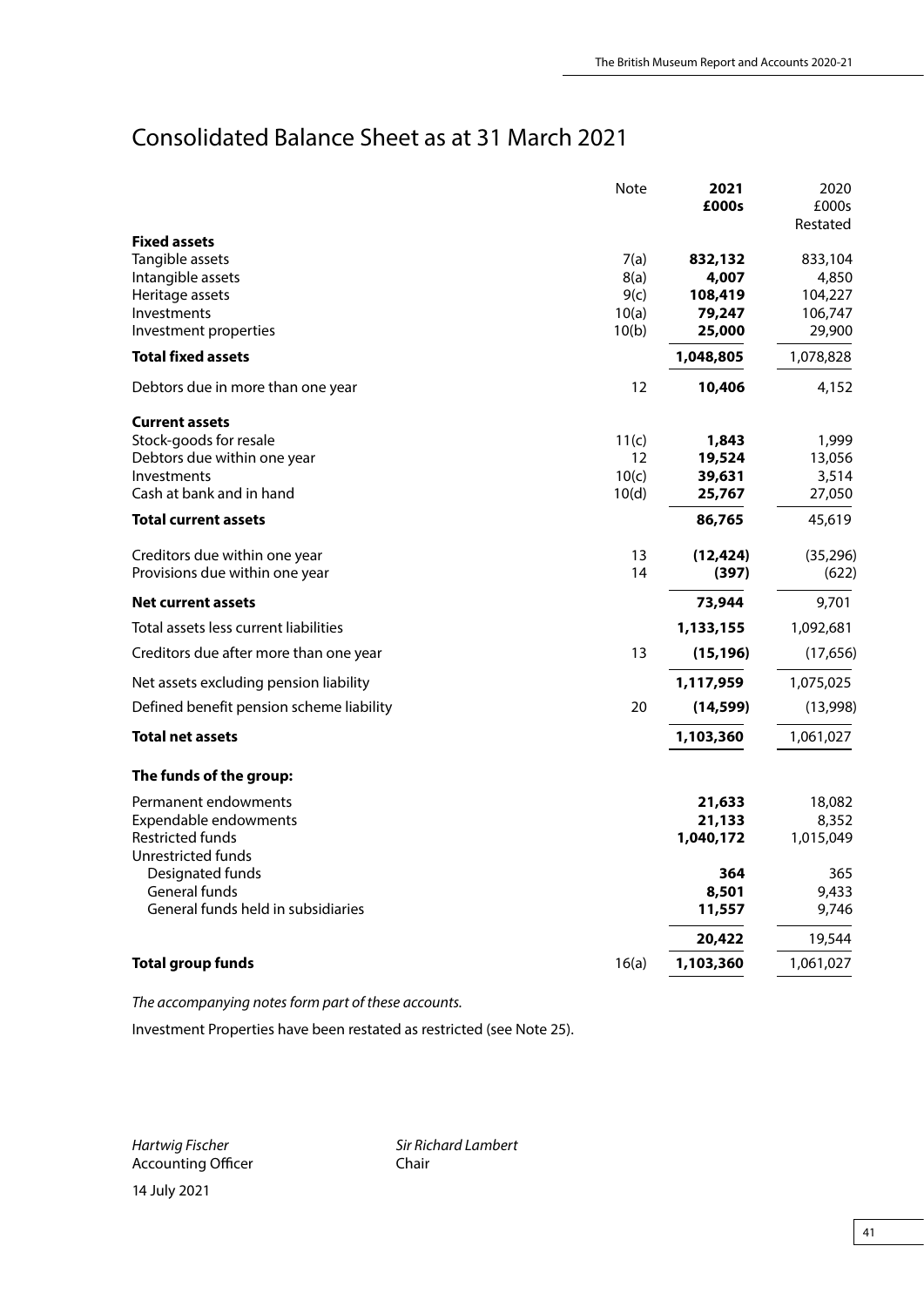# Consolidated Balance Sheet as at 31 March 2021

| | Note | **2021 £000s** | 2020 £000s Restated |
|---|---|---|---|
| **Fixed assets** | | | |
| Tangible assets | 7(a) | **832,132** | 833,104 |
| Intangible assets | 8(a) | **4,007** | 4,850 |
| Heritage assets | 9(c) | **108,419** | 104,227 |
| Investments | 10(a) | **79,247** | 106,747 |
| Investment properties | 10(b) | **25,000** | 29,900 |
| **Total fixed assets** | | **1,048,805** | 1,078,828 |
| Debtors due in more than one year | 12 | **10,406** | 4,152 |
| **Current assets** | | | |
| Stock-goods for resale | 11(c) | **1,843** | 1,999 |
| Debtors due within one year | 12 | **19,524** | 13,056 |
| Investments | 10(c) | **39,631** | 3,514 |
| Cash at bank and in hand | 10(d) | **25,767** | 27,050 |
| **Total current assets** | | **86,765** | 45,619 |
| Creditors due within one year | 13 | **(12,424)** | (35,296) |
| Provisions due within one year | 14 | **(397)** | (622) |
| **Net current assets** | | **73,944** | 9,701 |
| Total assets less current liabilities | | **1,133,155** | 1,092,681 |
| Creditors due after more than one year | 13 | **(15,196)** | (17,656) |
| Net assets excluding pension liability | | **1,117,959** | 1,075,025 |
| Defined benefit pension scheme liability | 20 | **(14,599)** | (13,998) |
| **Total net assets** | | **1,103,360** | 1,061,027 |
| **The funds of the group:** | | | |
| Permanent endowments | | **21,633** | 18,082 |
| Expendable endowments | | **21,133** | 8,352 |
| Restricted funds | | **1,040,172** | 1,015,049 |
| Unrestricted funds | | | |
| Designated funds | | **364** | 365 |
| General funds | | **8,501** | 9,433 |
| General funds held in subsidiaries | | **11,557** | 9,746 |
| | | **20,422** | 19,544 |
| **Total group funds** | 16(a) | **1,103,360** | 1,061,027 |

*The accompanying notes form part of these accounts.*

Investment Properties have been restated as restricted (see Note 25).

*Hartwig Fischer*
Accounting Officer

*Sir Richard Lambert*
Chair

14 July 2021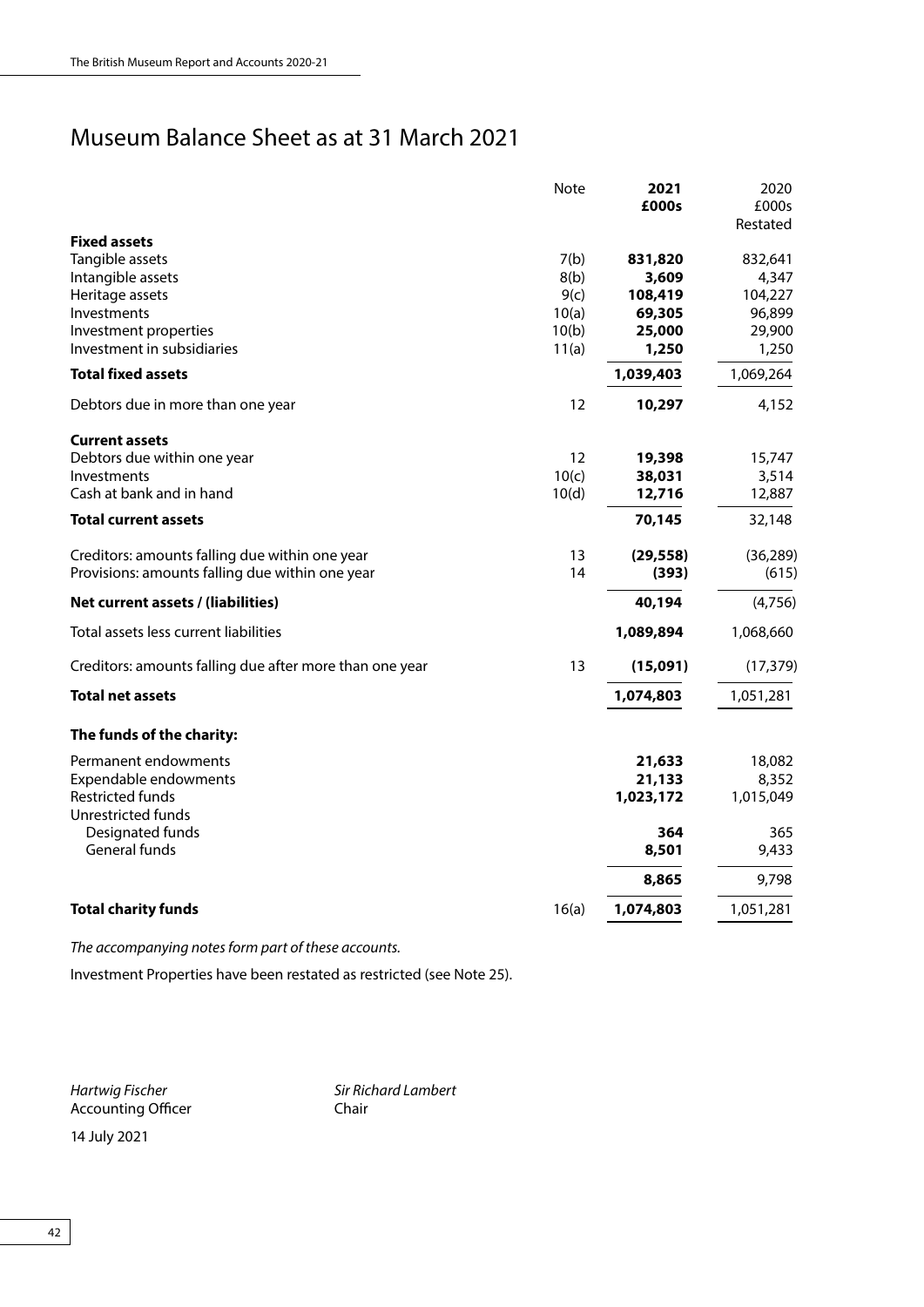# Museum Balance Sheet as at 31 March 2021

| | Note | **2021 £000s** | 2020 £000s Restated |
|---|---|---|---|
| **Fixed assets** | | | |
| Tangible assets | 7(b) | **831,820** | 832,641 |
| Intangible assets | 8(b) | **3,609** | 4,347 |
| Heritage assets | 9(c) | **108,419** | 104,227 |
| Investments | 10(a) | **69,305** | 96,899 |
| Investment properties | 10(b) | **25,000** | 29,900 |
| Investment in subsidiaries | 11(a) | **1,250** | 1,250 |
| **Total fixed assets** | | **1,039,403** | 1,069,264 |
| Debtors due in more than one year | 12 | **10,297** | 4,152 |
| **Current assets** | | | |
| Debtors due within one year | 12 | **19,398** | 15,747 |
| Investments | 10(c) | **38,031** | 3,514 |
| Cash at bank and in hand | 10(d) | **12,716** | 12,887 |
| **Total current assets** | | **70,145** | 32,148 |
| Creditors: amounts falling due within one year | 13 | **(29,558)** | (36,289) |
| Provisions: amounts falling due within one year | 14 | **(393)** | (615) |
| **Net current assets / (liabilities)** | | **40,194** | (4,756) |
| Total assets less current liabilities | | **1,089,894** | 1,068,660 |
| Creditors: amounts falling due after more than one year | 13 | **(15,091)** | (17,379) |
| **Total net assets** | | **1,074,803** | 1,051,281 |
| **The funds of the charity:** | | | |
| Permanent endowments | | **21,633** | 18,082 |
| Expendable endowments | | **21,133** | 8,352 |
| Restricted funds | | **1,023,172** | 1,015,049 |
| Unrestricted funds | | | |
| Designated funds | | **364** | 365 |
| General funds | | **8,501** | 9,433 |
| | | **8,865** | 9,798 |
| **Total charity funds** | 16(a) | **1,074,803** | 1,051,281 |

*The accompanying notes form part of these accounts.*

Investment Properties have been restated as restricted (see Note 25).

*Hartwig Fischer*
Accounting Officer

*Sir Richard Lambert*
Chair

14 July 2021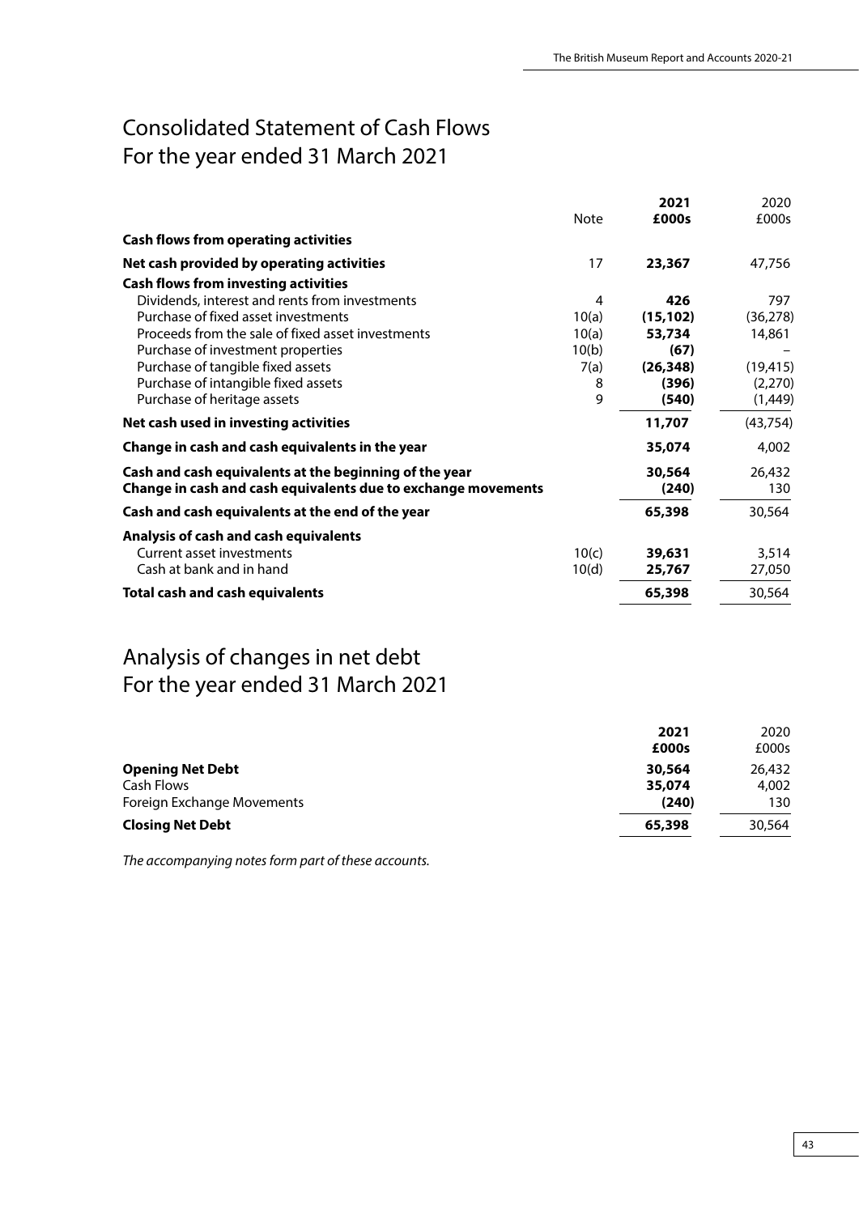# Consolidated Statement of Cash Flows
# For the year ended 31 March 2021

| | Note | **2021 £000s** | 2020 £000s |
|---|---|---|---|
| **Cash flows from operating activities** | | | |
| **Net cash provided by operating activities** | 17 | **23,367** | 47,756 |
| **Cash flows from investing activities** | | | |
| Dividends, interest and rents from investments | 4 | **426** | 797 |
| Purchase of fixed asset investments | 10(a) | **(15,102)** | (36,278) |
| Proceeds from the sale of fixed asset investments | 10(a) | **53,734** | 14,861 |
| Purchase of investment properties | 10(b) | **(67)** | – |
| Purchase of tangible fixed assets | 7(a) | **(26,348)** | (19,415) |
| Purchase of intangible fixed assets | 8 | **(396)** | (2,270) |
| Purchase of heritage assets | 9 | **(540)** | (1,449) |
| **Net cash used in investing activities** | | **11,707** | (43,754) |
| **Change in cash and cash equivalents in the year** | | **35,074** | 4,002 |
| **Cash and cash equivalents at the beginning of the year** | | **30,564** | 26,432 |
| **Change in cash and cash equivalents due to exchange movements** | | **(240)** | 130 |
| **Cash and cash equivalents at the end of the year** | | **65,398** | 30,564 |
| **Analysis of cash and cash equivalents** | | | |
| Current asset investments | 10(c) | **39,631** | 3,514 |
| Cash at bank and in hand | 10(d) | **25,767** | 27,050 |
| **Total cash and cash equivalents** | | **65,398** | 30,564 |

# Analysis of changes in net debt
# For the year ended 31 March 2021

| | **2021 £000s** | 2020 £000s |
|---|---|---|
| **Opening Net Debt** | **30,564** | 26,432 |
| Cash Flows | **35,074** | 4,002 |
| Foreign Exchange Movements | **(240)** | 130 |
| **Closing Net Debt** | **65,398** | 30,564 |

*The accompanying notes form part of these accounts.*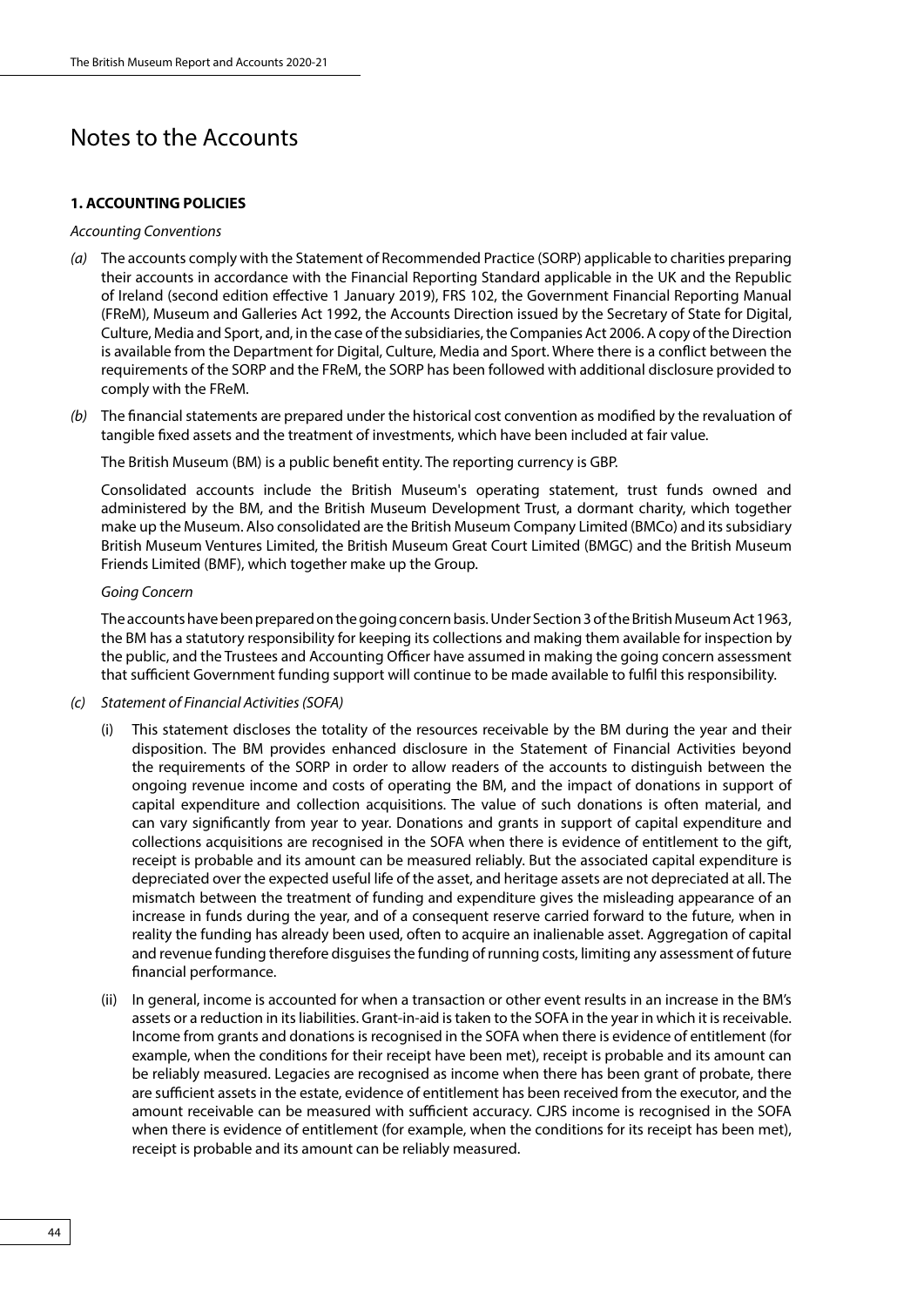# Notes to the Accounts

## 1. ACCOUNTING POLICIES

*Accounting Conventions*

*(a)* The accounts comply with the Statement of Recommended Practice (SORP) applicable to charities preparing their accounts in accordance with the Financial Reporting Standard applicable in the UK and the Republic of Ireland (second edition effective 1 January 2019), FRS 102, the Government Financial Reporting Manual (FReM), Museum and Galleries Act 1992, the Accounts Direction issued by the Secretary of State for Digital, Culture, Media and Sport, and, in the case of the subsidiaries, the Companies Act 2006. A copy of the Direction is available from the Department for Digital, Culture, Media and Sport. Where there is a conflict between the requirements of the SORP and the FReM, the SORP has been followed with additional disclosure provided to comply with the FReM.

*(b)* The financial statements are prepared under the historical cost convention as modified by the revaluation of tangible fixed assets and the treatment of investments, which have been included at fair value.

The British Museum (BM) is a public benefit entity. The reporting currency is GBP.

Consolidated accounts include the British Museum's operating statement, trust funds owned and administered by the BM, and the British Museum Development Trust, a dormant charity, which together make up the Museum. Also consolidated are the British Museum Company Limited (BMCo) and its subsidiary British Museum Ventures Limited, the British Museum Great Court Limited (BMGC) and the British Museum Friends Limited (BMF), which together make up the Group.

*Going Concern*

The accounts have been prepared on the going concern basis. Under Section 3 of the British Museum Act 1963, the BM has a statutory responsibility for keeping its collections and making them available for inspection by the public, and the Trustees and Accounting Officer have assumed in making the going concern assessment that sufficient Government funding support will continue to be made available to fulfil this responsibility.

*(c) Statement of Financial Activities (SOFA)*

(i) This statement discloses the totality of the resources receivable by the BM during the year and their disposition. The BM provides enhanced disclosure in the Statement of Financial Activities beyond the requirements of the SORP in order to allow readers of the accounts to distinguish between the ongoing revenue income and costs of operating the BM, and the impact of donations in support of capital expenditure and collection acquisitions. The value of such donations is often material, and can vary significantly from year to year. Donations and grants in support of capital expenditure and collections acquisitions are recognised in the SOFA when there is evidence of entitlement to the gift, receipt is probable and its amount can be measured reliably. But the associated capital expenditure is depreciated over the expected useful life of the asset, and heritage assets are not depreciated at all. The mismatch between the treatment of funding and expenditure gives the misleading appearance of an increase in funds during the year, and of a consequent reserve carried forward to the future, when in reality the funding has already been used, often to acquire an inalienable asset. Aggregation of capital and revenue funding therefore disguises the funding of running costs, limiting any assessment of future financial performance.

(ii) In general, income is accounted for when a transaction or other event results in an increase in the BM's assets or a reduction in its liabilities. Grant-in-aid is taken to the SOFA in the year in which it is receivable. Income from grants and donations is recognised in the SOFA when there is evidence of entitlement (for example, when the conditions for their receipt have been met), receipt is probable and its amount can be reliably measured. Legacies are recognised as income when there has been grant of probate, there are sufficient assets in the estate, evidence of entitlement has been received from the executor, and the amount receivable can be measured with sufficient accuracy. CJRS income is recognised in the SOFA when there is evidence of entitlement (for example, when the conditions for its receipt has been met), receipt is probable and its amount can be reliably measured.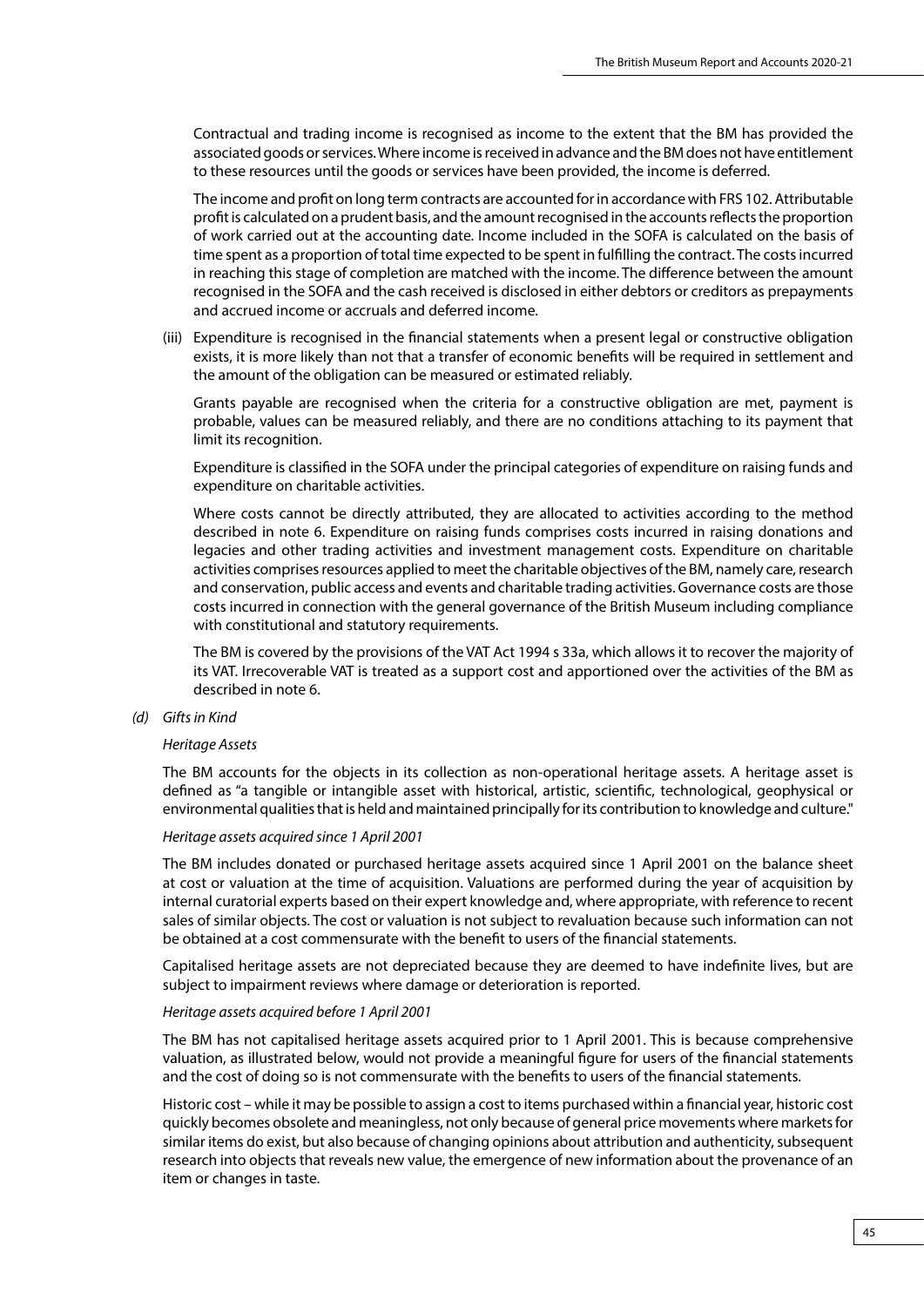Contractual and trading income is recognised as income to the extent that the BM has provided the associated goods or services. Where income is received in advance and the BM does not have entitlement to these resources until the goods or services have been provided, the income is deferred.

The income and profit on long term contracts are accounted for in accordance with FRS 102. Attributable profit is calculated on a prudent basis, and the amount recognised in the accounts reflects the proportion of work carried out at the accounting date. Income included in the SOFA is calculated on the basis of time spent as a proportion of total time expected to be spent in fulfilling the contract. The costs incurred in reaching this stage of completion are matched with the income. The difference between the amount recognised in the SOFA and the cash received is disclosed in either debtors or creditors as prepayments and accrued income or accruals and deferred income.

(iii) Expenditure is recognised in the financial statements when a present legal or constructive obligation exists, it is more likely than not that a transfer of economic benefits will be required in settlement and the amount of the obligation can be measured or estimated reliably.

Grants payable are recognised when the criteria for a constructive obligation are met, payment is probable, values can be measured reliably, and there are no conditions attaching to its payment that limit its recognition.

Expenditure is classified in the SOFA under the principal categories of expenditure on raising funds and expenditure on charitable activities.

Where costs cannot be directly attributed, they are allocated to activities according to the method described in note 6. Expenditure on raising funds comprises costs incurred in raising donations and legacies and other trading activities and investment management costs. Expenditure on charitable activities comprises resources applied to meet the charitable objectives of the BM, namely care, research and conservation, public access and events and charitable trading activities. Governance costs are those costs incurred in connection with the general governance of the British Museum including compliance with constitutional and statutory requirements.

The BM is covered by the provisions of the VAT Act 1994 s 33a, which allows it to recover the majority of its VAT. Irrecoverable VAT is treated as a support cost and apportioned over the activities of the BM as described in note 6.

*(d) Gifts in Kind*

*Heritage Assets*

The BM accounts for the objects in its collection as non-operational heritage assets. A heritage asset is defined as "a tangible or intangible asset with historical, artistic, scientific, technological, geophysical or environmental qualities that is held and maintained principally for its contribution to knowledge and culture."

*Heritage assets acquired since 1 April 2001*

The BM includes donated or purchased heritage assets acquired since 1 April 2001 on the balance sheet at cost or valuation at the time of acquisition. Valuations are performed during the year of acquisition by internal curatorial experts based on their expert knowledge and, where appropriate, with reference to recent sales of similar objects. The cost or valuation is not subject to revaluation because such information can not be obtained at a cost commensurate with the benefit to users of the financial statements.

Capitalised heritage assets are not depreciated because they are deemed to have indefinite lives, but are subject to impairment reviews where damage or deterioration is reported.

*Heritage assets acquired before 1 April 2001*

The BM has not capitalised heritage assets acquired prior to 1 April 2001. This is because comprehensive valuation, as illustrated below, would not provide a meaningful figure for users of the financial statements and the cost of doing so is not commensurate with the benefits to users of the financial statements.

Historic cost – while it may be possible to assign a cost to items purchased within a financial year, historic cost quickly becomes obsolete and meaningless, not only because of general price movements where markets for similar items do exist, but also because of changing opinions about attribution and authenticity, subsequent research into objects that reveals new value, the emergence of new information about the provenance of an item or changes in taste.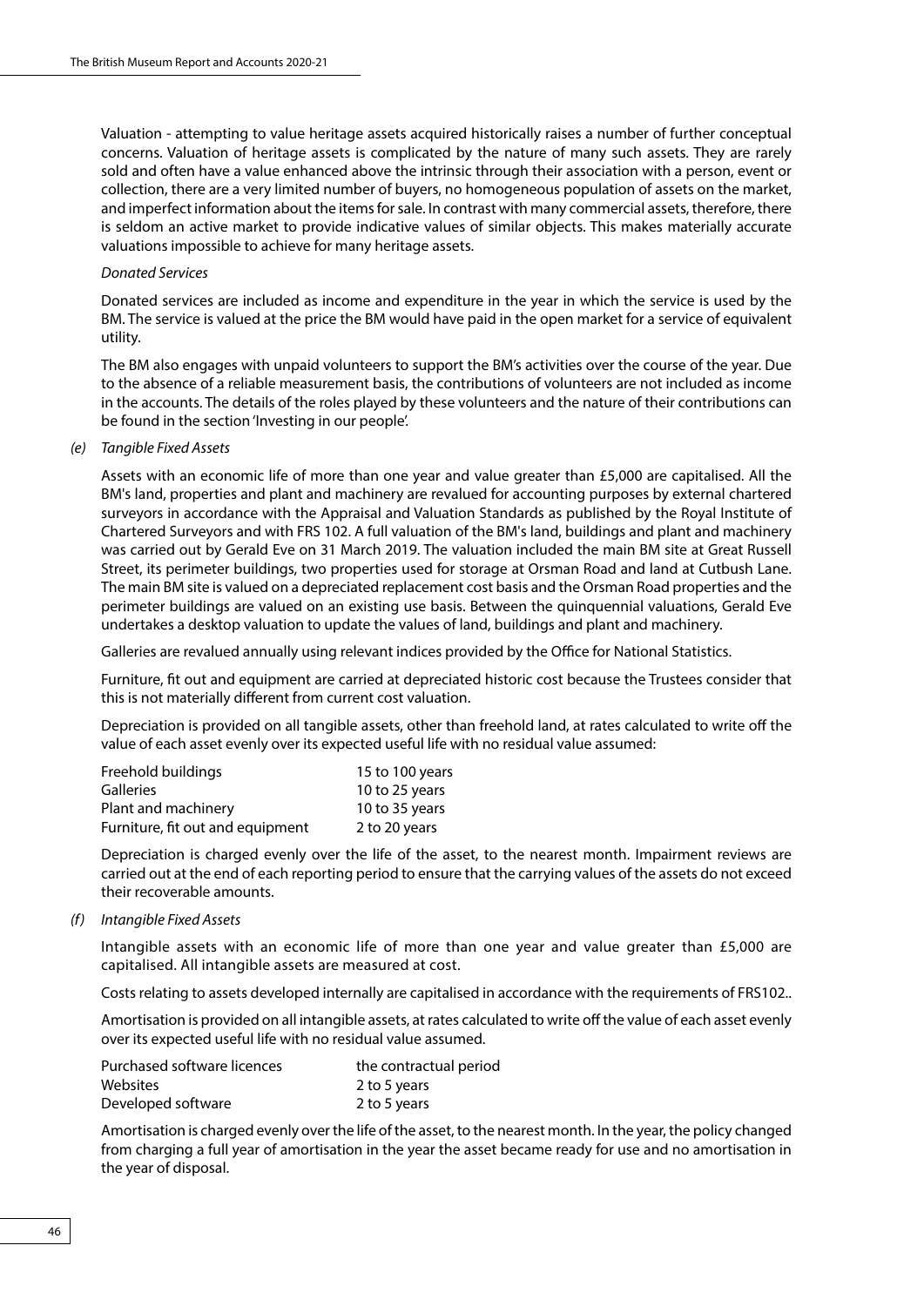Valuation - attempting to value heritage assets acquired historically raises a number of further conceptual concerns. Valuation of heritage assets is complicated by the nature of many such assets. They are rarely sold and often have a value enhanced above the intrinsic through their association with a person, event or collection, there are a very limited number of buyers, no homogeneous population of assets on the market, and imperfect information about the items for sale. In contrast with many commercial assets, therefore, there is seldom an active market to provide indicative values of similar objects. This makes materially accurate valuations impossible to achieve for many heritage assets.

*Donated Services*

Donated services are included as income and expenditure in the year in which the service is used by the BM. The service is valued at the price the BM would have paid in the open market for a service of equivalent utility.

The BM also engages with unpaid volunteers to support the BM's activities over the course of the year. Due to the absence of a reliable measurement basis, the contributions of volunteers are not included as income in the accounts. The details of the roles played by these volunteers and the nature of their contributions can be found in the section 'Investing in our people'.

*(e) Tangible Fixed Assets*

Assets with an economic life of more than one year and value greater than £5,000 are capitalised. All the BM's land, properties and plant and machinery are revalued for accounting purposes by external chartered surveyors in accordance with the Appraisal and Valuation Standards as published by the Royal Institute of Chartered Surveyors and with FRS 102. A full valuation of the BM's land, buildings and plant and machinery was carried out by Gerald Eve on 31 March 2019. The valuation included the main BM site at Great Russell Street, its perimeter buildings, two properties used for storage at Orsman Road and land at Cutbush Lane. The main BM site is valued on a depreciated replacement cost basis and the Orsman Road properties and the perimeter buildings are valued on an existing use basis. Between the quinquennial valuations, Gerald Eve undertakes a desktop valuation to update the values of land, buildings and plant and machinery.

Galleries are revalued annually using relevant indices provided by the Office for National Statistics.

Furniture, fit out and equipment are carried at depreciated historic cost because the Trustees consider that this is not materially different from current cost valuation.

Depreciation is provided on all tangible assets, other than freehold land, at rates calculated to write off the value of each asset evenly over its expected useful life with no residual value assumed:

| | |
|---|---|
| Freehold buildings | 15 to 100 years |
| Galleries | 10 to 25 years |
| Plant and machinery | 10 to 35 years |
| Furniture, fit out and equipment | 2 to 20 years |

Depreciation is charged evenly over the life of the asset, to the nearest month. Impairment reviews are carried out at the end of each reporting period to ensure that the carrying values of the assets do not exceed their recoverable amounts.

*(f) Intangible Fixed Assets*

Intangible assets with an economic life of more than one year and value greater than £5,000 are capitalised. All intangible assets are measured at cost.

Costs relating to assets developed internally are capitalised in accordance with the requirements of FRS102..

Amortisation is provided on all intangible assets, at rates calculated to write off the value of each asset evenly over its expected useful life with no residual value assumed.

| | |
|---|---|
| Purchased software licences | the contractual period |
| Websites | 2 to 5 years |
| Developed software | 2 to 5 years |

Amortisation is charged evenly over the life of the asset, to the nearest month. In the year, the policy changed from charging a full year of amortisation in the year the asset became ready for use and no amortisation in the year of disposal.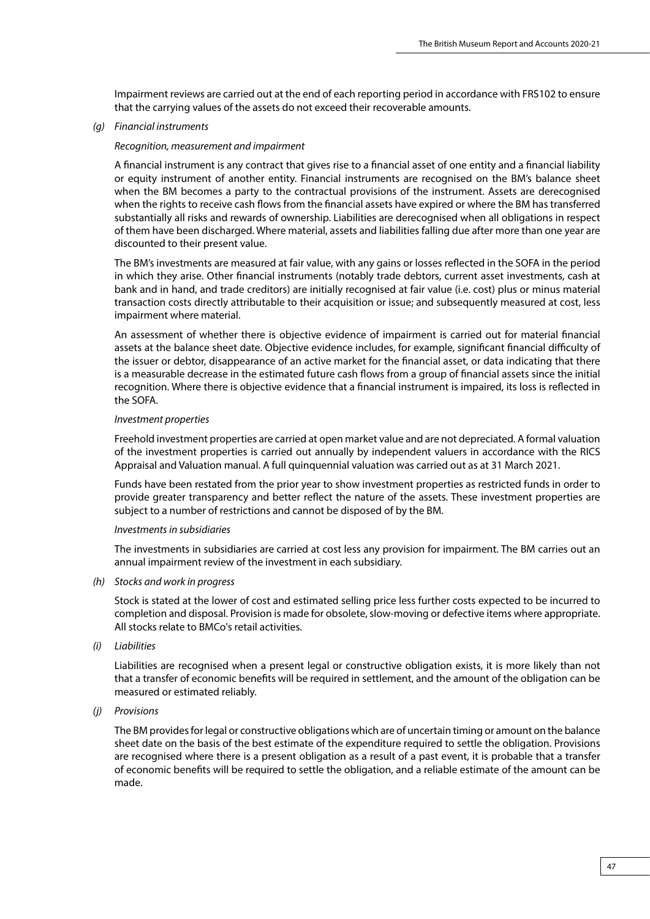Impairment reviews are carried out at the end of each reporting period in accordance with FRS102 to ensure that the carrying values of the assets do not exceed their recoverable amounts.

*(g) Financial instruments*

*Recognition, measurement and impairment*

A financial instrument is any contract that gives rise to a financial asset of one entity and a financial liability or equity instrument of another entity. Financial instruments are recognised on the BM's balance sheet when the BM becomes a party to the contractual provisions of the instrument. Assets are derecognised when the rights to receive cash flows from the financial assets have expired or where the BM has transferred substantially all risks and rewards of ownership. Liabilities are derecognised when all obligations in respect of them have been discharged. Where material, assets and liabilities falling due after more than one year are discounted to their present value.

The BM's investments are measured at fair value, with any gains or losses reflected in the SOFA in the period in which they arise. Other financial instruments (notably trade debtors, current asset investments, cash at bank and in hand, and trade creditors) are initially recognised at fair value (i.e. cost) plus or minus material transaction costs directly attributable to their acquisition or issue; and subsequently measured at cost, less impairment where material.

An assessment of whether there is objective evidence of impairment is carried out for material financial assets at the balance sheet date. Objective evidence includes, for example, significant financial difficulty of the issuer or debtor, disappearance of an active market for the financial asset, or data indicating that there is a measurable decrease in the estimated future cash flows from a group of financial assets since the initial recognition. Where there is objective evidence that a financial instrument is impaired, its loss is reflected in the SOFA.

*Investment properties*

Freehold investment properties are carried at open market value and are not depreciated. A formal valuation of the investment properties is carried out annually by independent valuers in accordance with the RICS Appraisal and Valuation manual. A full quinquennial valuation was carried out as at 31 March 2021.

Funds have been restated from the prior year to show investment properties as restricted funds in order to provide greater transparency and better reflect the nature of the assets. These investment properties are subject to a number of restrictions and cannot be disposed of by the BM.

*Investments in subsidiaries*

The investments in subsidiaries are carried at cost less any provision for impairment. The BM carries out an annual impairment review of the investment in each subsidiary.

*(h) Stocks and work in progress*

Stock is stated at the lower of cost and estimated selling price less further costs expected to be incurred to completion and disposal. Provision is made for obsolete, slow-moving or defective items where appropriate. All stocks relate to BMCo's retail activities.

*(i) Liabilities*

Liabilities are recognised when a present legal or constructive obligation exists, it is more likely than not that a transfer of economic benefits will be required in settlement, and the amount of the obligation can be measured or estimated reliably.

*(j) Provisions*

The BM provides for legal or constructive obligations which are of uncertain timing or amount on the balance sheet date on the basis of the best estimate of the expenditure required to settle the obligation. Provisions are recognised where there is a present obligation as a result of a past event, it is probable that a transfer of economic benefits will be required to settle the obligation, and a reliable estimate of the amount can be made.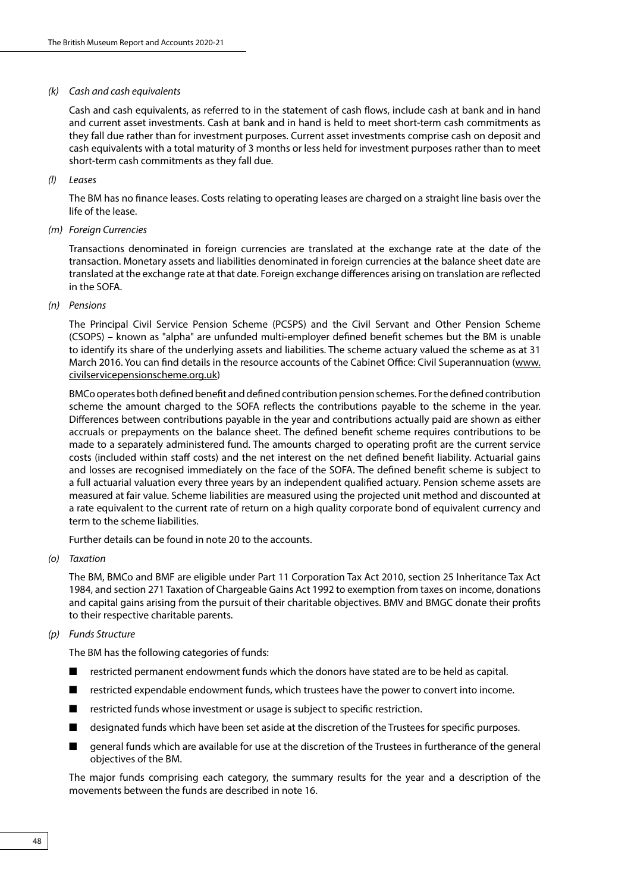*(k) Cash and cash equivalents*

Cash and cash equivalents, as referred to in the statement of cash flows, include cash at bank and in hand and current asset investments. Cash at bank and in hand is held to meet short-term cash commitments as they fall due rather than for investment purposes. Current asset investments comprise cash on deposit and cash equivalents with a total maturity of 3 months or less held for investment purposes rather than to meet short-term cash commitments as they fall due.

*(l) Leases*

The BM has no finance leases. Costs relating to operating leases are charged on a straight line basis over the life of the lease.

*(m) Foreign Currencies*

Transactions denominated in foreign currencies are translated at the exchange rate at the date of the transaction. Monetary assets and liabilities denominated in foreign currencies at the balance sheet date are translated at the exchange rate at that date. Foreign exchange differences arising on translation are reflected in the SOFA.

*(n) Pensions*

The Principal Civil Service Pension Scheme (PCSPS) and the Civil Servant and Other Pension Scheme (CSOPS) – known as "alpha" are unfunded multi-employer defined benefit schemes but the BM is unable to identify its share of the underlying assets and liabilities. The scheme actuary valued the scheme as at 31 March 2016. You can find details in the resource accounts of the Cabinet Office: Civil Superannuation (www.civilservicepensionscheme.org.uk)

BMCo operates both defined benefit and defined contribution pension schemes. For the defined contribution scheme the amount charged to the SOFA reflects the contributions payable to the scheme in the year. Differences between contributions payable in the year and contributions actually paid are shown as either accruals or prepayments on the balance sheet. The defined benefit scheme requires contributions to be made to a separately administered fund. The amounts charged to operating profit are the current service costs (included within staff costs) and the net interest on the net defined benefit liability. Actuarial gains and losses are recognised immediately on the face of the SOFA. The defined benefit scheme is subject to a full actuarial valuation every three years by an independent qualified actuary. Pension scheme assets are measured at fair value. Scheme liabilities are measured using the projected unit method and discounted at a rate equivalent to the current rate of return on a high quality corporate bond of equivalent currency and term to the scheme liabilities.

Further details can be found in note 20 to the accounts.

*(o) Taxation*

The BM, BMCo and BMF are eligible under Part 11 Corporation Tax Act 2010, section 25 Inheritance Tax Act 1984, and section 271 Taxation of Chargeable Gains Act 1992 to exemption from taxes on income, donations and capital gains arising from the pursuit of their charitable objectives. BMV and BMGC donate their profits to their respective charitable parents.

*(p) Funds Structure*

The BM has the following categories of funds:

- restricted permanent endowment funds which the donors have stated are to be held as capital.
- restricted expendable endowment funds, which trustees have the power to convert into income.
- restricted funds whose investment or usage is subject to specific restriction.
- designated funds which have been set aside at the discretion of the Trustees for specific purposes.
- general funds which are available for use at the discretion of the Trustees in furtherance of the general objectives of the BM.

The major funds comprising each category, the summary results for the year and a description of the movements between the funds are described in note 16.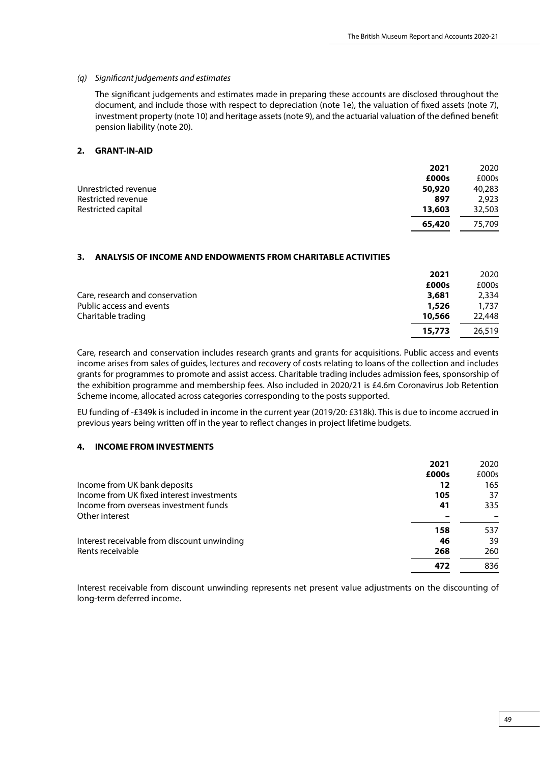*(q) Significant judgements and estimates*

The significant judgements and estimates made in preparing these accounts are disclosed throughout the document, and include those with respect to depreciation (note 1e), the valuation of fixed assets (note 7), investment property (note 10) and heritage assets (note 9), and the actuarial valuation of the defined benefit pension liability (note 20).

## 2. GRANT-IN-AID

| | **2021** | 2020 |
|---|---|---|
| | **£000s** | £000s |
| Unrestricted revenue | **50,920** | 40,283 |
| Restricted revenue | **897** | 2,923 |
| Restricted capital | **13,603** | 32,503 |
| | **65,420** | 75,709 |

## 3. ANALYSIS OF INCOME AND ENDOWMENTS FROM CHARITABLE ACTIVITIES

| | **2021** | 2020 |
|---|---|---|
| | **£000s** | £000s |
| Care, research and conservation | **3,681** | 2,334 |
| Public access and events | **1,526** | 1,737 |
| Charitable trading | **10,566** | 22,448 |
| | **15,773** | 26,519 |

Care, research and conservation includes research grants and grants for acquisitions. Public access and events income arises from sales of guides, lectures and recovery of costs relating to loans of the collection and includes grants for programmes to promote and assist access. Charitable trading includes admission fees, sponsorship of the exhibition programme and membership fees. Also included in 2020/21 is £4.6m Coronavirus Job Retention Scheme income, allocated across categories corresponding to the posts supported.

EU funding of -£349k is included in income in the current year (2019/20: £318k). This is due to income accrued in previous years being written off in the year to reflect changes in project lifetime budgets.

## 4. INCOME FROM INVESTMENTS

| | **2021** | 2020 |
|---|---|---|
| | **£000s** | £000s |
| Income from UK bank deposits | **12** | 165 |
| Income from UK fixed interest investments | **105** | 37 |
| Income from overseas investment funds | **41** | 335 |
| Other interest | **–** | – |
| | **158** | 537 |
| Interest receivable from discount unwinding | **46** | 39 |
| Rents receivable | **268** | 260 |
| | **472** | 836 |

Interest receivable from discount unwinding represents net present value adjustments on the discounting of long-term deferred income.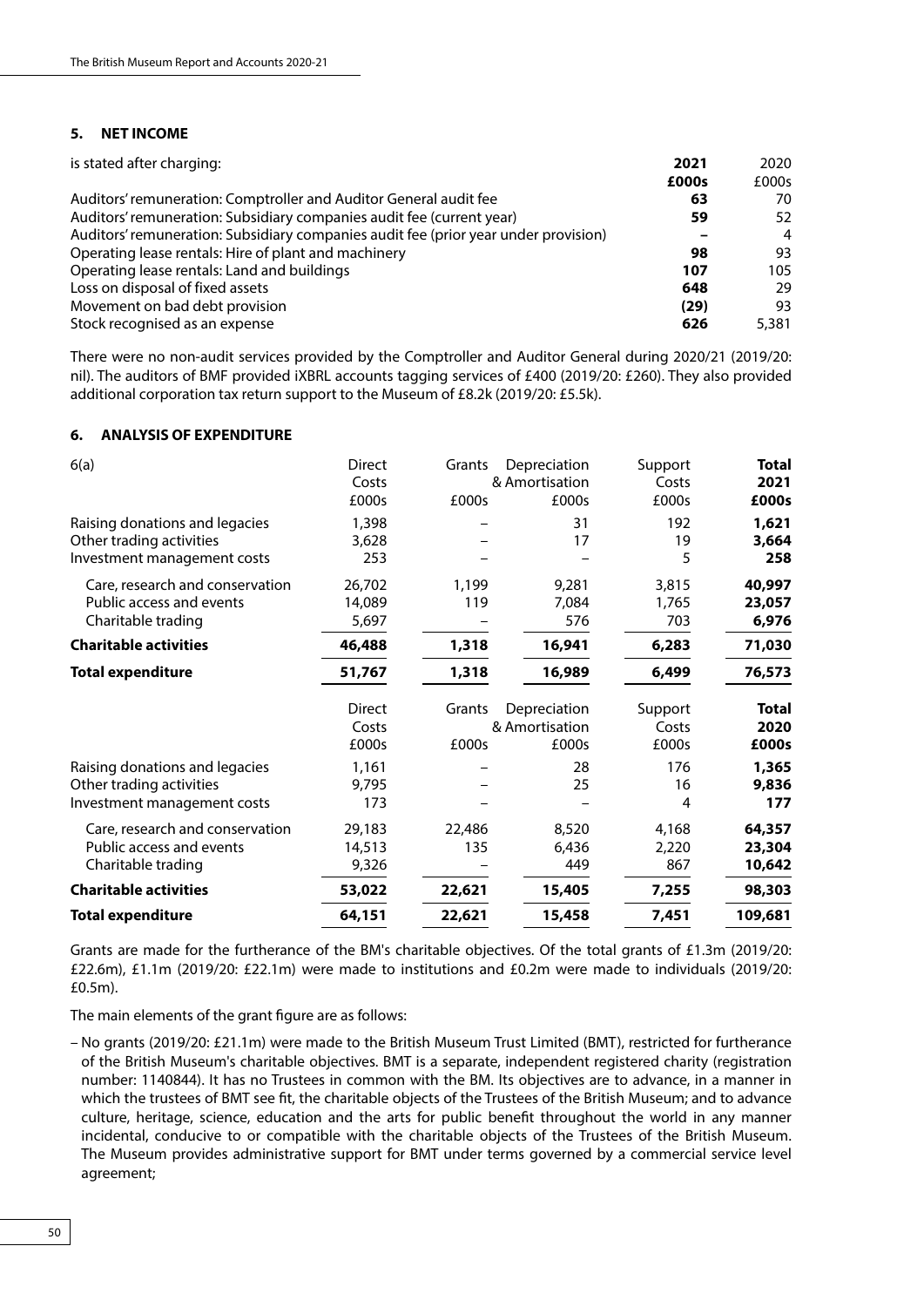## 5. NET INCOME

| is stated after charging: | **2021** | 2020 |
|---|---|---|
| | **£000s** | £000s |
| Auditors' remuneration: Comptroller and Auditor General audit fee | **63** | 70 |
| Auditors' remuneration: Subsidiary companies audit fee (current year) | **59** | 52 |
| Auditors' remuneration: Subsidiary companies audit fee (prior year under provision) | **–** | 4 |
| Operating lease rentals: Hire of plant and machinery | **98** | 93 |
| Operating lease rentals: Land and buildings | **107** | 105 |
| Loss on disposal of fixed assets | **648** | 29 |
| Movement on bad debt provision | **(29)** | 93 |
| Stock recognised as an expense | **626** | 5,381 |

There were no non-audit services provided by the Comptroller and Auditor General during 2020/21 (2019/20: nil). The auditors of BMF provided iXBRL accounts tagging services of £400 (2019/20: £260). They also provided additional corporation tax return support to the Museum of £8.2k (2019/20: £5.5k).

## 6. ANALYSIS OF EXPENDITURE

| 6(a) | Direct Costs £000s | Grants £000s | Depreciation & Amortisation £000s | Support Costs £000s | **Total 2021 £000s** |
|---|---|---|---|---|---|
| Raising donations and legacies | 1,398 | – | 31 | 192 | **1,621** |
| Other trading activities | 3,628 | – | 17 | 19 | **3,664** |
| Investment management costs | 253 | – | – | 5 | **258** |
| Care, research and conservation | 26,702 | 1,199 | 9,281 | 3,815 | **40,997** |
| Public access and events | 14,089 | 119 | 7,084 | 1,765 | **23,057** |
| Charitable trading | 5,697 | – | 576 | 703 | **6,976** |
| **Charitable activities** | **46,488** | **1,318** | **16,941** | **6,283** | **71,030** |
| **Total expenditure** | **51,767** | **1,318** | **16,989** | **6,499** | **76,573** |

| | Direct Costs £000s | Grants £000s | Depreciation & Amortisation £000s | Support Costs £000s | **Total 2020 £000s** |
|---|---|---|---|---|---|
| Raising donations and legacies | 1,161 | – | 28 | 176 | **1,365** |
| Other trading activities | 9,795 | – | 25 | 16 | **9,836** |
| Investment management costs | 173 | – | – | 4 | **177** |
| Care, research and conservation | 29,183 | 22,486 | 8,520 | 4,168 | **64,357** |
| Public access and events | 14,513 | 135 | 6,436 | 2,220 | **23,304** |
| Charitable trading | 9,326 | – | 449 | 867 | **10,642** |
| **Charitable activities** | **53,022** | **22,621** | **15,405** | **7,255** | **98,303** |
| **Total expenditure** | **64,151** | **22,621** | **15,458** | **7,451** | **109,681** |

Grants are made for the furtherance of the BM's charitable objectives. Of the total grants of £1.3m (2019/20: £22.6m), £1.1m (2019/20: £22.1m) were made to institutions and £0.2m were made to individuals (2019/20: £0.5m).

The main elements of the grant figure are as follows:

– No grants (2019/20: £21.1m) were made to the British Museum Trust Limited (BMT), restricted for furtherance of the British Museum's charitable objectives. BMT is a separate, independent registered charity (registration number: 1140844). It has no Trustees in common with the BM. Its objectives are to advance, in a manner in which the trustees of BMT see fit, the charitable objects of the Trustees of the British Museum; and to advance culture, heritage, science, education and the arts for public benefit throughout the world in any manner incidental, conducive to or compatible with the charitable objects of the Trustees of the British Museum. The Museum provides administrative support for BMT under terms governed by a commercial service level agreement;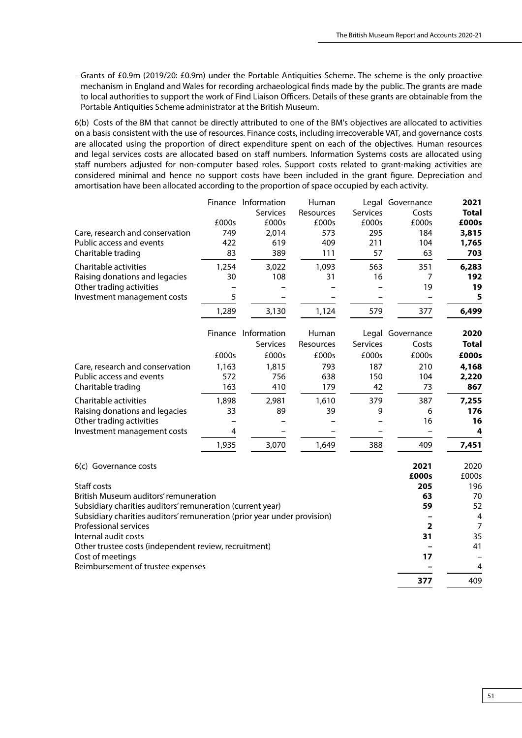– Grants of £0.9m (2019/20: £0.9m) under the Portable Antiquities Scheme. The scheme is the only proactive mechanism in England and Wales for recording archaeological finds made by the public. The grants are made to local authorities to support the work of Find Liaison Officers. Details of these grants are obtainable from the Portable Antiquities Scheme administrator at the British Museum.

6(b) Costs of the BM that cannot be directly attributed to one of the BM's objectives are allocated to activities on a basis consistent with the use of resources. Finance costs, including irrecoverable VAT, and governance costs are allocated using the proportion of direct expenditure spent on each of the objectives. Human resources and legal services costs are allocated based on staff numbers. Information Systems costs are allocated using staff numbers adjusted for non-computer based roles. Support costs related to grant-making activities are considered minimal and hence no support costs have been included in the grant figure. Depreciation and amortisation have been allocated according to the proportion of space occupied by each activity.

| | Finance | Information Services | Human Resources | Legal Services | Governance Costs | **2021 Total** |
|---|---|---|---|---|---|---|
| | £000s | £000s | £000s | £000s | £000s | **£000s** |
| Care, research and conservation | 749 | 2,014 | 573 | 295 | 184 | **3,815** |
| Public access and events | 422 | 619 | 409 | 211 | 104 | **1,765** |
| Charitable trading | 83 | 389 | 111 | 57 | 63 | **703** |
| Charitable activities | 1,254 | 3,022 | 1,093 | 563 | 351 | **6,283** |
| Raising donations and legacies | 30 | 108 | 31 | 16 | 7 | **192** |
| Other trading activities | – | – | – | – | 19 | **19** |
| Investment management costs | 5 | – | – | – | – | **5** |
| | 1,289 | 3,130 | 1,124 | 579 | 377 | **6,499** |

| | Finance | Information Services | Human Resources | Legal Services | Governance Costs | **2020 Total** |
|---|---|---|---|---|---|---|
| | £000s | £000s | £000s | £000s | £000s | **£000s** |
| Care, research and conservation | 1,163 | 1,815 | 793 | 187 | 210 | **4,168** |
| Public access and events | 572 | 756 | 638 | 150 | 104 | **2,220** |
| Charitable trading | 163 | 410 | 179 | 42 | 73 | **867** |
| Charitable activities | 1,898 | 2,981 | 1,610 | 379 | 387 | **7,255** |
| Raising donations and legacies | 33 | 89 | 39 | 9 | 6 | **176** |
| Other trading activities | – | – | – | – | 16 | **16** |
| Investment management costs | 4 | – | – | – | – | **4** |
| | 1,935 | 3,070 | 1,649 | 388 | 409 | **7,451** |

6(c) Governance costs

| | **2021** | 2020 |
|---|---|---|
| | **£000s** | £000s |
| Staff costs | **205** | 196 |
| British Museum auditors' remuneration | **63** | 70 |
| Subsidiary charities auditors' remuneration (current year) | **59** | 52 |
| Subsidiary charities auditors' remuneration (prior year under provision) | **–** | 4 |
| Professional services | **2** | 7 |
| Internal audit costs | **31** | 35 |
| Other trustee costs (independent review, recruitment) | **–** | 41 |
| Cost of meetings | **17** | – |
| Reimbursement of trustee expenses | **–** | 4 |
| | **377** | 409 |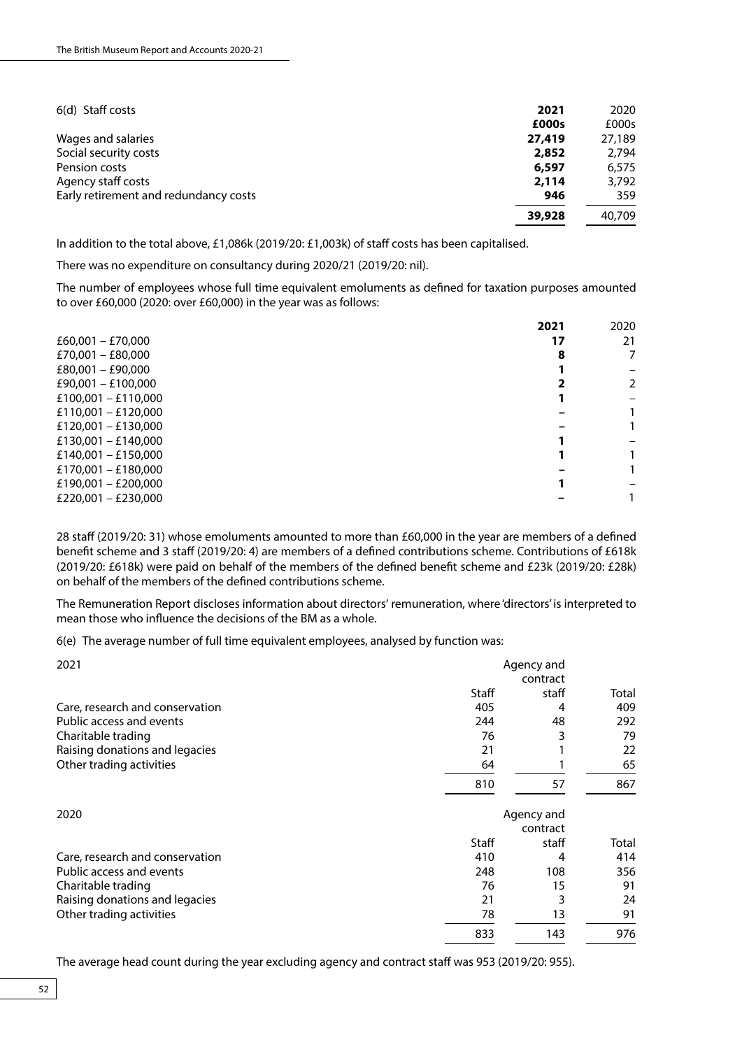| 6(d) Staff costs | **2021** | 2020 |
|---|---|---|
| | **£000s** | £000s |
| Wages and salaries | **27,419** | 27,189 |
| Social security costs | **2,852** | 2,794 |
| Pension costs | **6,597** | 6,575 |
| Agency staff costs | **2,114** | 3,792 |
| Early retirement and redundancy costs | **946** | 359 |
| | **39,928** | 40,709 |

In addition to the total above, £1,086k (2019/20: £1,003k) of staff costs has been capitalised.

There was no expenditure on consultancy during 2020/21 (2019/20: nil).

The number of employees whose full time equivalent emoluments as defined for taxation purposes amounted to over £60,000 (2020: over £60,000) in the year was as follows:

| | **2021** | 2020 |
|---|---|---|
| £60,001 – £70,000 | **17** | 21 |
| £70,001 – £80,000 | **8** | 7 |
| £80,001 – £90,000 | **1** | – |
| £90,001 – £100,000 | **2** | 2 |
| £100,001 – £110,000 | **1** | – |
| £110,001 – £120,000 | **–** | 1 |
| £120,001 – £130,000 | **–** | 1 |
| £130,001 – £140,000 | **1** | – |
| £140,001 – £150,000 | **1** | 1 |
| £170,001 – £180,000 | **–** | 1 |
| £190,001 – £200,000 | **1** | – |
| £220,001 – £230,000 | **–** | 1 |

28 staff (2019/20: 31) whose emoluments amounted to more than £60,000 in the year are members of a defined benefit scheme and 3 staff (2019/20: 4) are members of a defined contributions scheme. Contributions of £618k (2019/20: £618k) were paid on behalf of the members of the defined benefit scheme and £23k (2019/20: £28k) on behalf of the members of the defined contributions scheme.

The Remuneration Report discloses information about directors' remuneration, where 'directors' is interpreted to mean those who influence the decisions of the BM as a whole.

6(e) The average number of full time equivalent employees, analysed by function was:

| 2021 | Staff | Agency and contract staff | Total |
|---|---|---|---|
| Care, research and conservation | 405 | 4 | 409 |
| Public access and events | 244 | 48 | 292 |
| Charitable trading | 76 | 3 | 79 |
| Raising donations and legacies | 21 | 1 | 22 |
| Other trading activities | 64 | 1 | 65 |
| | 810 | 57 | 867 |

| 2020 | Staff | Agency and contract staff | Total |
|---|---|---|---|
| Care, research and conservation | 410 | 4 | 414 |
| Public access and events | 248 | 108 | 356 |
| Charitable trading | 76 | 15 | 91 |
| Raising donations and legacies | 21 | 3 | 24 |
| Other trading activities | 78 | 13 | 91 |
| | 833 | 143 | 976 |

The average head count during the year excluding agency and contract staff was 953 (2019/20: 955).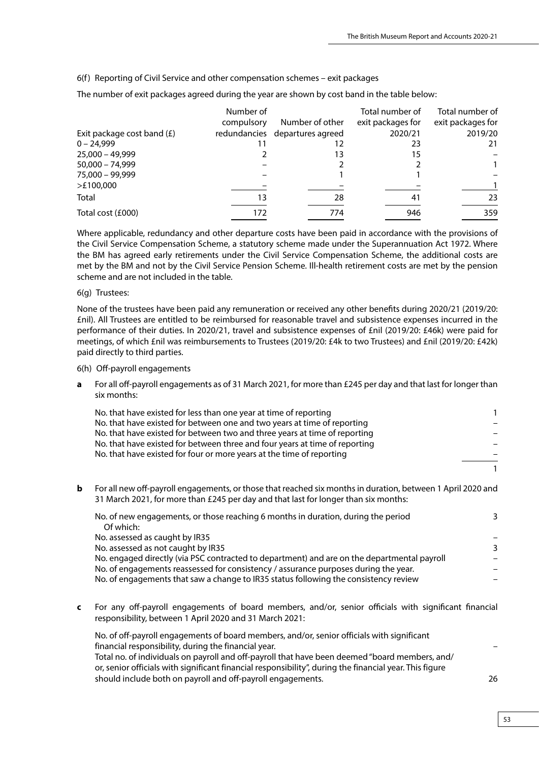6(f) Reporting of Civil Service and other compensation schemes – exit packages

The number of exit packages agreed during the year are shown by cost band in the table below:

| Exit package cost band (£) | Number of compulsory redundancies | Number of other departures agreed | Total number of exit packages for 2020/21 | Total number of exit packages for 2019/20 |
|---|---|---|---|---|
| 0 – 24,999 | 11 | 12 | 23 | 21 |
| 25,000 – 49,999 | 2 | 13 | 15 | – |
| 50,000 – 74,999 | – | 2 | 2 | 1 |
| 75,000 – 99,999 | – | 1 | 1 | – |
| >£100,000 | – | – | – | 1 |
| Total | 13 | 28 | 41 | 23 |
| Total cost (£000) | 172 | 774 | 946 | 359 |

Where applicable, redundancy and other departure costs have been paid in accordance with the provisions of the Civil Service Compensation Scheme, a statutory scheme made under the Superannuation Act 1972. Where the BM has agreed early retirements under the Civil Service Compensation Scheme, the additional costs are met by the BM and not by the Civil Service Pension Scheme. Ill-health retirement costs are met by the pension scheme and are not included in the table.

6(g) Trustees:

None of the trustees have been paid any remuneration or received any other benefits during 2020/21 (2019/20: £nil). All Trustees are entitled to be reimbursed for reasonable travel and subsistence expenses incurred in the performance of their duties. In 2020/21, travel and subsistence expenses of £nil (2019/20: £46k) were paid for meetings, of which £nil was reimbursements to Trustees (2019/20: £4k to two Trustees) and £nil (2019/20: £42k) paid directly to third parties.

6(h) Off-payroll engagements

**a** For all off-payroll engagements as of 31 March 2021, for more than £245 per day and that last for longer than six months:

| | |
|---|---|
| No. that have existed for less than one year at time of reporting | 1 |
| No. that have existed for between one and two years at time of reporting | – |
| No. that have existed for between two and three years at time of reporting | – |
| No. that have existed for between three and four years at time of reporting | – |
| No. that have existed for four or more years at the time of reporting | – |
| | 1 |

**b** For all new off-payroll engagements, or those that reached six months in duration, between 1 April 2020 and 31 March 2021, for more than £245 per day and that last for longer than six months:

| | |
|---|---|
| No. of new engagements, or those reaching 6 months in duration, during the period | 3 |
| Of which: | |
| No. assessed as caught by IR35 | – |
| No. assessed as not caught by IR35 | 3 |
| No. engaged directly (via PSC contracted to department) and are on the departmental payroll | – |
| No. of engagements reassessed for consistency / assurance purposes during the year. | – |
| No. of engagements that saw a change to IR35 status following the consistency review | – |

**c** For any off-payroll engagements of board members, and/or, senior officials with significant financial responsibility, between 1 April 2020 and 31 March 2021:

| | |
|---|---|
| No. of off-payroll engagements of board members, and/or, senior officials with significant financial responsibility, during the financial year. | – |
| Total no. of individuals on payroll and off-payroll that have been deemed "board members, and/or, senior officials with significant financial responsibility", during the financial year. This figure should include both on payroll and off-payroll engagements. | 26 |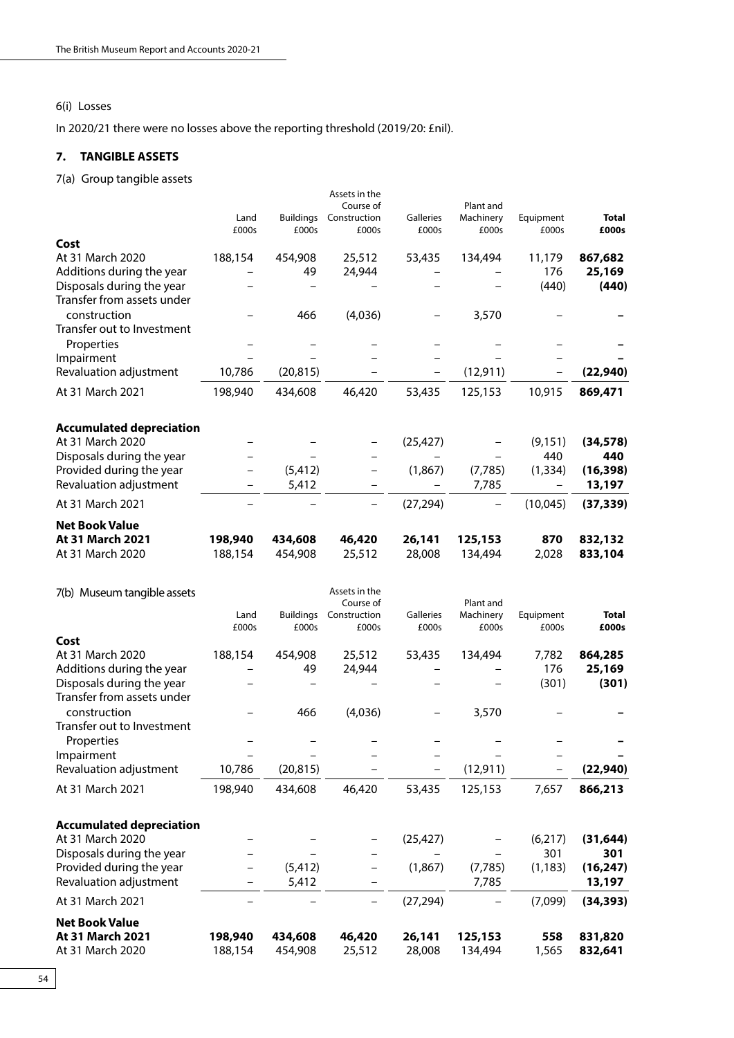6(i) Losses

In 2020/21 there were no losses above the reporting threshold (2019/20: £nil).

## 7. TANGIBLE ASSETS

7(a) Group tangible assets

| | Land £000s | Buildings £000s | Assets in the Course of Construction £000s | Galleries £000s | Plant and Machinery £000s | Equipment £000s | **Total £000s** |
|---|---|---|---|---|---|---|---|
| **Cost** | | | | | | | |
| At 31 March 2020 | 188,154 | 454,908 | 25,512 | 53,435 | 134,494 | 11,179 | **867,682** |
| Additions during the year | – | 49 | 24,944 | – | – | 176 | **25,169** |
| Disposals during the year | – | – | – | – | – | (440) | **(440)** |
| Transfer from assets under construction | – | 466 | (4,036) | – | 3,570 | – | **–** |
| Transfer out to Investment Properties | – | – | – | – | – | – | **–** |
| Impairment | – | – | – | – | – | – | **–** |
| Revaluation adjustment | 10,786 | (20,815) | – | – | (12,911) | – | **(22,940)** |
| At 31 March 2021 | 198,940 | 434,608 | 46,420 | 53,435 | 125,153 | 10,915 | **869,471** |
| **Accumulated depreciation** | | | | | | | |
| At 31 March 2020 | – | – | – | (25,427) | – | (9,151) | **(34,578)** |
| Disposals during the year | – | – | – | – | – | 440 | **440** |
| Provided during the year | – | (5,412) | – | (1,867) | (7,785) | (1,334) | **(16,398)** |
| Revaluation adjustment | – | 5,412 | – | – | 7,785 | – | **13,197** |
| At 31 March 2021 | – | – | – | (27,294) | – | (10,045) | **(37,339)** |
| **Net Book Value** | | | | | | | |
| **At 31 March 2021** | **198,940** | **434,608** | **46,420** | **26,141** | **125,153** | **870** | **832,132** |
| At 31 March 2020 | 188,154 | 454,908 | 25,512 | 28,008 | 134,494 | 2,028 | **833,104** |

7(b) Museum tangible assets

| | Land £000s | Buildings £000s | Assets in the Course of Construction £000s | Galleries £000s | Plant and Machinery £000s | Equipment £000s | **Total £000s** |
|---|---|---|---|---|---|---|---|
| **Cost** | | | | | | | |
| At 31 March 2020 | 188,154 | 454,908 | 25,512 | 53,435 | 134,494 | 7,782 | **864,285** |
| Additions during the year | – | 49 | 24,944 | – | – | 176 | **25,169** |
| Disposals during the year | – | – | – | – | – | (301) | **(301)** |
| Transfer from assets under construction | – | 466 | (4,036) | – | 3,570 | – | **–** |
| Transfer out to Investment Properties | – | – | – | – | – | – | **–** |
| Impairment | – | – | – | – | – | – | **–** |
| Revaluation adjustment | 10,786 | (20,815) | – | – | (12,911) | – | **(22,940)** |
| At 31 March 2021 | 198,940 | 434,608 | 46,420 | 53,435 | 125,153 | 7,657 | **866,213** |
| **Accumulated depreciation** | | | | | | | |
| At 31 March 2020 | – | – | – | (25,427) | – | (6,217) | **(31,644)** |
| Disposals during the year | – | – | – | – | – | 301 | **301** |
| Provided during the year | – | (5,412) | – | (1,867) | (7,785) | (1,183) | **(16,247)** |
| Revaluation adjustment | – | 5,412 | – | | 7,785 | | **13,197** |
| At 31 March 2021 | – | – | – | (27,294) | – | (7,099) | **(34,393)** |
| **Net Book Value** | | | | | | | |
| **At 31 March 2021** | **198,940** | **434,608** | **46,420** | **26,141** | **125,153** | **558** | **831,820** |
| At 31 March 2020 | 188,154 | 454,908 | 25,512 | 28,008 | 134,494 | 1,565 | **832,641** |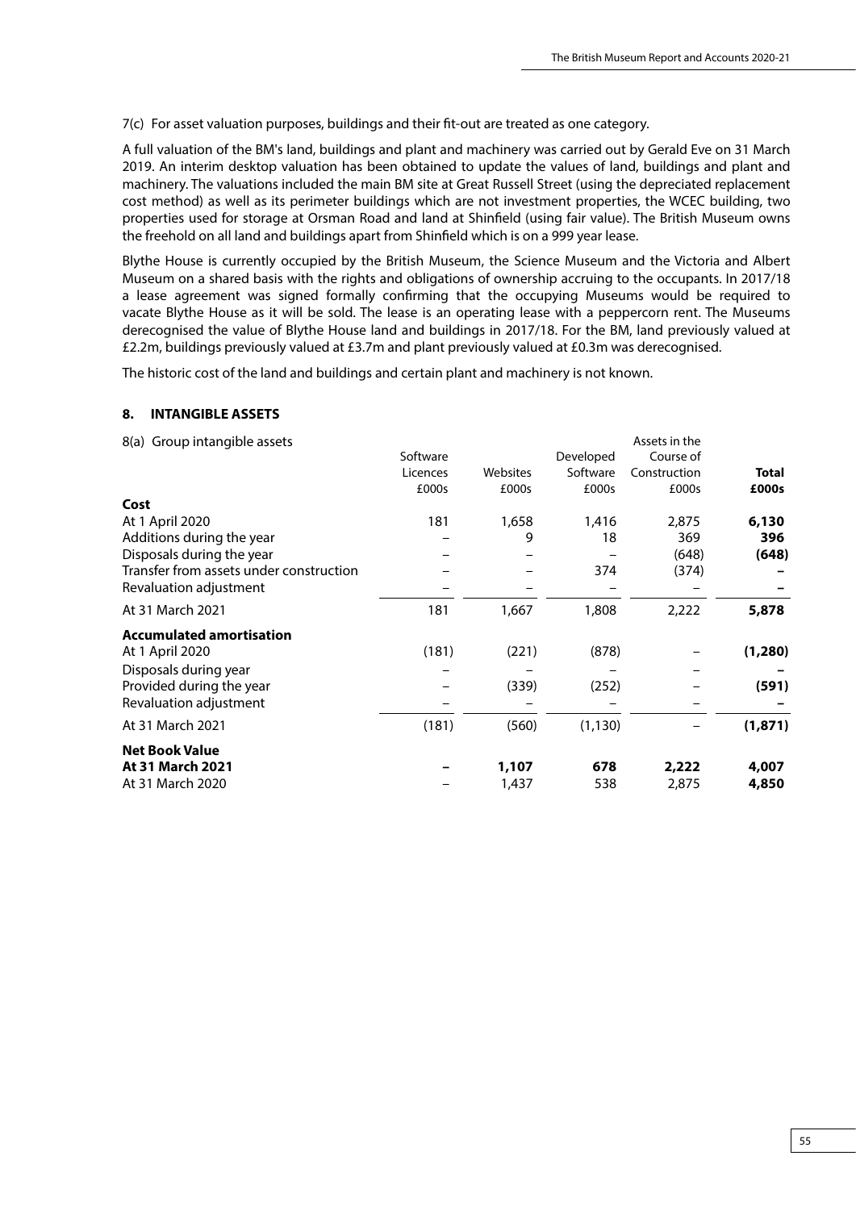7(c) For asset valuation purposes, buildings and their fit-out are treated as one category.

A full valuation of the BM's land, buildings and plant and machinery was carried out by Gerald Eve on 31 March 2019. An interim desktop valuation has been obtained to update the values of land, buildings and plant and machinery. The valuations included the main BM site at Great Russell Street (using the depreciated replacement cost method) as well as its perimeter buildings which are not investment properties, the WCEC building, two properties used for storage at Orsman Road and land at Shinfield (using fair value). The British Museum owns the freehold on all land and buildings apart from Shinfield which is on a 999 year lease.

Blythe House is currently occupied by the British Museum, the Science Museum and the Victoria and Albert Museum on a shared basis with the rights and obligations of ownership accruing to the occupants. In 2017/18 a lease agreement was signed formally confirming that the occupying Museums would be required to vacate Blythe House as it will be sold. The lease is an operating lease with a peppercorn rent. The Museums derecognised the value of Blythe House land and buildings in 2017/18. For the BM, land previously valued at £2.2m, buildings previously valued at £3.7m and plant previously valued at £0.3m was derecognised.

The historic cost of the land and buildings and certain plant and machinery is not known.

## 8. INTANGIBLE ASSETS

| 8(a) Group intangible assets | Software Licences £000s | Websites £000s | Developed Software £000s | Assets in the Course of Construction £000s | **Total £000s** |
|---|---|---|---|---|---|
| **Cost** | | | | | |
| At 1 April 2020 | 181 | 1,658 | 1,416 | 2,875 | **6,130** |
| Additions during the year | – | 9 | 18 | 369 | **396** |
| Disposals during the year | – | – | – | (648) | **(648)** |
| Transfer from assets under construction | – | – | 374 | (374) | **–** |
| Revaluation adjustment | – | – | – | – | **–** |
| At 31 March 2021 | 181 | 1,667 | 1,808 | 2,222 | **5,878** |
| **Accumulated amortisation** | | | | | |
| At 1 April 2020 | (181) | (221) | (878) | – | **(1,280)** |
| Disposals during year | – | – | – | – | **–** |
| Provided during the year | – | (339) | (252) | – | **(591)** |
| Revaluation adjustment | – | – | – | – | **–** |
| At 31 March 2021 | (181) | (560) | (1,130) | – | **(1,871)** |
| **Net Book Value** | | | | | |
| **At 31 March 2021** | **–** | **1,107** | **678** | **2,222** | **4,007** |
| At 31 March 2020 | – | 1,437 | 538 | 2,875 | **4,850** |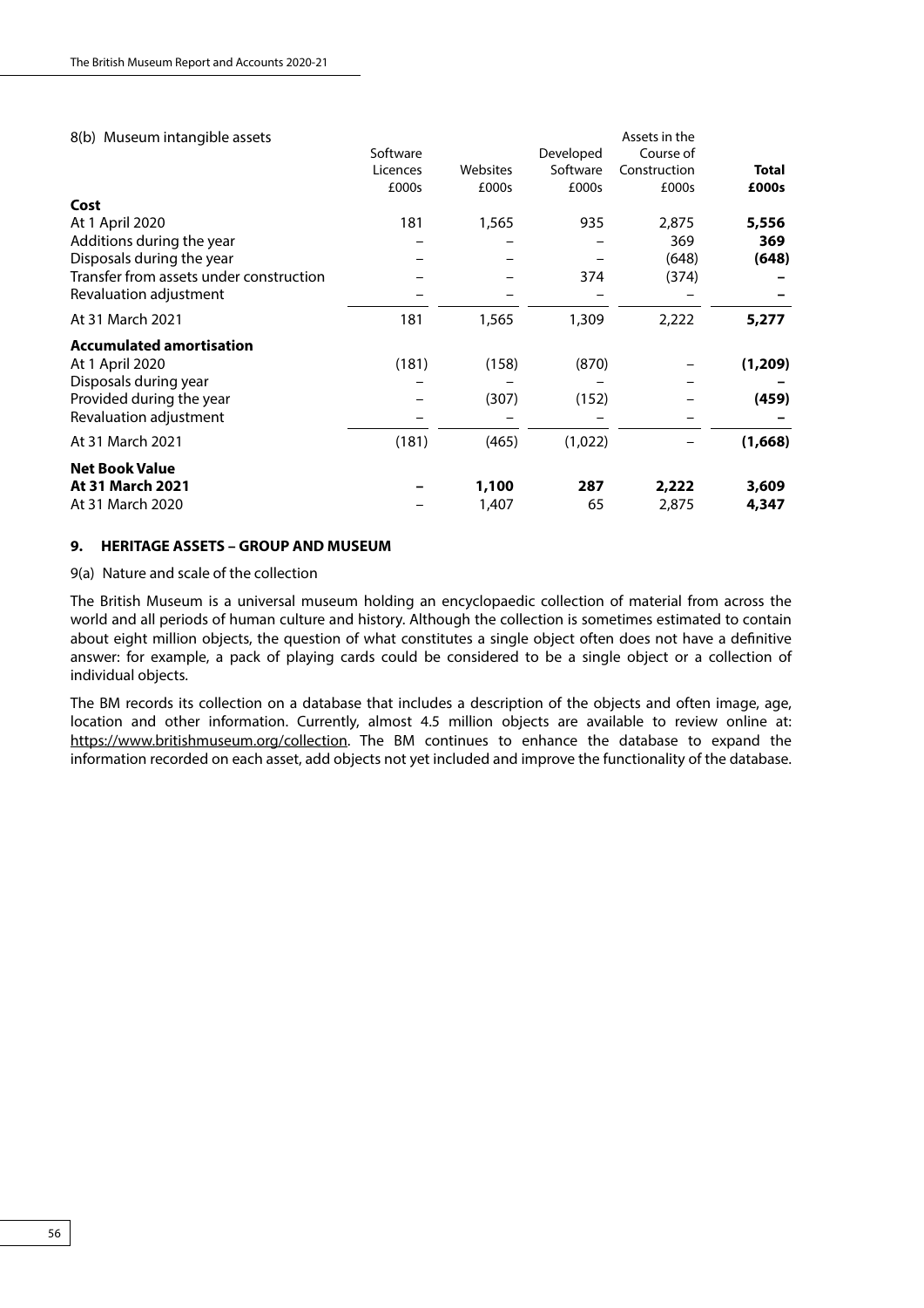8(b) Museum intangible assets

| | Software Licences £000s | Websites £000s | Developed Software £000s | Assets in the Course of Construction £000s | **Total £000s** |
|---|---|---|---|---|---|
| **Cost** | | | | | |
| At 1 April 2020 | 181 | 1,565 | 935 | 2,875 | **5,556** |
| Additions during the year | – | – | – | 369 | **369** |
| Disposals during the year | – | – | – | (648) | **(648)** |
| Transfer from assets under construction | – | – | 374 | (374) | **–** |
| Revaluation adjustment | – | – | – | – | **–** |
| At 31 March 2021 | 181 | 1,565 | 1,309 | 2,222 | **5,277** |
| **Accumulated amortisation** | | | | | |
| At 1 April 2020 | (181) | (158) | (870) | – | **(1,209)** |
| Disposals during year | – | – | – | – | **–** |
| Provided during the year | – | (307) | (152) | – | **(459)** |
| Revaluation adjustment | – | – | – | – | **–** |
| At 31 March 2021 | (181) | (465) | (1,022) | – | **(1,668)** |
| **Net Book Value** | | | | | |
| **At 31 March 2021** | **–** | **1,100** | **287** | **2,222** | **3,609** |
| At 31 March 2020 | – | 1,407 | 65 | 2,875 | **4,347** |

## 9. HERITAGE ASSETS – GROUP AND MUSEUM

9(a) Nature and scale of the collection

The British Museum is a universal museum holding an encyclopaedic collection of material from across the world and all periods of human culture and history. Although the collection is sometimes estimated to contain about eight million objects, the question of what constitutes a single object often does not have a definitive answer: for example, a pack of playing cards could be considered to be a single object or a collection of individual objects.

The BM records its collection on a database that includes a description of the objects and often image, age, location and other information. Currently, almost 4.5 million objects are available to review online at: https://www.britishmuseum.org/collection. The BM continues to enhance the database to expand the information recorded on each asset, add objects not yet included and improve the functionality of the database.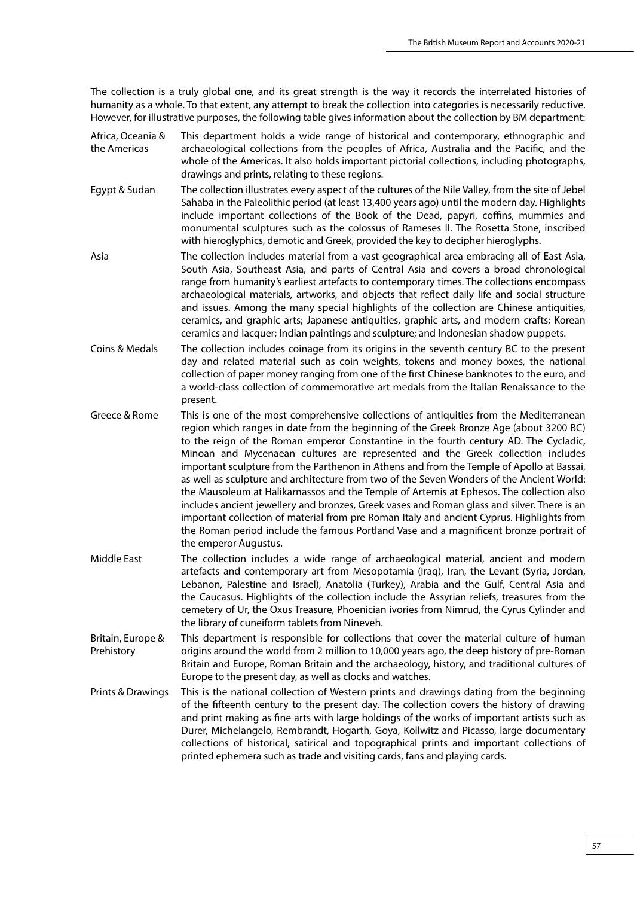The collection is a truly global one, and its great strength is the way it records the interrelated histories of humanity as a whole. To that extent, any attempt to break the collection into categories is necessarily reductive. However, for illustrative purposes, the following table gives information about the collection by BM department:

| | |
|---|---|
| Africa, Oceania & the Americas | This department holds a wide range of historical and contemporary, ethnographic and archaeological collections from the peoples of Africa, Australia and the Pacific, and the whole of the Americas. It also holds important pictorial collections, including photographs, drawings and prints, relating to these regions. |
| Egypt & Sudan | The collection illustrates every aspect of the cultures of the Nile Valley, from the site of Jebel Sahaba in the Paleolithic period (at least 13,400 years ago) until the modern day. Highlights include important collections of the Book of the Dead, papyri, coffins, mummies and monumental sculptures such as the colossus of Rameses II. The Rosetta Stone, inscribed with hieroglyphics, demotic and Greek, provided the key to decipher hieroglyphs. |
| Asia | The collection includes material from a vast geographical area embracing all of East Asia, South Asia, Southeast Asia, and parts of Central Asia and covers a broad chronological range from humanity's earliest artefacts to contemporary times. The collections encompass archaeological materials, artworks, and objects that reflect daily life and social structure and issues. Among the many special highlights of the collection are Chinese antiquities, ceramics, and graphic arts; Japanese antiquities, graphic arts, and modern crafts; Korean ceramics and lacquer; Indian paintings and sculpture; and Indonesian shadow puppets. |
| Coins & Medals | The collection includes coinage from its origins in the seventh century BC to the present day and related material such as coin weights, tokens and money boxes, the national collection of paper money ranging from one of the first Chinese banknotes to the euro, and a world-class collection of commemorative art medals from the Italian Renaissance to the present. |
| Greece & Rome | This is one of the most comprehensive collections of antiquities from the Mediterranean region which ranges in date from the beginning of the Greek Bronze Age (about 3200 BC) to the reign of the Roman emperor Constantine in the fourth century AD. The Cycladic, Minoan and Mycenaean cultures are represented and the Greek collection includes important sculpture from the Parthenon in Athens and from the Temple of Apollo at Bassai, as well as sculpture and architecture from two of the Seven Wonders of the Ancient World: the Mausoleum at Halikarnassos and the Temple of Artemis at Ephesos. The collection also includes ancient jewellery and bronzes, Greek vases and Roman glass and silver. There is an important collection of material from pre Roman Italy and ancient Cyprus. Highlights from the Roman period include the famous Portland Vase and a magnificent bronze portrait of the emperor Augustus. |
| Middle East | The collection includes a wide range of archaeological material, ancient and modern artefacts and contemporary art from Mesopotamia (Iraq), Iran, the Levant (Syria, Jordan, Lebanon, Palestine and Israel), Anatolia (Turkey), Arabia and the Gulf, Central Asia and the Caucasus. Highlights of the collection include the Assyrian reliefs, treasures from the cemetery of Ur, the Oxus Treasure, Phoenician ivories from Nimrud, the Cyrus Cylinder and the library of cuneiform tablets from Nineveh. |
| Britain, Europe & Prehistory | This department is responsible for collections that cover the material culture of human origins around the world from 2 million to 10,000 years ago, the deep history of pre-Roman Britain and Europe, Roman Britain and the archaeology, history, and traditional cultures of Europe to the present day, as well as clocks and watches. |
| Prints & Drawings | This is the national collection of Western prints and drawings dating from the beginning of the fifteenth century to the present day. The collection covers the history of drawing and print making as fine arts with large holdings of the works of important artists such as Durer, Michelangelo, Rembrandt, Hogarth, Goya, Kollwitz and Picasso, large documentary collections of historical, satirical and topographical prints and important collections of printed ephemera such as trade and visiting cards, fans and playing cards. |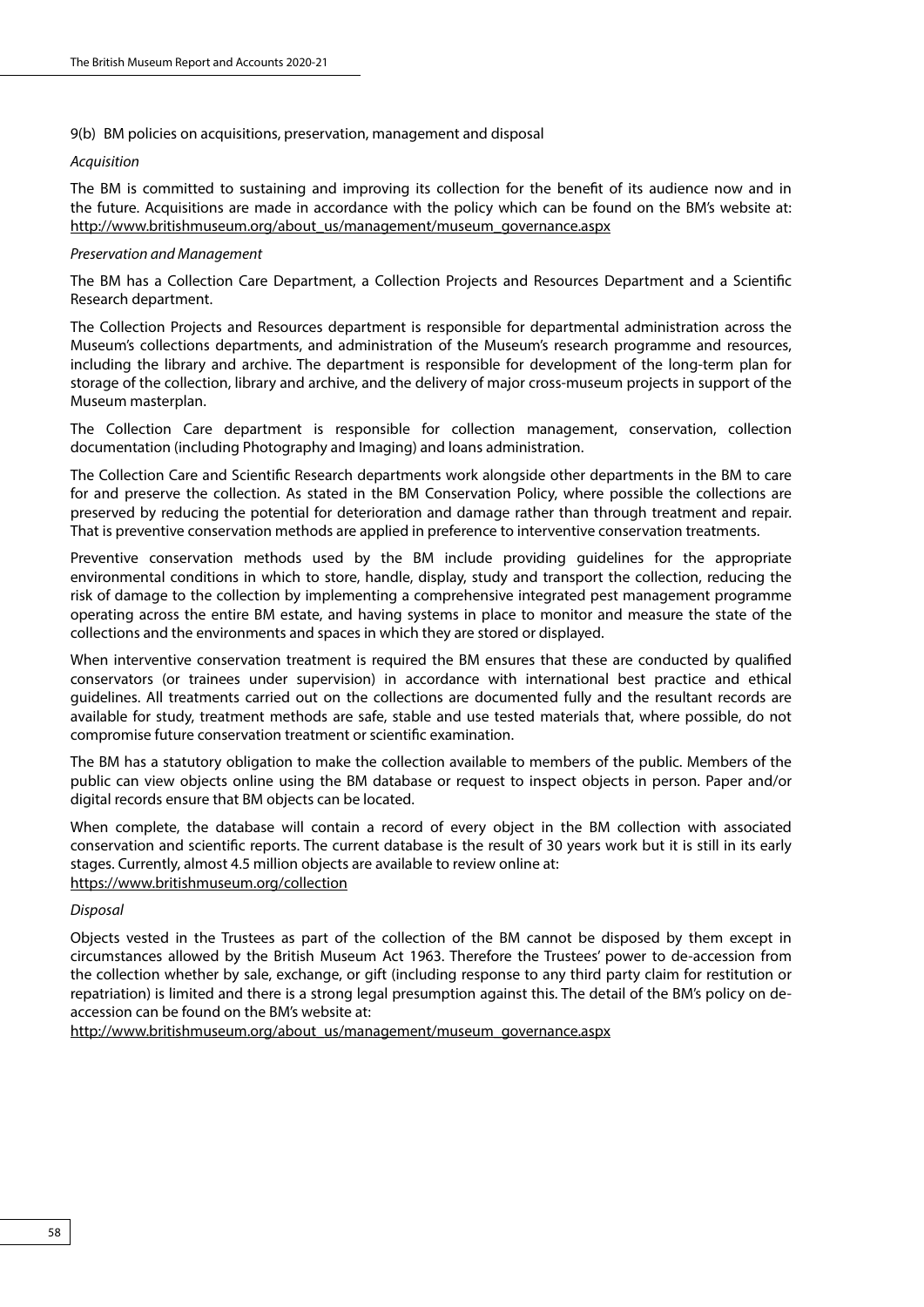9(b) BM policies on acquisitions, preservation, management and disposal

*Acquisition*

The BM is committed to sustaining and improving its collection for the benefit of its audience now and in the future. Acquisitions are made in accordance with the policy which can be found on the BM's website at: http://www.britishmuseum.org/about_us/management/museum_governance.aspx

*Preservation and Management*

The BM has a Collection Care Department, a Collection Projects and Resources Department and a Scientific Research department.

The Collection Projects and Resources department is responsible for departmental administration across the Museum's collections departments, and administration of the Museum's research programme and resources, including the library and archive. The department is responsible for development of the long-term plan for storage of the collection, library and archive, and the delivery of major cross-museum projects in support of the Museum masterplan.

The Collection Care department is responsible for collection management, conservation, collection documentation (including Photography and Imaging) and loans administration.

The Collection Care and Scientific Research departments work alongside other departments in the BM to care for and preserve the collection. As stated in the BM Conservation Policy, where possible the collections are preserved by reducing the potential for deterioration and damage rather than through treatment and repair. That is preventive conservation methods are applied in preference to interventive conservation treatments.

Preventive conservation methods used by the BM include providing guidelines for the appropriate environmental conditions in which to store, handle, display, study and transport the collection, reducing the risk of damage to the collection by implementing a comprehensive integrated pest management programme operating across the entire BM estate, and having systems in place to monitor and measure the state of the collections and the environments and spaces in which they are stored or displayed.

When interventive conservation treatment is required the BM ensures that these are conducted by qualified conservators (or trainees under supervision) in accordance with international best practice and ethical guidelines. All treatments carried out on the collections are documented fully and the resultant records are available for study, treatment methods are safe, stable and use tested materials that, where possible, do not compromise future conservation treatment or scientific examination.

The BM has a statutory obligation to make the collection available to members of the public. Members of the public can view objects online using the BM database or request to inspect objects in person. Paper and/or digital records ensure that BM objects can be located.

When complete, the database will contain a record of every object in the BM collection with associated conservation and scientific reports. The current database is the result of 30 years work but it is still in its early stages. Currently, almost 4.5 million objects are available to review online at:
https://www.britishmuseum.org/collection

*Disposal*

Objects vested in the Trustees as part of the collection of the BM cannot be disposed by them except in circumstances allowed by the British Museum Act 1963. Therefore the Trustees' power to de-accession from the collection whether by sale, exchange, or gift (including response to any third party claim for restitution or repatriation) is limited and there is a strong legal presumption against this. The detail of the BM's policy on de-accession can be found on the BM's website at:
http://www.britishmuseum.org/about_us/management/museum_governance.aspx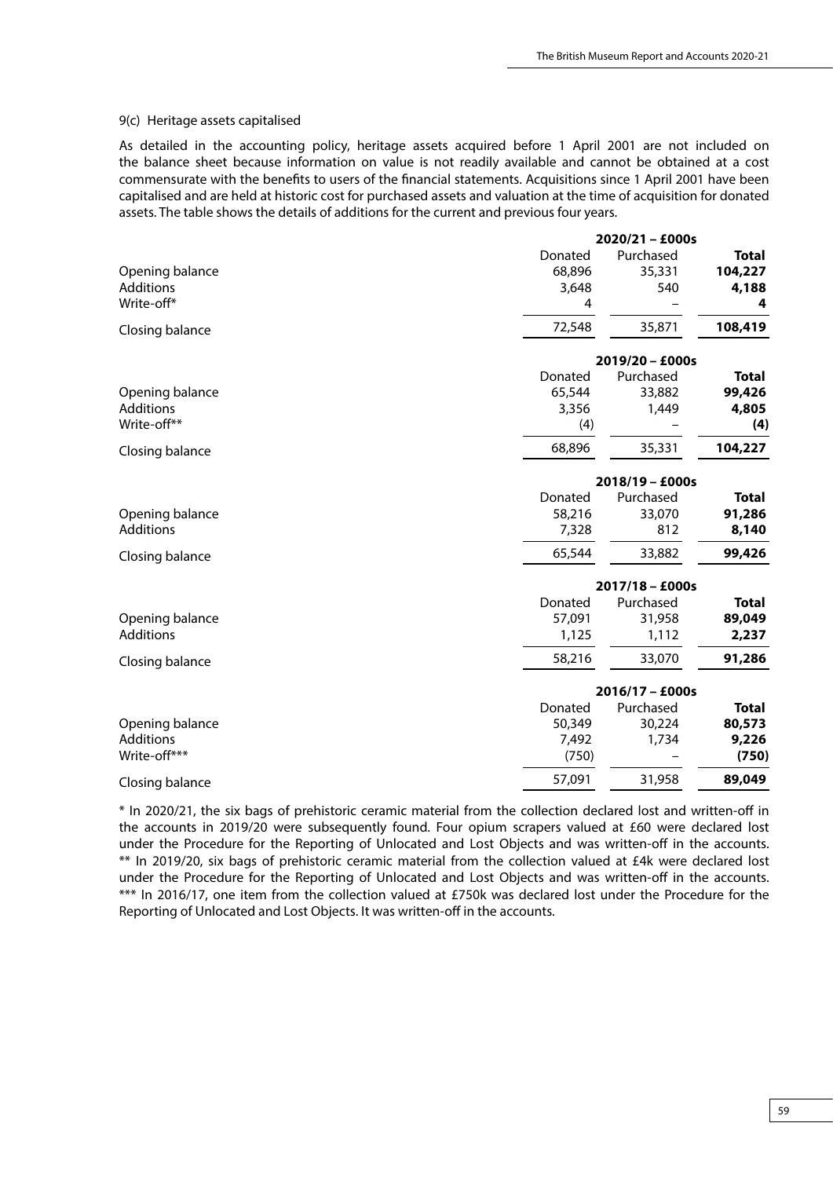### 9(c) Heritage assets capitalised

As detailed in the accounting policy, heritage assets acquired before 1 April 2001 are not included on the balance sheet because information on value is not readily available and cannot be obtained at a cost commensurate with the benefits to users of the financial statements. Acquisitions since 1 April 2001 have been capitalised and are held at historic cost for purchased assets and valuation at the time of acquisition for donated assets. The table shows the details of additions for the current and previous four years.

| | 2020/21 – £000s | | |
|---|---|---|---|
| | Donated | Purchased | **Total** |
| Opening balance | 68,896 | 35,331 | **104,227** |
| Additions | 3,648 | 540 | **4,188** |
| Write-off* | 4 | – | **4** |
| Closing balance | 72,548 | 35,871 | **108,419** |

| | 2019/20 – £000s | | |
|---|---|---|---|
| | Donated | Purchased | **Total** |
| Opening balance | 65,544 | 33,882 | **99,426** |
| Additions | 3,356 | 1,449 | **4,805** |
| Write-off** | (4) | – | **(4)** |
| Closing balance | 68,896 | 35,331 | **104,227** |

| | 2018/19 – £000s | | |
|---|---|---|---|
| | Donated | Purchased | **Total** |
| Opening balance | 58,216 | 33,070 | **91,286** |
| Additions | 7,328 | 812 | **8,140** |
| Closing balance | 65,544 | 33,882 | **99,426** |

| | 2017/18 – £000s | | |
|---|---|---|---|
| | Donated | Purchased | **Total** |
| Opening balance | 57,091 | 31,958 | **89,049** |
| Additions | 1,125 | 1,112 | **2,237** |
| Closing balance | 58,216 | 33,070 | **91,286** |

| | 2016/17 – £000s | | |
|---|---|---|---|
| | Donated | Purchased | **Total** |
| Opening balance | 50,349 | 30,224 | **80,573** |
| Additions | 7,492 | 1,734 | **9,226** |
| Write-off*** | (750) | – | **(750)** |
| Closing balance | 57,091 | 31,958 | **89,049** |

\* In 2020/21, the six bags of prehistoric ceramic material from the collection declared lost and written-off in the accounts in 2019/20 were subsequently found. Four opium scrapers valued at £60 were declared lost under the Procedure for the Reporting of Unlocated and Lost Objects and was written-off in the accounts.
** In 2019/20, six bags of prehistoric ceramic material from the collection valued at £4k were declared lost under the Procedure for the Reporting of Unlocated and Lost Objects and was written-off in the accounts.
*** In 2016/17, one item from the collection valued at £750k was declared lost under the Procedure for the Reporting of Unlocated and Lost Objects. It was written-off in the accounts.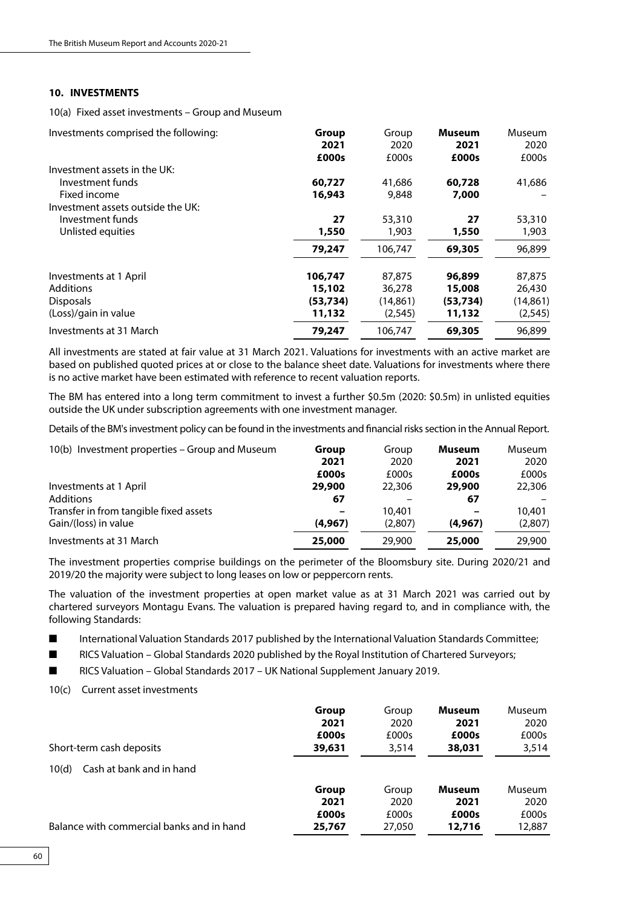## 10. INVESTMENTS

10(a) Fixed asset investments – Group and Museum

| Investments comprised the following: | **Group 2021 £000s** | Group 2020 £000s | **Museum 2021 £000s** | Museum 2020 £000s |
|---|---|---|---|---|
| Investment assets in the UK: | | | | |
| Investment funds | **60,727** | 41,686 | **60,728** | 41,686 |
| Fixed income | **16,943** | 9,848 | **7,000** | – |
| Investment assets outside the UK: | | | | |
| Investment funds | **27** | 53,310 | **27** | 53,310 |
| Unlisted equities | **1,550** | 1,903 | **1,550** | 1,903 |
| | **79,247** | 106,747 | **69,305** | 96,899 |
| Investments at 1 April | **106,747** | 87,875 | **96,899** | 87,875 |
| Additions | **15,102** | 36,278 | **15,008** | 26,430 |
| Disposals | **(53,734)** | (14,861) | **(53,734)** | (14,861) |
| (Loss)/gain in value | **11,132** | (2,545) | **11,132** | (2,545) |
| Investments at 31 March | **79,247** | 106,747 | **69,305** | 96,899 |

All investments are stated at fair value at 31 March 2021. Valuations for investments with an active market are based on published quoted prices at or close to the balance sheet date. Valuations for investments where there is no active market have been estimated with reference to recent valuation reports.

The BM has entered into a long term commitment to invest a further \$0.5m (2020: \$0.5m) in unlisted equities outside the UK under subscription agreements with one investment manager.

Details of the BM's investment policy can be found in the investments and financial risks section in the Annual Report.

| 10(b) Investment properties – Group and Museum | **Group 2021 £000s** | Group 2020 £000s | **Museum 2021 £000s** | Museum 2020 £000s |
|---|---|---|---|---|
| Investments at 1 April | **29,900** | 22,306 | **29,900** | 22,306 |
| Additions | **67** | – | **67** | – |
| Transfer in from tangible fixed assets | **–** | 10,401 | **–** | 10,401 |
| Gain/(loss) in value | **(4,967)** | (2,807) | **(4,967)** | (2,807) |
| Investments at 31 March | **25,000** | 29,900 | **25,000** | 29,900 |

The investment properties comprise buildings on the perimeter of the Bloomsbury site. During 2020/21 and 2019/20 the majority were subject to long leases on low or peppercorn rents.

The valuation of the investment properties at open market value as at 31 March 2021 was carried out by chartered surveyors Montagu Evans. The valuation is prepared having regard to, and in compliance with, the following Standards:

- International Valuation Standards 2017 published by the International Valuation Standards Committee;
- RICS Valuation – Global Standards 2020 published by the Royal Institution of Chartered Surveyors;
- RICS Valuation – Global Standards 2017 – UK National Supplement January 2019.

10(c) Current asset investments

| | **Group 2021 £000s** | Group 2020 £000s | **Museum 2021 £000s** | Museum 2020 £000s |
|---|---|---|---|---|
| Short-term cash deposits | **39,631** | 3,514 | **38,031** | 3,514 |

10(d) Cash at bank and in hand

| | **Group 2021 £000s** | Group 2020 £000s | **Museum 2021 £000s** | Museum 2020 £000s |
|---|---|---|---|---|
| Balance with commercial banks and in hand | **25,767** | 27,050 | **12,716** | 12,887 |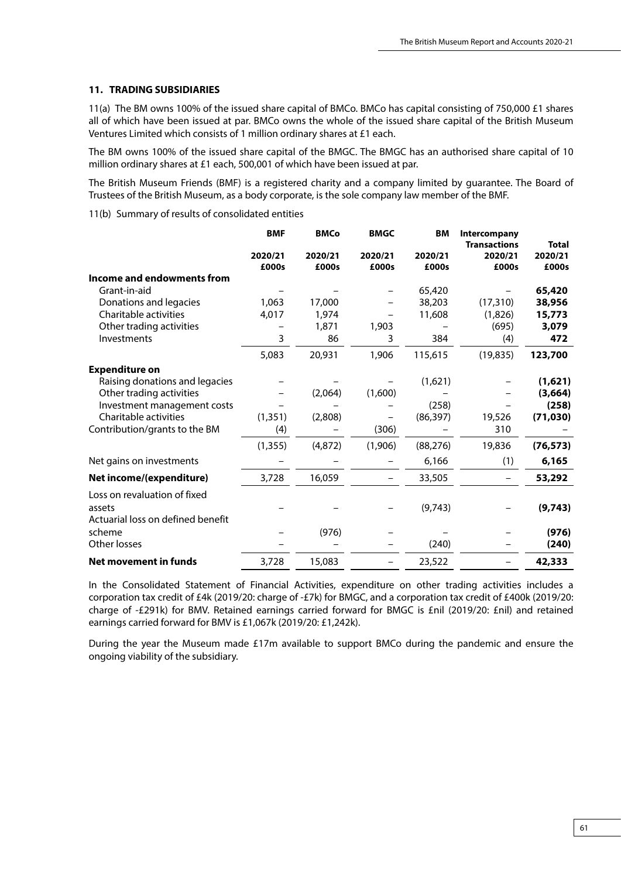## 11. TRADING SUBSIDIARIES

11(a) The BM owns 100% of the issued share capital of BMCo. BMCo has capital consisting of 750,000 £1 shares all of which have been issued at par. BMCo owns the whole of the issued share capital of the British Museum Ventures Limited which consists of 1 million ordinary shares at £1 each.

The BM owns 100% of the issued share capital of the BMGC. The BMGC has an authorised share capital of 10 million ordinary shares at £1 each, 500,001 of which have been issued at par.

The British Museum Friends (BMF) is a registered charity and a company limited by guarantee. The Board of Trustees of the British Museum, as a body corporate, is the sole company law member of the BMF.

11(b) Summary of results of consolidated entities

| | BMF | BMCo | BMGC | BM | Intercompany Transactions | Total |
|---|---|---|---|---|---|---|
| | 2020/21 £000s | 2020/21 £000s | 2020/21 £000s | 2020/21 £000s | 2020/21 £000s | 2020/21 £000s |
| **Income and endowments from** | | | | | | |
| Grant-in-aid | – | – | – | 65,420 | – | **65,420** |
| Donations and legacies | 1,063 | 17,000 | – | 38,203 | (17,310) | **38,956** |
| Charitable activities | 4,017 | 1,974 | – | 11,608 | (1,826) | **15,773** |
| Other trading activities | – | 1,871 | 1,903 | – | (695) | **3,079** |
| Investments | 3 | 86 | 3 | 384 | (4) | **472** |
| | 5,083 | 20,931 | 1,906 | 115,615 | (19,835) | **123,700** |
| **Expenditure on** | | | | | | |
| Raising donations and legacies | – | – | – | (1,621) | – | **(1,621)** |
| Other trading activities | – | (2,064) | (1,600) | – | – | **(3,664)** |
| Investment management costs | – | – | – | (258) | – | **(258)** |
| Charitable activities | (1,351) | (2,808) | – | (86,397) | 19,526 | **(71,030)** |
| Contribution/grants to the BM | (4) | – | (306) | – | 310 | – |
| | (1,355) | (4,872) | (1,906) | (88,276) | 19,836 | **(76,573)** |
| Net gains on investments | – | – | – | 6,166 | (1) | **6,165** |
| **Net income/(expenditure)** | 3,728 | 16,059 | – | 33,505 | – | **53,292** |
| Loss on revaluation of fixed assets | – | – | – | (9,743) | – | **(9,743)** |
| Actuarial loss on defined benefit scheme | – | (976) | – | – | – | **(976)** |
| Other losses | – | – | – | (240) | – | **(240)** |
| **Net movement in funds** | 3,728 | 15,083 | – | 23,522 | – | **42,333** |

In the Consolidated Statement of Financial Activities, expenditure on other trading activities includes a corporation tax credit of £4k (2019/20: charge of -£7k) for BMGC, and a corporation tax credit of £400k (2019/20: charge of -£291k) for BMV. Retained earnings carried forward for BMGC is £nil (2019/20: £nil) and retained earnings carried forward for BMV is £1,067k (2019/20: £1,242k).

During the year the Museum made £17m available to support BMCo during the pandemic and ensure the ongoing viability of the subsidiary.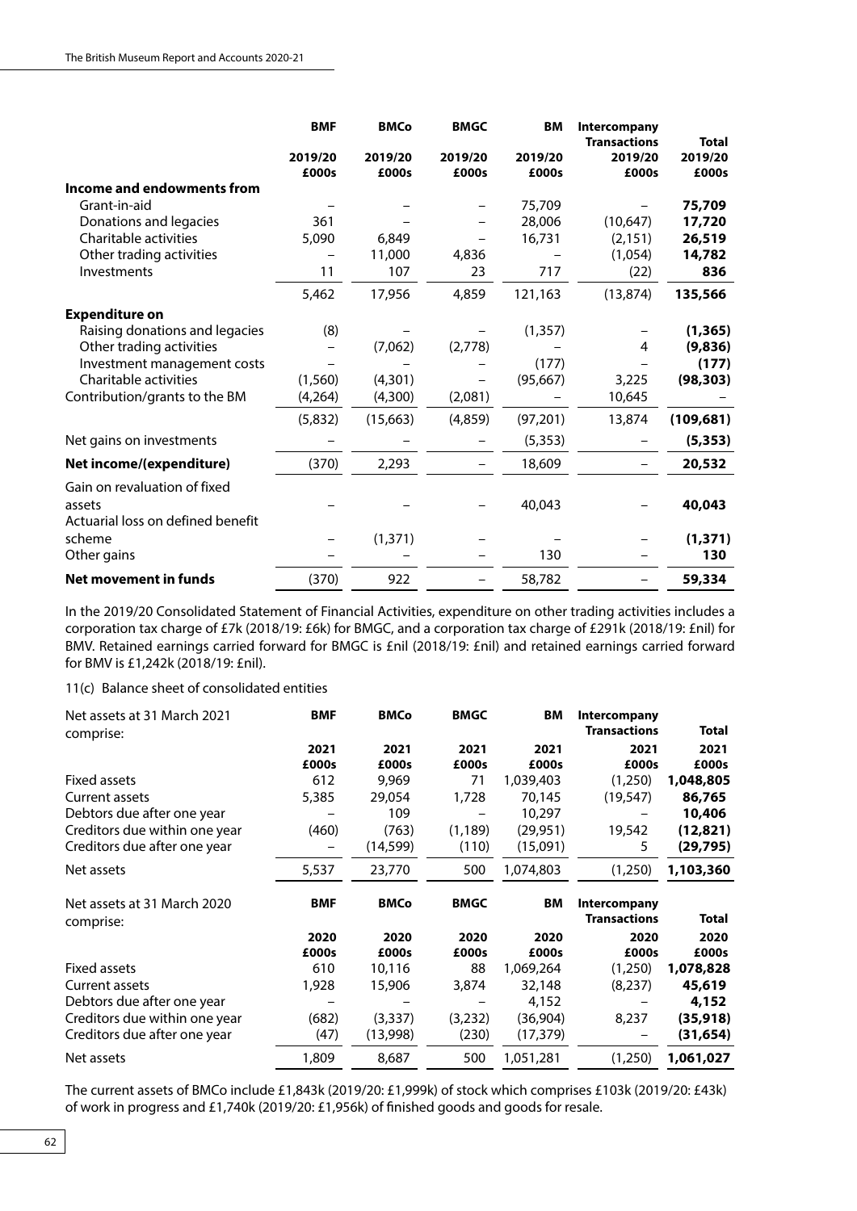| | BMF | BMCo | BMGC | BM | Intercompany Transactions | Total |
|---|---|---|---|---|---|---|
| | 2019/20 £000s | 2019/20 £000s | 2019/20 £000s | 2019/20 £000s | 2019/20 £000s | 2019/20 £000s |
| **Income and endowments from** | | | | | | |
| Grant-in-aid | – | – | – | 75,709 | – | **75,709** |
| Donations and legacies | 361 | – | – | 28,006 | (10,647) | **17,720** |
| Charitable activities | 5,090 | 6,849 | – | 16,731 | (2,151) | **26,519** |
| Other trading activities | – | 11,000 | 4,836 | – | (1,054) | **14,782** |
| Investments | 11 | 107 | 23 | 717 | (22) | **836** |
| | 5,462 | 17,956 | 4,859 | 121,163 | (13,874) | **135,566** |
| **Expenditure on** | | | | | | |
| Raising donations and legacies | (8) | – | – | (1,357) | – | **(1,365)** |
| Other trading activities | – | (7,062) | (2,778) | – | 4 | **(9,836)** |
| Investment management costs | – | – | – | (177) | – | **(177)** |
| Charitable activities | (1,560) | (4,301) | – | (95,667) | 3,225 | **(98,303)** |
| Contribution/grants to the BM | (4,264) | (4,300) | (2,081) | – | 10,645 | – |
| | (5,832) | (15,663) | (4,859) | (97,201) | 13,874 | **(109,681)** |
| Net gains on investments | – | – | – | (5,353) | – | **(5,353)** |
| **Net income/(expenditure)** | (370) | 2,293 | – | 18,609 | – | **20,532** |
| Gain on revaluation of fixed assets | – | – | – | 40,043 | – | **40,043** |
| Actuarial loss on defined benefit scheme | – | (1,371) | – | – | – | **(1,371)** |
| Other gains | – | – | – | 130 | – | **130** |
| **Net movement in funds** | (370) | 922 | – | 58,782 | – | **59,334** |

In the 2019/20 Consolidated Statement of Financial Activities, expenditure on other trading activities includes a corporation tax charge of £7k (2018/19: £6k) for BMGC, and a corporation tax charge of £291k (2018/19: £nil) for BMV. Retained earnings carried forward for BMGC is £nil (2018/19: £nil) and retained earnings carried forward for BMV is £1,242k (2018/19: £nil).

11(c) Balance sheet of consolidated entities

| Net assets at 31 March 2021 comprise: | BMF | BMCo | BMGC | BM | Intercompany Transactions | Total |
|---|---|---|---|---|---|---|
| | 2021 £000s | 2021 £000s | 2021 £000s | 2021 £000s | 2021 £000s | 2021 £000s |
| Fixed assets | 612 | 9,969 | 71 | 1,039,403 | (1,250) | **1,048,805** |
| Current assets | 5,385 | 29,054 | 1,728 | 70,145 | (19,547) | **86,765** |
| Debtors due after one year | – | 109 | – | 10,297 | – | **10,406** |
| Creditors due within one year | (460) | (763) | (1,189) | (29,951) | 19,542 | **(12,821)** |
| Creditors due after one year | – | (14,599) | (110) | (15,091) | 5 | **(29,795)** |
| Net assets | 5,537 | 23,770 | 500 | 1,074,803 | (1,250) | **1,103,360** |

| Net assets at 31 March 2020 comprise: | BMF | BMCo | BMGC | BM | Intercompany Transactions | Total |
|---|---|---|---|---|---|---|
| | 2020 £000s | 2020 £000s | 2020 £000s | 2020 £000s | 2020 £000s | 2020 £000s |
| Fixed assets | 610 | 10,116 | 88 | 1,069,264 | (1,250) | **1,078,828** |
| Current assets | 1,928 | 15,906 | 3,874 | 32,148 | (8,237) | **45,619** |
| Debtors due after one year | – | – | – | 4,152 | – | **4,152** |
| Creditors due within one year | (682) | (3,337) | (3,232) | (36,904) | 8,237 | **(35,918)** |
| Creditors due after one year | (47) | (13,998) | (230) | (17,379) | – | **(31,654)** |
| Net assets | 1,809 | 8,687 | 500 | 1,051,281 | (1,250) | **1,061,027** |

The current assets of BMCo include £1,843k (2019/20: £1,999k) of stock which comprises £103k (2019/20: £43k) of work in progress and £1,740k (2019/20: £1,956k) of finished goods and goods for resale.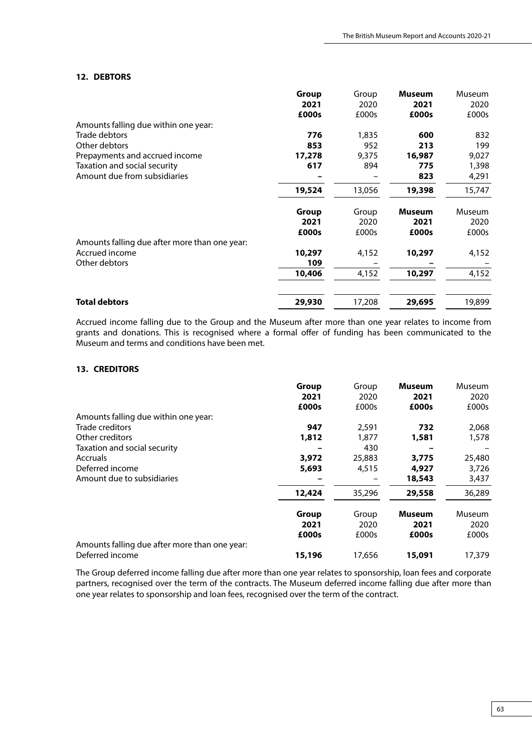## 12. DEBTORS

| | **Group 2021 £000s** | Group 2020 £000s | **Museum 2021 £000s** | Museum 2020 £000s |
|---|---|---|---|---|
| Amounts falling due within one year: | | | | |
| Trade debtors | **776** | 1,835 | **600** | 832 |
| Other debtors | **853** | 952 | **213** | 199 |
| Prepayments and accrued income | **17,278** | 9,375 | **16,987** | 9,027 |
| Taxation and social security | **617** | 894 | **775** | 1,398 |
| Amount due from subsidiaries | **–** | – | **823** | 4,291 |
| | **19,524** | 13,056 | **19,398** | 15,747 |

| | **Group 2021 £000s** | Group 2020 £000s | **Museum 2021 £000s** | Museum 2020 £000s |
|---|---|---|---|---|
| Amounts falling due after more than one year: | | | | |
| Accrued income | **10,297** | 4,152 | **10,297** | 4,152 |
| Other debtors | **109** | – | **–** | – |
| | **10,406** | 4,152 | **10,297** | 4,152 |
| | | | | |
| **Total debtors** | **29,930** | 17,208 | **29,695** | 19,899 |

Accrued income falling due to the Group and the Museum after more than one year relates to income from grants and donations. This is recognised where a formal offer of funding has been communicated to the Museum and terms and conditions have been met.

## 13. CREDITORS

| | **Group 2021 £000s** | Group 2020 £000s | **Museum 2021 £000s** | Museum 2020 £000s |
|---|---|---|---|---|
| Amounts falling due within one year: | | | | |
| Trade creditors | **947** | 2,591 | **732** | 2,068 |
| Other creditors | **1,812** | 1,877 | **1,581** | 1,578 |
| Taxation and social security | **–** | 430 | **–** | – |
| Accruals | **3,972** | 25,883 | **3,775** | 25,480 |
| Deferred income | **5,693** | 4,515 | **4,927** | 3,726 |
| Amount due to subsidiaries | **–** | – | **18,543** | 3,437 |
| | **12,424** | 35,296 | **29,558** | 36,289 |

| | **Group 2021 £000s** | Group 2020 £000s | **Museum 2021 £000s** | Museum 2020 £000s |
|---|---|---|---|---|
| Amounts falling due after more than one year: | | | | |
| Deferred income | **15,196** | 17,656 | **15,091** | 17,379 |

The Group deferred income falling due after more than one year relates to sponsorship, loan fees and corporate partners, recognised over the term of the contracts. The Museum deferred income falling due after more than one year relates to sponsorship and loan fees, recognised over the term of the contract.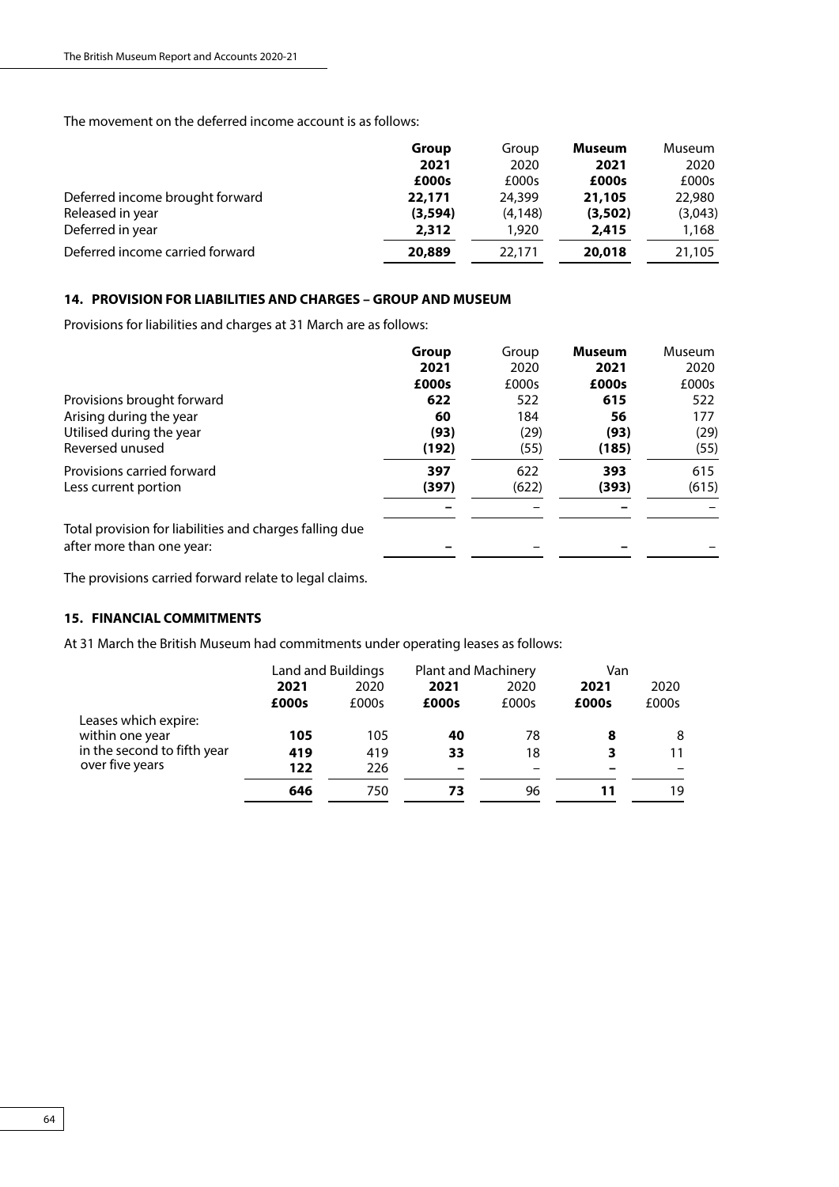The movement on the deferred income account is as follows:

| | **Group 2021 £000s** | Group 2020 £000s | **Museum 2021 £000s** | Museum 2020 £000s |
|---|---|---|---|---|
| Deferred income brought forward | **22,171** | 24,399 | **21,105** | 22,980 |
| Released in year | **(3,594)** | (4,148) | **(3,502)** | (3,043) |
| Deferred in year | **2,312** | 1,920 | **2,415** | 1,168 |
| Deferred income carried forward | **20,889** | 22,171 | **20,018** | 21,105 |

### 14. PROVISION FOR LIABILITIES AND CHARGES – GROUP AND MUSEUM

Provisions for liabilities and charges at 31 March are as follows:

| | **Group 2021 £000s** | Group 2020 £000s | **Museum 2021 £000s** | Museum 2020 £000s |
|---|---|---|---|---|
| Provisions brought forward | **622** | 522 | **615** | 522 |
| Arising during the year | **60** | 184 | **56** | 177 |
| Utilised during the year | **(93)** | (29) | **(93)** | (29) |
| Reversed unused | **(192)** | (55) | **(185)** | (55) |
| Provisions carried forward | **397** | 622 | **393** | 615 |
| Less current portion | **(397)** | (622) | **(393)** | (615) |
| | **–** | – | **–** | – |
| Total provision for liabilities and charges falling due after more than one year: | **–** | – | **–** | – |

The provisions carried forward relate to legal claims.

### 15. FINANCIAL COMMITMENTS

At 31 March the British Museum had commitments under operating leases as follows:

| | Land and Buildings | | Plant and Machinery | | Van | |
|---|---|---|---|---|---|---|
| | **2021 £000s** | 2020 £000s | **2021 £000s** | 2020 £000s | **2021 £000s** | 2020 £000s |
| Leases which expire: | | | | | | |
| within one year | **105** | 105 | **40** | 78 | **8** | 8 |
| in the second to fifth year | **419** | 419 | **33** | 18 | **3** | 11 |
| over five years | **122** | 226 | **–** | – | **–** | – |
| | **646** | 750 | **73** | 96 | **11** | 19 |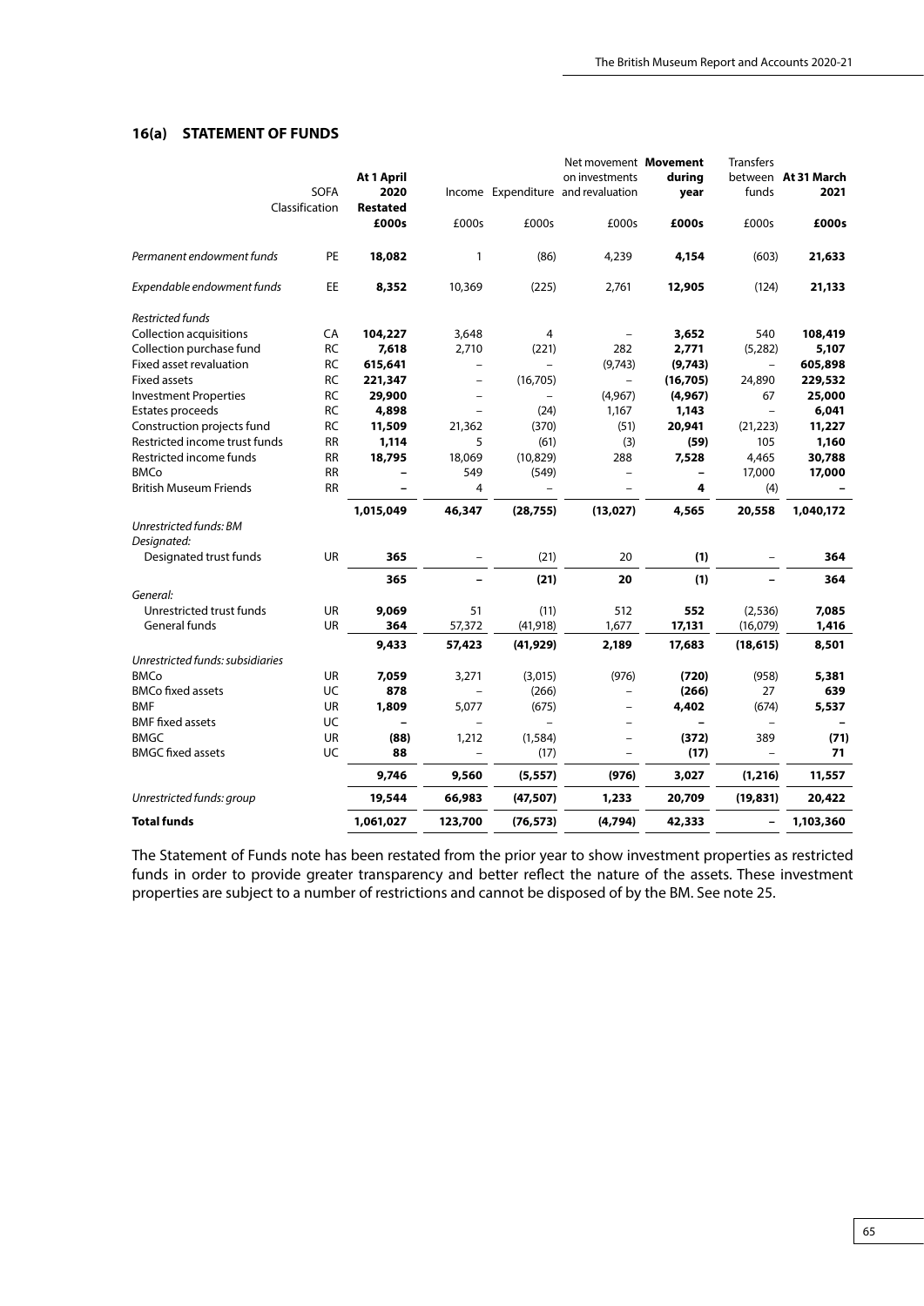## 16(a) STATEMENT OF FUNDS

| | SOFA Classification | At 1 April 2020 Restated | Income | Expenditure | Net movement on investments and revaluation | Movement during year | Transfers between funds | At 31 March 2021 |
|---|---|---|---|---|---|---|---|---|
| | | **£000s** | £000s | £000s | £000s | **£000s** | £000s | **£000s** |
| *Permanent endowment funds* | PE | **18,082** | 1 | (86) | 4,239 | **4,154** | (603) | **21,633** |
| *Expendable endowment funds* | EE | **8,352** | 10,369 | (225) | 2,761 | **12,905** | (124) | **21,133** |
| *Restricted funds* | | | | | | | | |
| Collection acquisitions | CA | **104,227** | 3,648 | 4 | – | **3,652** | 540 | **108,419** |
| Collection purchase fund | RC | **7,618** | 2,710 | (221) | 282 | **2,771** | (5,282) | **5,107** |
| Fixed asset revaluation | RC | **615,641** | – | – | (9,743) | **(9,743)** | – | **605,898** |
| Fixed assets | RC | **221,347** | – | (16,705) | – | **(16,705)** | 24,890 | **229,532** |
| Investment Properties | RC | **29,900** | – | – | (4,967) | **(4,967)** | 67 | **25,000** |
| Estates proceeds | RC | **4,898** | – | (24) | 1,167 | **1,143** | – | **6,041** |
| Construction projects fund | RC | **11,509** | 21,362 | (370) | (51) | **20,941** | (21,223) | **11,227** |
| Restricted income trust funds | RR | **1,114** | 5 | (61) | (3) | **(59)** | 105 | **1,160** |
| Restricted income funds | RR | **18,795** | 18,069 | (10,829) | 288 | **7,528** | 4,465 | **30,788** |
| BMCo | RR | **–** | 549 | (549) | – | **–** | 17,000 | **17,000** |
| British Museum Friends | RR | **–** | 4 | – | – | **4** | (4) | **–** |
| | | **1,015,049** | **46,347** | **(28,755)** | **(13,027)** | **4,565** | **20,558** | **1,040,172** |
| *Unrestricted funds: BM* | | | | | | | | |
| *Designated:* | | | | | | | | |
| Designated trust funds | UR | **365** | – | (21) | 20 | **(1)** | – | **364** |
| | | **365** | **–** | **(21)** | **20** | **(1)** | **–** | **364** |
| *General:* | | | | | | | | |
| Unrestricted trust funds | UR | **9,069** | 51 | (11) | 512 | **552** | (2,536) | **7,085** |
| General funds | UR | **364** | 57,372 | (41,918) | 1,677 | **17,131** | (16,079) | **1,416** |
| | | **9,433** | **57,423** | **(41,929)** | **2,189** | **17,683** | **(18,615)** | **8,501** |
| *Unrestricted funds: subsidiaries* | | | | | | | | |
| BMCo | UR | **7,059** | 3,271 | (3,015) | (976) | **(720)** | (958) | **5,381** |
| BMCo fixed assets | UC | **878** | – | (266) | – | **(266)** | 27 | **639** |
| BMF | UR | **1,809** | 5,077 | (675) | – | **4,402** | (674) | **5,537** |
| BMF fixed assets | UC | **–** | – | – | – | **–** | – | **–** |
| BMGC | UR | **(88)** | 1,212 | (1,584) | – | **(372)** | 389 | **(71)** |
| BMGC fixed assets | UC | **88** | – | (17) | – | **(17)** | – | **71** |
| | | **9,746** | **9,560** | **(5,557)** | **(976)** | **3,027** | **(1,216)** | **11,557** |
| *Unrestricted funds: group* | | **19,544** | **66,983** | **(47,507)** | **1,233** | **20,709** | **(19,831)** | **20,422** |
| **Total funds** | | **1,061,027** | **123,700** | **(76,573)** | **(4,794)** | **42,333** | **–** | **1,103,360** |

The Statement of Funds note has been restated from the prior year to show investment properties as restricted funds in order to provide greater transparency and better reflect the nature of the assets. These investment properties are subject to a number of restrictions and cannot be disposed of by the BM. See note 25.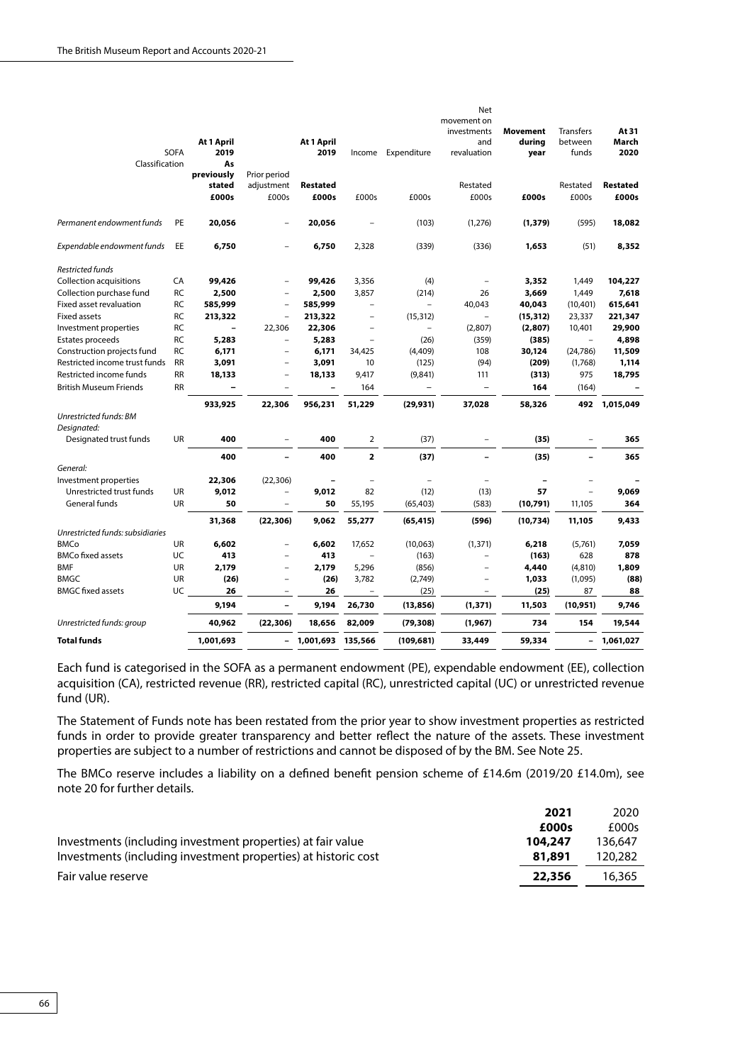| | SOFA Classification | At 1 April 2019 As previously stated £000s | Prior period adjustment £000s | At 1 April 2019 Restated £000s | Income £000s | Expenditure £000s | Net movement on investments and revaluation Restated £000s | Movement during year £000s | Transfers between funds Restated £000s | At 31 March 2020 Restated £000s |
|---|---|---|---|---|---|---|---|---|---|---|
| *Permanent endowment funds* | PE | **20,056** | – | **20,056** | – | (103) | (1,276) | **(1,379)** | (595) | **18,082** |
| *Expendable endowment funds* | EE | **6,750** | – | **6,750** | 2,328 | (339) | (336) | **1,653** | (51) | **8,352** |
| *Restricted funds* | | | | | | | | | | |
| Collection acquisitions | CA | **99,426** | – | **99,426** | 3,356 | (4) | – | **3,352** | 1,449 | **104,227** |
| Collection purchase fund | RC | **2,500** | – | **2,500** | 3,857 | (214) | 26 | **3,669** | 1,449 | **7,618** |
| Fixed asset revaluation | RC | **585,999** | – | **585,999** | – | – | 40,043 | **40,043** | (10,401) | **615,641** |
| Fixed assets | RC | **213,322** | – | **213,322** | – | (15,312) | – | **(15,312)** | 23,337 | **221,347** |
| Investment properties | RC | **–** | 22,306 | **22,306** | – | – | (2,807) | **(2,807)** | 10,401 | **29,900** |
| Estates proceeds | RC | **5,283** | – | **5,283** | – | (26) | (359) | **(385)** | – | **4,898** |
| Construction projects fund | RC | **6,171** | – | **6,171** | 34,425 | (4,409) | 108 | **30,124** | (24,786) | **11,509** |
| Restricted income trust funds | RR | **3,091** | – | **3,091** | 10 | (125) | (94) | **(209)** | (1,768) | **1,114** |
| Restricted income funds | RR | **18,133** | – | **18,133** | 9,417 | (9,841) | 111 | **(313)** | 975 | **18,795** |
| British Museum Friends | RR | **–** | – | **–** | 164 | – | – | **164** | (164) | **–** |
| | | **933,925** | **22,306** | **956,231** | **51,229** | **(29,931)** | **37,028** | **58,326** | **492** | **1,015,049** |
| *Unrestricted funds: BM* | | | | | | | | | | |
| *Designated:* | | | | | | | | | | |
| Designated trust funds | UR | **400** | – | **400** | 2 | (37) | – | **(35)** | – | **365** |
| | | **400** | **–** | **400** | **2** | **(37)** | **–** | **(35)** | **–** | **365** |
| *General:* | | | | | | | | | | |
| Investment properties | | **22,306** | (22,306) | **–** | – | – | – | **–** | – | **–** |
| Unrestricted trust funds | UR | **9,012** | – | **9,012** | 82 | (12) | (13) | **57** | – | **9,069** |
| General funds | UR | **50** | – | **50** | 55,195 | (65,403) | (583) | **(10,791)** | 11,105 | **364** |
| | | **31,368** | **(22,306)** | **9,062** | **55,277** | **(65,415)** | **(596)** | **(10,734)** | **11,105** | **9,433** |
| *Unrestricted funds: subsidiaries* | | | | | | | | | | |
| BMCo | UR | **6,602** | – | **6,602** | 17,652 | (10,063) | (1,371) | **6,218** | (5,761) | **7,059** |
| BMCo fixed assets | UC | **413** | – | **413** | – | (163) | – | **(163)** | 628 | **878** |
| BMF | UR | **2,179** | – | **2,179** | 5,296 | (856) | – | **4,440** | (4,810) | **1,809** |
| BMGC | UR | **(26)** | – | **(26)** | 3,782 | (2,749) | – | **1,033** | (1,095) | **(88)** |
| BMGC fixed assets | UC | **26** | – | **26** | – | (25) | – | **(25)** | 87 | **88** |
| | | **9,194** | **–** | **9,194** | **26,730** | **(13,856)** | **(1,371)** | **11,503** | **(10,951)** | **9,746** |
| *Unrestricted funds: group* | | **40,962** | **(22,306)** | **18,656** | **82,009** | **(79,308)** | **(1,967)** | **734** | **154** | **19,544** |
| **Total funds** | | **1,001,693** | **–** | **1,001,693** | **135,566** | **(109,681)** | **33,449** | **59,334** | **–** | **1,061,027** |

Each fund is categorised in the SOFA as a permanent endowment (PE), expendable endowment (EE), collection acquisition (CA), restricted revenue (RR), restricted capital (RC), unrestricted capital (UC) or unrestricted revenue fund (UR).

The Statement of Funds note has been restated from the prior year to show investment properties as restricted funds in order to provide greater transparency and better reflect the nature of the assets. These investment properties are subject to a number of restrictions and cannot be disposed of by the BM. See Note 25.

The BMCo reserve includes a liability on a defined benefit pension scheme of £14.6m (2019/20 £14.0m), see note 20 for further details.

| | 2021 £000s | 2020 £000s |
|---|---|---|
| Investments (including investment properties) at fair value | **104,247** | 136,647 |
| Investments (including investment properties) at historic cost | **81,891** | 120,282 |
| Fair value reserve | **22,356** | 16,365 |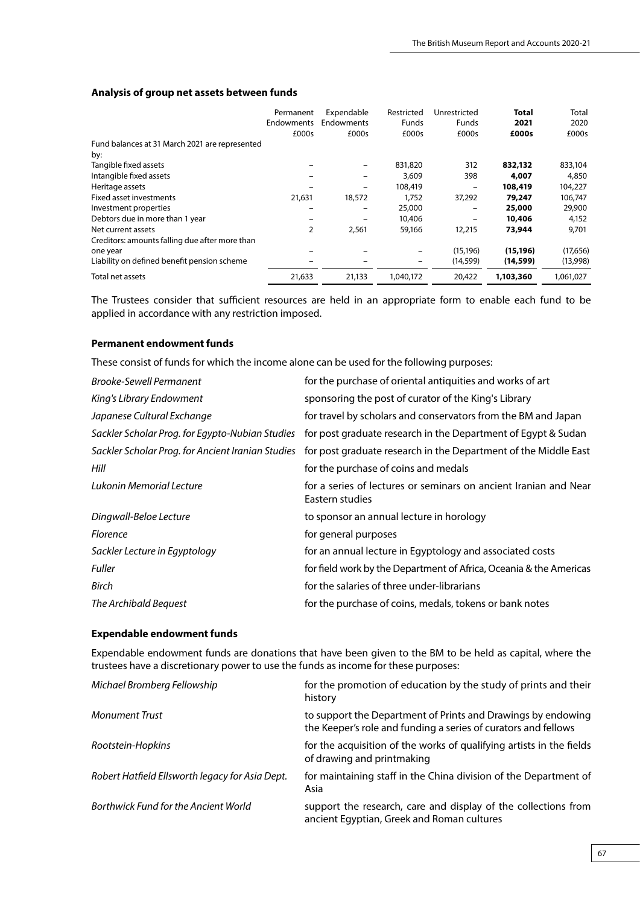### Analysis of group net assets between funds

| | Permanent Endowments £000s | Expendable Endowments £000s | Restricted Funds £000s | Unrestricted Funds £000s | **Total 2021 £000s** | Total 2020 £000s |
|---|---|---|---|---|---|---|
| Fund balances at 31 March 2021 are represented by: | | | | | | |
| Tangible fixed assets | – | – | 831,820 | 312 | **832,132** | 833,104 |
| Intangible fixed assets | – | – | 3,609 | 398 | **4,007** | 4,850 |
| Heritage assets | – | – | 108,419 | – | **108,419** | 104,227 |
| Fixed asset investments | 21,631 | 18,572 | 1,752 | 37,292 | **79,247** | 106,747 |
| Investment properties | – | – | 25,000 | – | **25,000** | 29,900 |
| Debtors due in more than 1 year | – | – | 10,406 | – | **10,406** | 4,152 |
| Net current assets | 2 | 2,561 | 59,166 | 12,215 | **73,944** | 9,701 |
| Creditors: amounts falling due after more than one year | – | – | – | (15,196) | **(15,196)** | (17,656) |
| Liability on defined benefit pension scheme | – | – | – | (14,599) | **(14,599)** | (13,998) |
| Total net assets | 21,633 | 21,133 | 1,040,172 | 20,422 | **1,103,360** | 1,061,027 |

The Trustees consider that sufficient resources are held in an appropriate form to enable each fund to be applied in accordance with any restriction imposed.

### Permanent endowment funds

These consist of funds for which the income alone can be used for the following purposes:

| | |
|---|---|
| *Brooke-Sewell Permanent* | for the purchase of oriental antiquities and works of art |
| *King's Library Endowment* | sponsoring the post of curator of the King's Library |
| *Japanese Cultural Exchange* | for travel by scholars and conservators from the BM and Japan |
| *Sackler Scholar Prog. for Egypto-Nubian Studies* | for post graduate research in the Department of Egypt & Sudan |
| *Sackler Scholar Prog. for Ancient Iranian Studies* | for post graduate research in the Department of the Middle East |
| *Hill* | for the purchase of coins and medals |
| *Lukonin Memorial Lecture* | for a series of lectures or seminars on ancient Iranian and Near Eastern studies |
| *Dingwall-Beloe Lecture* | to sponsor an annual lecture in horology |
| *Florence* | for general purposes |
| *Sackler Lecture in Egyptology* | for an annual lecture in Egyptology and associated costs |
| *Fuller* | for field work by the Department of Africa, Oceania & the Americas |
| *Birch* | for the salaries of three under-librarians |
| *The Archibald Bequest* | for the purchase of coins, medals, tokens or bank notes |

### Expendable endowment funds

Expendable endowment funds are donations that have been given to the BM to be held as capital, where the trustees have a discretionary power to use the funds as income for these purposes:

| | |
|---|---|
| *Michael Bromberg Fellowship* | for the promotion of education by the study of prints and their history |
| *Monument Trust* | to support the Department of Prints and Drawings by endowing the Keeper's role and funding a series of curators and fellows |
| *Rootstein-Hopkins* | for the acquisition of the works of qualifying artists in the fields of drawing and printmaking |
| *Robert Hatfield Ellsworth legacy for Asia Dept.* | for maintaining staff in the China division of the Department of Asia |
| *Borthwick Fund for the Ancient World* | support the research, care and display of the collections from ancient Egyptian, Greek and Roman cultures |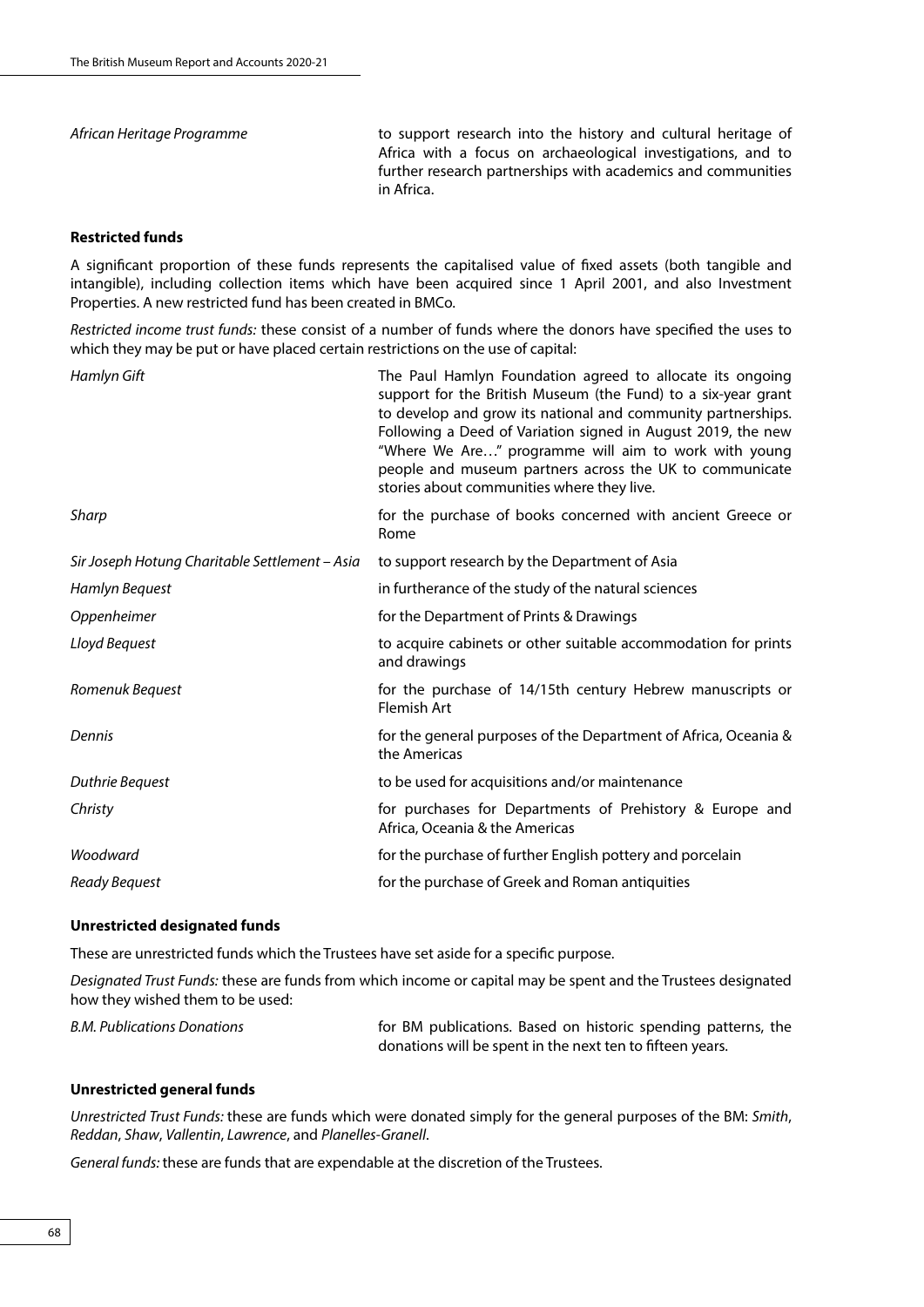| | |
|---|---|
| *African Heritage Programme* | to support research into the history and cultural heritage of Africa with a focus on archaeological investigations, and to further research partnerships with academics and communities in Africa. |

**Restricted funds**

A significant proportion of these funds represents the capitalised value of fixed assets (both tangible and intangible), including collection items which have been acquired since 1 April 2001, and also Investment Properties. A new restricted fund has been created in BMCo.

*Restricted income trust funds:* these consist of a number of funds where the donors have specified the uses to which they may be put or have placed certain restrictions on the use of capital:

| | |
|---|---|
| *Hamlyn Gift* | The Paul Hamlyn Foundation agreed to allocate its ongoing support for the British Museum (the Fund) to a six-year grant to develop and grow its national and community partnerships. Following a Deed of Variation signed in August 2019, the new "Where We Are…" programme will aim to work with young people and museum partners across the UK to communicate stories about communities where they live. |
| *Sharp* | for the purchase of books concerned with ancient Greece or Rome |
| *Sir Joseph Hotung Charitable Settlement – Asia* | to support research by the Department of Asia |
| *Hamlyn Bequest* | in furtherance of the study of the natural sciences |
| *Oppenheimer* | for the Department of Prints & Drawings |
| *Lloyd Bequest* | to acquire cabinets or other suitable accommodation for prints and drawings |
| *Romenuk Bequest* | for the purchase of 14/15th century Hebrew manuscripts or Flemish Art |
| *Dennis* | for the general purposes of the Department of Africa, Oceania & the Americas |
| *Duthrie Bequest* | to be used for acquisitions and/or maintenance |
| *Christy* | for purchases for Departments of Prehistory & Europe and Africa, Oceania & the Americas |
| *Woodward* | for the purchase of further English pottery and porcelain |
| *Ready Bequest* | for the purchase of Greek and Roman antiquities |

**Unrestricted designated funds**

These are unrestricted funds which the Trustees have set aside for a specific purpose.

*Designated Trust Funds:* these are funds from which income or capital may be spent and the Trustees designated how they wished them to be used:

| | |
|---|---|
| *B.M. Publications Donations* | for BM publications. Based on historic spending patterns, the donations will be spent in the next ten to fifteen years. |

**Unrestricted general funds**

*Unrestricted Trust Funds:* these are funds which were donated simply for the general purposes of the BM: *Smith*, *Reddan*, *Shaw*, *Vallentin*, *Lawrence*, and *Planelles-Granell*.

*General funds:* these are funds that are expendable at the discretion of the Trustees.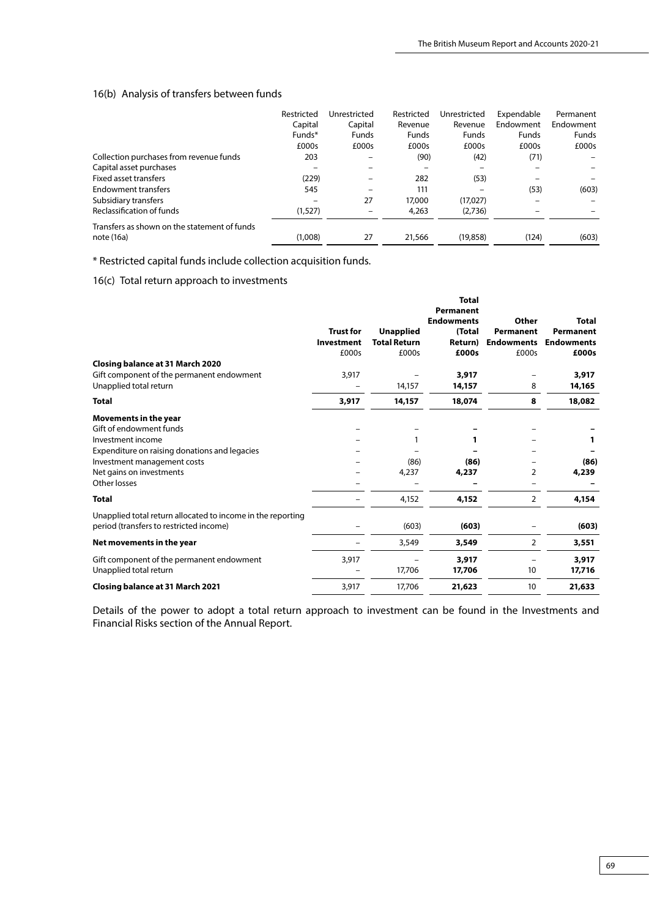## 16(b) Analysis of transfers between funds

| | Restricted Capital Funds* £000s | Unrestricted Capital Funds £000s | Restricted Revenue Funds £000s | Unrestricted Revenue Funds £000s | Expendable Endowment Funds £000s | Permanent Endowment Funds £000s |
|---|---|---|---|---|---|---|
| Collection purchases from revenue funds | 203 | – | (90) | (42) | (71) | – |
| Capital asset purchases | – | – | – | – | – | – |
| Fixed asset transfers | (229) | – | 282 | (53) | – | – |
| Endowment transfers | 545 | – | 111 | – | (53) | (603) |
| Subsidiary transfers | – | 27 | 17,000 | (17,027) | – | – |
| Reclassification of funds | (1,527) | – | 4,263 | (2,736) | – | – |
| Transfers as shown on the statement of funds note (16a) | (1,008) | 27 | 21,566 | (19,858) | (124) | (603) |

\* Restricted capital funds include collection acquisition funds.

## 16(c) Total return approach to investments

| | **Trust for Investment** £000s | **Unapplied Total Return** £000s | **Total Permanent Endowments (Total Return) £000s** | **Other Permanent Endowments** £000s | **Total Permanent Endowments £000s** |
|---|---|---|---|---|---|
| **Closing balance at 31 March 2020** | | | | | |
| Gift component of the permanent endowment | 3,917 | – | **3,917** | – | **3,917** |
| Unapplied total return | – | 14,157 | **14,157** | 8 | **14,165** |
| **Total** | **3,917** | **14,157** | **18,074** | **8** | **18,082** |
| **Movements in the year** | | | | | |
| Gift of endowment funds | – | – | **–** | – | **–** |
| Investment income | – | 1 | **1** | – | **1** |
| Expenditure on raising donations and legacies | – | – | **–** | – | **–** |
| Investment management costs | – | (86) | **(86)** | – | **(86)** |
| Net gains on investments | – | 4,237 | **4,237** | 2 | **4,239** |
| Other losses | – | – | **–** | – | **–** |
| **Total** | – | 4,152 | **4,152** | 2 | **4,154** |
| Unapplied total return allocated to income in the reporting period (transfers to restricted income) | – | (603) | **(603)** | – | **(603)** |
| **Net movements in the year** | – | 3,549 | **3,549** | 2 | **3,551** |
| Gift component of the permanent endowment | 3,917 | – | **3,917** | – | **3,917** |
| Unapplied total return | – | 17,706 | **17,706** | 10 | **17,716** |
| **Closing balance at 31 March 2021** | 3,917 | 17,706 | **21,623** | 10 | **21,633** |

Details of the power to adopt a total return approach to investment can be found in the Investments and Financial Risks section of the Annual Report.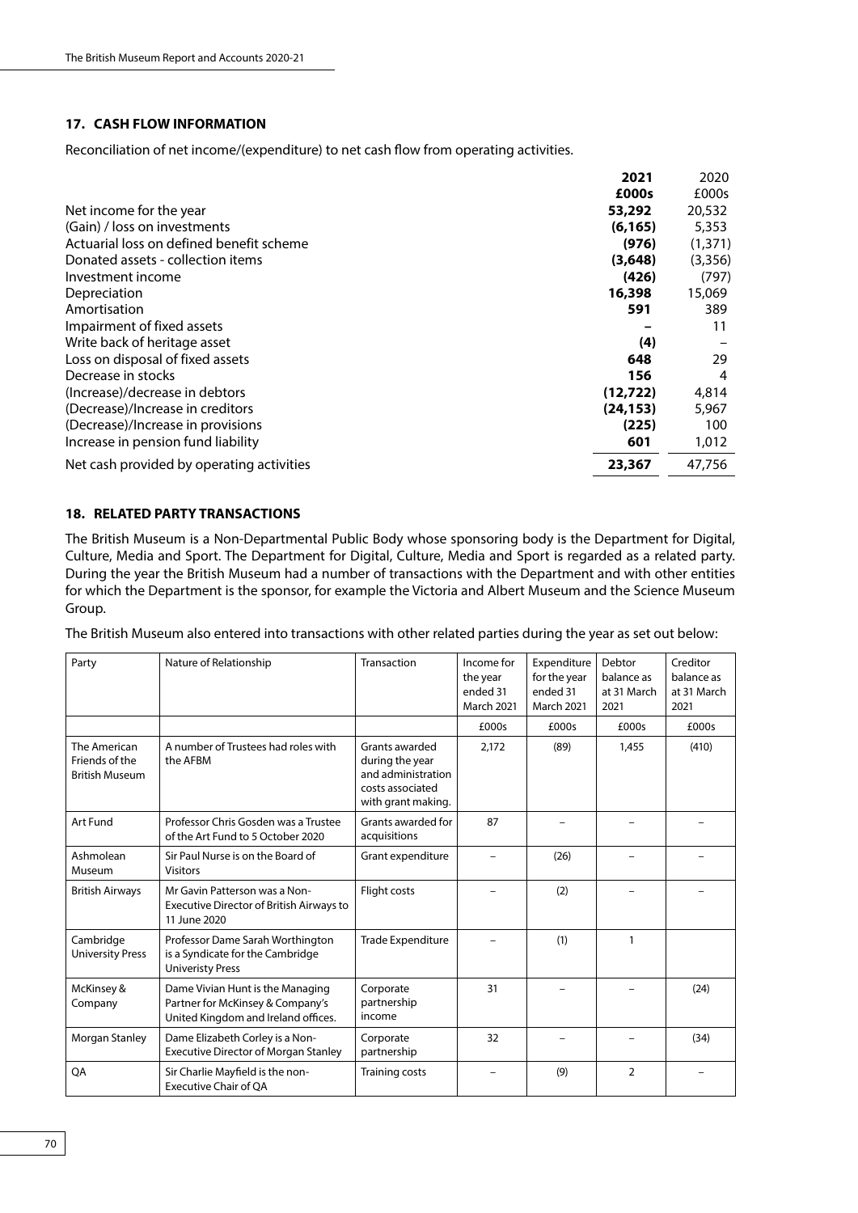## 17. CASH FLOW INFORMATION

Reconciliation of net income/(expenditure) to net cash flow from operating activities.

| | 2021 | 2020 |
|---|---|---|
| | £000s | £000s |
| Net income for the year | **53,292** | 20,532 |
| (Gain) / loss on investments | **(6,165)** | 5,353 |
| Actuarial loss on defined benefit scheme | **(976)** | (1,371) |
| Donated assets - collection items | **(3,648)** | (3,356) |
| Investment income | **(426)** | (797) |
| Depreciation | **16,398** | 15,069 |
| Amortisation | **591** | 389 |
| Impairment of fixed assets | **–** | 11 |
| Write back of heritage asset | **(4)** | – |
| Loss on disposal of fixed assets | **648** | 29 |
| Decrease in stocks | **156** | 4 |
| (Increase)/decrease in debtors | **(12,722)** | 4,814 |
| (Decrease)/Increase in creditors | **(24,153)** | 5,967 |
| (Decrease)/Increase in provisions | **(225)** | 100 |
| Increase in pension fund liability | **601** | 1,012 |
| Net cash provided by operating activities | **23,367** | 47,756 |

## 18. RELATED PARTY TRANSACTIONS

The British Museum is a Non-Departmental Public Body whose sponsoring body is the Department for Digital, Culture, Media and Sport. The Department for Digital, Culture, Media and Sport is regarded as a related party. During the year the British Museum had a number of transactions with the Department and with other entities for which the Department is the sponsor, for example the Victoria and Albert Museum and the Science Museum Group.

The British Museum also entered into transactions with other related parties during the year as set out below:

| Party | Nature of Relationship | Transaction | Income for the year ended 31 March 2021 | Expenditure for the year ended 31 March 2021 | Debtor balance as at 31 March 2021 | Creditor balance as at 31 March 2021 |
|---|---|---|---|---|---|---|
| | | | £000s | £000s | £000s | £000s |
| The American Friends of the British Museum | A number of Trustees had roles with the AFBM | Grants awarded during the year and administration costs associated with grant making. | 2,172 | (89) | 1,455 | (410) |
| Art Fund | Professor Chris Gosden was a Trustee of the Art Fund to 5 October 2020 | Grants awarded for acquisitions | 87 | – | – | – |
| Ashmolean Museum | Sir Paul Nurse is on the Board of Visitors | Grant expenditure | – | (26) | – | – |
| British Airways | Mr Gavin Patterson was a Non-Executive Director of British Airways to 11 June 2020 | Flight costs | – | (2) | – | – |
| Cambridge University Press | Professor Dame Sarah Worthington is a Syndicate for the Cambridge Univeristy Press | Trade Expenditure | – | (1) | 1 | |
| McKinsey & Company | Dame Vivian Hunt is the Managing Partner for McKinsey & Company's United Kingdom and Ireland offices. | Corporate partnership income | 31 | – | – | (24) |
| Morgan Stanley | Dame Elizabeth Corley is a Non-Executive Director of Morgan Stanley | Corporate partnership | 32 | – | – | (34) |
| QA | Sir Charlie Mayfield is the non-Executive Chair of QA | Training costs | – | (9) | 2 | – |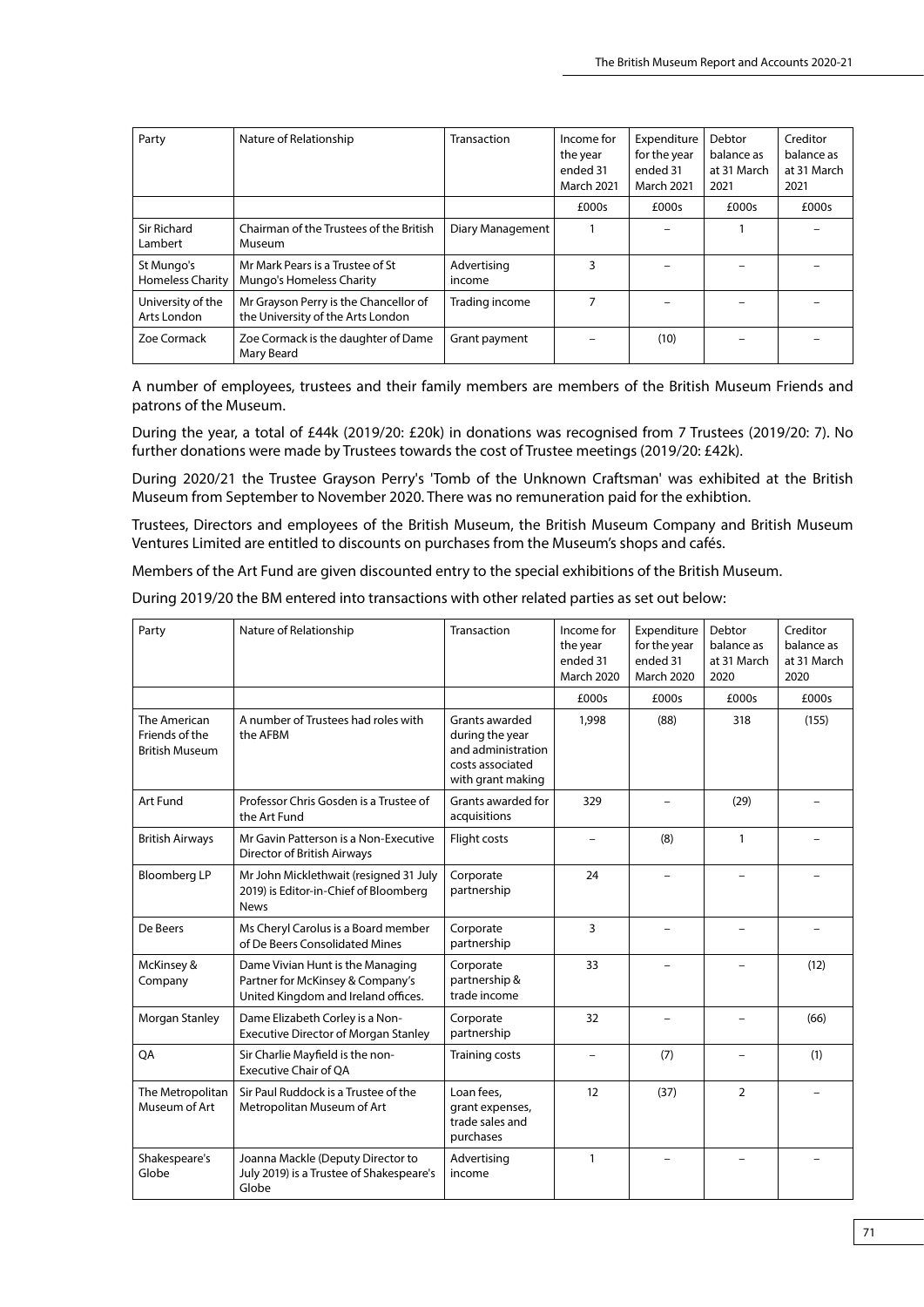| Party | Nature of Relationship | Transaction | Income for the year ended 31 March 2021 | Expenditure for the year ended 31 March 2021 | Debtor balance as at 31 March 2021 | Creditor balance as at 31 March 2021 |
|---|---|---|---|---|---|---|
| | | | £000s | £000s | £000s | £000s |
| Sir Richard Lambert | Chairman of the Trustees of the British Museum | Diary Management | 1 | – | 1 | – |
| St Mungo's Homeless Charity | Mr Mark Pears is a Trustee of St Mungo's Homeless Charity | Advertising income | 3 | – | – | – |
| University of the Arts London | Mr Grayson Perry is the Chancellor of the University of the Arts London | Trading income | 7 | – | – | – |
| Zoe Cormack | Zoe Cormack is the daughter of Dame Mary Beard | Grant payment | – | (10) | – | – |

A number of employees, trustees and their family members are members of the British Museum Friends and patrons of the Museum.

During the year, a total of £44k (2019/20: £20k) in donations was recognised from 7 Trustees (2019/20: 7). No further donations were made by Trustees towards the cost of Trustee meetings (2019/20: £42k).

During 2020/21 the Trustee Grayson Perry's 'Tomb of the Unknown Craftsman' was exhibited at the British Museum from September to November 2020. There was no remuneration paid for the exhibtion.

Trustees, Directors and employees of the British Museum, the British Museum Company and British Museum Ventures Limited are entitled to discounts on purchases from the Museum's shops and cafés.

Members of the Art Fund are given discounted entry to the special exhibitions of the British Museum.

During 2019/20 the BM entered into transactions with other related parties as set out below:

| Party | Nature of Relationship | Transaction | Income for the year ended 31 March 2020 | Expenditure for the year ended 31 March 2020 | Debtor balance as at 31 March 2020 | Creditor balance as at 31 March 2020 |
|---|---|---|---|---|---|---|
| | | | £000s | £000s | £000s | £000s |
| The American Friends of the British Museum | A number of Trustees had roles with the AFBM | Grants awarded during the year and administration costs associated with grant making | 1,998 | (88) | 318 | (155) |
| Art Fund | Professor Chris Gosden is a Trustee of the Art Fund | Grants awarded for acquisitions | 329 | – | (29) | – |
| British Airways | Mr Gavin Patterson is a Non-Executive Director of British Airways | Flight costs | – | (8) | 1 | – |
| Bloomberg LP | Mr John Micklethwait (resigned 31 July 2019) is Editor-in-Chief of Bloomberg News | Corporate partnership | 24 | – | – | – |
| De Beers | Ms Cheryl Carolus is a Board member of De Beers Consolidated Mines | Corporate partnership | 3 | – | – | – |
| McKinsey & Company | Dame Vivian Hunt is the Managing Partner for McKinsey & Company's United Kingdom and Ireland offices. | Corporate partnership & trade income | 33 | – | – | (12) |
| Morgan Stanley | Dame Elizabeth Corley is a Non-Executive Director of Morgan Stanley | Corporate partnership | 32 | – | – | (66) |
| QA | Sir Charlie Mayfield is the non-Executive Chair of QA | Training costs | – | (7) | – | (1) |
| The Metropolitan Museum of Art | Sir Paul Ruddock is a Trustee of the Metropolitan Museum of Art | Loan fees, grant expenses, trade sales and purchases | 12 | (37) | 2 | – |
| Shakespeare's Globe | Joanna Mackle (Deputy Director to July 2019) is a Trustee of Shakespeare's Globe | Advertising income | 1 | – | – | – |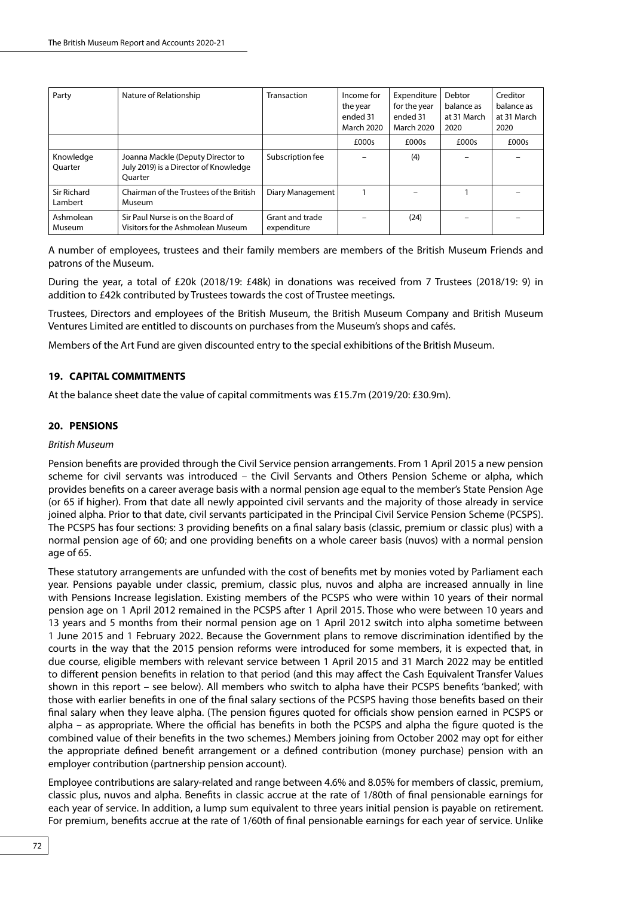| Party | Nature of Relationship | Transaction | Income for the year ended 31 March 2020 | Expenditure for the year ended 31 March 2020 | Debtor balance as at 31 March 2020 | Creditor balance as at 31 March 2020 |
|---|---|---|---|---|---|---|
| | | | £000s | £000s | £000s | £000s |
| Knowledge Quarter | Joanna Mackle (Deputy Director to July 2019) is a Director of Knowledge Quarter | Subscription fee | – | (4) | – | – |
| Sir Richard Lambert | Chairman of the Trustees of the British Museum | Diary Management | 1 | – | 1 | – |
| Ashmolean Museum | Sir Paul Nurse is on the Board of Visitors for the Ashmolean Museum | Grant and trade expenditure | – | (24) | – | – |

A number of employees, trustees and their family members are members of the British Museum Friends and patrons of the Museum.

During the year, a total of £20k (2018/19: £48k) in donations was received from 7 Trustees (2018/19: 9) in addition to £42k contributed by Trustees towards the cost of Trustee meetings.

Trustees, Directors and employees of the British Museum, the British Museum Company and British Museum Ventures Limited are entitled to discounts on purchases from the Museum's shops and cafés.

Members of the Art Fund are given discounted entry to the special exhibitions of the British Museum.

## 19. CAPITAL COMMITMENTS

At the balance sheet date the value of capital commitments was £15.7m (2019/20: £30.9m).

## 20. PENSIONS

*British Museum*

Pension benefits are provided through the Civil Service pension arrangements. From 1 April 2015 a new pension scheme for civil servants was introduced – the Civil Servants and Others Pension Scheme or alpha, which provides benefits on a career average basis with a normal pension age equal to the member's State Pension Age (or 65 if higher). From that date all newly appointed civil servants and the majority of those already in service joined alpha. Prior to that date, civil servants participated in the Principal Civil Service Pension Scheme (PCSPS). The PCSPS has four sections: 3 providing benefits on a final salary basis (classic, premium or classic plus) with a normal pension age of 60; and one providing benefits on a whole career basis (nuvos) with a normal pension age of 65.

These statutory arrangements are unfunded with the cost of benefits met by monies voted by Parliament each year. Pensions payable under classic, premium, classic plus, nuvos and alpha are increased annually in line with Pensions Increase legislation. Existing members of the PCSPS who were within 10 years of their normal pension age on 1 April 2012 remained in the PCSPS after 1 April 2015. Those who were between 10 years and 13 years and 5 months from their normal pension age on 1 April 2012 switch into alpha sometime between 1 June 2015 and 1 February 2022. Because the Government plans to remove discrimination identified by the courts in the way that the 2015 pension reforms were introduced for some members, it is expected that, in due course, eligible members with relevant service between 1 April 2015 and 31 March 2022 may be entitled to different pension benefits in relation to that period (and this may affect the Cash Equivalent Transfer Values shown in this report – see below). All members who switch to alpha have their PCSPS benefits 'banked', with those with earlier benefits in one of the final salary sections of the PCSPS having those benefits based on their final salary when they leave alpha. (The pension figures quoted for officials show pension earned in PCSPS or alpha – as appropriate. Where the official has benefits in both the PCSPS and alpha the figure quoted is the combined value of their benefits in the two schemes.) Members joining from October 2002 may opt for either the appropriate defined benefit arrangement or a defined contribution (money purchase) pension with an employer contribution (partnership pension account).

Employee contributions are salary-related and range between 4.6% and 8.05% for members of classic, premium, classic plus, nuvos and alpha. Benefits in classic accrue at the rate of 1/80th of final pensionable earnings for each year of service. In addition, a lump sum equivalent to three years initial pension is payable on retirement. For premium, benefits accrue at the rate of 1/60th of final pensionable earnings for each year of service. Unlike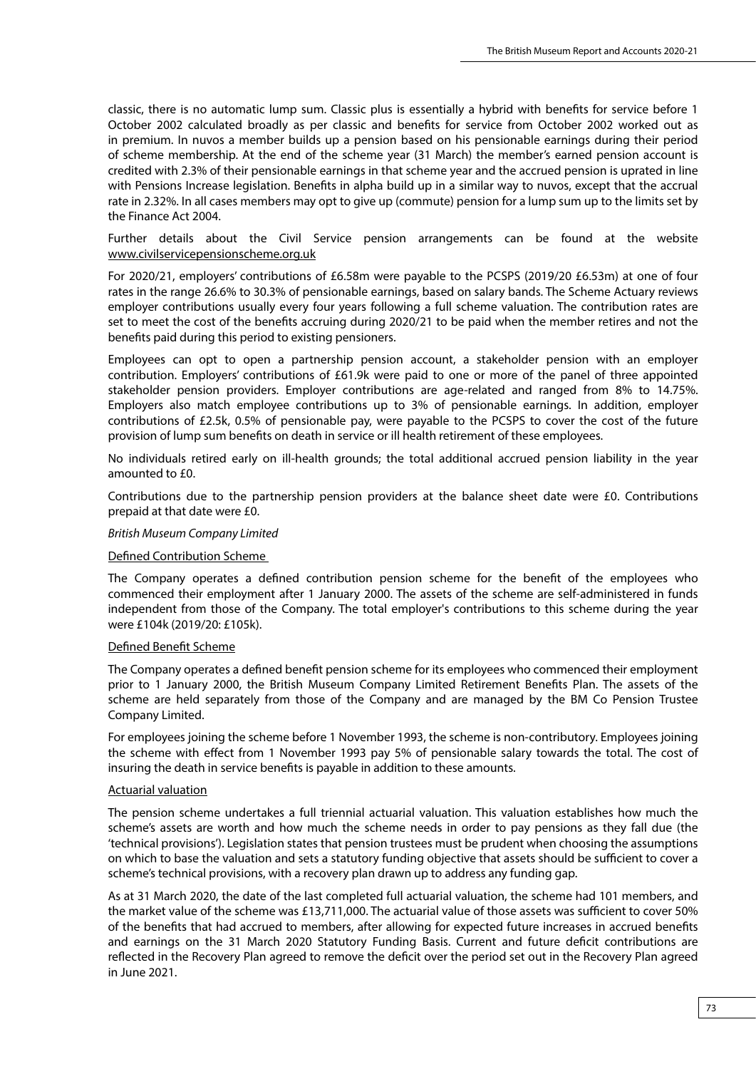classic, there is no automatic lump sum. Classic plus is essentially a hybrid with benefits for service before 1 October 2002 calculated broadly as per classic and benefits for service from October 2002 worked out as in premium. In nuvos a member builds up a pension based on his pensionable earnings during their period of scheme membership. At the end of the scheme year (31 March) the member's earned pension account is credited with 2.3% of their pensionable earnings in that scheme year and the accrued pension is uprated in line with Pensions Increase legislation. Benefits in alpha build up in a similar way to nuvos, except that the accrual rate in 2.32%. In all cases members may opt to give up (commute) pension for a lump sum up to the limits set by the Finance Act 2004.

Further details about the Civil Service pension arrangements can be found at the website www.civilservicepensionscheme.org.uk

For 2020/21, employers' contributions of £6.58m were payable to the PCSPS (2019/20 £6.53m) at one of four rates in the range 26.6% to 30.3% of pensionable earnings, based on salary bands. The Scheme Actuary reviews employer contributions usually every four years following a full scheme valuation. The contribution rates are set to meet the cost of the benefits accruing during 2020/21 to be paid when the member retires and not the benefits paid during this period to existing pensioners.

Employees can opt to open a partnership pension account, a stakeholder pension with an employer contribution. Employers' contributions of £61.9k were paid to one or more of the panel of three appointed stakeholder pension providers. Employer contributions are age-related and ranged from 8% to 14.75%. Employers also match employee contributions up to 3% of pensionable earnings. In addition, employer contributions of £2.5k, 0.5% of pensionable pay, were payable to the PCSPS to cover the cost of the future provision of lump sum benefits on death in service or ill health retirement of these employees.

No individuals retired early on ill-health grounds; the total additional accrued pension liability in the year amounted to £0.

Contributions due to the partnership pension providers at the balance sheet date were £0. Contributions prepaid at that date were £0.

*British Museum Company Limited*

Defined Contribution Scheme

The Company operates a defined contribution pension scheme for the benefit of the employees who commenced their employment after 1 January 2000. The assets of the scheme are self-administered in funds independent from those of the Company. The total employer's contributions to this scheme during the year were £104k (2019/20: £105k).

Defined Benefit Scheme

The Company operates a defined benefit pension scheme for its employees who commenced their employment prior to 1 January 2000, the British Museum Company Limited Retirement Benefits Plan. The assets of the scheme are held separately from those of the Company and are managed by the BM Co Pension Trustee Company Limited.

For employees joining the scheme before 1 November 1993, the scheme is non-contributory. Employees joining the scheme with effect from 1 November 1993 pay 5% of pensionable salary towards the total. The cost of insuring the death in service benefits is payable in addition to these amounts.

Actuarial valuation

The pension scheme undertakes a full triennial actuarial valuation. This valuation establishes how much the scheme's assets are worth and how much the scheme needs in order to pay pensions as they fall due (the 'technical provisions'). Legislation states that pension trustees must be prudent when choosing the assumptions on which to base the valuation and sets a statutory funding objective that assets should be sufficient to cover a scheme's technical provisions, with a recovery plan drawn up to address any funding gap.

As at 31 March 2020, the date of the last completed full actuarial valuation, the scheme had 101 members, and the market value of the scheme was £13,711,000. The actuarial value of those assets was sufficient to cover 50% of the benefits that had accrued to members, after allowing for expected future increases in accrued benefits and earnings on the 31 March 2020 Statutory Funding Basis. Current and future deficit contributions are reflected in the Recovery Plan agreed to remove the deficit over the period set out in the Recovery Plan agreed in June 2021.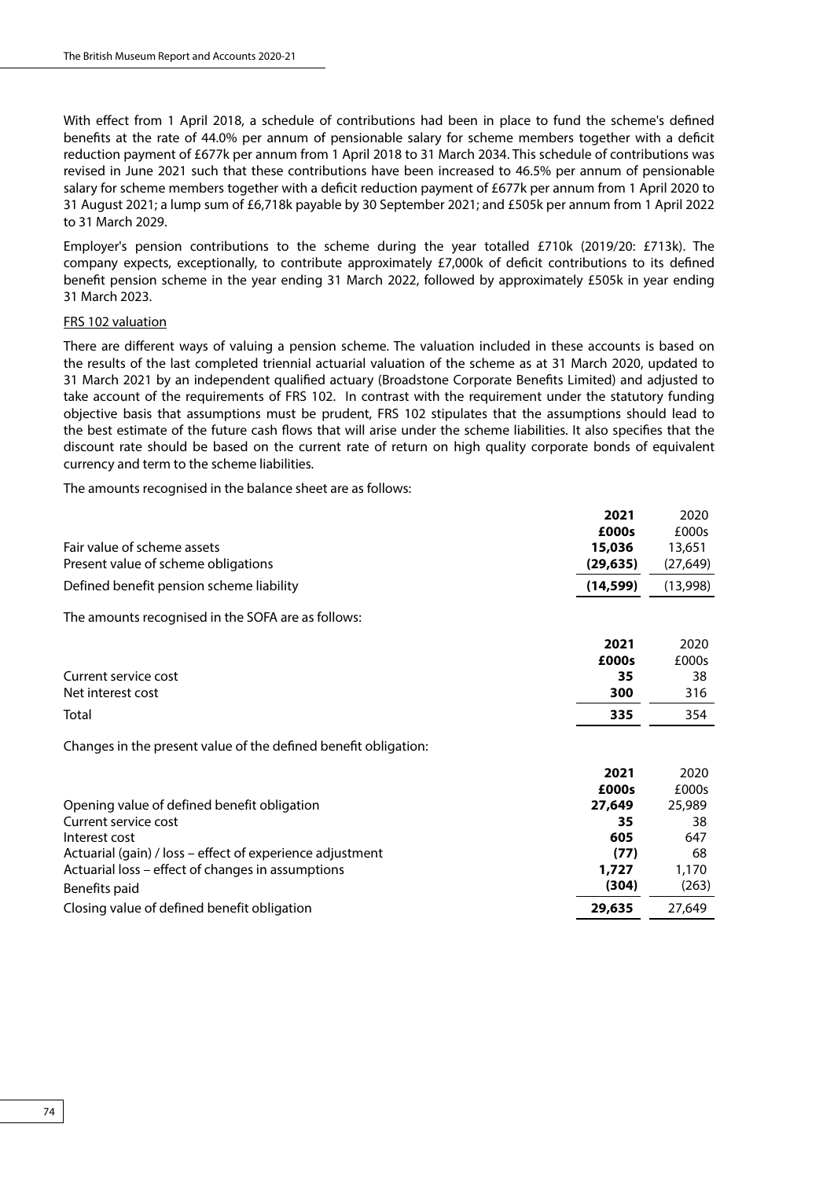With effect from 1 April 2018, a schedule of contributions had been in place to fund the scheme's defined benefits at the rate of 44.0% per annum of pensionable salary for scheme members together with a deficit reduction payment of £677k per annum from 1 April 2018 to 31 March 2034. This schedule of contributions was revised in June 2021 such that these contributions have been increased to 46.5% per annum of pensionable salary for scheme members together with a deficit reduction payment of £677k per annum from 1 April 2020 to 31 August 2021; a lump sum of £6,718k payable by 30 September 2021; and £505k per annum from 1 April 2022 to 31 March 2029.

Employer's pension contributions to the scheme during the year totalled £710k (2019/20: £713k). The company expects, exceptionally, to contribute approximately £7,000k of deficit contributions to its defined benefit pension scheme in the year ending 31 March 2022, followed by approximately £505k in year ending 31 March 2023.

FRS 102 valuation

There are different ways of valuing a pension scheme. The valuation included in these accounts is based on the results of the last completed triennial actuarial valuation of the scheme as at 31 March 2020, updated to 31 March 2021 by an independent qualified actuary (Broadstone Corporate Benefits Limited) and adjusted to take account of the requirements of FRS 102. In contrast with the requirement under the statutory funding objective basis that assumptions must be prudent, FRS 102 stipulates that the assumptions should lead to the best estimate of the future cash flows that will arise under the scheme liabilities. It also specifies that the discount rate should be based on the current rate of return on high quality corporate bonds of equivalent currency and term to the scheme liabilities.

The amounts recognised in the balance sheet are as follows:

| | **2021** | 2020 |
|---|---|---|
| | **£000s** | £000s |
| Fair value of scheme assets | **15,036** | 13,651 |
| Present value of scheme obligations | **(29,635)** | (27,649) |
| Defined benefit pension scheme liability | **(14,599)** | (13,998) |

The amounts recognised in the SOFA are as follows:

| | **2021** | 2020 |
|---|---|---|
| | **£000s** | £000s |
| Current service cost | **35** | 38 |
| Net interest cost | **300** | 316 |
| Total | **335** | 354 |

Changes in the present value of the defined benefit obligation:

| | **2021** | 2020 |
|---|---|---|
| | **£000s** | £000s |
| Opening value of defined benefit obligation | **27,649** | 25,989 |
| Current service cost | **35** | 38 |
| Interest cost | **605** | 647 |
| Actuarial (gain) / loss – effect of experience adjustment | **(77)** | 68 |
| Actuarial loss – effect of changes in assumptions | **1,727** | 1,170 |
| Benefits paid | **(304)** | (263) |
| Closing value of defined benefit obligation | **29,635** | 27,649 |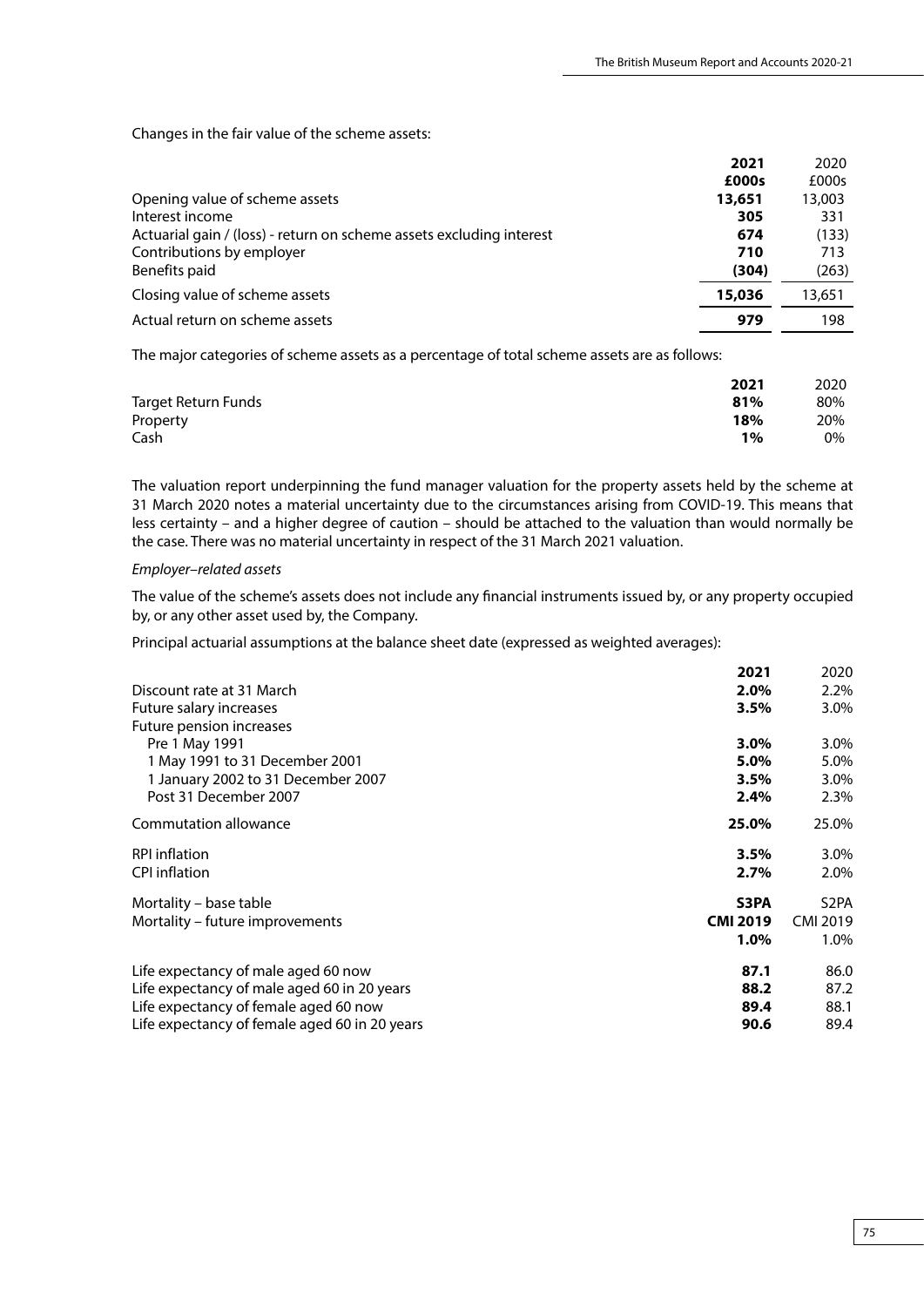Changes in the fair value of the scheme assets:

| | 2021 | 2020 |
|---|---|---|
| | £000s | £000s |
| Opening value of scheme assets | 13,651 | 13,003 |
| Interest income | 305 | 331 |
| Actuarial gain / (loss) - return on scheme assets excluding interest | 674 | (133) |
| Contributions by employer | 710 | 713 |
| Benefits paid | (304) | (263) |
| Closing value of scheme assets | 15,036 | 13,651 |
| Actual return on scheme assets | 979 | 198 |

The major categories of scheme assets as a percentage of total scheme assets are as follows:

| | 2021 | 2020 |
|---|---|---|
| Target Return Funds | 81% | 80% |
| Property | 18% | 20% |
| Cash | 1% | 0% |

The valuation report underpinning the fund manager valuation for the property assets held by the scheme at 31 March 2020 notes a material uncertainty due to the circumstances arising from COVID-19. This means that less certainty – and a higher degree of caution – should be attached to the valuation than would normally be the case. There was no material uncertainty in respect of the 31 March 2021 valuation.

*Employer–related assets*

The value of the scheme's assets does not include any financial instruments issued by, or any property occupied by, or any other asset used by, the Company.

Principal actuarial assumptions at the balance sheet date (expressed as weighted averages):

| | 2021 | 2020 |
|---|---|---|
| Discount rate at 31 March | 2.0% | 2.2% |
| Future salary increases | 3.5% | 3.0% |
| Future pension increases | | |
| Pre 1 May 1991 | 3.0% | 3.0% |
| 1 May 1991 to 31 December 2001 | 5.0% | 5.0% |
| 1 January 2002 to 31 December 2007 | 3.5% | 3.0% |
| Post 31 December 2007 | 2.4% | 2.3% |
| Commutation allowance | 25.0% | 25.0% |
| RPI inflation | 3.5% | 3.0% |
| CPI inflation | 2.7% | 2.0% |
| Mortality – base table | S3PA | S2PA |
| Mortality – future improvements | CMI 2019 | CMI 2019 |
| | 1.0% | 1.0% |
| Life expectancy of male aged 60 now | 87.1 | 86.0 |
| Life expectancy of male aged 60 in 20 years | 88.2 | 87.2 |
| Life expectancy of female aged 60 now | 89.4 | 88.1 |
| Life expectancy of female aged 60 in 20 years | 90.6 | 89.4 |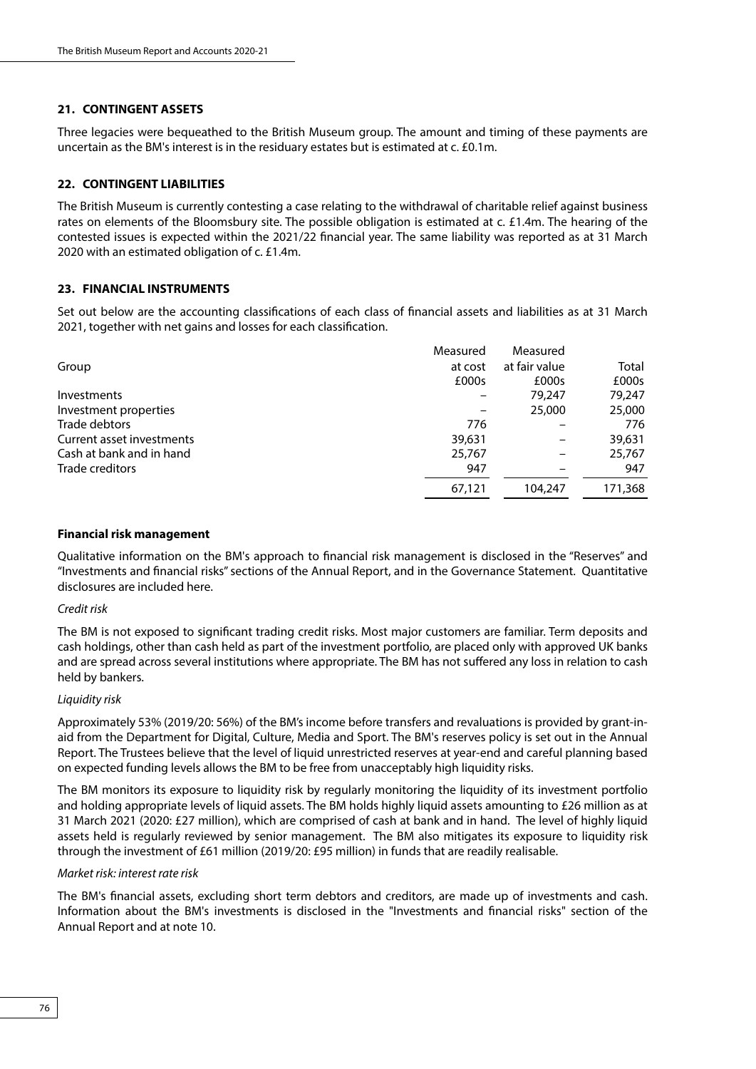## 21. CONTINGENT ASSETS

Three legacies were bequeathed to the British Museum group. The amount and timing of these payments are uncertain as the BM's interest is in the residuary estates but is estimated at c. £0.1m.

## 22. CONTINGENT LIABILITIES

The British Museum is currently contesting a case relating to the withdrawal of charitable relief against business rates on elements of the Bloomsbury site. The possible obligation is estimated at c. £1.4m. The hearing of the contested issues is expected within the 2021/22 financial year. The same liability was reported as at 31 March 2020 with an estimated obligation of c. £1.4m.

## 23. FINANCIAL INSTRUMENTS

Set out below are the accounting classifications of each class of financial assets and liabilities as at 31 March 2021, together with net gains and losses for each classification.

| Group | Measured at cost | Measured at fair value | Total |
|---|---|---|---|
| | £000s | £000s | £000s |
| Investments | – | 79,247 | 79,247 |
| Investment properties | – | 25,000 | 25,000 |
| Trade debtors | 776 | – | 776 |
| Current asset investments | 39,631 | – | 39,631 |
| Cash at bank and in hand | 25,767 | – | 25,767 |
| Trade creditors | 947 | – | 947 |
| | 67,121 | 104,247 | 171,368 |

**Financial risk management**

Qualitative information on the BM's approach to financial risk management is disclosed in the "Reserves" and "Investments and financial risks" sections of the Annual Report, and in the Governance Statement. Quantitative disclosures are included here.

*Credit risk*

The BM is not exposed to significant trading credit risks. Most major customers are familiar. Term deposits and cash holdings, other than cash held as part of the investment portfolio, are placed only with approved UK banks and are spread across several institutions where appropriate. The BM has not suffered any loss in relation to cash held by bankers.

*Liquidity risk*

Approximately 53% (2019/20: 56%) of the BM's income before transfers and revaluations is provided by grant-in-aid from the Department for Digital, Culture, Media and Sport. The BM's reserves policy is set out in the Annual Report. The Trustees believe that the level of liquid unrestricted reserves at year-end and careful planning based on expected funding levels allows the BM to be free from unacceptably high liquidity risks.

The BM monitors its exposure to liquidity risk by regularly monitoring the liquidity of its investment portfolio and holding appropriate levels of liquid assets. The BM holds highly liquid assets amounting to £26 million as at 31 March 2021 (2020: £27 million), which are comprised of cash at bank and in hand. The level of highly liquid assets held is regularly reviewed by senior management. The BM also mitigates its exposure to liquidity risk through the investment of £61 million (2019/20: £95 million) in funds that are readily realisable.

*Market risk: interest rate risk*

The BM's financial assets, excluding short term debtors and creditors, are made up of investments and cash. Information about the BM's investments is disclosed in the "Investments and financial risks" section of the Annual Report and at note 10.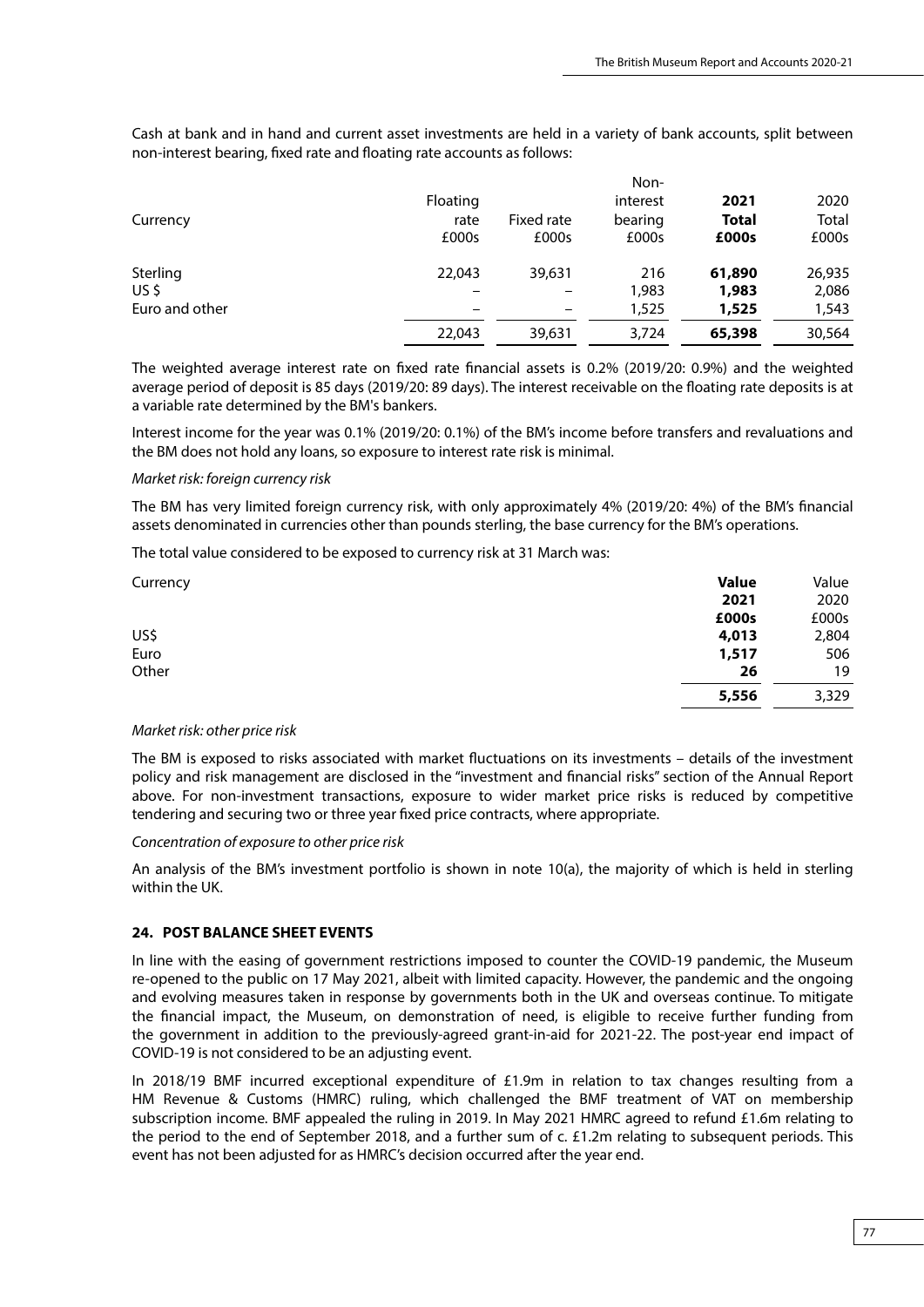Cash at bank and in hand and current asset investments are held in a variety of bank accounts, split between non-interest bearing, fixed rate and floating rate accounts as follows:

| Currency | Floating rate £000s | Fixed rate £000s | Non-interest bearing £000s | **2021 Total £000s** | 2020 Total £000s |
|---|---|---|---|---|---|
| Sterling | 22,043 | 39,631 | 216 | **61,890** | 26,935 |
| US $ | – | – | 1,983 | **1,983** | 2,086 |
| Euro and other | – | – | 1,525 | **1,525** | 1,543 |
| | 22,043 | 39,631 | 3,724 | **65,398** | 30,564 |

The weighted average interest rate on fixed rate financial assets is 0.2% (2019/20: 0.9%) and the weighted average period of deposit is 85 days (2019/20: 89 days). The interest receivable on the floating rate deposits is at a variable rate determined by the BM's bankers.

Interest income for the year was 0.1% (2019/20: 0.1%) of the BM's income before transfers and revaluations and the BM does not hold any loans, so exposure to interest rate risk is minimal.

*Market risk: foreign currency risk*

The BM has very limited foreign currency risk, with only approximately 4% (2019/20: 4%) of the BM's financial assets denominated in currencies other than pounds sterling, the base currency for the BM's operations.

The total value considered to be exposed to currency risk at 31 March was:

| Currency | **Value 2021 £000s** | Value 2020 £000s |
|---|---|---|
| US$ | **4,013** | 2,804 |
| Euro | **1,517** | 506 |
| Other | **26** | 19 |
| | **5,556** | 3,329 |

*Market risk: other price risk*

The BM is exposed to risks associated with market fluctuations on its investments – details of the investment policy and risk management are disclosed in the "investment and financial risks" section of the Annual Report above. For non-investment transactions, exposure to wider market price risks is reduced by competitive tendering and securing two or three year fixed price contracts, where appropriate.

*Concentration of exposure to other price risk*

An analysis of the BM's investment portfolio is shown in note 10(a), the majority of which is held in sterling within the UK.

## 24. POST BALANCE SHEET EVENTS

In line with the easing of government restrictions imposed to counter the COVID-19 pandemic, the Museum re-opened to the public on 17 May 2021, albeit with limited capacity. However, the pandemic and the ongoing and evolving measures taken in response by governments both in the UK and overseas continue. To mitigate the financial impact, the Museum, on demonstration of need, is eligible to receive further funding from the government in addition to the previously-agreed grant-in-aid for 2021-22. The post-year end impact of COVID-19 is not considered to be an adjusting event.

In 2018/19 BMF incurred exceptional expenditure of £1.9m in relation to tax changes resulting from a HM Revenue & Customs (HMRC) ruling, which challenged the BMF treatment of VAT on membership subscription income. BMF appealed the ruling in 2019. In May 2021 HMRC agreed to refund £1.6m relating to the period to the end of September 2018, and a further sum of c. £1.2m relating to subsequent periods. This event has not been adjusted for as HMRC's decision occurred after the year end.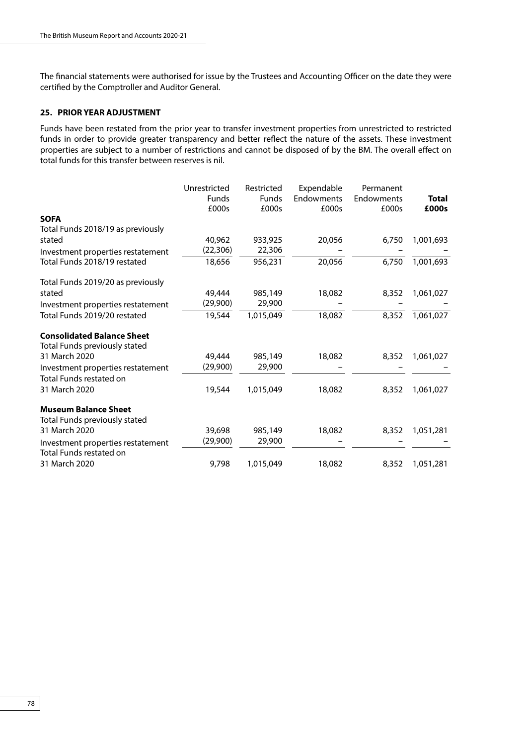The financial statements were authorised for issue by the Trustees and Accounting Officer on the date they were certified by the Comptroller and Auditor General.

### 25. PRIOR YEAR ADJUSTMENT

Funds have been restated from the prior year to transfer investment properties from unrestricted to restricted funds in order to provide greater transparency and better reflect the nature of the assets. These investment properties are subject to a number of restrictions and cannot be disposed of by the BM. The overall effect on total funds for this transfer between reserves is nil.

| | Unrestricted Funds £000s | Restricted Funds £000s | Expendable Endowments £000s | Permanent Endowments £000s | **Total £000s** |
|---|---|---|---|---|---|
| **SOFA** | | | | | |
| Total Funds 2018/19 as previously stated | 40,962 | 933,925 | 20,056 | 6,750 | 1,001,693 |
| Investment properties restatement | (22,306) | 22,306 | – | – | – |
| Total Funds 2018/19 restated | 18,656 | 956,231 | 20,056 | 6,750 | 1,001,693 |
| Total Funds 2019/20 as previously stated | 49,444 | 985,149 | 18,082 | 8,352 | 1,061,027 |
| Investment properties restatement | (29,900) | 29,900 | – | – | – |
| Total Funds 2019/20 restated | 19,544 | 1,015,049 | 18,082 | 8,352 | 1,061,027 |
| **Consolidated Balance Sheet** | | | | | |
| Total Funds previously stated 31 March 2020 | 49,444 | 985,149 | 18,082 | 8,352 | 1,061,027 |
| Investment properties restatement | (29,900) | 29,900 | – | – | – |
| Total Funds restated on 31 March 2020 | 19,544 | 1,015,049 | 18,082 | 8,352 | 1,061,027 |
| **Museum Balance Sheet** | | | | | |
| Total Funds previously stated 31 March 2020 | 39,698 | 985,149 | 18,082 | 8,352 | 1,051,281 |
| Investment properties restatement | (29,900) | 29,900 | – | – | – |
| Total Funds restated on 31 March 2020 | 9,798 | 1,015,049 | 18,082 | 8,352 | 1,051,281 |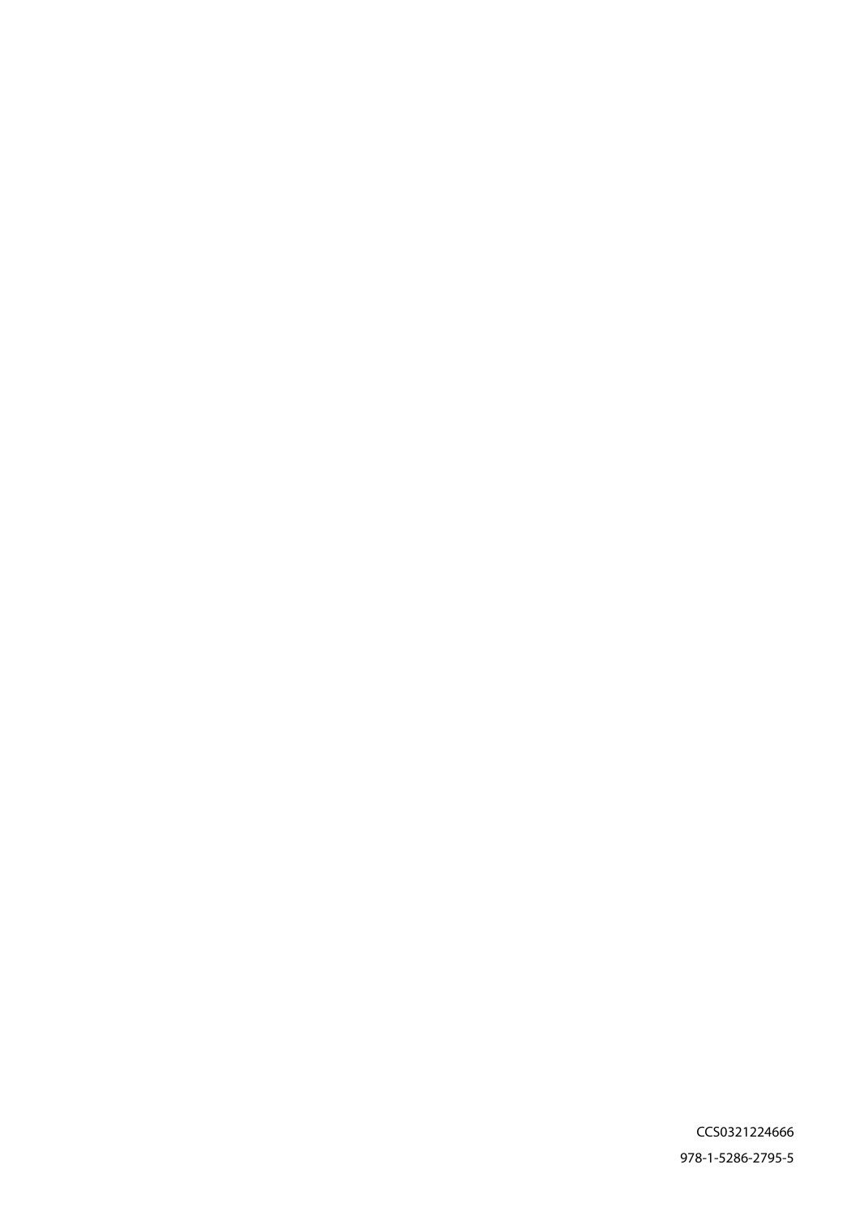CCS0321224666

978-1-5286-2795-5